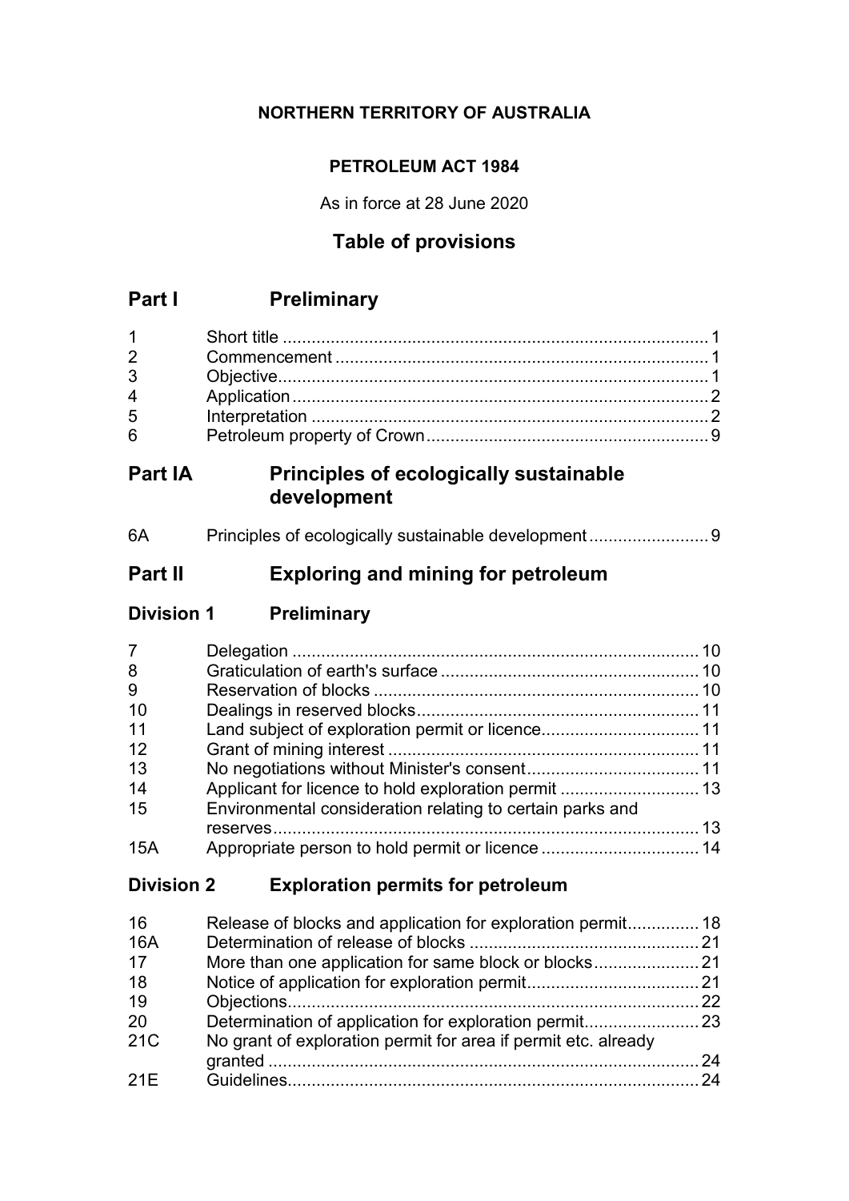**NORTHERN TERRITORY OF AUSTRALIA**

**PETROLEUM ACT 1984**

As in force at 28 June 2020

## Table of provisions

## Part I Preliminary

| | | |
|---|---|---|
| 1 | Short title | 1 |
| 2 | Commencement | 1 |
| 3 | Objective | 1 |
| 4 | Application | 2 |
| 5 | Interpretation | 2 |
| 6 | Petroleum property of Crown | 9 |

## Part IA Principles of ecologically sustainable development

| | | |
|---|---|---|
| 6A | Principles of ecologically sustainable development | 9 |

## Part II Exploring and mining for petroleum

### Division 1 Preliminary

| | | |
|---|---|---|
| 7 | Delegation | 10 |
| 8 | Graticulation of earth's surface | 10 |
| 9 | Reservation of blocks | 10 |
| 10 | Dealings in reserved blocks | 11 |
| 11 | Land subject of exploration permit or licence | 11 |
| 12 | Grant of mining interest | 11 |
| 13 | No negotiations without Minister's consent | 11 |
| 14 | Applicant for licence to hold exploration permit | 13 |
| 15 | Environmental consideration relating to certain parks and reserves | 13 |
| 15A | Appropriate person to hold permit or licence | 14 |

### Division 2 Exploration permits for petroleum

| | | |
|---|---|---|
| 16 | Release of blocks and application for exploration permit | 18 |
| 16A | Determination of release of blocks | 21 |
| 17 | More than one application for same block or blocks | 21 |
| 18 | Notice of application for exploration permit | 21 |
| 19 | Objections | 22 |
| 20 | Determination of application for exploration permit | 23 |
| 21C | No grant of exploration permit for area if permit etc. already granted | 24 |
| 21E | Guidelines | 24 |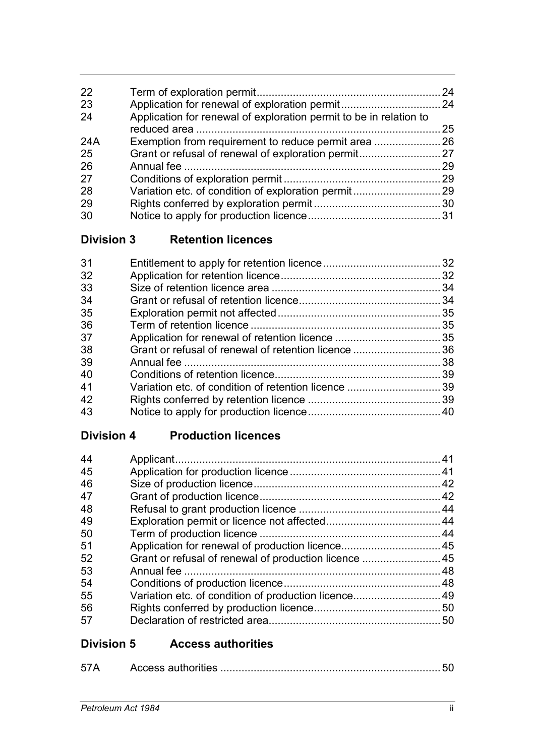| | | |
|---|---|---|
| 22 | Term of exploration permit | 24 |
| 23 | Application for renewal of exploration permit | 24 |
| 24 | Application for renewal of exploration permit to be in relation to reduced area | 25 |
| 24A | Exemption from requirement to reduce permit area | 26 |
| 25 | Grant or refusal of renewal of exploration permit | 27 |
| 26 | Annual fee | 29 |
| 27 | Conditions of exploration permit | 29 |
| 28 | Variation etc. of condition of exploration permit | 29 |
| 29 | Rights conferred by exploration permit | 30 |
| 30 | Notice to apply for production licence | 31 |

## Division 3 Retention licences

| | | |
|---|---|---|
| 31 | Entitlement to apply for retention licence | 32 |
| 32 | Application for retention licence | 32 |
| 33 | Size of retention licence area | 34 |
| 34 | Grant or refusal of retention licence | 34 |
| 35 | Exploration permit not affected | 35 |
| 36 | Term of retention licence | 35 |
| 37 | Application for renewal of retention licence | 35 |
| 38 | Grant or refusal of renewal of retention licence | 36 |
| 39 | Annual fee | 38 |
| 40 | Conditions of retention licence | 39 |
| 41 | Variation etc. of condition of retention licence | 39 |
| 42 | Rights conferred by retention licence | 39 |
| 43 | Notice to apply for production licence | 40 |

## Division 4 Production licences

| | | |
|---|---|---|
| 44 | Applicant | 41 |
| 45 | Application for production licence | 41 |
| 46 | Size of production licence | 42 |
| 47 | Grant of production licence | 42 |
| 48 | Refusal to grant production licence | 44 |
| 49 | Exploration permit or licence not affected | 44 |
| 50 | Term of production licence | 44 |
| 51 | Application for renewal of production licence | 45 |
| 52 | Grant or refusal of renewal of production licence | 45 |
| 53 | Annual fee | 48 |
| 54 | Conditions of production licence | 48 |
| 55 | Variation etc. of condition of production licence | 49 |
| 56 | Rights conferred by production licence | 50 |
| 57 | Declaration of restricted area | 50 |

## Division 5 Access authorities

| | | |
|---|---|---|
| 57A | Access authorities | 50 |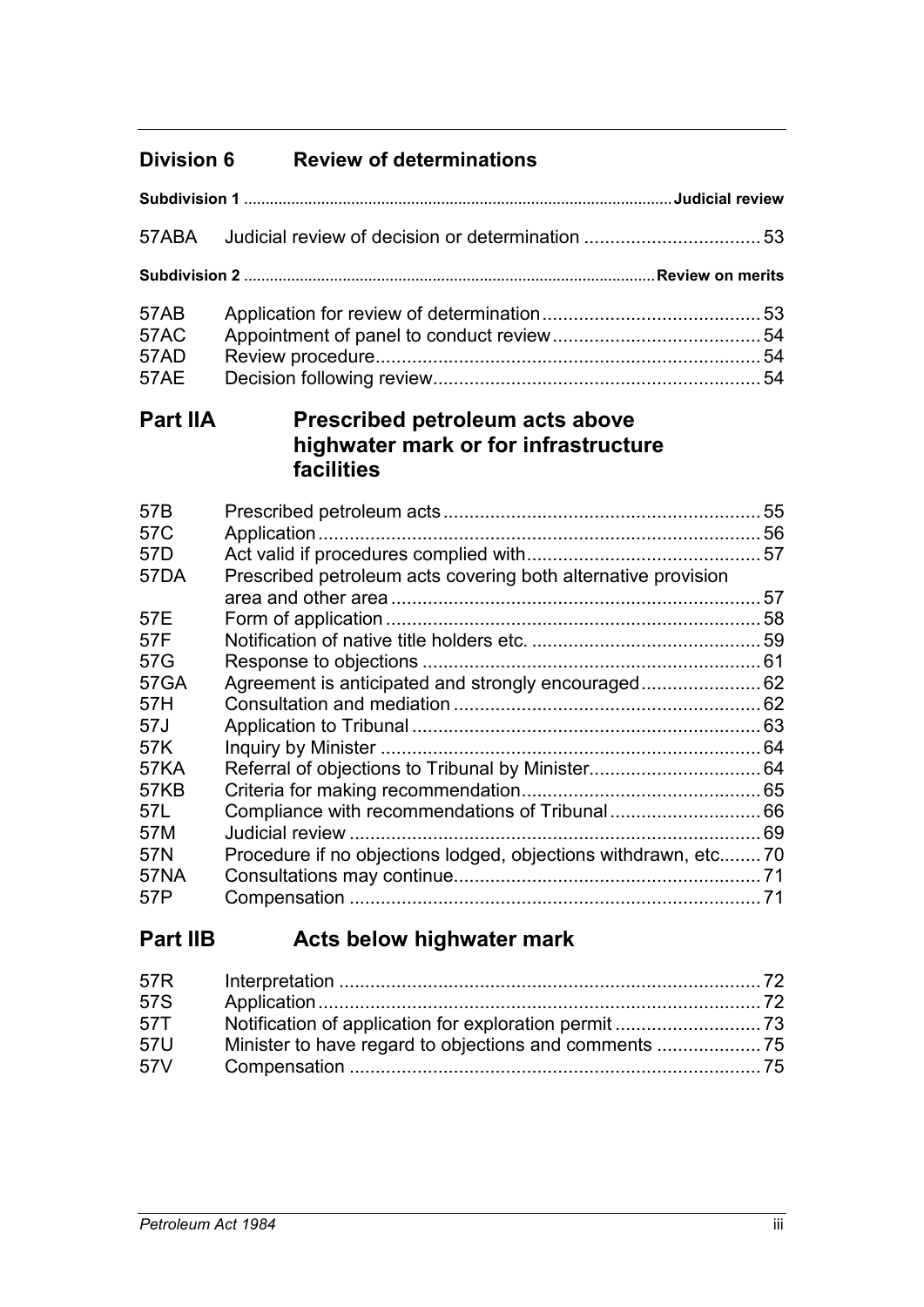## Division 6 Review of determinations

**Subdivision 1 — Judicial review**

| | | |
|---|---|---|
| 57ABA | Judicial review of decision or determination | 53 |

**Subdivision 2 — Review on merits**

| | | |
|---|---|---|
| 57AB | Application for review of determination | 53 |
| 57AC | Appointment of panel to conduct review | 54 |
| 57AD | Review procedure | 54 |
| 57AE | Decision following review | 54 |

# Part IIA Prescribed petroleum acts above highwater mark or for infrastructure facilities

| | | |
|---|---|---|
| 57B | Prescribed petroleum acts | 55 |
| 57C | Application | 56 |
| 57D | Act valid if procedures complied with | 57 |
| 57DA | Prescribed petroleum acts covering both alternative provision area and other area | 57 |
| 57E | Form of application | 58 |
| 57F | Notification of native title holders etc. | 59 |
| 57G | Response to objections | 61 |
| 57GA | Agreement is anticipated and strongly encouraged | 62 |
| 57H | Consultation and mediation | 62 |
| 57J | Application to Tribunal | 63 |
| 57K | Inquiry by Minister | 64 |
| 57KA | Referral of objections to Tribunal by Minister | 64 |
| 57KB | Criteria for making recommendation | 65 |
| 57L | Compliance with recommendations of Tribunal | 66 |
| 57M | Judicial review | 69 |
| 57N | Procedure if no objections lodged, objections withdrawn, etc. | 70 |
| 57NA | Consultations may continue | 71 |
| 57P | Compensation | 71 |

# Part IIB Acts below highwater mark

| | | |
|---|---|---|
| 57R | Interpretation | 72 |
| 57S | Application | 72 |
| 57T | Notification of application for exploration permit | 73 |
| 57U | Minister to have regard to objections and comments | 75 |
| 57V | Compensation | 75 |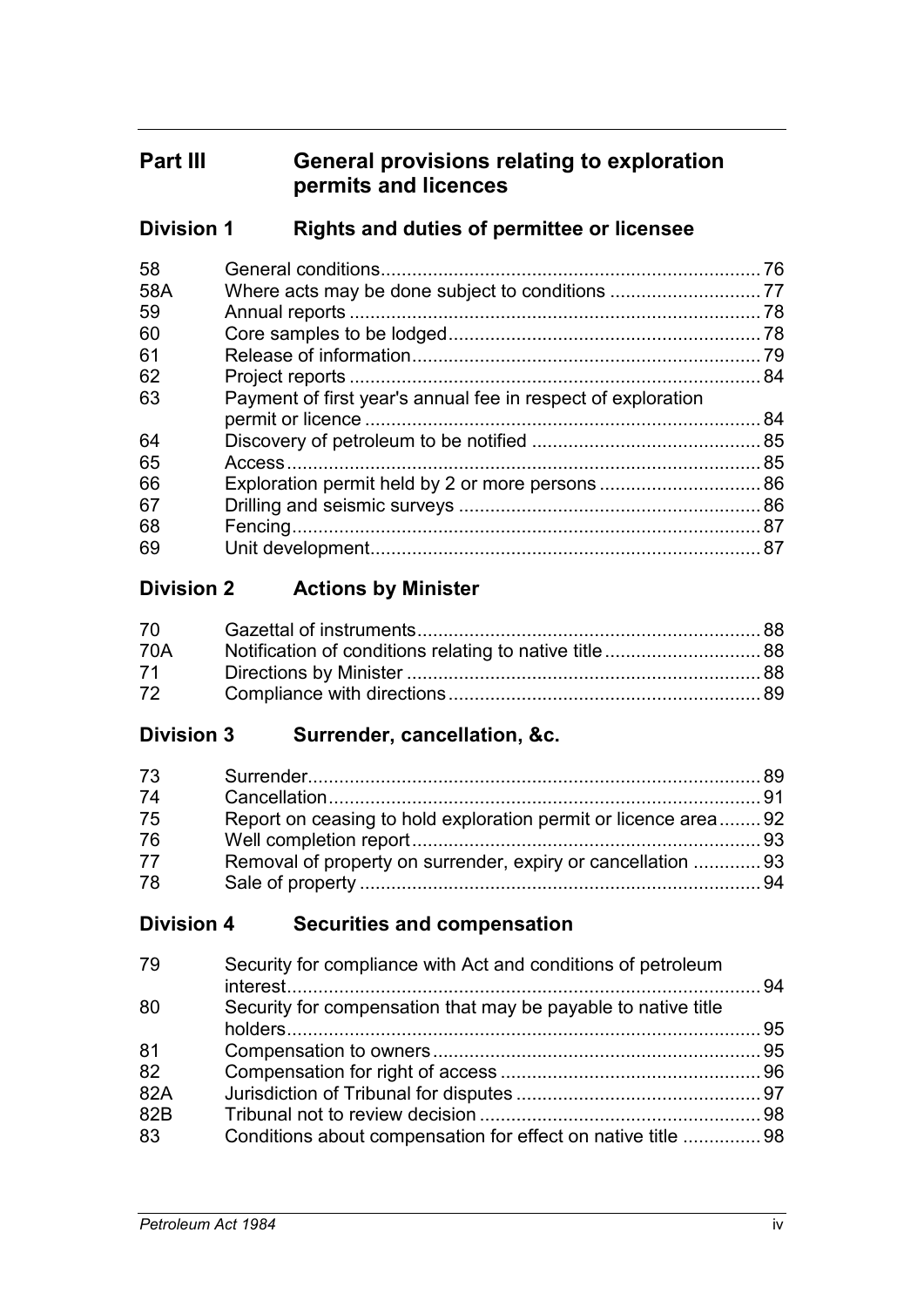## Part III General provisions relating to exploration permits and licences

### Division 1 Rights and duties of permittee or licensee

| | | |
|---|---|---|
| 58 | General conditions | 76 |
| 58A | Where acts may be done subject to conditions | 77 |
| 59 | Annual reports | 78 |
| 60 | Core samples to be lodged | 78 |
| 61 | Release of information | 79 |
| 62 | Project reports | 84 |
| 63 | Payment of first year's annual fee in respect of exploration permit or licence | 84 |
| 64 | Discovery of petroleum to be notified | 85 |
| 65 | Access | 85 |
| 66 | Exploration permit held by 2 or more persons | 86 |
| 67 | Drilling and seismic surveys | 86 |
| 68 | Fencing | 87 |
| 69 | Unit development | 87 |

### Division 2 Actions by Minister

| | | |
|---|---|---|
| 70 | Gazettal of instruments | 88 |
| 70A | Notification of conditions relating to native title | 88 |
| 71 | Directions by Minister | 88 |
| 72 | Compliance with directions | 89 |

### Division 3 Surrender, cancellation, &c.

| | | |
|---|---|---|
| 73 | Surrender | 89 |
| 74 | Cancellation | 91 |
| 75 | Report on ceasing to hold exploration permit or licence area | 92 |
| 76 | Well completion report | 93 |
| 77 | Removal of property on surrender, expiry or cancellation | 93 |
| 78 | Sale of property | 94 |

### Division 4 Securities and compensation

| | | |
|---|---|---|
| 79 | Security for compliance with Act and conditions of petroleum interest | 94 |
| 80 | Security for compensation that may be payable to native title holders | 95 |
| 81 | Compensation to owners | 95 |
| 82 | Compensation for right of access | 96 |
| 82A | Jurisdiction of Tribunal for disputes | 97 |
| 82B | Tribunal not to review decision | 98 |
| 83 | Conditions about compensation for effect on native title | 98 |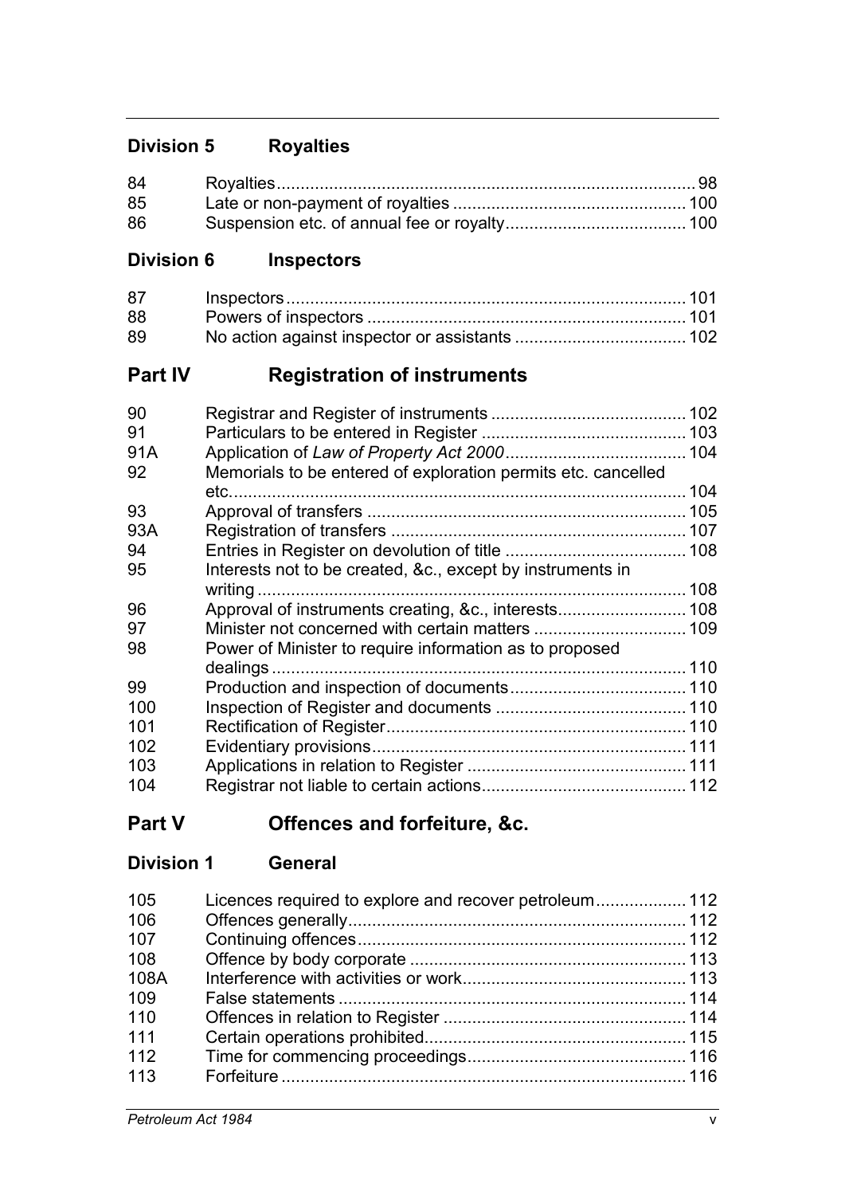### Division 5 Royalties

| | | |
|---|---|---|
| 84 | Royalties | 98 |
| 85 | Late or non-payment of royalties | 100 |
| 86 | Suspension etc. of annual fee or royalty | 100 |

### Division 6 Inspectors

| | | |
|---|---|---|
| 87 | Inspectors | 101 |
| 88 | Powers of inspectors | 101 |
| 89 | No action against inspector or assistants | 102 |

## Part IV Registration of instruments

| | | |
|---|---|---|
| 90 | Registrar and Register of instruments | 102 |
| 91 | Particulars to be entered in Register | 103 |
| 91A | Application of *Law of Property Act 2000* | 104 |
| 92 | Memorials to be entered of exploration permits etc. cancelled etc. | 104 |
| 93 | Approval of transfers | 105 |
| 93A | Registration of transfers | 107 |
| 94 | Entries in Register on devolution of title | 108 |
| 95 | Interests not to be created, &c., except by instruments in writing | 108 |
| 96 | Approval of instruments creating, &c., interests | 108 |
| 97 | Minister not concerned with certain matters | 109 |
| 98 | Power of Minister to require information as to proposed dealings | 110 |
| 99 | Production and inspection of documents | 110 |
| 100 | Inspection of Register and documents | 110 |
| 101 | Rectification of Register | 110 |
| 102 | Evidentiary provisions | 111 |
| 103 | Applications in relation to Register | 111 |
| 104 | Registrar not liable to certain actions | 112 |

## Part V Offences and forfeiture, &c.

### Division 1 General

| | | |
|---|---|---|
| 105 | Licences required to explore and recover petroleum | 112 |
| 106 | Offences generally | 112 |
| 107 | Continuing offences | 112 |
| 108 | Offence by body corporate | 113 |
| 108A | Interference with activities or work | 113 |
| 109 | False statements | 114 |
| 110 | Offences in relation to Register | 114 |
| 111 | Certain operations prohibited | 115 |
| 112 | Time for commencing proceedings | 116 |
| 113 | Forfeiture | 116 |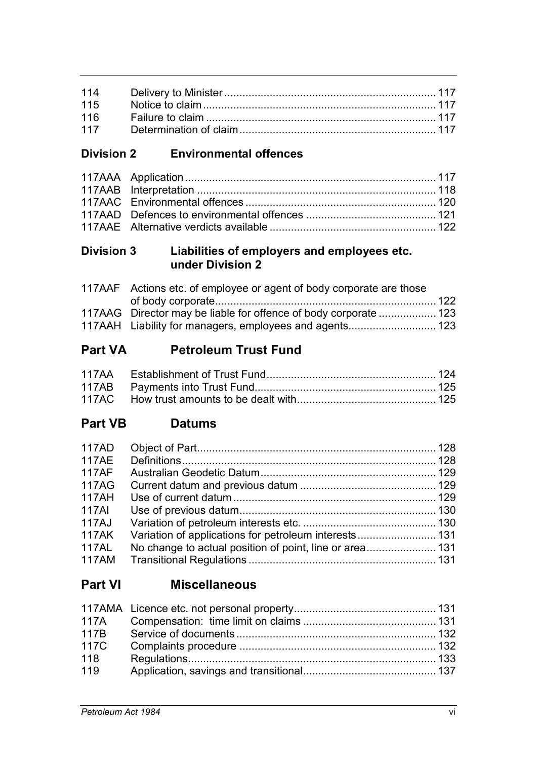| | | |
|---|---|---|
| 114 | Delivery to Minister | 117 |
| 115 | Notice to claim | 117 |
| 116 | Failure to claim | 117 |
| 117 | Determination of claim | 117 |

### Division 2 Environmental offences

| | | |
|---|---|---|
| 117AAA | Application | 117 |
| 117AAB | Interpretation | 118 |
| 117AAC | Environmental offences | 120 |
| 117AAD | Defences to environmental offences | 121 |
| 117AAE | Alternative verdicts available | 122 |

### Division 3 Liabilities of employers and employees etc. under Division 2

| | | |
|---|---|---|
| 117AAF | Actions etc. of employee or agent of body corporate are those of body corporate | 122 |
| 117AAG | Director may be liable for offence of body corporate | 123 |
| 117AAH | Liability for managers, employees and agents | 123 |

## Part VA Petroleum Trust Fund

| | | |
|---|---|---|
| 117AA | Establishment of Trust Fund | 124 |
| 117AB | Payments into Trust Fund | 125 |
| 117AC | How trust amounts to be dealt with | 125 |

## Part VB Datums

| | | |
|---|---|---|
| 117AD | Object of Part | 128 |
| 117AE | Definitions | 128 |
| 117AF | Australian Geodetic Datum | 129 |
| 117AG | Current datum and previous datum | 129 |
| 117AH | Use of current datum | 129 |
| 117AI | Use of previous datum | 130 |
| 117AJ | Variation of petroleum interests etc. | 130 |
| 117AK | Variation of applications for petroleum interests | 131 |
| 117AL | No change to actual position of point, line or area | 131 |
| 117AM | Transitional Regulations | 131 |

## Part VI Miscellaneous

| | | |
|---|---|---|
| 117AMA | Licence etc. not personal property | 131 |
| 117A | Compensation: time limit on claims | 131 |
| 117B | Service of documents | 132 |
| 117C | Complaints procedure | 132 |
| 118 | Regulations | 133 |
| 119 | Application, savings and transitional | 137 |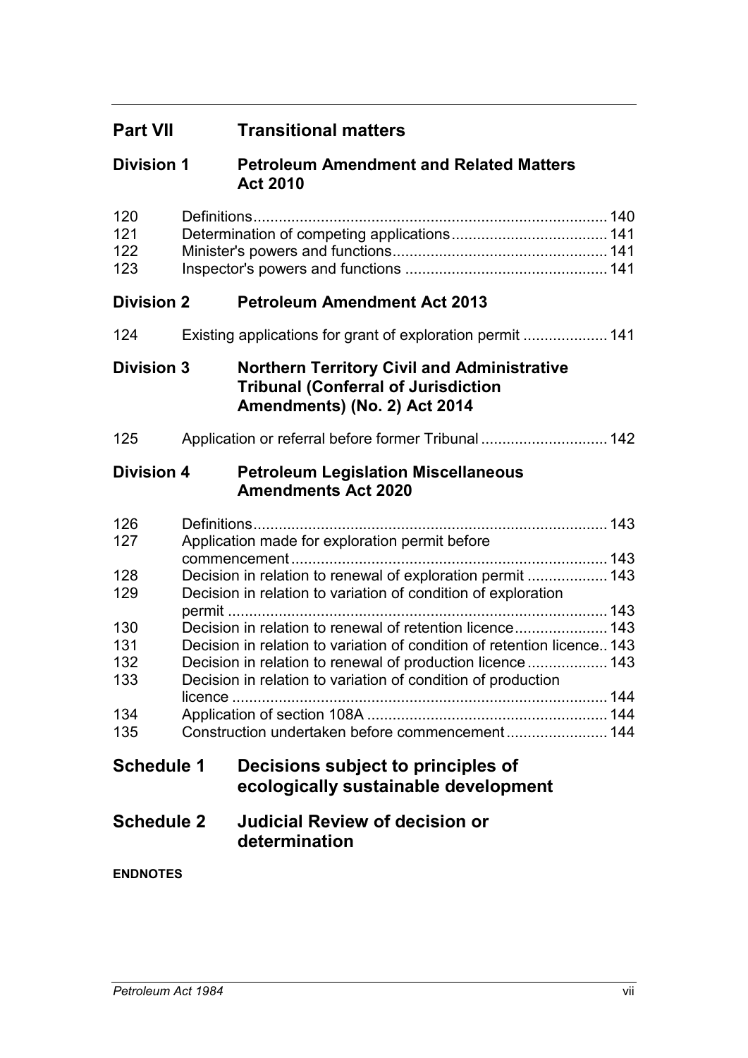## Part VII Transitional matters

### Division 1 Petroleum Amendment and Related Matters Act 2010

| | | |
|---|---|---|
| 120 | Definitions | 140 |
| 121 | Determination of competing applications | 141 |
| 122 | Minister's powers and functions | 141 |
| 123 | Inspector's powers and functions | 141 |

### Division 2 Petroleum Amendment Act 2013

| | | |
|---|---|---|
| 124 | Existing applications for grant of exploration permit | 141 |

### Division 3 Northern Territory Civil and Administrative Tribunal (Conferral of Jurisdiction Amendments) (No. 2) Act 2014

| | | |
|---|---|---|
| 125 | Application or referral before former Tribunal | 142 |

### Division 4 Petroleum Legislation Miscellaneous Amendments Act 2020

| | | |
|---|---|---|
| 126 | Definitions | 143 |
| 127 | Application made for exploration permit before commencement | 143 |
| 128 | Decision in relation to renewal of exploration permit | 143 |
| 129 | Decision in relation to variation of condition of exploration permit | 143 |
| 130 | Decision in relation to renewal of retention licence | 143 |
| 131 | Decision in relation to variation of condition of retention licence | 143 |
| 132 | Decision in relation to renewal of production licence | 143 |
| 133 | Decision in relation to variation of condition of production licence | 144 |
| 134 | Application of section 108A | 144 |
| 135 | Construction undertaken before commencement | 144 |

## Schedule 1 Decisions subject to principles of ecologically sustainable development

## Schedule 2 Judicial Review of decision or determination

**ENDNOTES**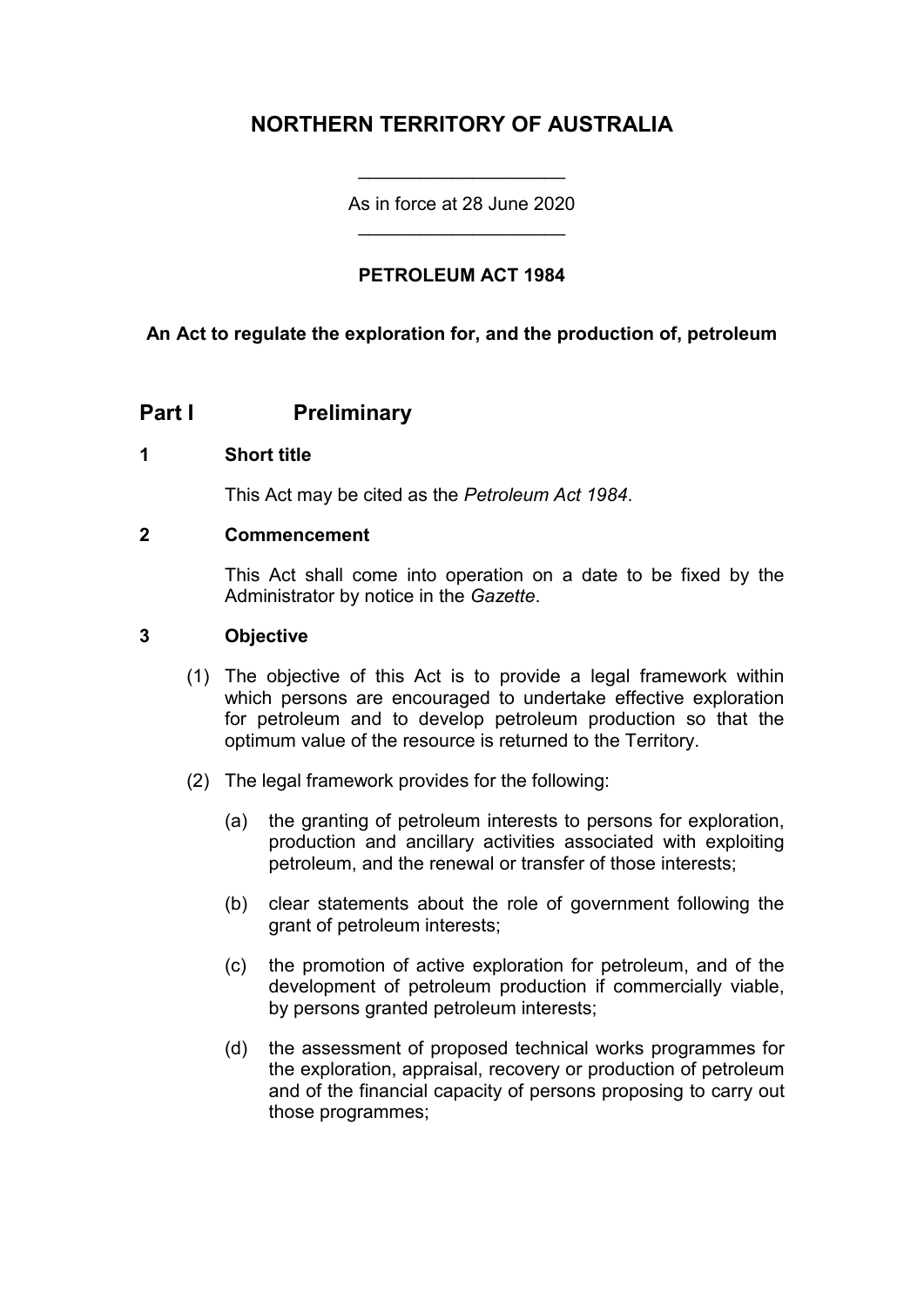# NORTHERN TERRITORY OF AUSTRALIA

As in force at 28 June 2020

**PETROLEUM ACT 1984**

**An Act to regulate the exploration for, and the production of, petroleum**

## Part I Preliminary

### 1 Short title

This Act may be cited as the *Petroleum Act 1984*.

### 2 Commencement

This Act shall come into operation on a date to be fixed by the Administrator by notice in the *Gazette*.

### 3 Objective

(1) The objective of this Act is to provide a legal framework within which persons are encouraged to undertake effective exploration for petroleum and to develop petroleum production so that the optimum value of the resource is returned to the Territory.

(2) The legal framework provides for the following:

(a) the granting of petroleum interests to persons for exploration, production and ancillary activities associated with exploiting petroleum, and the renewal or transfer of those interests;

(b) clear statements about the role of government following the grant of petroleum interests;

(c) the promotion of active exploration for petroleum, and of the development of petroleum production if commercially viable, by persons granted petroleum interests;

(d) the assessment of proposed technical works programmes for the exploration, appraisal, recovery or production of petroleum and of the financial capacity of persons proposing to carry out those programmes;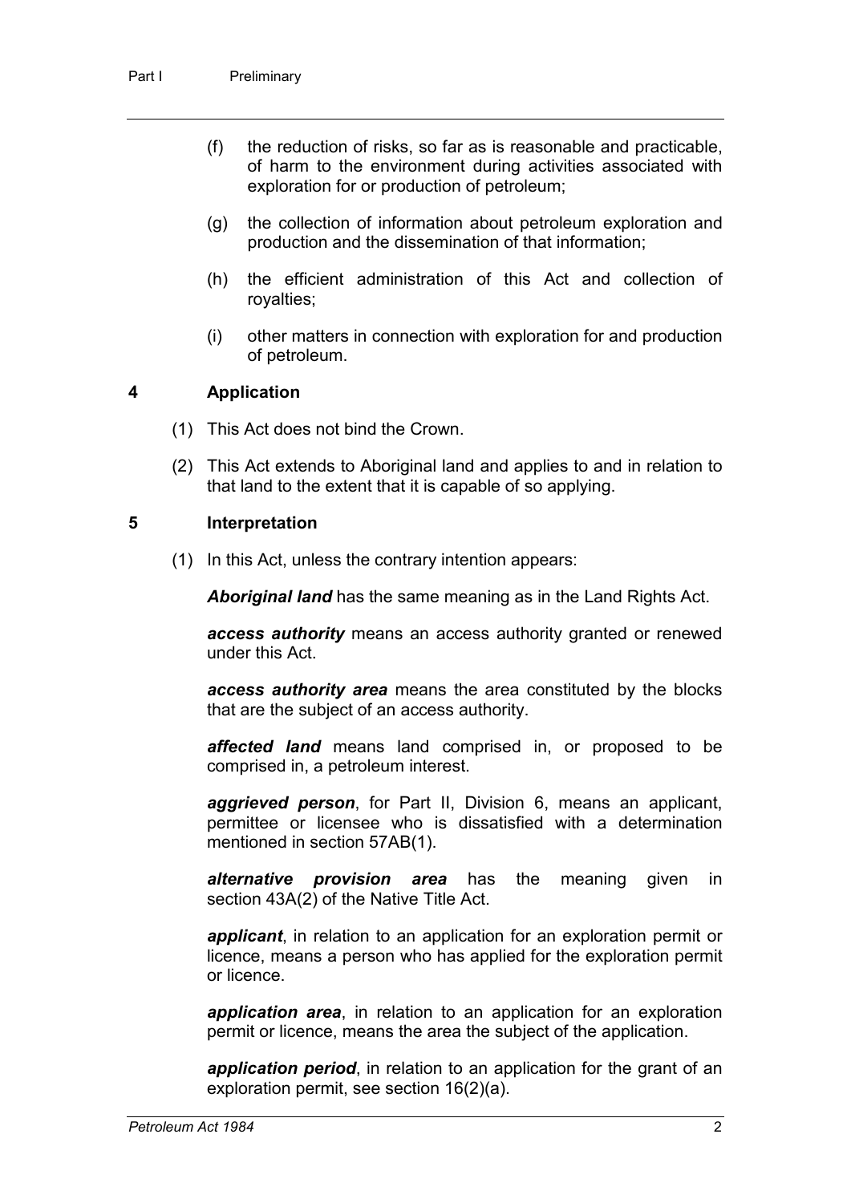(f) the reduction of risks, so far as is reasonable and practicable, of harm to the environment during activities associated with exploration for or production of petroleum;

(g) the collection of information about petroleum exploration and production and the dissemination of that information;

(h) the efficient administration of this Act and collection of royalties;

(i) other matters in connection with exploration for and production of petroleum.

## 4 Application

(1) This Act does not bind the Crown.

(2) This Act extends to Aboriginal land and applies to and in relation to that land to the extent that it is capable of so applying.

## 5 Interpretation

(1) In this Act, unless the contrary intention appears:

***Aboriginal land*** has the same meaning as in the Land Rights Act.

***access authority*** means an access authority granted or renewed under this Act.

***access authority area*** means the area constituted by the blocks that are the subject of an access authority.

***affected land*** means land comprised in, or proposed to be comprised in, a petroleum interest.

***aggrieved person***, for Part II, Division 6, means an applicant, permittee or licensee who is dissatisfied with a determination mentioned in section 57AB(1).

***alternative provision area*** has the meaning given in section 43A(2) of the Native Title Act.

***applicant***, in relation to an application for an exploration permit or licence, means a person who has applied for the exploration permit or licence.

***application area***, in relation to an application for an exploration permit or licence, means the area the subject of the application.

***application period***, in relation to an application for the grant of an exploration permit, see section 16(2)(a).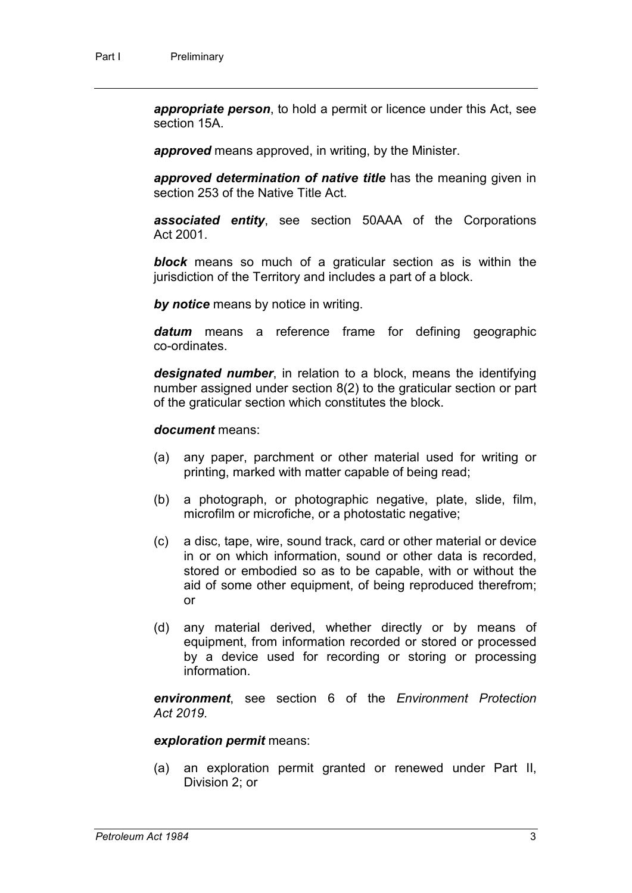***appropriate person***, to hold a permit or licence under this Act, see section 15A.

***approved*** means approved, in writing, by the Minister.

***approved determination of native title*** has the meaning given in section 253 of the Native Title Act.

***associated entity***, see section 50AAA of the Corporations Act 2001.

***block*** means so much of a graticular section as is within the jurisdiction of the Territory and includes a part of a block.

***by notice*** means by notice in writing.

***datum*** means a reference frame for defining geographic co-ordinates.

***designated number***, in relation to a block, means the identifying number assigned under section 8(2) to the graticular section or part of the graticular section which constitutes the block.

***document*** means:

(a) any paper, parchment or other material used for writing or printing, marked with matter capable of being read;

(b) a photograph, or photographic negative, plate, slide, film, microfilm or microfiche, or a photostatic negative;

(c) a disc, tape, wire, sound track, card or other material or device in or on which information, sound or other data is recorded, stored or embodied so as to be capable, with or without the aid of some other equipment, of being reproduced therefrom; or

(d) any material derived, whether directly or by means of equipment, from information recorded or stored or processed by a device used for recording or storing or processing information.

***environment***, see section 6 of the *Environment Protection Act 2019*.

***exploration permit*** means:

(a) an exploration permit granted or renewed under Part II, Division 2; or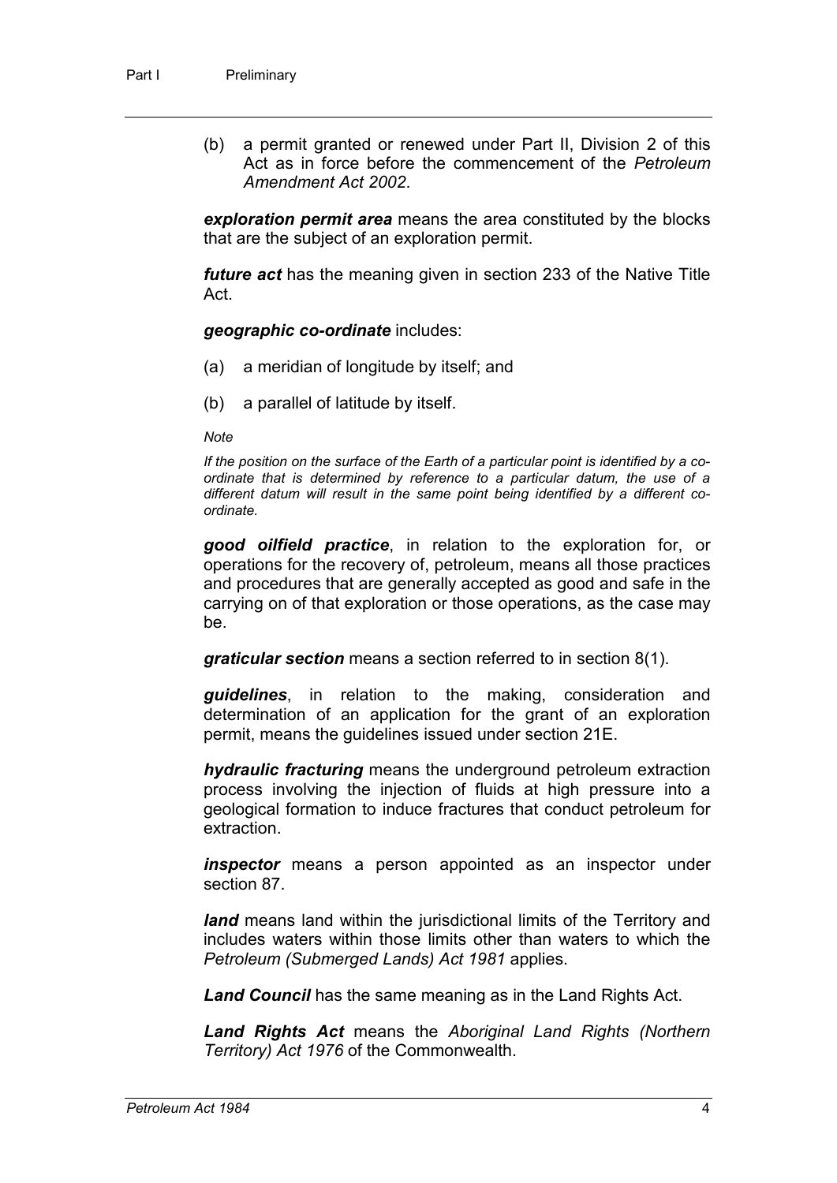(b) a permit granted or renewed under Part II, Division 2 of this Act as in force before the commencement of the *Petroleum Amendment Act 2002*.

***exploration permit area*** means the area constituted by the blocks that are the subject of an exploration permit.

***future act*** has the meaning given in section 233 of the Native Title Act.

***geographic co-ordinate*** includes:

(a) a meridian of longitude by itself; and

(b) a parallel of latitude by itself.

*Note*

*If the position on the surface of the Earth of a particular point is identified by a co-ordinate that is determined by reference to a particular datum, the use of a different datum will result in the same point being identified by a different co-ordinate.*

***good oilfield practice***, in relation to the exploration for, or operations for the recovery of, petroleum, means all those practices and procedures that are generally accepted as good and safe in the carrying on of that exploration or those operations, as the case may be.

***graticular section*** means a section referred to in section 8(1).

***guidelines***, in relation to the making, consideration and determination of an application for the grant of an exploration permit, means the guidelines issued under section 21E.

***hydraulic fracturing*** means the underground petroleum extraction process involving the injection of fluids at high pressure into a geological formation to induce fractures that conduct petroleum for extraction.

***inspector*** means a person appointed as an inspector under section 87.

***land*** means land within the jurisdictional limits of the Territory and includes waters within those limits other than waters to which the *Petroleum (Submerged Lands) Act 1981* applies.

***Land Council*** has the same meaning as in the Land Rights Act.

***Land Rights Act*** means the *Aboriginal Land Rights (Northern Territory) Act 1976* of the Commonwealth.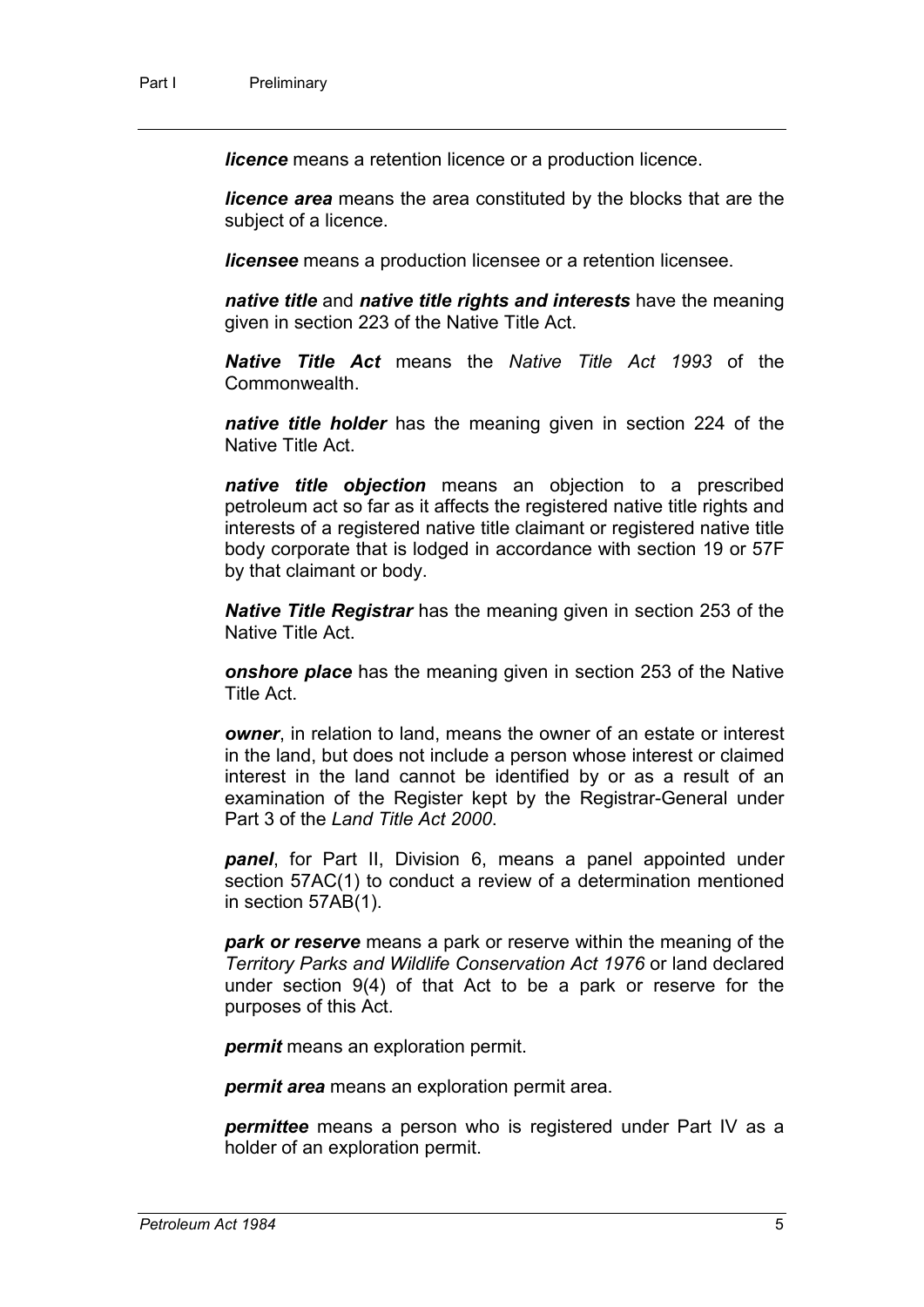***licence*** means a retention licence or a production licence.

***licence area*** means the area constituted by the blocks that are the subject of a licence.

***licensee*** means a production licensee or a retention licensee.

***native title*** and ***native title rights and interests*** have the meaning given in section 223 of the Native Title Act.

***Native Title Act*** means the *Native Title Act 1993* of the Commonwealth.

***native title holder*** has the meaning given in section 224 of the Native Title Act.

***native title objection*** means an objection to a prescribed petroleum act so far as it affects the registered native title rights and interests of a registered native title claimant or registered native title body corporate that is lodged in accordance with section 19 or 57F by that claimant or body.

***Native Title Registrar*** has the meaning given in section 253 of the Native Title Act.

***onshore place*** has the meaning given in section 253 of the Native Title Act.

***owner***, in relation to land, means the owner of an estate or interest in the land, but does not include a person whose interest or claimed interest in the land cannot be identified by or as a result of an examination of the Register kept by the Registrar-General under Part 3 of the *Land Title Act 2000*.

***panel***, for Part II, Division 6, means a panel appointed under section 57AC(1) to conduct a review of a determination mentioned in section 57AB(1).

***park or reserve*** means a park or reserve within the meaning of the *Territory Parks and Wildlife Conservation Act 1976* or land declared under section 9(4) of that Act to be a park or reserve for the purposes of this Act.

***permit*** means an exploration permit.

***permit area*** means an exploration permit area.

***permittee*** means a person who is registered under Part IV as a holder of an exploration permit.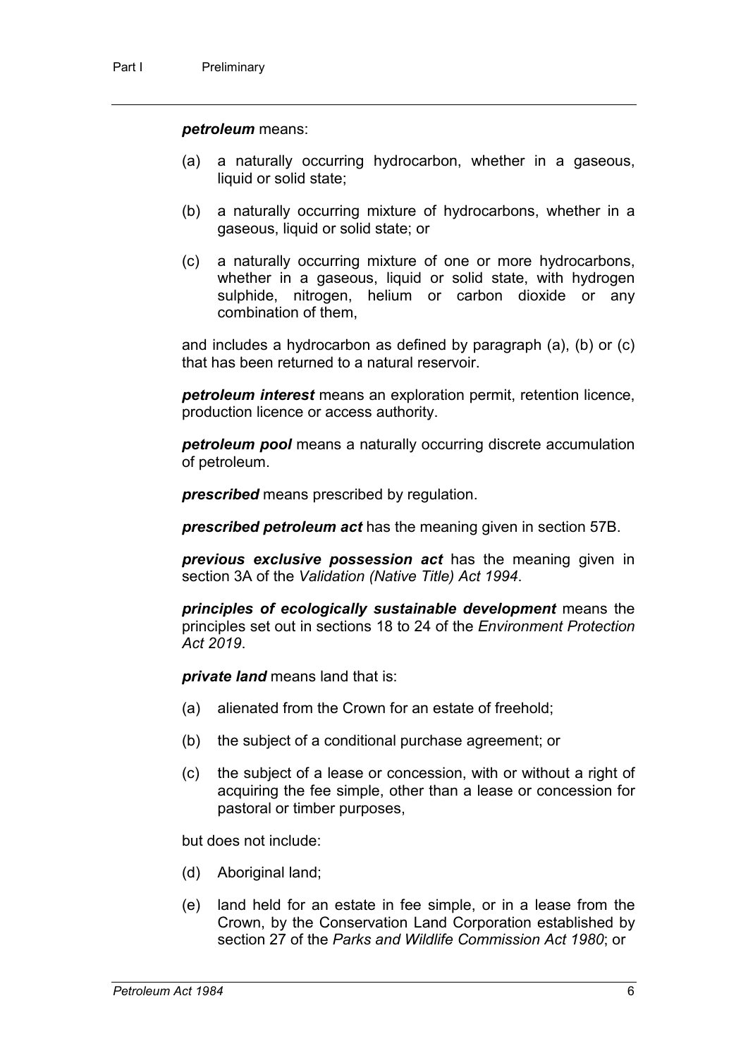***petroleum*** means:

(a) a naturally occurring hydrocarbon, whether in a gaseous, liquid or solid state;

(b) a naturally occurring mixture of hydrocarbons, whether in a gaseous, liquid or solid state; or

(c) a naturally occurring mixture of one or more hydrocarbons, whether in a gaseous, liquid or solid state, with hydrogen sulphide, nitrogen, helium or carbon dioxide or any combination of them,

and includes a hydrocarbon as defined by paragraph (a), (b) or (c) that has been returned to a natural reservoir.

***petroleum interest*** means an exploration permit, retention licence, production licence or access authority.

***petroleum pool*** means a naturally occurring discrete accumulation of petroleum.

***prescribed*** means prescribed by regulation.

***prescribed petroleum act*** has the meaning given in section 57B.

***previous exclusive possession act*** has the meaning given in section 3A of the *Validation (Native Title) Act 1994*.

***principles of ecologically sustainable development*** means the principles set out in sections 18 to 24 of the *Environment Protection Act 2019*.

***private land*** means land that is:

(a) alienated from the Crown for an estate of freehold;

(b) the subject of a conditional purchase agreement; or

(c) the subject of a lease or concession, with or without a right of acquiring the fee simple, other than a lease or concession for pastoral or timber purposes,

but does not include:

(d) Aboriginal land;

(e) land held for an estate in fee simple, or in a lease from the Crown, by the Conservation Land Corporation established by section 27 of the *Parks and Wildlife Commission Act 1980*; or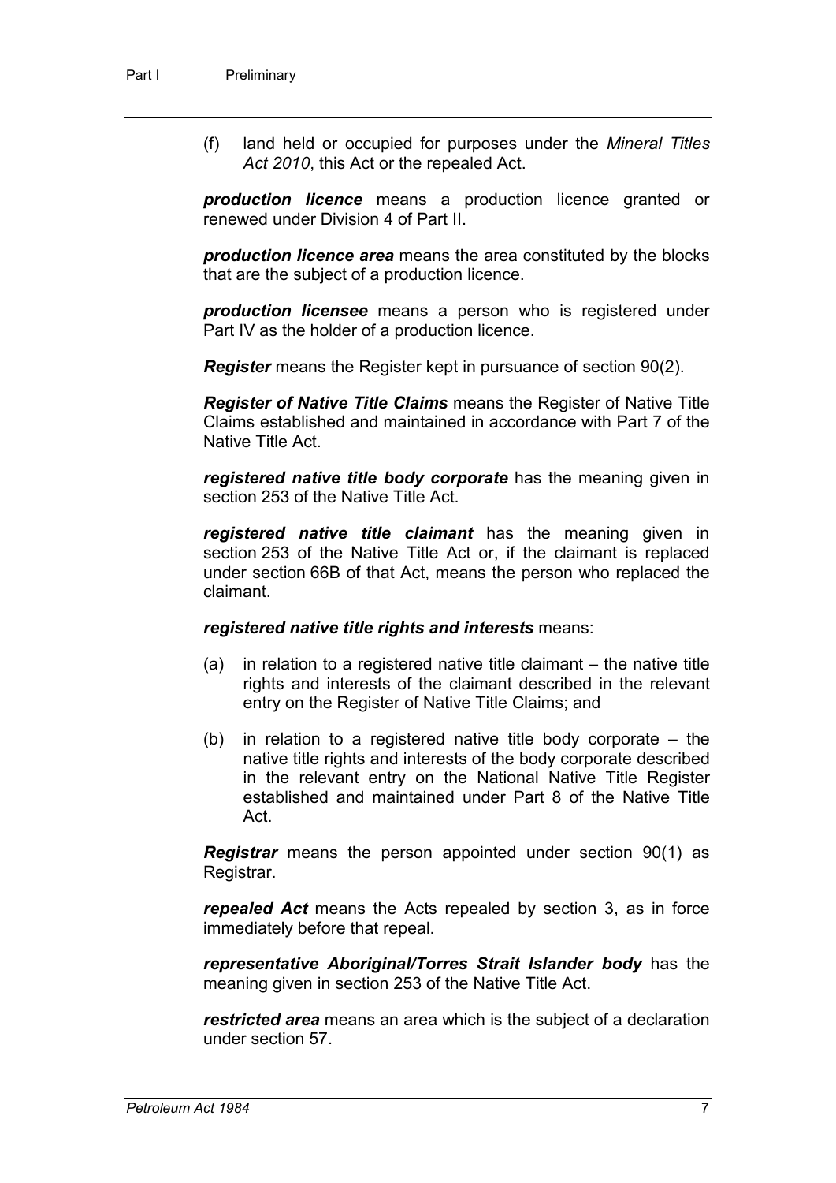(f) land held or occupied for purposes under the *Mineral Titles Act 2010*, this Act or the repealed Act.

***production licence*** means a production licence granted or renewed under Division 4 of Part II.

***production licence area*** means the area constituted by the blocks that are the subject of a production licence.

***production licensee*** means a person who is registered under Part IV as the holder of a production licence.

***Register*** means the Register kept in pursuance of section 90(2).

***Register of Native Title Claims*** means the Register of Native Title Claims established and maintained in accordance with Part 7 of the Native Title Act.

***registered native title body corporate*** has the meaning given in section 253 of the Native Title Act.

***registered native title claimant*** has the meaning given in section 253 of the Native Title Act or, if the claimant is replaced under section 66B of that Act, means the person who replaced the claimant.

***registered native title rights and interests*** means:

(a) in relation to a registered native title claimant – the native title rights and interests of the claimant described in the relevant entry on the Register of Native Title Claims; and

(b) in relation to a registered native title body corporate – the native title rights and interests of the body corporate described in the relevant entry on the National Native Title Register established and maintained under Part 8 of the Native Title Act.

***Registrar*** means the person appointed under section 90(1) as Registrar.

***repealed Act*** means the Acts repealed by section 3, as in force immediately before that repeal.

***representative Aboriginal/Torres Strait Islander body*** has the meaning given in section 253 of the Native Title Act.

***restricted area*** means an area which is the subject of a declaration under section 57.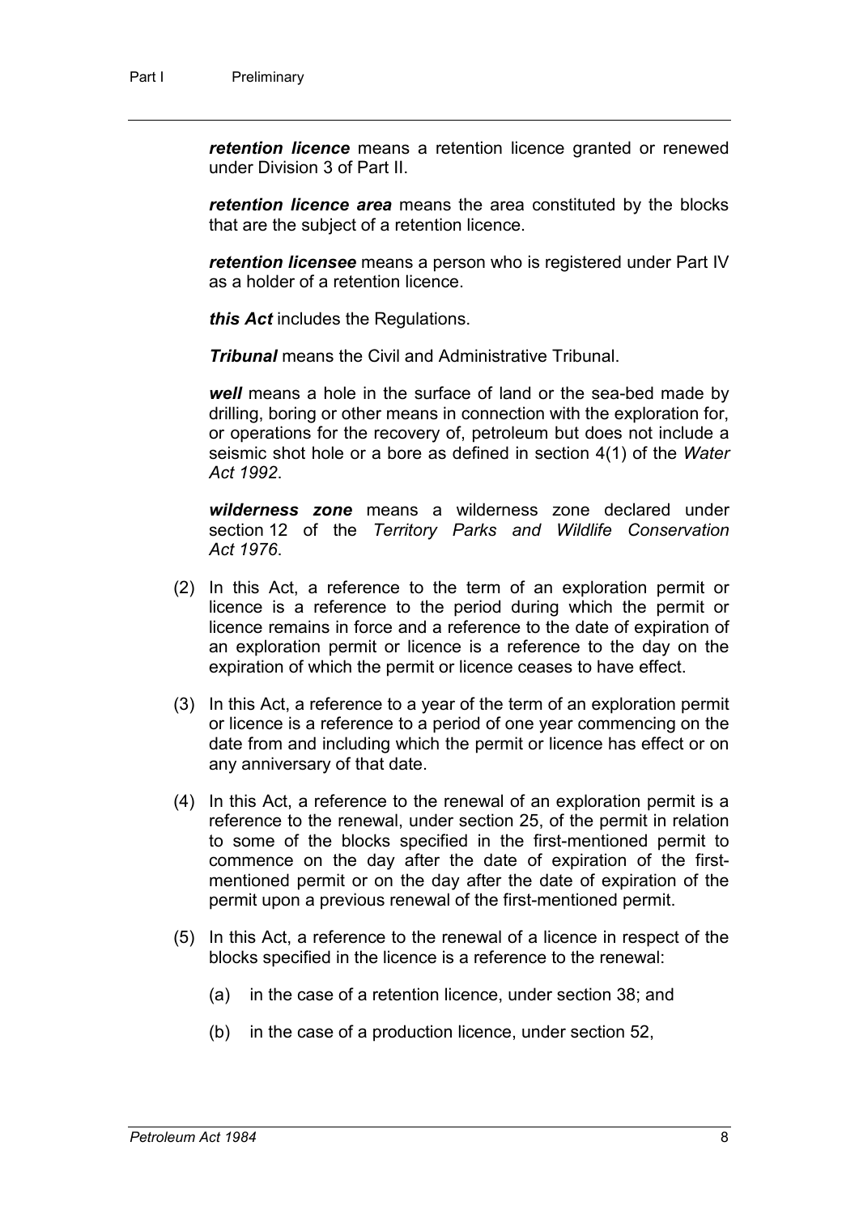***retention licence*** means a retention licence granted or renewed under Division 3 of Part II.

***retention licence area*** means the area constituted by the blocks that are the subject of a retention licence.

***retention licensee*** means a person who is registered under Part IV as a holder of a retention licence.

***this Act*** includes the Regulations.

***Tribunal*** means the Civil and Administrative Tribunal.

***well*** means a hole in the surface of land or the sea-bed made by drilling, boring or other means in connection with the exploration for, or operations for the recovery of, petroleum but does not include a seismic shot hole or a bore as defined in section 4(1) of the *Water Act 1992*.

***wilderness zone*** means a wilderness zone declared under section 12 of the *Territory Parks and Wildlife Conservation Act 1976*.

(2) In this Act, a reference to the term of an exploration permit or licence is a reference to the period during which the permit or licence remains in force and a reference to the date of expiration of an exploration permit or licence is a reference to the day on the expiration of which the permit or licence ceases to have effect.

(3) In this Act, a reference to a year of the term of an exploration permit or licence is a reference to a period of one year commencing on the date from and including which the permit or licence has effect or on any anniversary of that date.

(4) In this Act, a reference to the renewal of an exploration permit is a reference to the renewal, under section 25, of the permit in relation to some of the blocks specified in the first-mentioned permit to commence on the day after the date of expiration of the first-mentioned permit or on the day after the date of expiration of the permit upon a previous renewal of the first-mentioned permit.

(5) In this Act, a reference to the renewal of a licence in respect of the blocks specified in the licence is a reference to the renewal:

(a) in the case of a retention licence, under section 38; and

(b) in the case of a production licence, under section 52,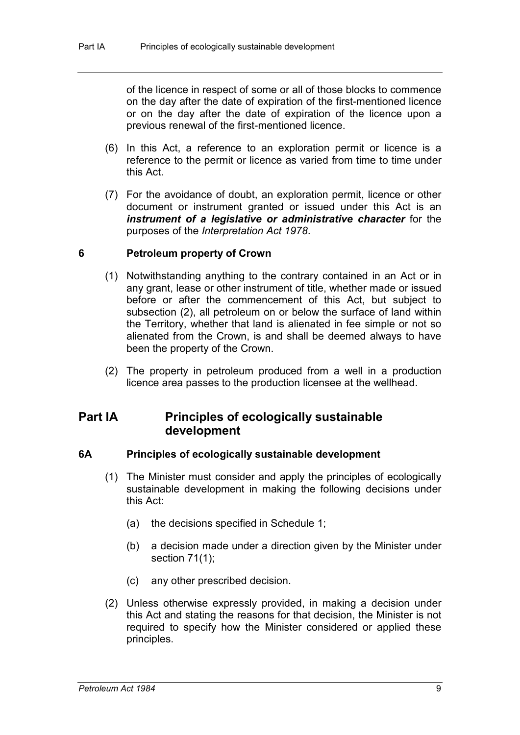of the licence in respect of some or all of those blocks to commence on the day after the date of expiration of the first-mentioned licence or on the day after the date of expiration of the licence upon a previous renewal of the first-mentioned licence.

(6) In this Act, a reference to an exploration permit or licence is a reference to the permit or licence as varied from time to time under this Act.

(7) For the avoidance of doubt, an exploration permit, licence or other document or instrument granted or issued under this Act is an ***instrument of a legislative or administrative character*** for the purposes of the *Interpretation Act 1978*.

### 6 Petroleum property of Crown

(1) Notwithstanding anything to the contrary contained in an Act or in any grant, lease or other instrument of title, whether made or issued before or after the commencement of this Act, but subject to subsection (2), all petroleum on or below the surface of land within the Territory, whether that land is alienated in fee simple or not so alienated from the Crown, is and shall be deemed always to have been the property of the Crown.

(2) The property in petroleum produced from a well in a production licence area passes to the production licensee at the wellhead.

## Part IA Principles of ecologically sustainable development

### 6A Principles of ecologically sustainable development

(1) The Minister must consider and apply the principles of ecologically sustainable development in making the following decisions under this Act:

(a) the decisions specified in Schedule 1;

(b) a decision made under a direction given by the Minister under section 71(1);

(c) any other prescribed decision.

(2) Unless otherwise expressly provided, in making a decision under this Act and stating the reasons for that decision, the Minister is not required to specify how the Minister considered or applied these principles.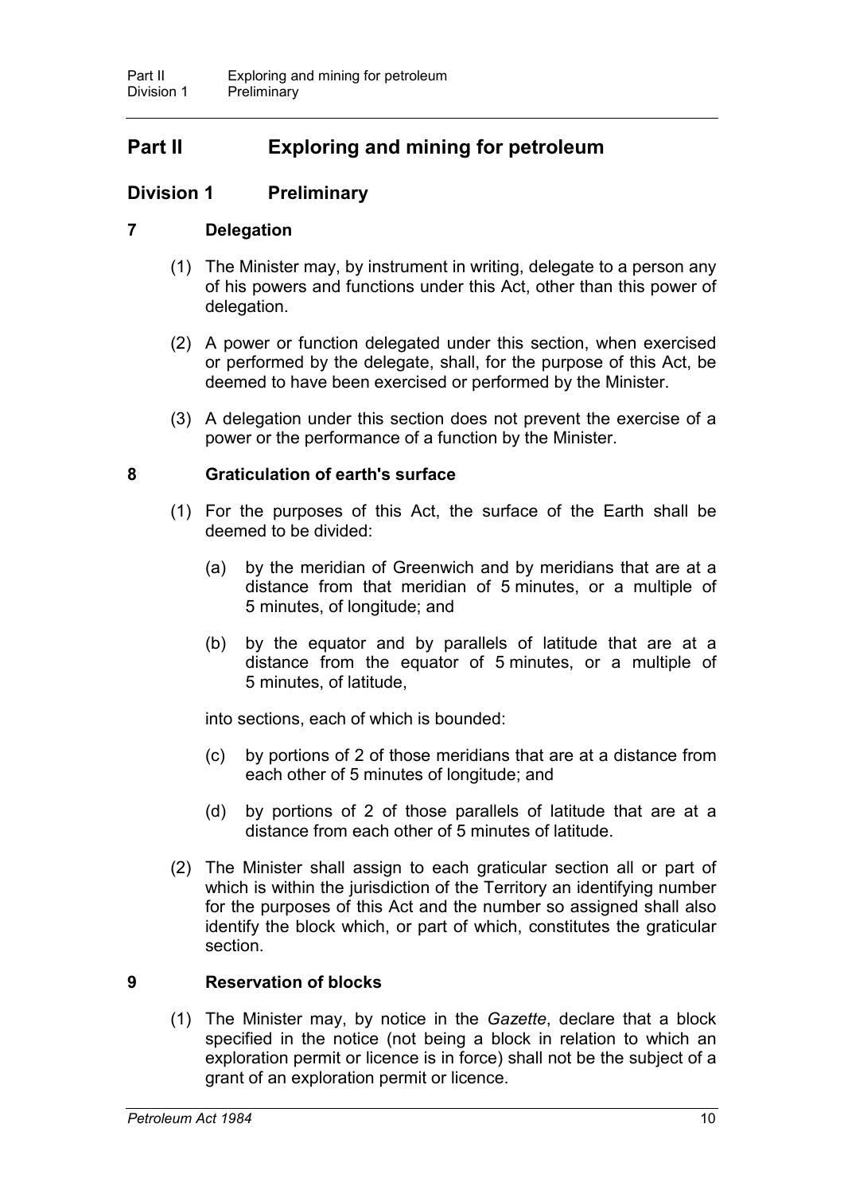# Part II Exploring and mining for petroleum

## Division 1 Preliminary

### 7 Delegation

(1) The Minister may, by instrument in writing, delegate to a person any of his powers and functions under this Act, other than this power of delegation.

(2) A power or function delegated under this section, when exercised or performed by the delegate, shall, for the purpose of this Act, be deemed to have been exercised or performed by the Minister.

(3) A delegation under this section does not prevent the exercise of a power or the performance of a function by the Minister.

### 8 Graticulation of earth's surface

(1) For the purposes of this Act, the surface of the Earth shall be deemed to be divided:

(a) by the meridian of Greenwich and by meridians that are at a distance from that meridian of 5 minutes, or a multiple of 5 minutes, of longitude; and

(b) by the equator and by parallels of latitude that are at a distance from the equator of 5 minutes, or a multiple of 5 minutes, of latitude,

into sections, each of which is bounded:

(c) by portions of 2 of those meridians that are at a distance from each other of 5 minutes of longitude; and

(d) by portions of 2 of those parallels of latitude that are at a distance from each other of 5 minutes of latitude.

(2) The Minister shall assign to each graticular section all or part of which is within the jurisdiction of the Territory an identifying number for the purposes of this Act and the number so assigned shall also identify the block which, or part of which, constitutes the graticular section.

### 9 Reservation of blocks

(1) The Minister may, by notice in the *Gazette*, declare that a block specified in the notice (not being a block in relation to which an exploration permit or licence is in force) shall not be the subject of a grant of an exploration permit or licence.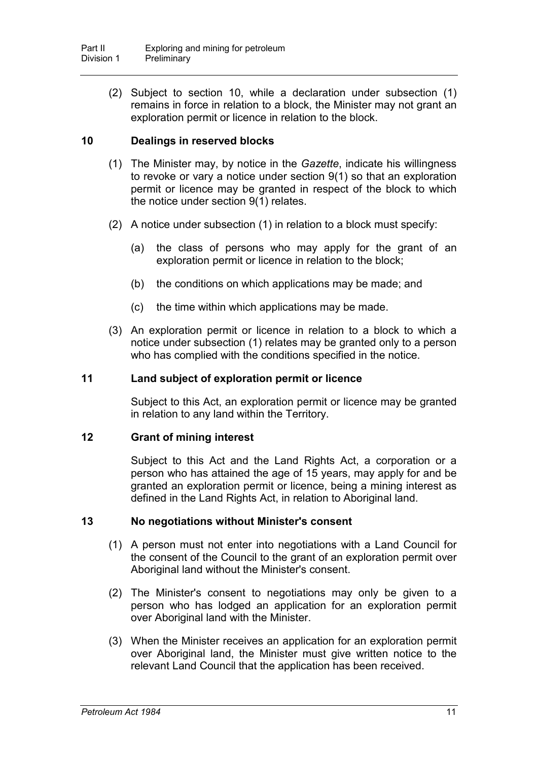(2) Subject to section 10, while a declaration under subsection (1) remains in force in relation to a block, the Minister may not grant an exploration permit or licence in relation to the block.

### 10 Dealings in reserved blocks

(1) The Minister may, by notice in the *Gazette*, indicate his willingness to revoke or vary a notice under section 9(1) so that an exploration permit or licence may be granted in respect of the block to which the notice under section 9(1) relates.

(2) A notice under subsection (1) in relation to a block must specify:

(a) the class of persons who may apply for the grant of an exploration permit or licence in relation to the block;

(b) the conditions on which applications may be made; and

(c) the time within which applications may be made.

(3) An exploration permit or licence in relation to a block to which a notice under subsection (1) relates may be granted only to a person who has complied with the conditions specified in the notice.

### 11 Land subject of exploration permit or licence

Subject to this Act, an exploration permit or licence may be granted in relation to any land within the Territory.

### 12 Grant of mining interest

Subject to this Act and the Land Rights Act, a corporation or a person who has attained the age of 15 years, may apply for and be granted an exploration permit or licence, being a mining interest as defined in the Land Rights Act, in relation to Aboriginal land.

### 13 No negotiations without Minister's consent

(1) A person must not enter into negotiations with a Land Council for the consent of the Council to the grant of an exploration permit over Aboriginal land without the Minister's consent.

(2) The Minister's consent to negotiations may only be given to a person who has lodged an application for an exploration permit over Aboriginal land with the Minister.

(3) When the Minister receives an application for an exploration permit over Aboriginal land, the Minister must give written notice to the relevant Land Council that the application has been received.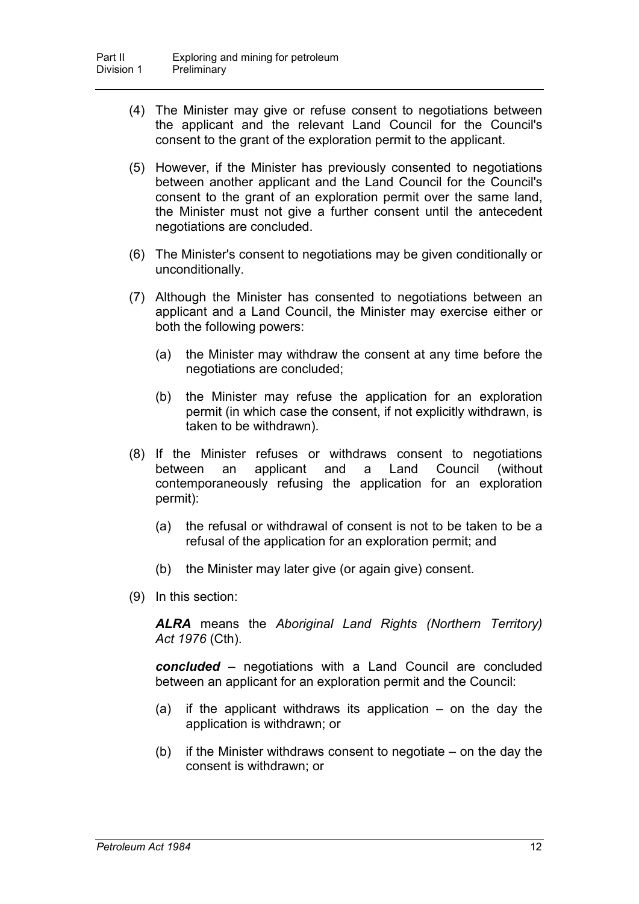(4) The Minister may give or refuse consent to negotiations between the applicant and the relevant Land Council for the Council's consent to the grant of the exploration permit to the applicant.

(5) However, if the Minister has previously consented to negotiations between another applicant and the Land Council for the Council's consent to the grant of an exploration permit over the same land, the Minister must not give a further consent until the antecedent negotiations are concluded.

(6) The Minister's consent to negotiations may be given conditionally or unconditionally.

(7) Although the Minister has consented to negotiations between an applicant and a Land Council, the Minister may exercise either or both the following powers:

(a) the Minister may withdraw the consent at any time before the negotiations are concluded;

(b) the Minister may refuse the application for an exploration permit (in which case the consent, if not explicitly withdrawn, is taken to be withdrawn).

(8) If the Minister refuses or withdraws consent to negotiations between an applicant and a Land Council (without contemporaneously refusing the application for an exploration permit):

(a) the refusal or withdrawal of consent is not to be taken to be a refusal of the application for an exploration permit; and

(b) the Minister may later give (or again give) consent.

(9) In this section:

***ALRA*** means the *Aboriginal Land Rights (Northern Territory) Act 1976* (Cth).

***concluded*** – negotiations with a Land Council are concluded between an applicant for an exploration permit and the Council:

(a) if the applicant withdraws its application – on the day the application is withdrawn; or

(b) if the Minister withdraws consent to negotiate – on the day the consent is withdrawn; or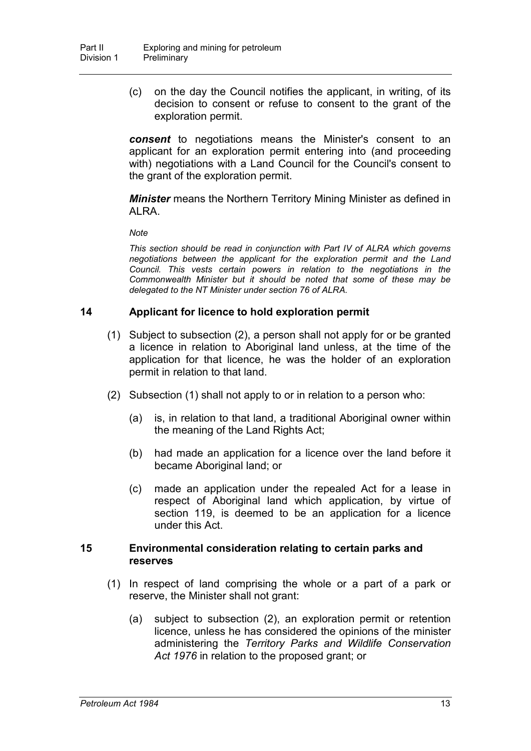(c) on the day the Council notifies the applicant, in writing, of its decision to consent or refuse to consent to the grant of the exploration permit.

***consent*** to negotiations means the Minister's consent to an applicant for an exploration permit entering into (and proceeding with) negotiations with a Land Council for the Council's consent to the grant of the exploration permit.

***Minister*** means the Northern Territory Mining Minister as defined in ALRA.

*Note*

*This section should be read in conjunction with Part IV of ALRA which governs negotiations between the applicant for the exploration permit and the Land Council. This vests certain powers in relation to the negotiations in the Commonwealth Minister but it should be noted that some of these may be delegated to the NT Minister under section 76 of ALRA.*

### 14 Applicant for licence to hold exploration permit

(1) Subject to subsection (2), a person shall not apply for or be granted a licence in relation to Aboriginal land unless, at the time of the application for that licence, he was the holder of an exploration permit in relation to that land.

(2) Subsection (1) shall not apply to or in relation to a person who:

(a) is, in relation to that land, a traditional Aboriginal owner within the meaning of the Land Rights Act;

(b) had made an application for a licence over the land before it became Aboriginal land; or

(c) made an application under the repealed Act for a lease in respect of Aboriginal land which application, by virtue of section 119, is deemed to be an application for a licence under this Act.

### 15 Environmental consideration relating to certain parks and reserves

(1) In respect of land comprising the whole or a part of a park or reserve, the Minister shall not grant:

(a) subject to subsection (2), an exploration permit or retention licence, unless he has considered the opinions of the minister administering the *Territory Parks and Wildlife Conservation Act 1976* in relation to the proposed grant; or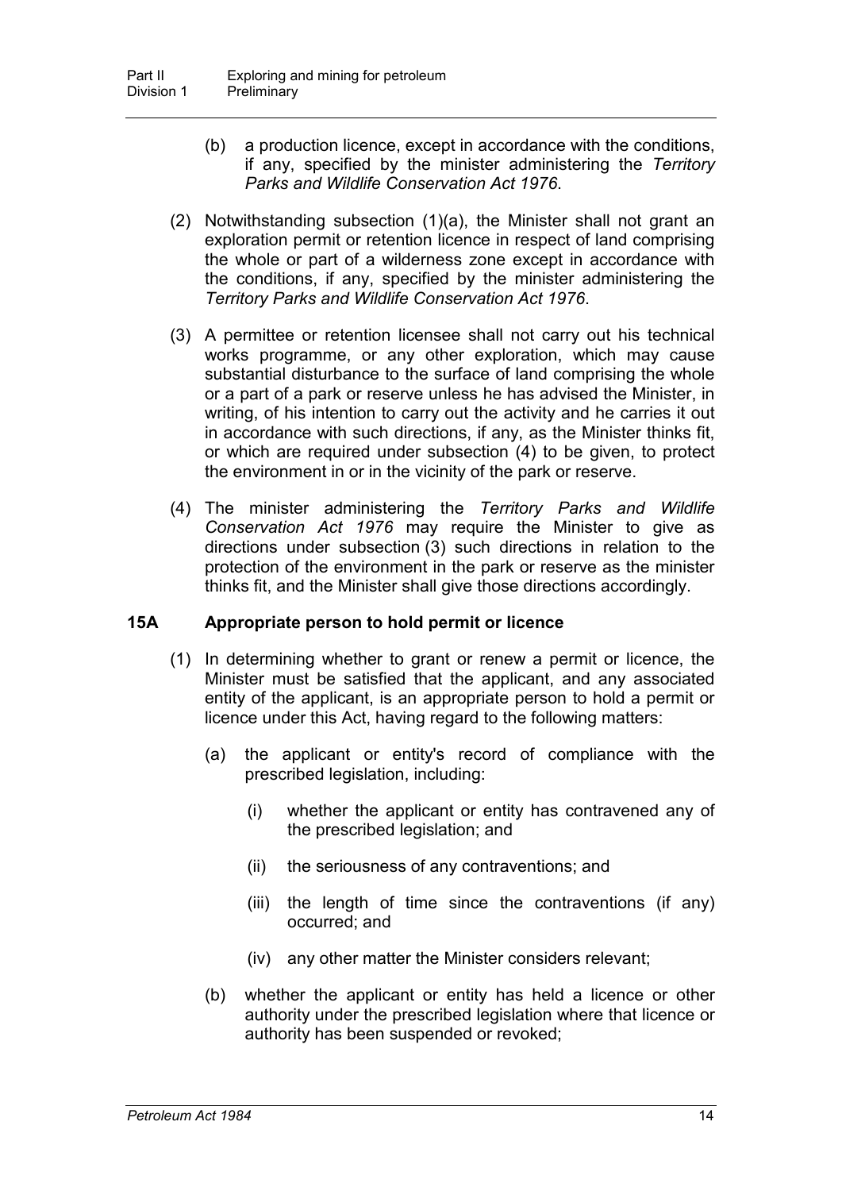(b) a production licence, except in accordance with the conditions, if any, specified by the minister administering the *Territory Parks and Wildlife Conservation Act 1976*.

(2) Notwithstanding subsection (1)(a), the Minister shall not grant an exploration permit or retention licence in respect of land comprising the whole or part of a wilderness zone except in accordance with the conditions, if any, specified by the minister administering the *Territory Parks and Wildlife Conservation Act 1976*.

(3) A permittee or retention licensee shall not carry out his technical works programme, or any other exploration, which may cause substantial disturbance to the surface of land comprising the whole or a part of a park or reserve unless he has advised the Minister, in writing, of his intention to carry out the activity and he carries it out in accordance with such directions, if any, as the Minister thinks fit, or which are required under subsection (4) to be given, to protect the environment in or in the vicinity of the park or reserve.

(4) The minister administering the *Territory Parks and Wildlife Conservation Act 1976* may require the Minister to give as directions under subsection (3) such directions in relation to the protection of the environment in the park or reserve as the minister thinks fit, and the Minister shall give those directions accordingly.

### 15A Appropriate person to hold permit or licence

(1) In determining whether to grant or renew a permit or licence, the Minister must be satisfied that the applicant, and any associated entity of the applicant, is an appropriate person to hold a permit or licence under this Act, having regard to the following matters:

(a) the applicant or entity's record of compliance with the prescribed legislation, including:

(i) whether the applicant or entity has contravened any of the prescribed legislation; and

(ii) the seriousness of any contraventions; and

(iii) the length of time since the contraventions (if any) occurred; and

(iv) any other matter the Minister considers relevant;

(b) whether the applicant or entity has held a licence or other authority under the prescribed legislation where that licence or authority has been suspended or revoked;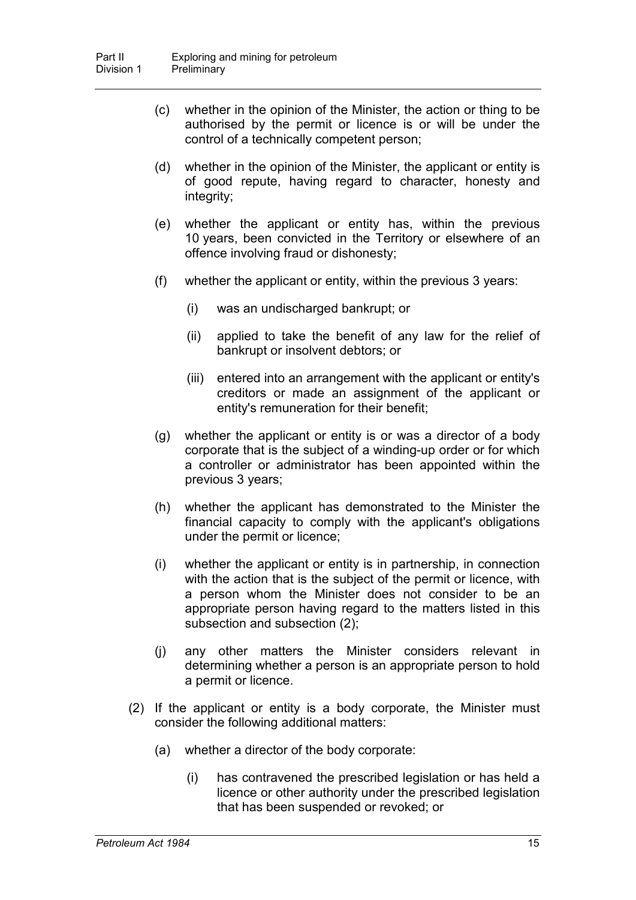(c) whether in the opinion of the Minister, the action or thing to be authorised by the permit or licence is or will be under the control of a technically competent person;

(d) whether in the opinion of the Minister, the applicant or entity is of good repute, having regard to character, honesty and integrity;

(e) whether the applicant or entity has, within the previous 10 years, been convicted in the Territory or elsewhere of an offence involving fraud or dishonesty;

(f) whether the applicant or entity, within the previous 3 years:

(i) was an undischarged bankrupt; or

(ii) applied to take the benefit of any law for the relief of bankrupt or insolvent debtors; or

(iii) entered into an arrangement with the applicant or entity's creditors or made an assignment of the applicant or entity's remuneration for their benefit;

(g) whether the applicant or entity is or was a director of a body corporate that is the subject of a winding-up order or for which a controller or administrator has been appointed within the previous 3 years;

(h) whether the applicant has demonstrated to the Minister the financial capacity to comply with the applicant's obligations under the permit or licence;

(i) whether the applicant or entity is in partnership, in connection with the action that is the subject of the permit or licence, with a person whom the Minister does not consider to be an appropriate person having regard to the matters listed in this subsection and subsection (2);

(j) any other matters the Minister considers relevant in determining whether a person is an appropriate person to hold a permit or licence.

(2) If the applicant or entity is a body corporate, the Minister must consider the following additional matters:

(a) whether a director of the body corporate:

(i) has contravened the prescribed legislation or has held a licence or other authority under the prescribed legislation that has been suspended or revoked; or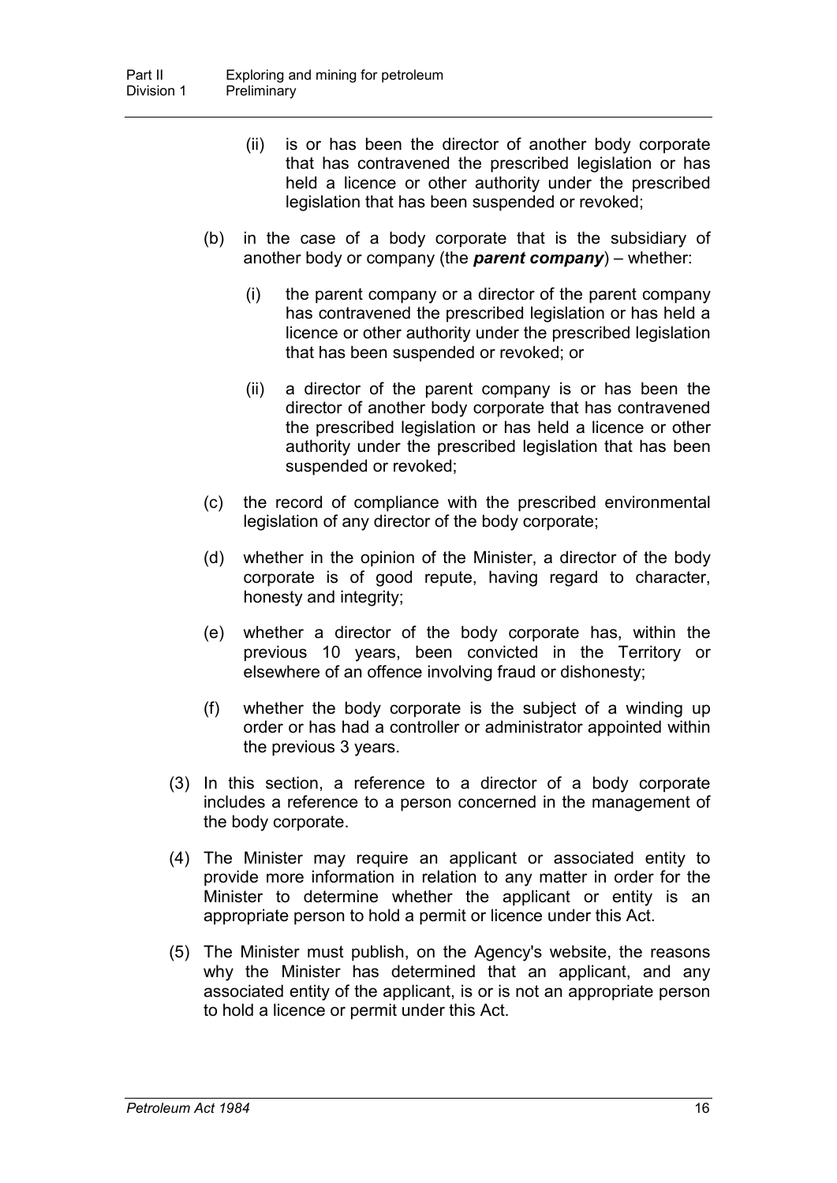(ii) is or has been the director of another body corporate that has contravened the prescribed legislation or has held a licence or other authority under the prescribed legislation that has been suspended or revoked;

(b) in the case of a body corporate that is the subsidiary of another body or company (the ***parent company***) – whether:

(i) the parent company or a director of the parent company has contravened the prescribed legislation or has held a licence or other authority under the prescribed legislation that has been suspended or revoked; or

(ii) a director of the parent company is or has been the director of another body corporate that has contravened the prescribed legislation or has held a licence or other authority under the prescribed legislation that has been suspended or revoked;

(c) the record of compliance with the prescribed environmental legislation of any director of the body corporate;

(d) whether in the opinion of the Minister, a director of the body corporate is of good repute, having regard to character, honesty and integrity;

(e) whether a director of the body corporate has, within the previous 10 years, been convicted in the Territory or elsewhere of an offence involving fraud or dishonesty;

(f) whether the body corporate is the subject of a winding up order or has had a controller or administrator appointed within the previous 3 years.

(3) In this section, a reference to a director of a body corporate includes a reference to a person concerned in the management of the body corporate.

(4) The Minister may require an applicant or associated entity to provide more information in relation to any matter in order for the Minister to determine whether the applicant or entity is an appropriate person to hold a permit or licence under this Act.

(5) The Minister must publish, on the Agency's website, the reasons why the Minister has determined that an applicant, and any associated entity of the applicant, is or is not an appropriate person to hold a licence or permit under this Act.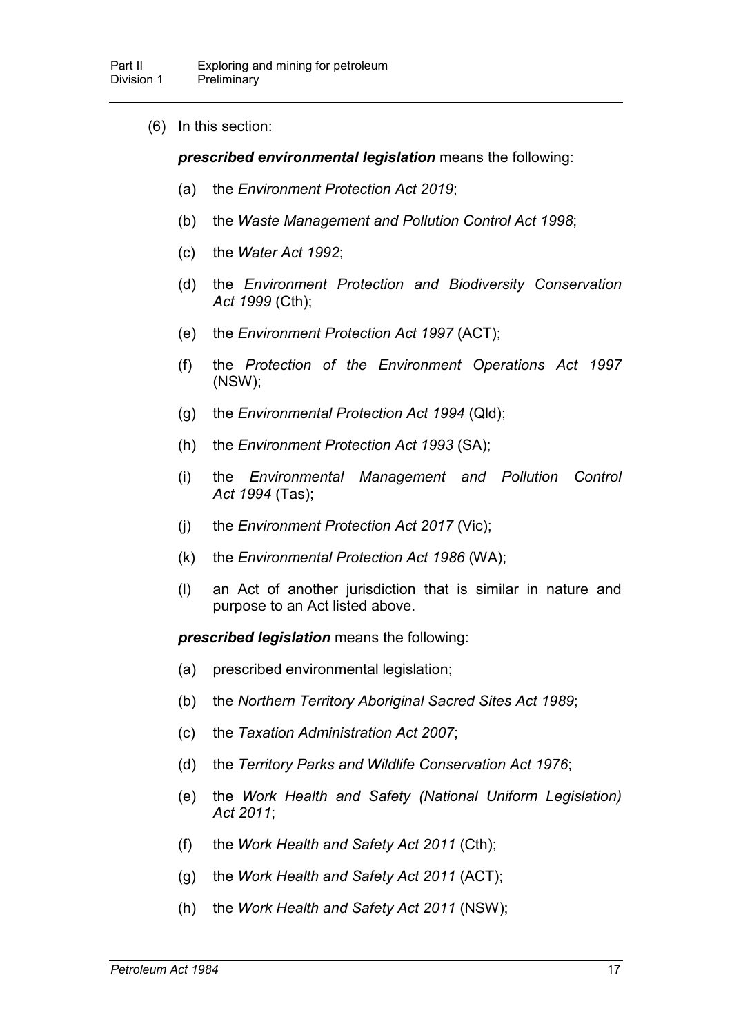(6) In this section:

***prescribed environmental legislation*** means the following:

- (a) the *Environment Protection Act 2019*;
- (b) the *Waste Management and Pollution Control Act 1998*;
- (c) the *Water Act 1992*;
- (d) the *Environment Protection and Biodiversity Conservation Act 1999* (Cth);
- (e) the *Environment Protection Act 1997* (ACT);
- (f) the *Protection of the Environment Operations Act 1997* (NSW);
- (g) the *Environmental Protection Act 1994* (Qld);
- (h) the *Environment Protection Act 1993* (SA);
- (i) the *Environmental Management and Pollution Control Act 1994* (Tas);
- (j) the *Environment Protection Act 2017* (Vic);
- (k) the *Environmental Protection Act 1986* (WA);
- (l) an Act of another jurisdiction that is similar in nature and purpose to an Act listed above.

***prescribed legislation*** means the following:

- (a) prescribed environmental legislation;
- (b) the *Northern Territory Aboriginal Sacred Sites Act 1989*;
- (c) the *Taxation Administration Act 2007*;
- (d) the *Territory Parks and Wildlife Conservation Act 1976*;
- (e) the *Work Health and Safety (National Uniform Legislation) Act 2011*;
- (f) the *Work Health and Safety Act 2011* (Cth);
- (g) the *Work Health and Safety Act 2011* (ACT);
- (h) the *Work Health and Safety Act 2011* (NSW);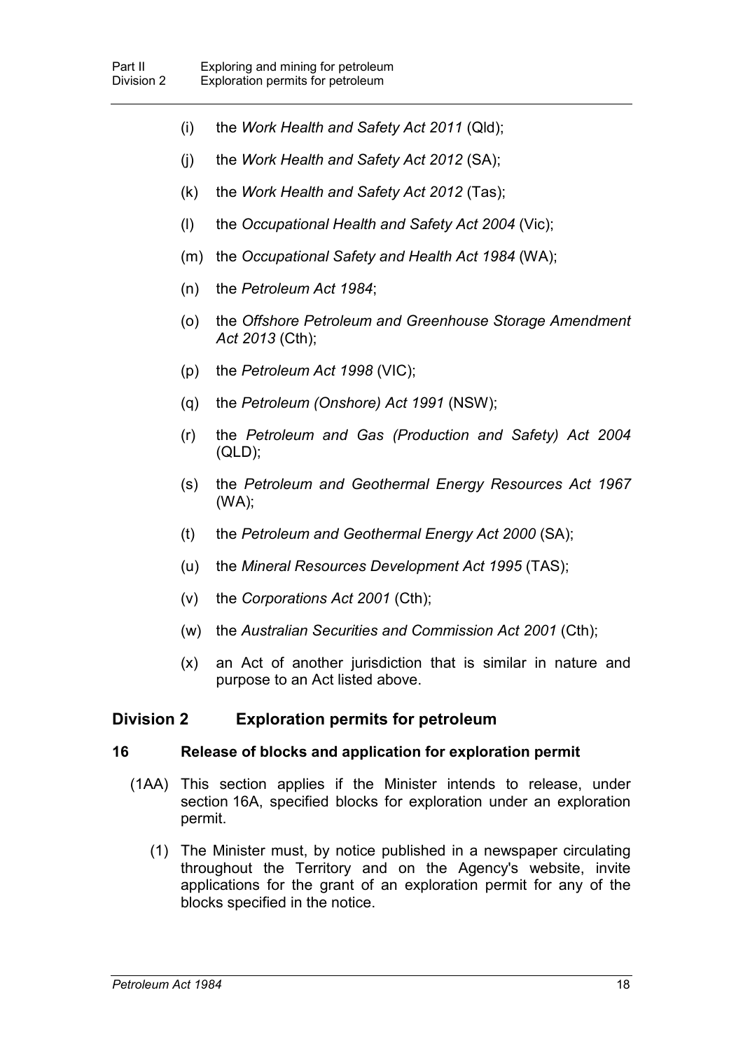- (i) the *Work Health and Safety Act 2011* (Qld);
- (j) the *Work Health and Safety Act 2012* (SA);
- (k) the *Work Health and Safety Act 2012* (Tas);
- (l) the *Occupational Health and Safety Act 2004* (Vic);
- (m) the *Occupational Safety and Health Act 1984* (WA);
- (n) the *Petroleum Act 1984*;
- (o) the *Offshore Petroleum and Greenhouse Storage Amendment Act 2013* (Cth);
- (p) the *Petroleum Act 1998* (VIC);
- (q) the *Petroleum (Onshore) Act 1991* (NSW);
- (r) the *Petroleum and Gas (Production and Safety) Act 2004* (QLD);
- (s) the *Petroleum and Geothermal Energy Resources Act 1967* (WA);
- (t) the *Petroleum and Geothermal Energy Act 2000* (SA);
- (u) the *Mineral Resources Development Act 1995* (TAS);
- (v) the *Corporations Act 2001* (Cth);
- (w) the *Australian Securities and Commission Act 2001* (Cth);
- (x) an Act of another jurisdiction that is similar in nature and purpose to an Act listed above.

## Division 2 Exploration permits for petroleum

### 16 Release of blocks and application for exploration permit

(1AA) This section applies if the Minister intends to release, under section 16A, specified blocks for exploration under an exploration permit.

(1) The Minister must, by notice published in a newspaper circulating throughout the Territory and on the Agency's website, invite applications for the grant of an exploration permit for any of the blocks specified in the notice.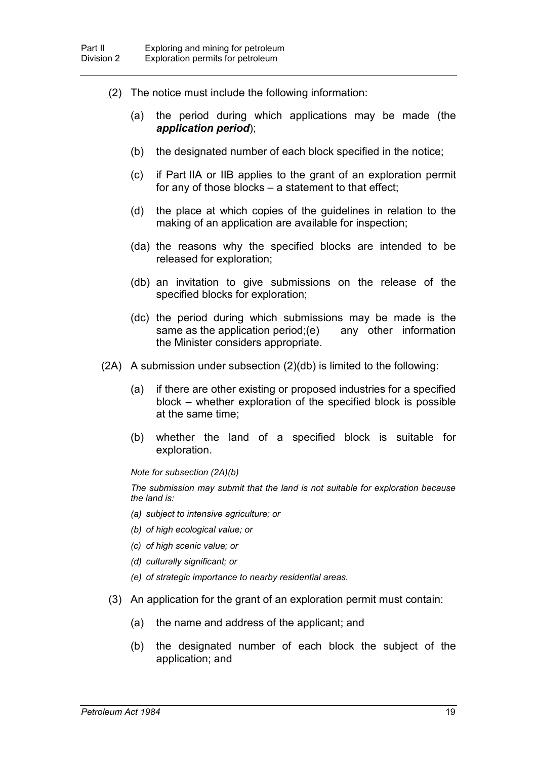(2) The notice must include the following information:

(a) the period during which applications may be made (the ***application period***);

(b) the designated number of each block specified in the notice;

(c) if Part IIA or IIB applies to the grant of an exploration permit for any of those blocks – a statement to that effect;

(d) the place at which copies of the guidelines in relation to the making of an application are available for inspection;

(da) the reasons why the specified blocks are intended to be released for exploration;

(db) an invitation to give submissions on the release of the specified blocks for exploration;

(dc) the period during which submissions may be made is the same as the application period;(e) any other information the Minister considers appropriate.

(2A) A submission under subsection (2)(db) is limited to the following:

(a) if there are other existing or proposed industries for a specified block – whether exploration of the specified block is possible at the same time;

(b) whether the land of a specified block is suitable for exploration.

*Note for subsection (2A)(b)*

*The submission may submit that the land is not suitable for exploration because the land is:*

*(a) subject to intensive agriculture; or*

*(b) of high ecological value; or*

*(c) of high scenic value; or*

*(d) culturally significant; or*

*(e) of strategic importance to nearby residential areas.*

(3) An application for the grant of an exploration permit must contain:

(a) the name and address of the applicant; and

(b) the designated number of each block the subject of the application; and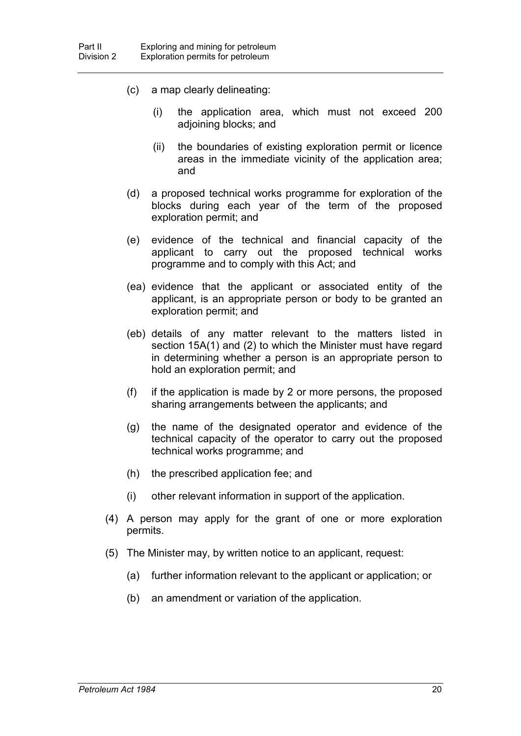(c) a map clearly delineating:

  (i) the application area, which must not exceed 200 adjoining blocks; and

  (ii) the boundaries of existing exploration permit or licence areas in the immediate vicinity of the application area; and

(d) a proposed technical works programme for exploration of the blocks during each year of the term of the proposed exploration permit; and

(e) evidence of the technical and financial capacity of the applicant to carry out the proposed technical works programme and to comply with this Act; and

(ea) evidence that the applicant or associated entity of the applicant, is an appropriate person or body to be granted an exploration permit; and

(eb) details of any matter relevant to the matters listed in section 15A(1) and (2) to which the Minister must have regard in determining whether a person is an appropriate person to hold an exploration permit; and

(f) if the application is made by 2 or more persons, the proposed sharing arrangements between the applicants; and

(g) the name of the designated operator and evidence of the technical capacity of the operator to carry out the proposed technical works programme; and

(h) the prescribed application fee; and

(i) other relevant information in support of the application.

(4) A person may apply for the grant of one or more exploration permits.

(5) The Minister may, by written notice to an applicant, request:

  (a) further information relevant to the applicant or application; or

  (b) an amendment or variation of the application.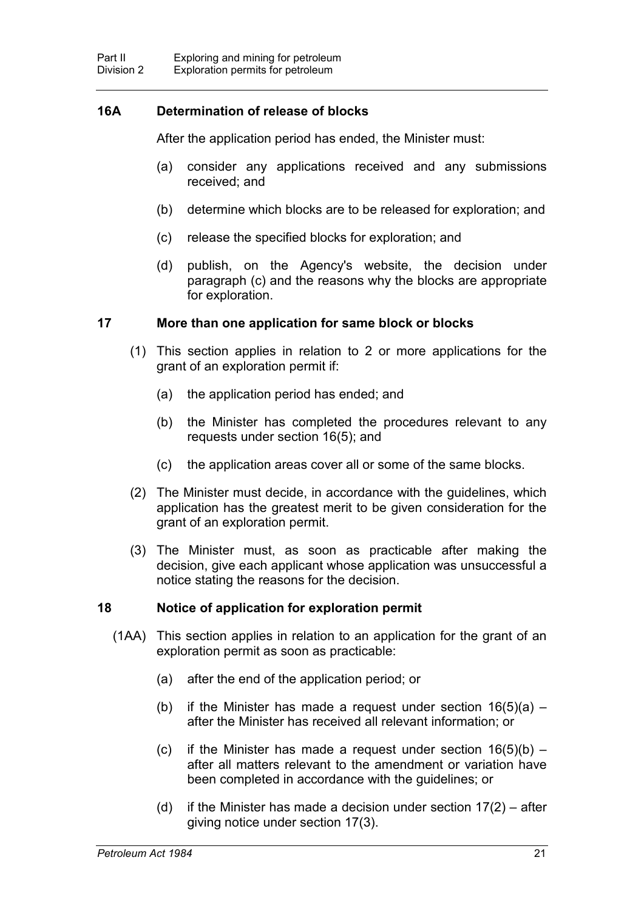### 16A Determination of release of blocks

After the application period has ended, the Minister must:

(a) consider any applications received and any submissions received; and

(b) determine which blocks are to be released for exploration; and

(c) release the specified blocks for exploration; and

(d) publish, on the Agency's website, the decision under paragraph (c) and the reasons why the blocks are appropriate for exploration.

### 17 More than one application for same block or blocks

(1) This section applies in relation to 2 or more applications for the grant of an exploration permit if:

(a) the application period has ended; and

(b) the Minister has completed the procedures relevant to any requests under section 16(5); and

(c) the application areas cover all or some of the same blocks.

(2) The Minister must decide, in accordance with the guidelines, which application has the greatest merit to be given consideration for the grant of an exploration permit.

(3) The Minister must, as soon as practicable after making the decision, give each applicant whose application was unsuccessful a notice stating the reasons for the decision.

### 18 Notice of application for exploration permit

(1AA) This section applies in relation to an application for the grant of an exploration permit as soon as practicable:

(a) after the end of the application period; or

(b) if the Minister has made a request under section 16(5)(a) – after the Minister has received all relevant information; or

(c) if the Minister has made a request under section 16(5)(b) – after all matters relevant to the amendment or variation have been completed in accordance with the guidelines; or

(d) if the Minister has made a decision under section 17(2) – after giving notice under section 17(3).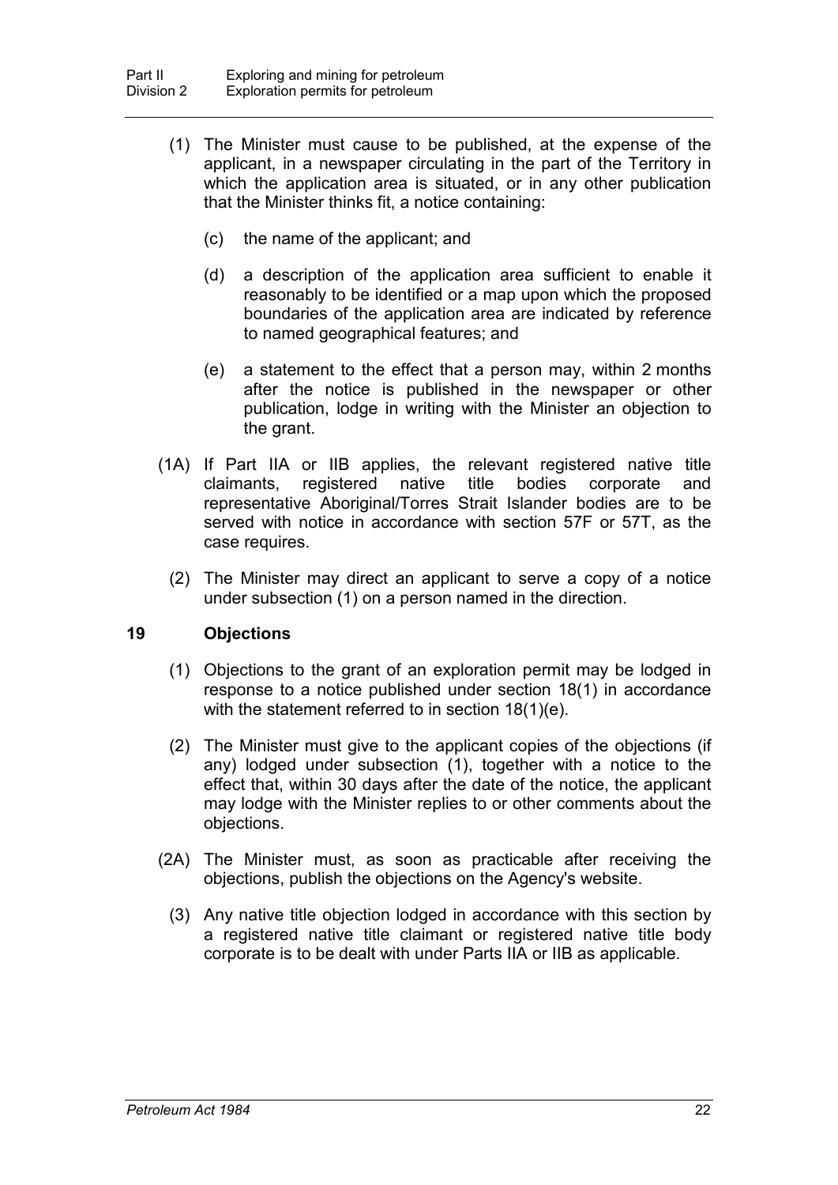(1) The Minister must cause to be published, at the expense of the applicant, in a newspaper circulating in the part of the Territory in which the application area is situated, or in any other publication that the Minister thinks fit, a notice containing:

(c) the name of the applicant; and

(d) a description of the application area sufficient to enable it reasonably to be identified or a map upon which the proposed boundaries of the application area are indicated by reference to named geographical features; and

(e) a statement to the effect that a person may, within 2 months after the notice is published in the newspaper or other publication, lodge in writing with the Minister an objection to the grant.

(1A) If Part IIA or IIB applies, the relevant registered native title claimants, registered native title bodies corporate and representative Aboriginal/Torres Strait Islander bodies are to be served with notice in accordance with section 57F or 57T, as the case requires.

(2) The Minister may direct an applicant to serve a copy of a notice under subsection (1) on a person named in the direction.

### 19 Objections

(1) Objections to the grant of an exploration permit may be lodged in response to a notice published under section 18(1) in accordance with the statement referred to in section 18(1)(e).

(2) The Minister must give to the applicant copies of the objections (if any) lodged under subsection (1), together with a notice to the effect that, within 30 days after the date of the notice, the applicant may lodge with the Minister replies to or other comments about the objections.

(2A) The Minister must, as soon as practicable after receiving the objections, publish the objections on the Agency's website.

(3) Any native title objection lodged in accordance with this section by a registered native title claimant or registered native title body corporate is to be dealt with under Parts IIA or IIB as applicable.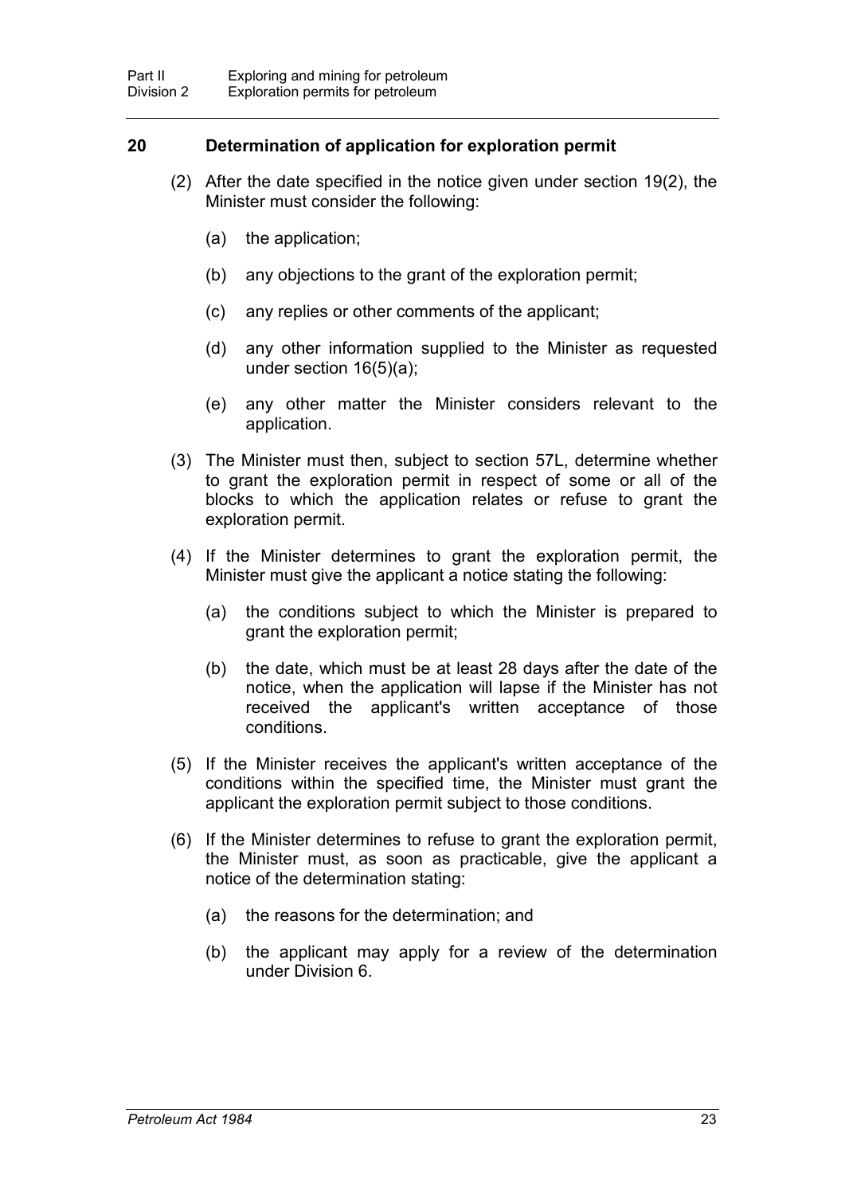## 20 Determination of application for exploration permit

(2) After the date specified in the notice given under section 19(2), the Minister must consider the following:

- (a) the application;
- (b) any objections to the grant of the exploration permit;
- (c) any replies or other comments of the applicant;
- (d) any other information supplied to the Minister as requested under section 16(5)(a);
- (e) any other matter the Minister considers relevant to the application.

(3) The Minister must then, subject to section 57L, determine whether to grant the exploration permit in respect of some or all of the blocks to which the application relates or refuse to grant the exploration permit.

(4) If the Minister determines to grant the exploration permit, the Minister must give the applicant a notice stating the following:

- (a) the conditions subject to which the Minister is prepared to grant the exploration permit;
- (b) the date, which must be at least 28 days after the date of the notice, when the application will lapse if the Minister has not received the applicant's written acceptance of those conditions.

(5) If the Minister receives the applicant's written acceptance of the conditions within the specified time, the Minister must grant the applicant the exploration permit subject to those conditions.

(6) If the Minister determines to refuse to grant the exploration permit, the Minister must, as soon as practicable, give the applicant a notice of the determination stating:

- (a) the reasons for the determination; and
- (b) the applicant may apply for a review of the determination under Division 6.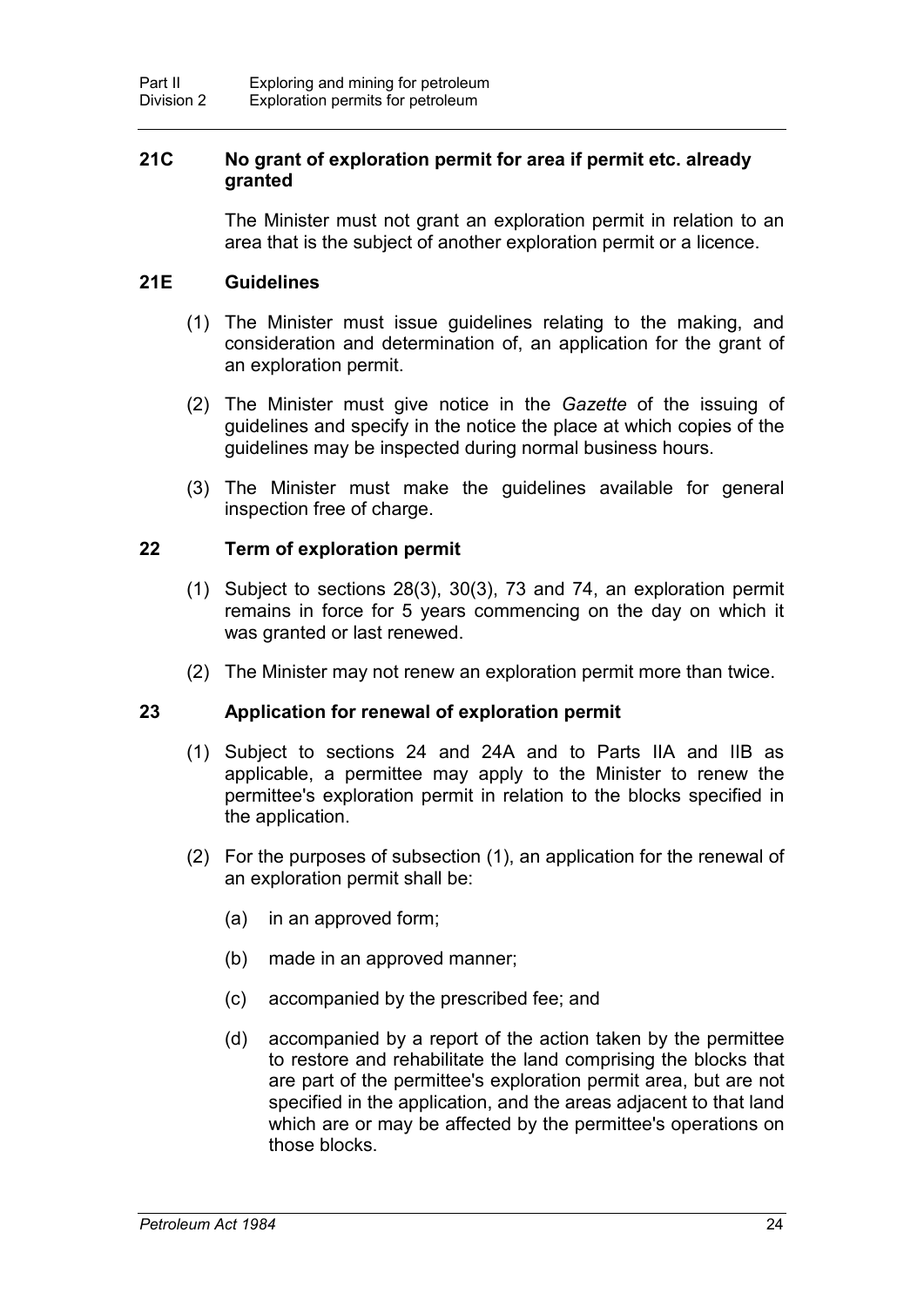### 21C No grant of exploration permit for area if permit etc. already granted

The Minister must not grant an exploration permit in relation to an area that is the subject of another exploration permit or a licence.

### 21E Guidelines

(1) The Minister must issue guidelines relating to the making, and consideration and determination of, an application for the grant of an exploration permit.

(2) The Minister must give notice in the *Gazette* of the issuing of guidelines and specify in the notice the place at which copies of the guidelines may be inspected during normal business hours.

(3) The Minister must make the guidelines available for general inspection free of charge.

### 22 Term of exploration permit

(1) Subject to sections 28(3), 30(3), 73 and 74, an exploration permit remains in force for 5 years commencing on the day on which it was granted or last renewed.

(2) The Minister may not renew an exploration permit more than twice.

### 23 Application for renewal of exploration permit

(1) Subject to sections 24 and 24A and to Parts IIA and IIB as applicable, a permittee may apply to the Minister to renew the permittee's exploration permit in relation to the blocks specified in the application.

(2) For the purposes of subsection (1), an application for the renewal of an exploration permit shall be:

(a) in an approved form;

(b) made in an approved manner;

(c) accompanied by the prescribed fee; and

(d) accompanied by a report of the action taken by the permittee to restore and rehabilitate the land comprising the blocks that are part of the permittee's exploration permit area, but are not specified in the application, and the areas adjacent to that land which are or may be affected by the permittee's operations on those blocks.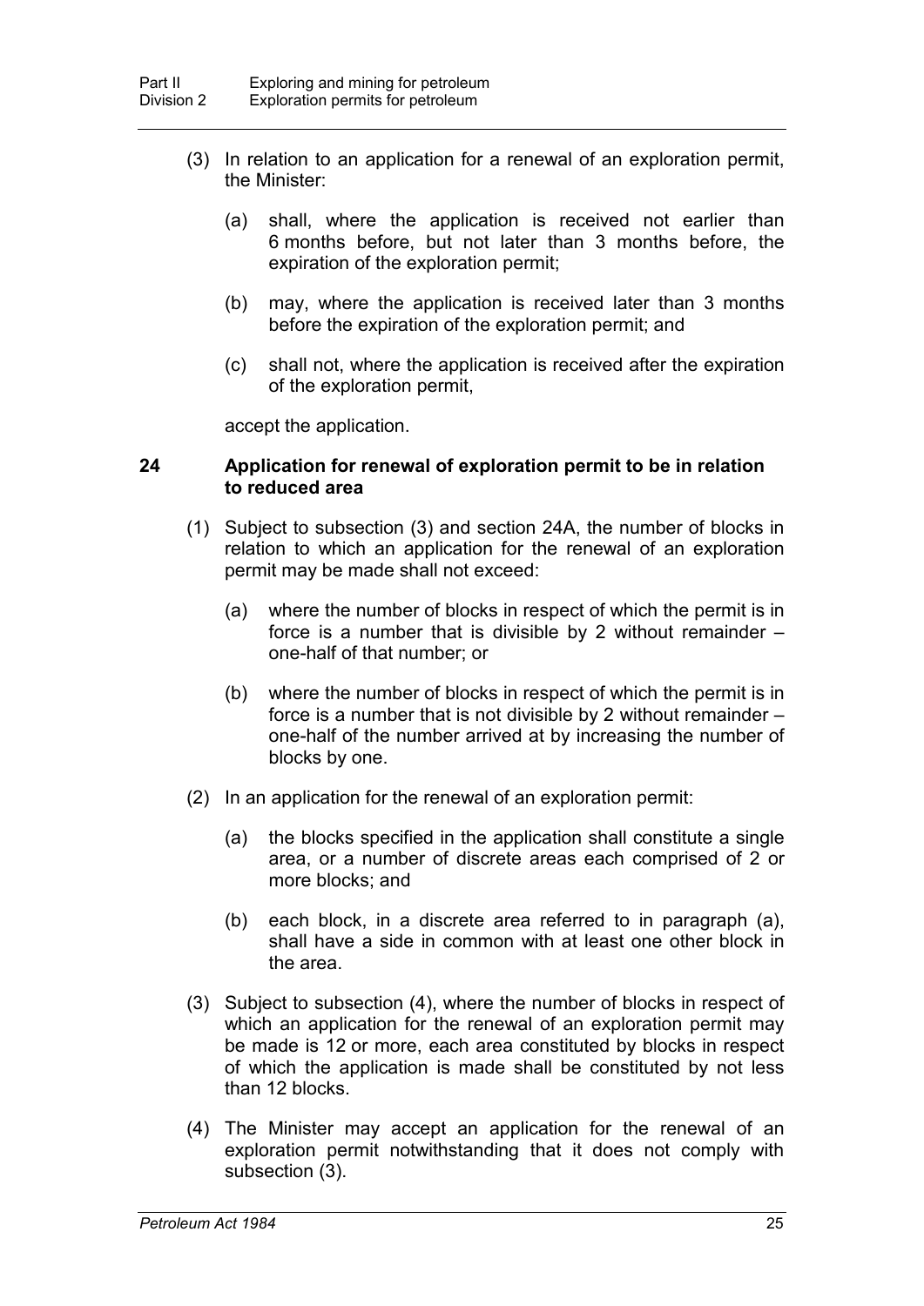(3) In relation to an application for a renewal of an exploration permit, the Minister:

(a) shall, where the application is received not earlier than 6 months before, but not later than 3 months before, the expiration of the exploration permit;

(b) may, where the application is received later than 3 months before the expiration of the exploration permit; and

(c) shall not, where the application is received after the expiration of the exploration permit,

accept the application.

### 24 Application for renewal of exploration permit to be in relation to reduced area

(1) Subject to subsection (3) and section 24A, the number of blocks in relation to which an application for the renewal of an exploration permit may be made shall not exceed:

(a) where the number of blocks in respect of which the permit is in force is a number that is divisible by 2 without remainder – one-half of that number; or

(b) where the number of blocks in respect of which the permit is in force is a number that is not divisible by 2 without remainder – one-half of the number arrived at by increasing the number of blocks by one.

(2) In an application for the renewal of an exploration permit:

(a) the blocks specified in the application shall constitute a single area, or a number of discrete areas each comprised of 2 or more blocks; and

(b) each block, in a discrete area referred to in paragraph (a), shall have a side in common with at least one other block in the area.

(3) Subject to subsection (4), where the number of blocks in respect of which an application for the renewal of an exploration permit may be made is 12 or more, each area constituted by blocks in respect of which the application is made shall be constituted by not less than 12 blocks.

(4) The Minister may accept an application for the renewal of an exploration permit notwithstanding that it does not comply with subsection (3).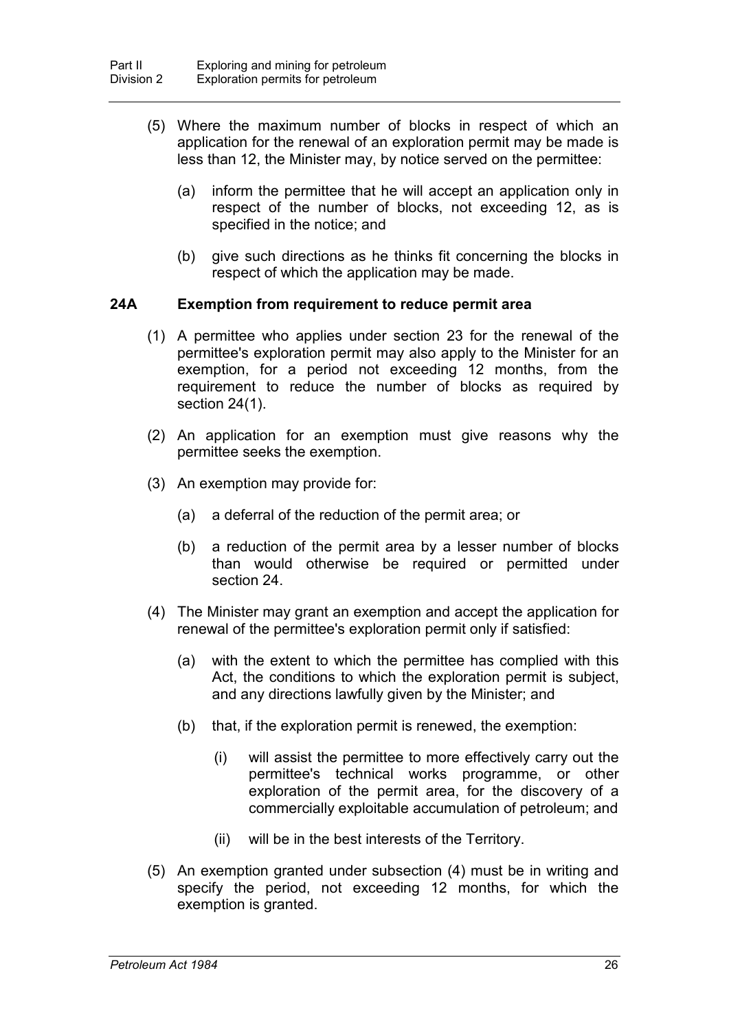(5) Where the maximum number of blocks in respect of which an application for the renewal of an exploration permit may be made is less than 12, the Minister may, by notice served on the permittee:

   (a) inform the permittee that he will accept an application only in respect of the number of blocks, not exceeding 12, as is specified in the notice; and

   (b) give such directions as he thinks fit concerning the blocks in respect of which the application may be made.

### 24A Exemption from requirement to reduce permit area

(1) A permittee who applies under section 23 for the renewal of the permittee's exploration permit may also apply to the Minister for an exemption, for a period not exceeding 12 months, from the requirement to reduce the number of blocks as required by section 24(1).

(2) An application for an exemption must give reasons why the permittee seeks the exemption.

(3) An exemption may provide for:

   (a) a deferral of the reduction of the permit area; or

   (b) a reduction of the permit area by a lesser number of blocks than would otherwise be required or permitted under section 24.

(4) The Minister may grant an exemption and accept the application for renewal of the permittee's exploration permit only if satisfied:

   (a) with the extent to which the permittee has complied with this Act, the conditions to which the exploration permit is subject, and any directions lawfully given by the Minister; and

   (b) that, if the exploration permit is renewed, the exemption:

      (i) will assist the permittee to more effectively carry out the permittee's technical works programme, or other exploration of the permit area, for the discovery of a commercially exploitable accumulation of petroleum; and

      (ii) will be in the best interests of the Territory.

(5) An exemption granted under subsection (4) must be in writing and specify the period, not exceeding 12 months, for which the exemption is granted.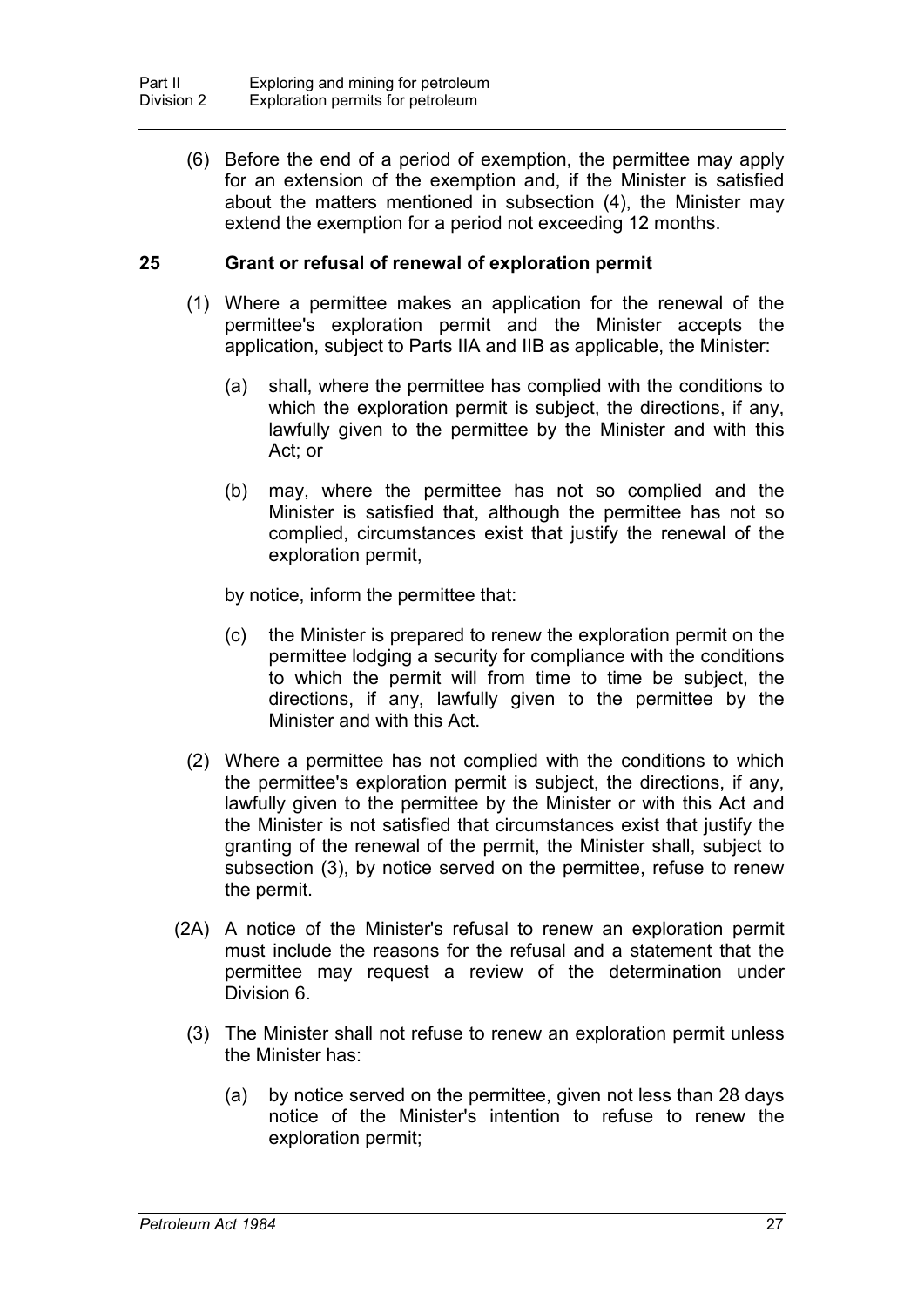(6) Before the end of a period of exemption, the permittee may apply for an extension of the exemption and, if the Minister is satisfied about the matters mentioned in subsection (4), the Minister may extend the exemption for a period not exceeding 12 months.

### 25 Grant or refusal of renewal of exploration permit

(1) Where a permittee makes an application for the renewal of the permittee's exploration permit and the Minister accepts the application, subject to Parts IIA and IIB as applicable, the Minister:

(a) shall, where the permittee has complied with the conditions to which the exploration permit is subject, the directions, if any, lawfully given to the permittee by the Minister and with this Act; or

(b) may, where the permittee has not so complied and the Minister is satisfied that, although the permittee has not so complied, circumstances exist that justify the renewal of the exploration permit,

by notice, inform the permittee that:

(c) the Minister is prepared to renew the exploration permit on the permittee lodging a security for compliance with the conditions to which the permit will from time to time be subject, the directions, if any, lawfully given to the permittee by the Minister and with this Act.

(2) Where a permittee has not complied with the conditions to which the permittee's exploration permit is subject, the directions, if any, lawfully given to the permittee by the Minister or with this Act and the Minister is not satisfied that circumstances exist that justify the granting of the renewal of the permit, the Minister shall, subject to subsection (3), by notice served on the permittee, refuse to renew the permit.

(2A) A notice of the Minister's refusal to renew an exploration permit must include the reasons for the refusal and a statement that the permittee may request a review of the determination under Division 6.

(3) The Minister shall not refuse to renew an exploration permit unless the Minister has:

(a) by notice served on the permittee, given not less than 28 days notice of the Minister's intention to refuse to renew the exploration permit;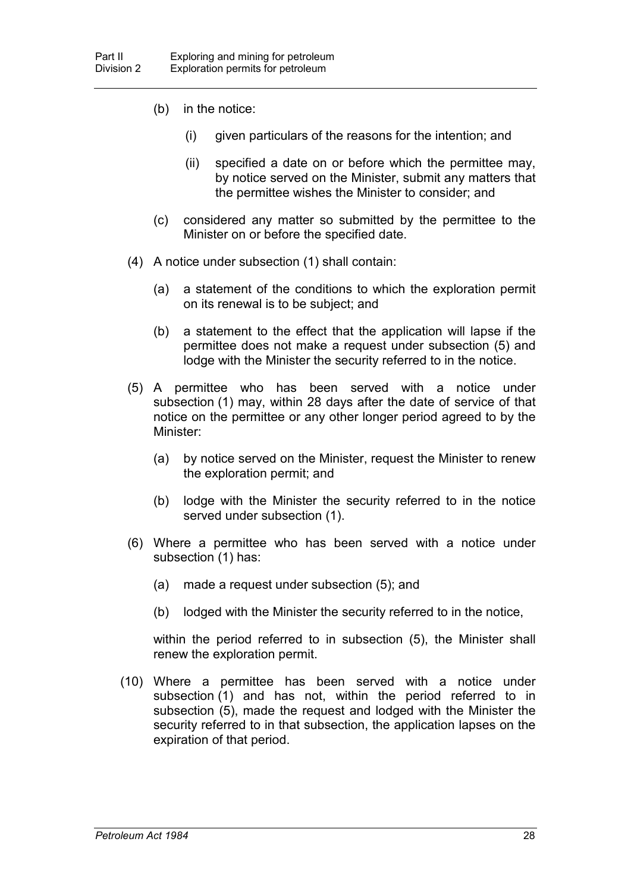(b) in the notice:

   (i) given particulars of the reasons for the intention; and

   (ii) specified a date on or before which the permittee may, by notice served on the Minister, submit any matters that the permittee wishes the Minister to consider; and

(c) considered any matter so submitted by the permittee to the Minister on or before the specified date.

(4) A notice under subsection (1) shall contain:

   (a) a statement of the conditions to which the exploration permit on its renewal is to be subject; and

   (b) a statement to the effect that the application will lapse if the permittee does not make a request under subsection (5) and lodge with the Minister the security referred to in the notice.

(5) A permittee who has been served with a notice under subsection (1) may, within 28 days after the date of service of that notice on the permittee or any other longer period agreed to by the Minister:

   (a) by notice served on the Minister, request the Minister to renew the exploration permit; and

   (b) lodge with the Minister the security referred to in the notice served under subsection (1).

(6) Where a permittee who has been served with a notice under subsection (1) has:

   (a) made a request under subsection (5); and

   (b) lodged with the Minister the security referred to in the notice,

   within the period referred to in subsection (5), the Minister shall renew the exploration permit.

(10) Where a permittee has been served with a notice under subsection (1) and has not, within the period referred to in subsection (5), made the request and lodged with the Minister the security referred to in that subsection, the application lapses on the expiration of that period.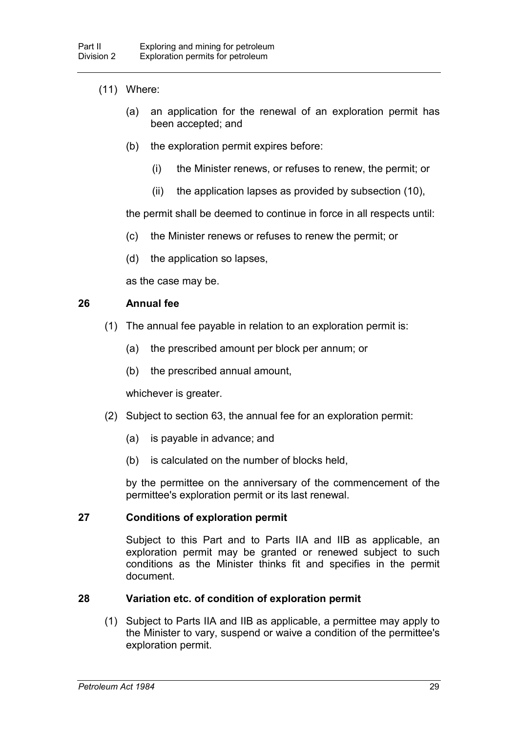(11) Where:

(a) an application for the renewal of an exploration permit has been accepted; and

(b) the exploration permit expires before:

(i) the Minister renews, or refuses to renew, the permit; or

(ii) the application lapses as provided by subsection (10),

the permit shall be deemed to continue in force in all respects until:

(c) the Minister renews or refuses to renew the permit; or

(d) the application so lapses,

as the case may be.

## 26 Annual fee

(1) The annual fee payable in relation to an exploration permit is:

(a) the prescribed amount per block per annum; or

(b) the prescribed annual amount,

whichever is greater.

(2) Subject to section 63, the annual fee for an exploration permit:

(a) is payable in advance; and

(b) is calculated on the number of blocks held,

by the permittee on the anniversary of the commencement of the permittee's exploration permit or its last renewal.

## 27 Conditions of exploration permit

Subject to this Part and to Parts IIA and IIB as applicable, an exploration permit may be granted or renewed subject to such conditions as the Minister thinks fit and specifies in the permit document.

## 28 Variation etc. of condition of exploration permit

(1) Subject to Parts IIA and IIB as applicable, a permittee may apply to the Minister to vary, suspend or waive a condition of the permittee's exploration permit.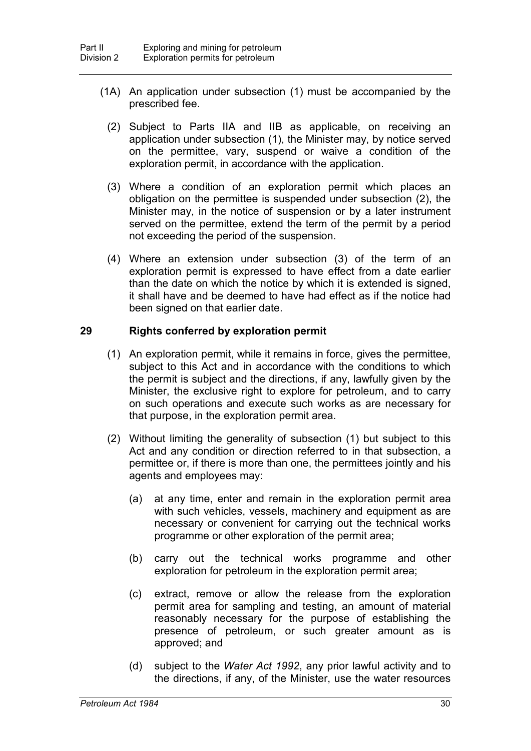(1A) An application under subsection (1) must be accompanied by the prescribed fee.

(2) Subject to Parts IIA and IIB as applicable, on receiving an application under subsection (1), the Minister may, by notice served on the permittee, vary, suspend or waive a condition of the exploration permit, in accordance with the application.

(3) Where a condition of an exploration permit which places an obligation on the permittee is suspended under subsection (2), the Minister may, in the notice of suspension or by a later instrument served on the permittee, extend the term of the permit by a period not exceeding the period of the suspension.

(4) Where an extension under subsection (3) of the term of an exploration permit is expressed to have effect from a date earlier than the date on which the notice by which it is extended is signed, it shall have and be deemed to have had effect as if the notice had been signed on that earlier date.

### 29 Rights conferred by exploration permit

(1) An exploration permit, while it remains in force, gives the permittee, subject to this Act and in accordance with the conditions to which the permit is subject and the directions, if any, lawfully given by the Minister, the exclusive right to explore for petroleum, and to carry on such operations and execute such works as are necessary for that purpose, in the exploration permit area.

(2) Without limiting the generality of subsection (1) but subject to this Act and any condition or direction referred to in that subsection, a permittee or, if there is more than one, the permittees jointly and his agents and employees may:

(a) at any time, enter and remain in the exploration permit area with such vehicles, vessels, machinery and equipment as are necessary or convenient for carrying out the technical works programme or other exploration of the permit area;

(b) carry out the technical works programme and other exploration for petroleum in the exploration permit area;

(c) extract, remove or allow the release from the exploration permit area for sampling and testing, an amount of material reasonably necessary for the purpose of establishing the presence of petroleum, or such greater amount as is approved; and

(d) subject to the *Water Act 1992*, any prior lawful activity and to the directions, if any, of the Minister, use the water resources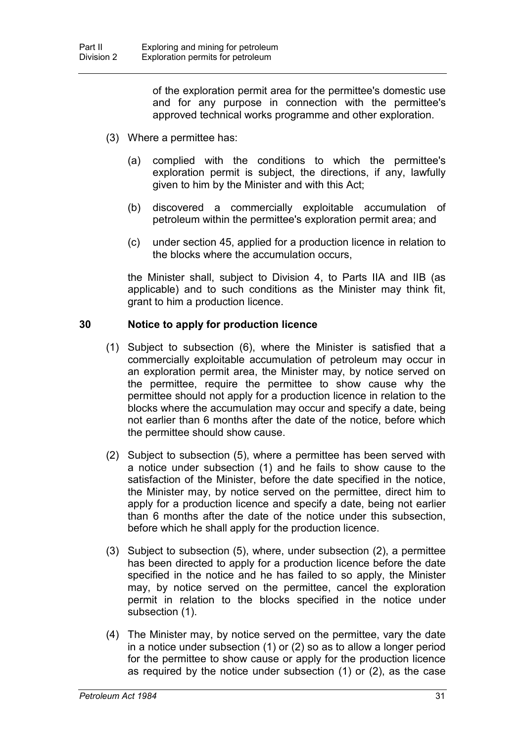of the exploration permit area for the permittee's domestic use and for any purpose in connection with the permittee's approved technical works programme and other exploration.

(3) Where a permittee has:

(a) complied with the conditions to which the permittee's exploration permit is subject, the directions, if any, lawfully given to him by the Minister and with this Act;

(b) discovered a commercially exploitable accumulation of petroleum within the permittee's exploration permit area; and

(c) under section 45, applied for a production licence in relation to the blocks where the accumulation occurs,

the Minister shall, subject to Division 4, to Parts IIA and IIB (as applicable) and to such conditions as the Minister may think fit, grant to him a production licence.

## 30 Notice to apply for production licence

(1) Subject to subsection (6), where the Minister is satisfied that a commercially exploitable accumulation of petroleum may occur in an exploration permit area, the Minister may, by notice served on the permittee, require the permittee to show cause why the permittee should not apply for a production licence in relation to the blocks where the accumulation may occur and specify a date, being not earlier than 6 months after the date of the notice, before which the permittee should show cause.

(2) Subject to subsection (5), where a permittee has been served with a notice under subsection (1) and he fails to show cause to the satisfaction of the Minister, before the date specified in the notice, the Minister may, by notice served on the permittee, direct him to apply for a production licence and specify a date, being not earlier than 6 months after the date of the notice under this subsection, before which he shall apply for the production licence.

(3) Subject to subsection (5), where, under subsection (2), a permittee has been directed to apply for a production licence before the date specified in the notice and he has failed to so apply, the Minister may, by notice served on the permittee, cancel the exploration permit in relation to the blocks specified in the notice under subsection (1).

(4) The Minister may, by notice served on the permittee, vary the date in a notice under subsection (1) or (2) so as to allow a longer period for the permittee to show cause or apply for the production licence as required by the notice under subsection (1) or (2), as the case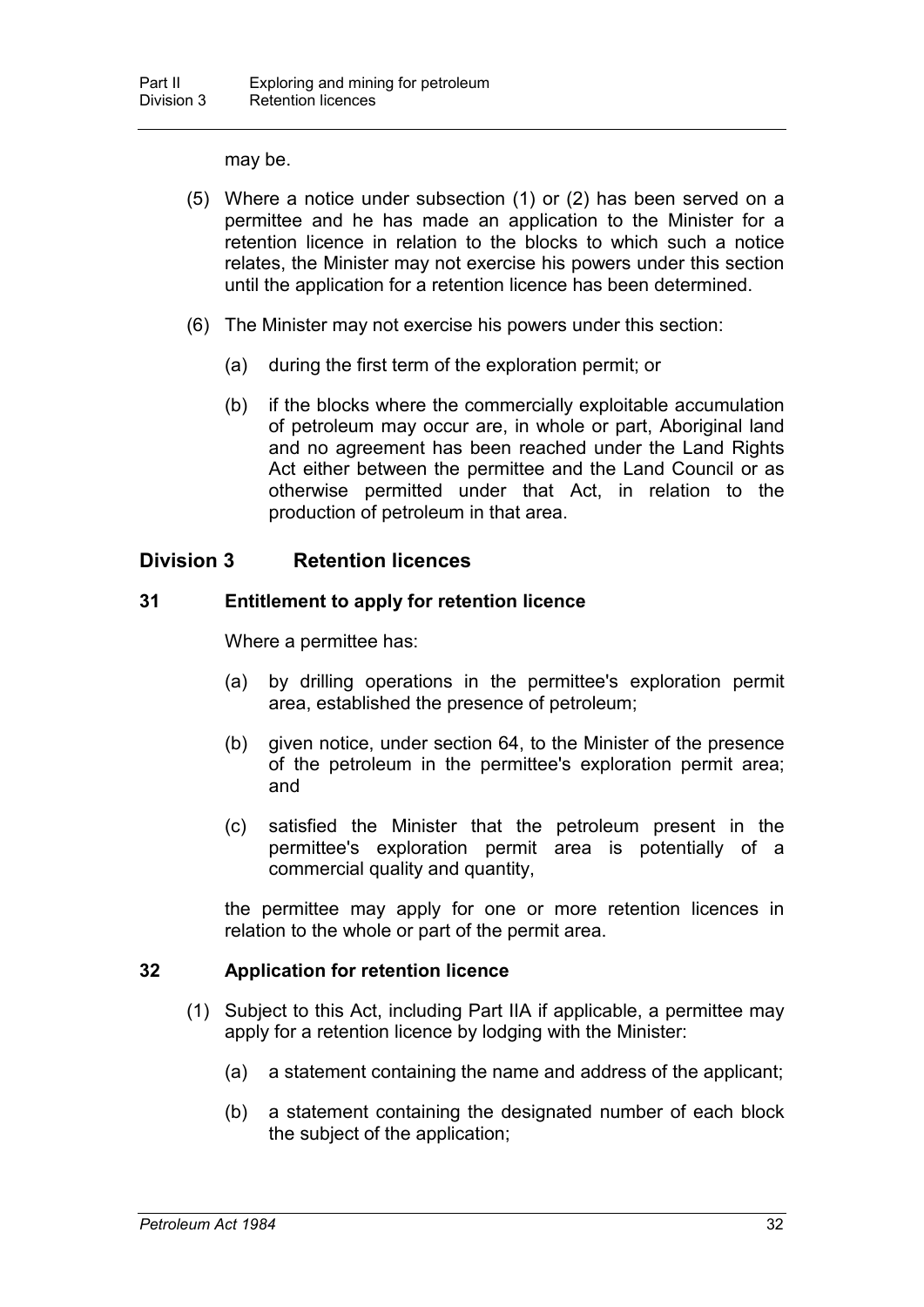may be.

(5) Where a notice under subsection (1) or (2) has been served on a permittee and he has made an application to the Minister for a retention licence in relation to the blocks to which such a notice relates, the Minister may not exercise his powers under this section until the application for a retention licence has been determined.

(6) The Minister may not exercise his powers under this section:

(a) during the first term of the exploration permit; or

(b) if the blocks where the commercially exploitable accumulation of petroleum may occur are, in whole or part, Aboriginal land and no agreement has been reached under the Land Rights Act either between the permittee and the Land Council or as otherwise permitted under that Act, in relation to the production of petroleum in that area.

## Division 3 Retention licences

### 31 Entitlement to apply for retention licence

Where a permittee has:

(a) by drilling operations in the permittee's exploration permit area, established the presence of petroleum;

(b) given notice, under section 64, to the Minister of the presence of the petroleum in the permittee's exploration permit area; and

(c) satisfied the Minister that the petroleum present in the permittee's exploration permit area is potentially of a commercial quality and quantity,

the permittee may apply for one or more retention licences in relation to the whole or part of the permit area.

### 32 Application for retention licence

(1) Subject to this Act, including Part IIA if applicable, a permittee may apply for a retention licence by lodging with the Minister:

(a) a statement containing the name and address of the applicant;

(b) a statement containing the designated number of each block the subject of the application;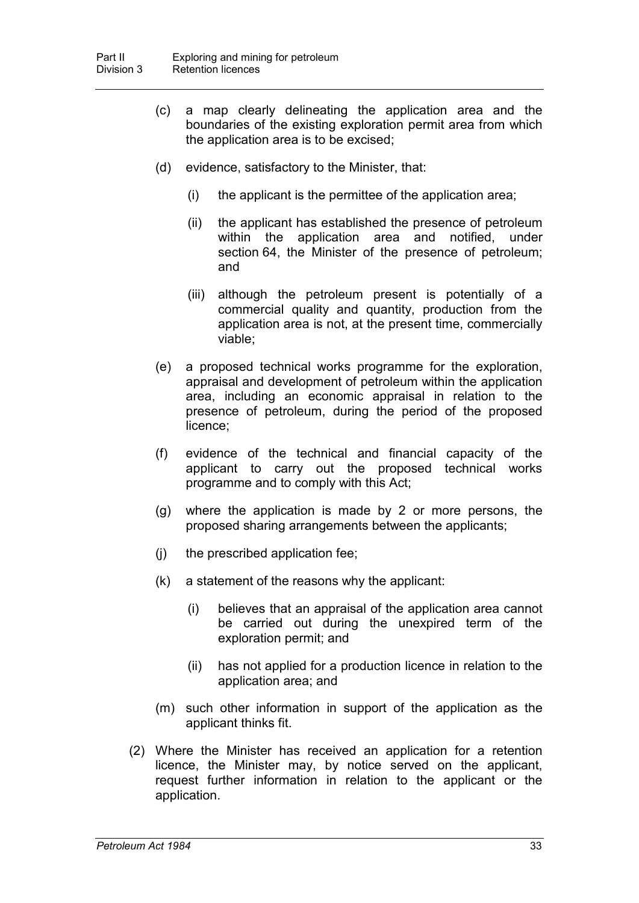(c) a map clearly delineating the application area and the boundaries of the existing exploration permit area from which the application area is to be excised;

(d) evidence, satisfactory to the Minister, that:

   (i) the applicant is the permittee of the application area;

   (ii) the applicant has established the presence of petroleum within the application area and notified, under section 64, the Minister of the presence of petroleum; and

   (iii) although the petroleum present is potentially of a commercial quality and quantity, production from the application area is not, at the present time, commercially viable;

(e) a proposed technical works programme for the exploration, appraisal and development of petroleum within the application area, including an economic appraisal in relation to the presence of petroleum, during the period of the proposed licence;

(f) evidence of the technical and financial capacity of the applicant to carry out the proposed technical works programme and to comply with this Act;

(g) where the application is made by 2 or more persons, the proposed sharing arrangements between the applicants;

(j) the prescribed application fee;

(k) a statement of the reasons why the applicant:

   (i) believes that an appraisal of the application area cannot be carried out during the unexpired term of the exploration permit; and

   (ii) has not applied for a production licence in relation to the application area; and

(m) such other information in support of the application as the applicant thinks fit.

(2) Where the Minister has received an application for a retention licence, the Minister may, by notice served on the applicant, request further information in relation to the applicant or the application.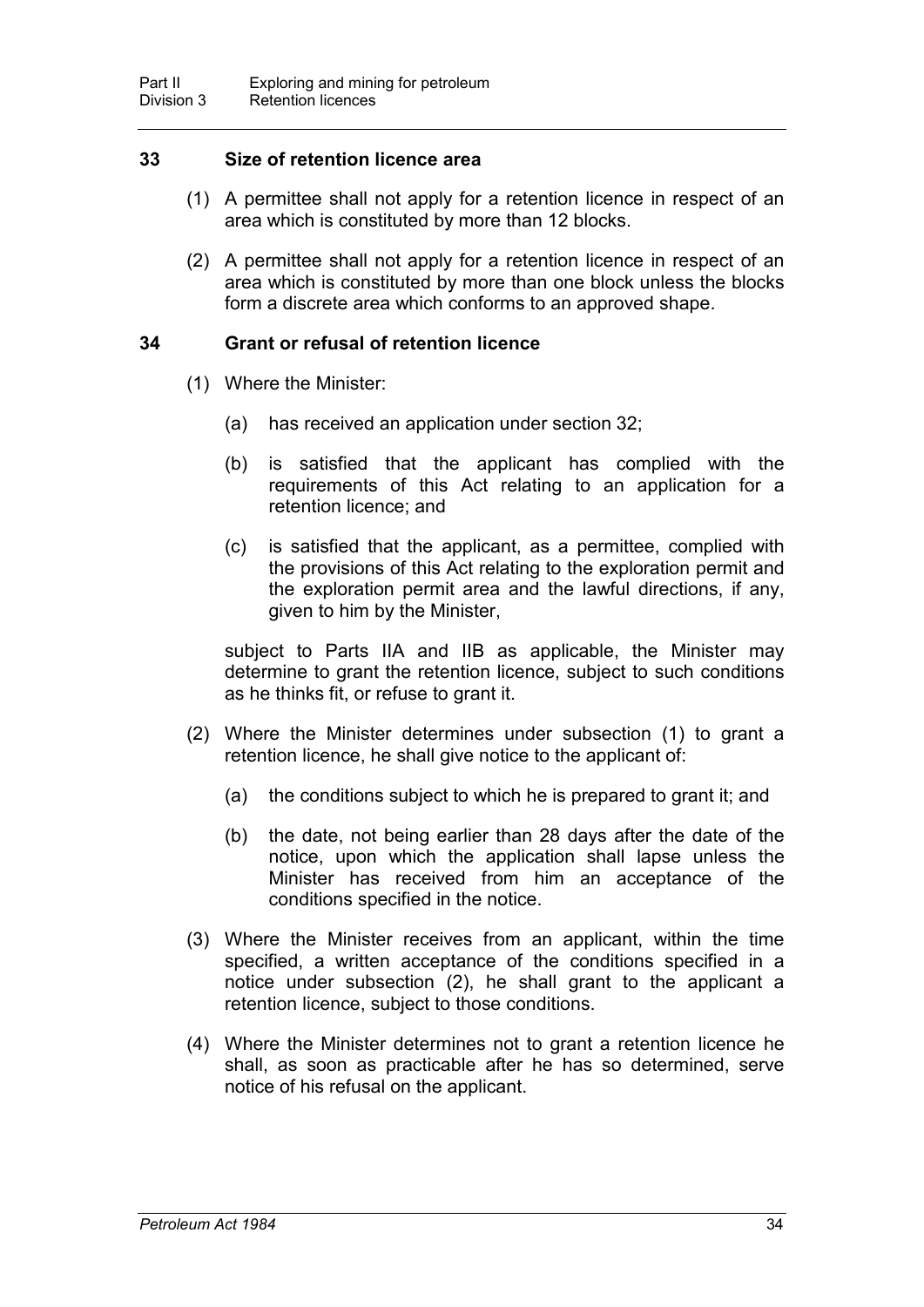### 33 Size of retention licence area

(1) A permittee shall not apply for a retention licence in respect of an area which is constituted by more than 12 blocks.

(2) A permittee shall not apply for a retention licence in respect of an area which is constituted by more than one block unless the blocks form a discrete area which conforms to an approved shape.

### 34 Grant or refusal of retention licence

(1) Where the Minister:

(a) has received an application under section 32;

(b) is satisfied that the applicant has complied with the requirements of this Act relating to an application for a retention licence; and

(c) is satisfied that the applicant, as a permittee, complied with the provisions of this Act relating to the exploration permit and the exploration permit area and the lawful directions, if any, given to him by the Minister,

subject to Parts IIA and IIB as applicable, the Minister may determine to grant the retention licence, subject to such conditions as he thinks fit, or refuse to grant it.

(2) Where the Minister determines under subsection (1) to grant a retention licence, he shall give notice to the applicant of:

(a) the conditions subject to which he is prepared to grant it; and

(b) the date, not being earlier than 28 days after the date of the notice, upon which the application shall lapse unless the Minister has received from him an acceptance of the conditions specified in the notice.

(3) Where the Minister receives from an applicant, within the time specified, a written acceptance of the conditions specified in a notice under subsection (2), he shall grant to the applicant a retention licence, subject to those conditions.

(4) Where the Minister determines not to grant a retention licence he shall, as soon as practicable after he has so determined, serve notice of his refusal on the applicant.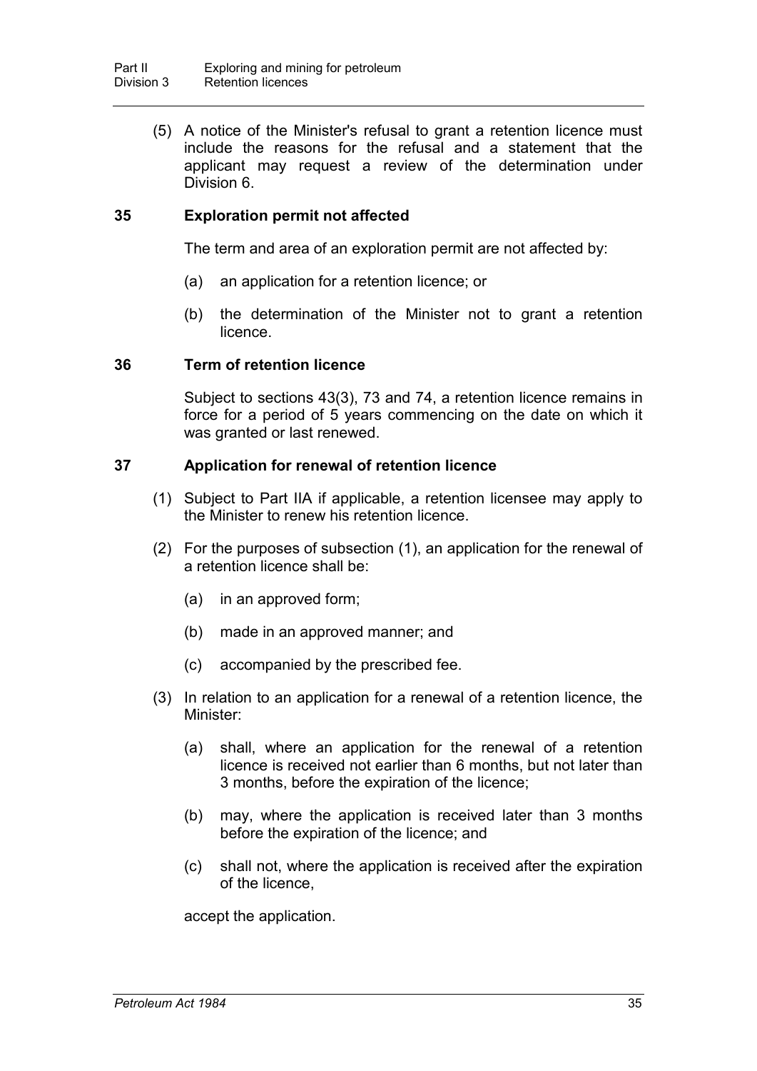(5) A notice of the Minister's refusal to grant a retention licence must include the reasons for the refusal and a statement that the applicant may request a review of the determination under Division 6.

### 35 Exploration permit not affected

The term and area of an exploration permit are not affected by:

(a) an application for a retention licence; or

(b) the determination of the Minister not to grant a retention licence.

### 36 Term of retention licence

Subject to sections 43(3), 73 and 74, a retention licence remains in force for a period of 5 years commencing on the date on which it was granted or last renewed.

### 37 Application for renewal of retention licence

(1) Subject to Part IIA if applicable, a retention licensee may apply to the Minister to renew his retention licence.

(2) For the purposes of subsection (1), an application for the renewal of a retention licence shall be:

(a) in an approved form;

(b) made in an approved manner; and

(c) accompanied by the prescribed fee.

(3) In relation to an application for a renewal of a retention licence, the Minister:

(a) shall, where an application for the renewal of a retention licence is received not earlier than 6 months, but not later than 3 months, before the expiration of the licence;

(b) may, where the application is received later than 3 months before the expiration of the licence; and

(c) shall not, where the application is received after the expiration of the licence,

accept the application.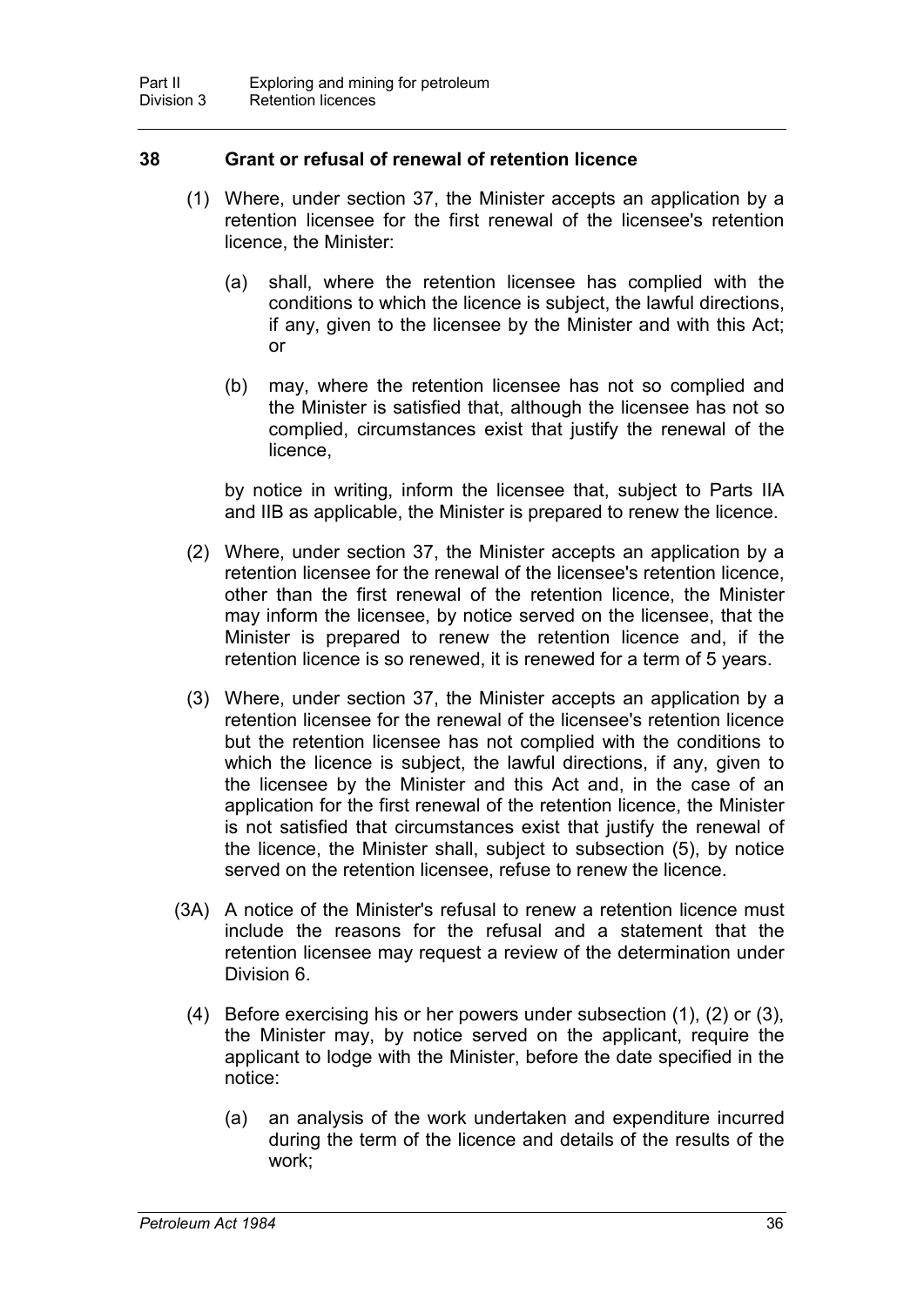## 38 Grant or refusal of renewal of retention licence

(1) Where, under section 37, the Minister accepts an application by a retention licensee for the first renewal of the licensee's retention licence, the Minister:

(a) shall, where the retention licensee has complied with the conditions to which the licence is subject, the lawful directions, if any, given to the licensee by the Minister and with this Act; or

(b) may, where the retention licensee has not so complied and the Minister is satisfied that, although the licensee has not so complied, circumstances exist that justify the renewal of the licence,

by notice in writing, inform the licensee that, subject to Parts IIA and IIB as applicable, the Minister is prepared to renew the licence.

(2) Where, under section 37, the Minister accepts an application by a retention licensee for the renewal of the licensee's retention licence, other than the first renewal of the retention licence, the Minister may inform the licensee, by notice served on the licensee, that the Minister is prepared to renew the retention licence and, if the retention licence is so renewed, it is renewed for a term of 5 years.

(3) Where, under section 37, the Minister accepts an application by a retention licensee for the renewal of the licensee's retention licence but the retention licensee has not complied with the conditions to which the licence is subject, the lawful directions, if any, given to the licensee by the Minister and this Act and, in the case of an application for the first renewal of the retention licence, the Minister is not satisfied that circumstances exist that justify the renewal of the licence, the Minister shall, subject to subsection (5), by notice served on the retention licensee, refuse to renew the licence.

(3A) A notice of the Minister's refusal to renew a retention licence must include the reasons for the refusal and a statement that the retention licensee may request a review of the determination under Division 6.

(4) Before exercising his or her powers under subsection (1), (2) or (3), the Minister may, by notice served on the applicant, require the applicant to lodge with the Minister, before the date specified in the notice:

(a) an analysis of the work undertaken and expenditure incurred during the term of the licence and details of the results of the work;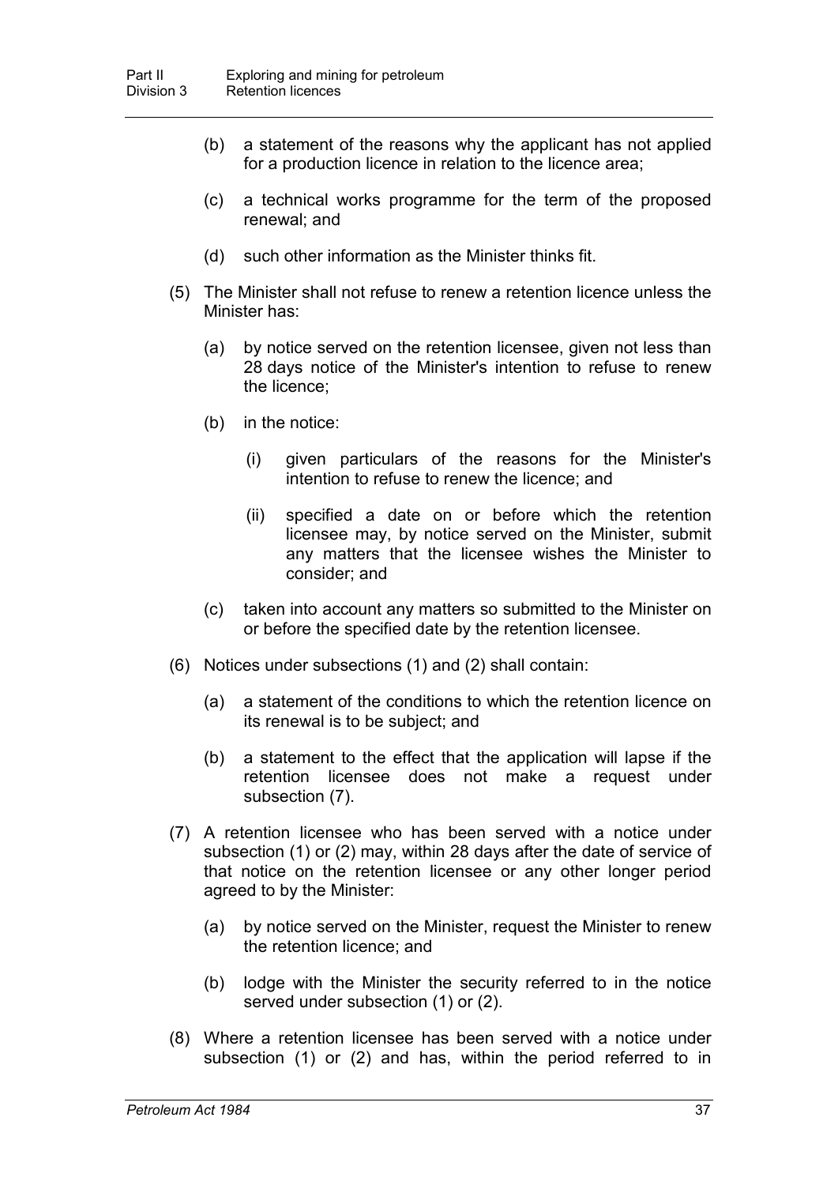(b) a statement of the reasons why the applicant has not applied for a production licence in relation to the licence area;

(c) a technical works programme for the term of the proposed renewal; and

(d) such other information as the Minister thinks fit.

(5) The Minister shall not refuse to renew a retention licence unless the Minister has:

(a) by notice served on the retention licensee, given not less than 28 days notice of the Minister's intention to refuse to renew the licence;

(b) in the notice:

(i) given particulars of the reasons for the Minister's intention to refuse to renew the licence; and

(ii) specified a date on or before which the retention licensee may, by notice served on the Minister, submit any matters that the licensee wishes the Minister to consider; and

(c) taken into account any matters so submitted to the Minister on or before the specified date by the retention licensee.

(6) Notices under subsections (1) and (2) shall contain:

(a) a statement of the conditions to which the retention licence on its renewal is to be subject; and

(b) a statement to the effect that the application will lapse if the retention licensee does not make a request under subsection (7).

(7) A retention licensee who has been served with a notice under subsection (1) or (2) may, within 28 days after the date of service of that notice on the retention licensee or any other longer period agreed to by the Minister:

(a) by notice served on the Minister, request the Minister to renew the retention licence; and

(b) lodge with the Minister the security referred to in the notice served under subsection (1) or (2).

(8) Where a retention licensee has been served with a notice under subsection (1) or (2) and has, within the period referred to in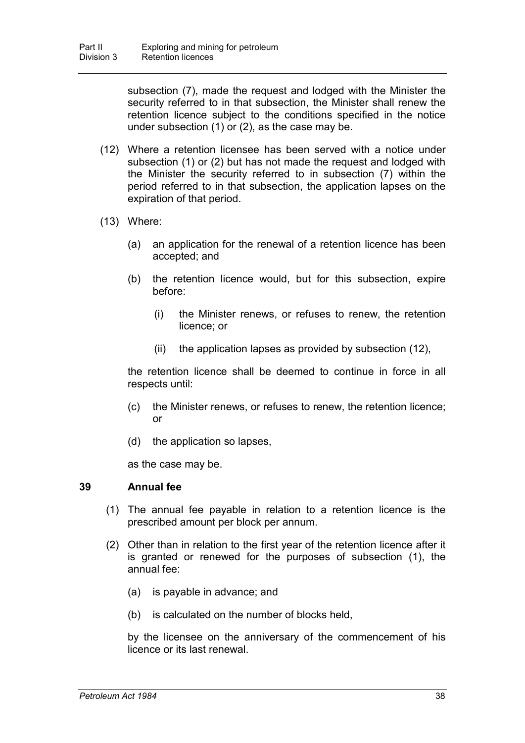subsection (7), made the request and lodged with the Minister the security referred to in that subsection, the Minister shall renew the retention licence subject to the conditions specified in the notice under subsection (1) or (2), as the case may be.

(12) Where a retention licensee has been served with a notice under subsection (1) or (2) but has not made the request and lodged with the Minister the security referred to in subsection (7) within the period referred to in that subsection, the application lapses on the expiration of that period.

(13) Where:

(a) an application for the renewal of a retention licence has been accepted; and

(b) the retention licence would, but for this subsection, expire before:

(i) the Minister renews, or refuses to renew, the retention licence; or

(ii) the application lapses as provided by subsection (12),

the retention licence shall be deemed to continue in force in all respects until:

(c) the Minister renews, or refuses to renew, the retention licence; or

(d) the application so lapses,

as the case may be.

### 39 Annual fee

(1) The annual fee payable in relation to a retention licence is the prescribed amount per block per annum.

(2) Other than in relation to the first year of the retention licence after it is granted or renewed for the purposes of subsection (1), the annual fee:

(a) is payable in advance; and

(b) is calculated on the number of blocks held,

by the licensee on the anniversary of the commencement of his licence or its last renewal.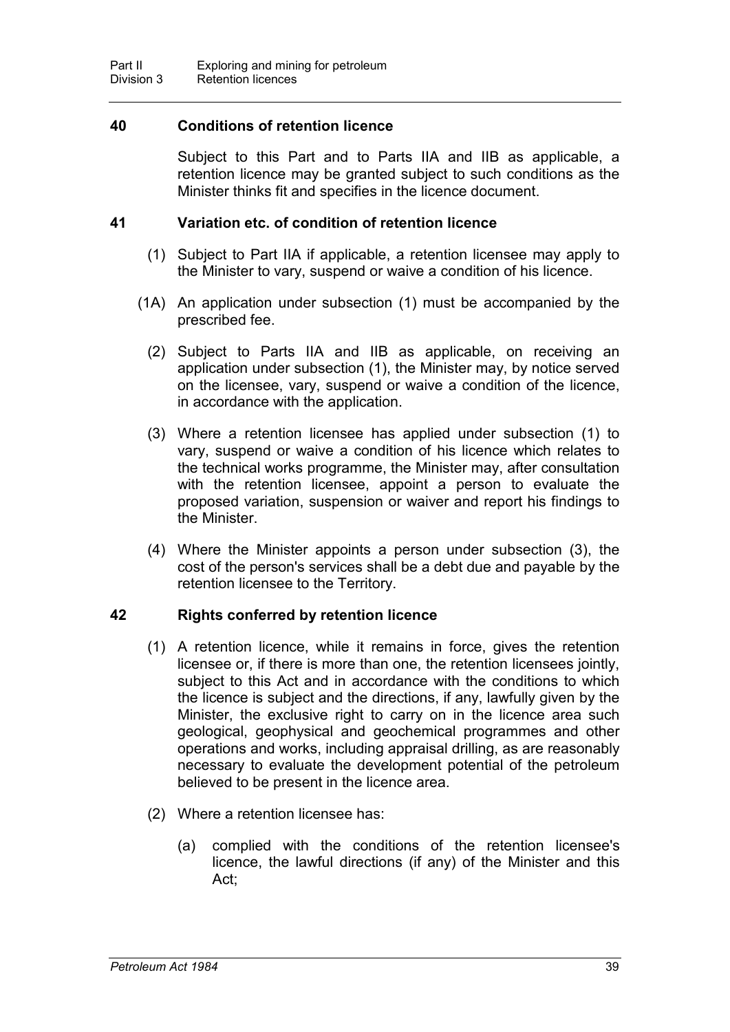### 40 Conditions of retention licence

Subject to this Part and to Parts IIA and IIB as applicable, a retention licence may be granted subject to such conditions as the Minister thinks fit and specifies in the licence document.

### 41 Variation etc. of condition of retention licence

(1) Subject to Part IIA if applicable, a retention licensee may apply to the Minister to vary, suspend or waive a condition of his licence.

(1A) An application under subsection (1) must be accompanied by the prescribed fee.

(2) Subject to Parts IIA and IIB as applicable, on receiving an application under subsection (1), the Minister may, by notice served on the licensee, vary, suspend or waive a condition of the licence, in accordance with the application.

(3) Where a retention licensee has applied under subsection (1) to vary, suspend or waive a condition of his licence which relates to the technical works programme, the Minister may, after consultation with the retention licensee, appoint a person to evaluate the proposed variation, suspension or waiver and report his findings to the Minister.

(4) Where the Minister appoints a person under subsection (3), the cost of the person's services shall be a debt due and payable by the retention licensee to the Territory.

### 42 Rights conferred by retention licence

(1) A retention licence, while it remains in force, gives the retention licensee or, if there is more than one, the retention licensees jointly, subject to this Act and in accordance with the conditions to which the licence is subject and the directions, if any, lawfully given by the Minister, the exclusive right to carry on in the licence area such geological, geophysical and geochemical programmes and other operations and works, including appraisal drilling, as are reasonably necessary to evaluate the development potential of the petroleum believed to be present in the licence area.

(2) Where a retention licensee has:

(a) complied with the conditions of the retention licensee's licence, the lawful directions (if any) of the Minister and this Act;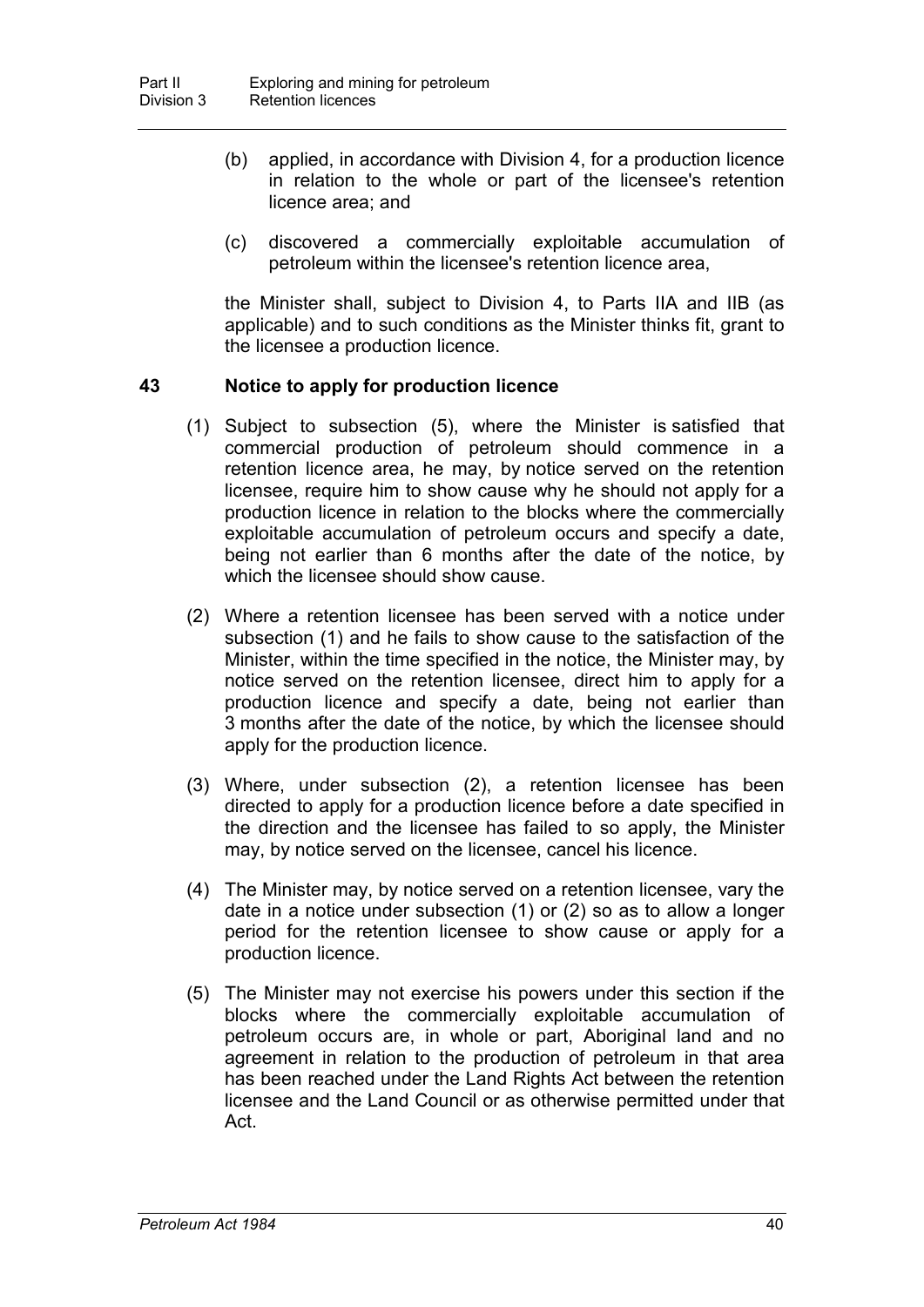(b) applied, in accordance with Division 4, for a production licence in relation to the whole or part of the licensee's retention licence area; and

(c) discovered a commercially exploitable accumulation of petroleum within the licensee's retention licence area,

the Minister shall, subject to Division 4, to Parts IIA and IIB (as applicable) and to such conditions as the Minister thinks fit, grant to the licensee a production licence.

### 43 Notice to apply for production licence

(1) Subject to subsection (5), where the Minister is satisfied that commercial production of petroleum should commence in a retention licence area, he may, by notice served on the retention licensee, require him to show cause why he should not apply for a production licence in relation to the blocks where the commercially exploitable accumulation of petroleum occurs and specify a date, being not earlier than 6 months after the date of the notice, by which the licensee should show cause.

(2) Where a retention licensee has been served with a notice under subsection (1) and he fails to show cause to the satisfaction of the Minister, within the time specified in the notice, the Minister may, by notice served on the retention licensee, direct him to apply for a production licence and specify a date, being not earlier than 3 months after the date of the notice, by which the licensee should apply for the production licence.

(3) Where, under subsection (2), a retention licensee has been directed to apply for a production licence before a date specified in the direction and the licensee has failed to so apply, the Minister may, by notice served on the licensee, cancel his licence.

(4) The Minister may, by notice served on a retention licensee, vary the date in a notice under subsection (1) or (2) so as to allow a longer period for the retention licensee to show cause or apply for a production licence.

(5) The Minister may not exercise his powers under this section if the blocks where the commercially exploitable accumulation of petroleum occurs are, in whole or part, Aboriginal land and no agreement in relation to the production of petroleum in that area has been reached under the Land Rights Act between the retention licensee and the Land Council or as otherwise permitted under that Act.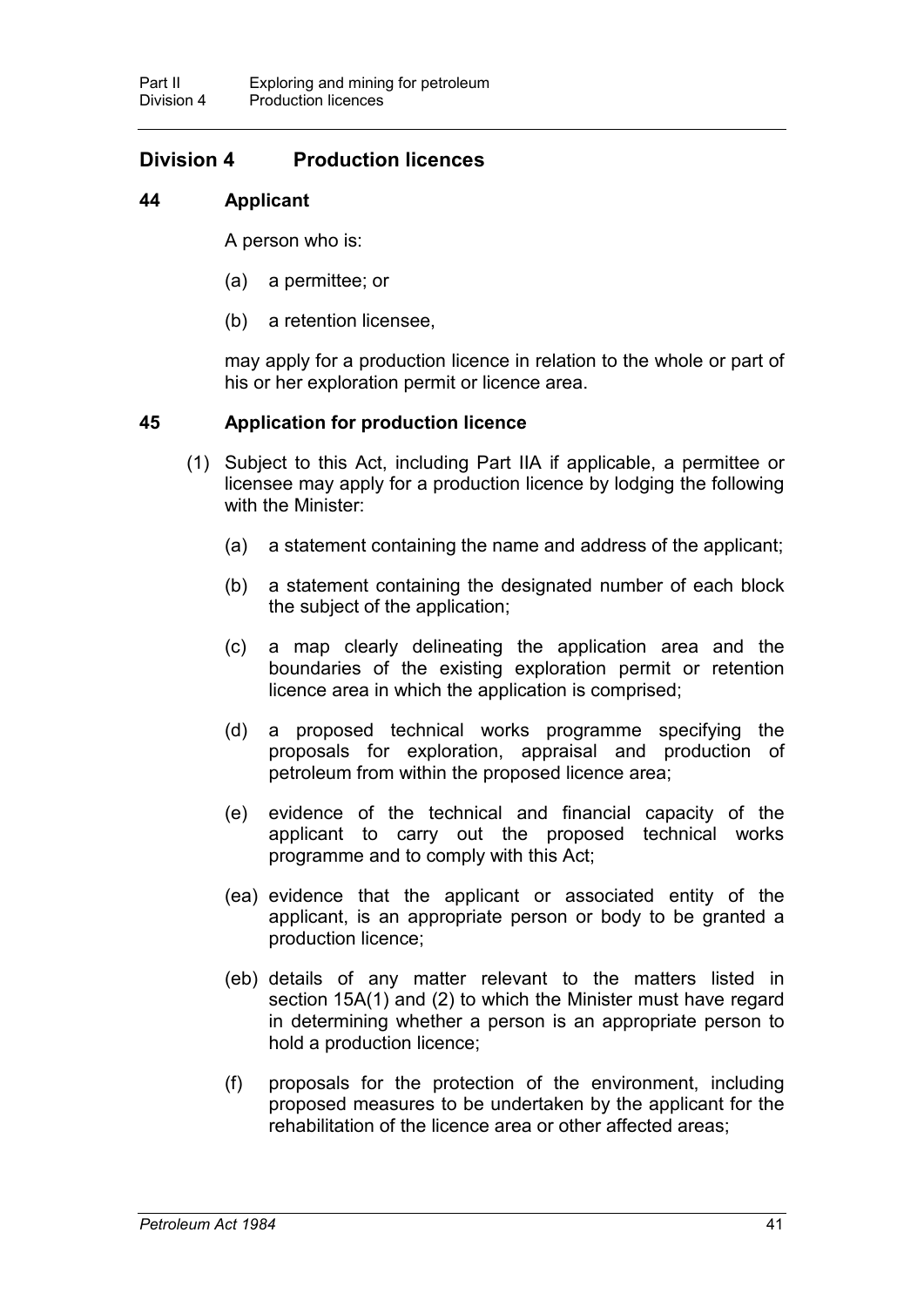## Division 4 Production licences

### 44 Applicant

A person who is:

(a) a permittee; or

(b) a retention licensee,

may apply for a production licence in relation to the whole or part of his or her exploration permit or licence area.

### 45 Application for production licence

(1) Subject to this Act, including Part IIA if applicable, a permittee or licensee may apply for a production licence by lodging the following with the Minister:

(a) a statement containing the name and address of the applicant;

(b) a statement containing the designated number of each block the subject of the application;

(c) a map clearly delineating the application area and the boundaries of the existing exploration permit or retention licence area in which the application is comprised;

(d) a proposed technical works programme specifying the proposals for exploration, appraisal and production of petroleum from within the proposed licence area;

(e) evidence of the technical and financial capacity of the applicant to carry out the proposed technical works programme and to comply with this Act;

(ea) evidence that the applicant or associated entity of the applicant, is an appropriate person or body to be granted a production licence;

(eb) details of any matter relevant to the matters listed in section 15A(1) and (2) to which the Minister must have regard in determining whether a person is an appropriate person to hold a production licence;

(f) proposals for the protection of the environment, including proposed measures to be undertaken by the applicant for the rehabilitation of the licence area or other affected areas;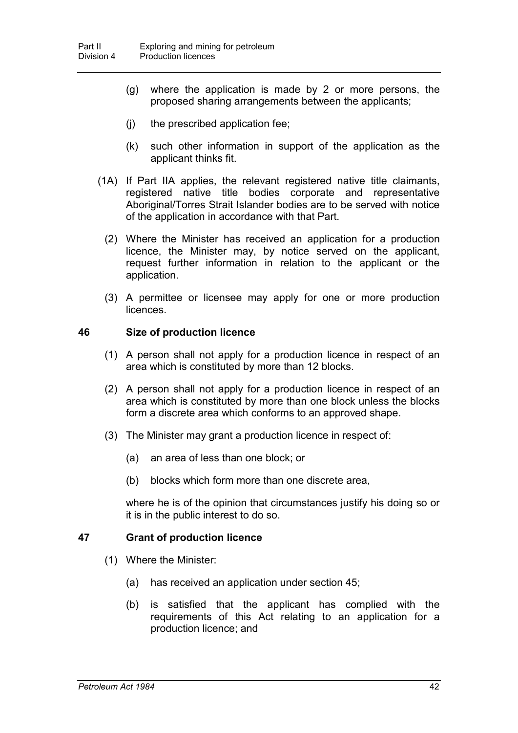(g) where the application is made by 2 or more persons, the proposed sharing arrangements between the applicants;

(j) the prescribed application fee;

(k) such other information in support of the application as the applicant thinks fit.

(1A) If Part IIA applies, the relevant registered native title claimants, registered native title bodies corporate and representative Aboriginal/Torres Strait Islander bodies are to be served with notice of the application in accordance with that Part.

(2) Where the Minister has received an application for a production licence, the Minister may, by notice served on the applicant, request further information in relation to the applicant or the application.

(3) A permittee or licensee may apply for one or more production licences.

### 46 Size of production licence

(1) A person shall not apply for a production licence in respect of an area which is constituted by more than 12 blocks.

(2) A person shall not apply for a production licence in respect of an area which is constituted by more than one block unless the blocks form a discrete area which conforms to an approved shape.

(3) The Minister may grant a production licence in respect of:

(a) an area of less than one block; or

(b) blocks which form more than one discrete area,

where he is of the opinion that circumstances justify his doing so or it is in the public interest to do so.

### 47 Grant of production licence

(1) Where the Minister:

(a) has received an application under section 45;

(b) is satisfied that the applicant has complied with the requirements of this Act relating to an application for a production licence; and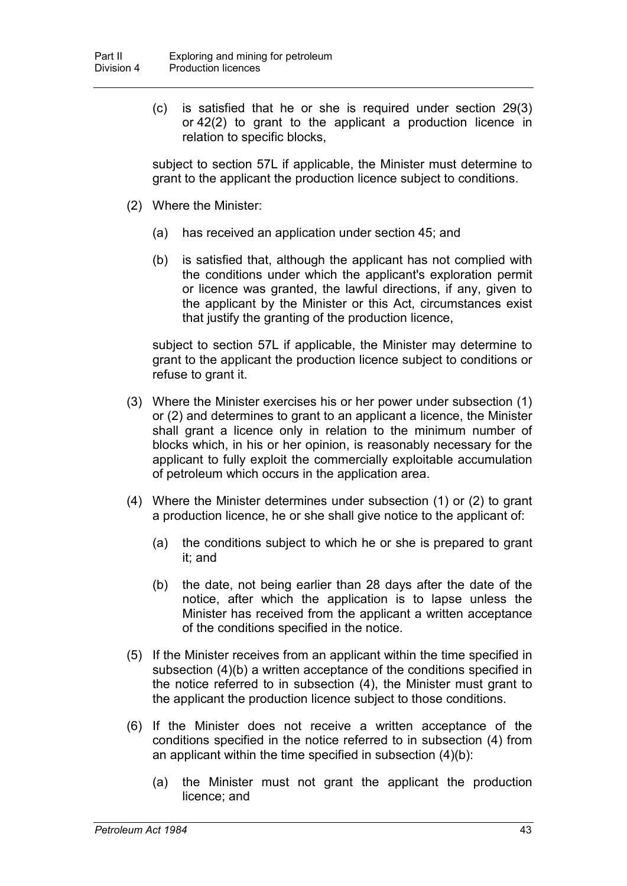(c) is satisfied that he or she is required under section 29(3) or 42(2) to grant to the applicant a production licence in relation to specific blocks,

subject to section 57L if applicable, the Minister must determine to grant to the applicant the production licence subject to conditions.

(2) Where the Minister:

(a) has received an application under section 45; and

(b) is satisfied that, although the applicant has not complied with the conditions under which the applicant's exploration permit or licence was granted, the lawful directions, if any, given to the applicant by the Minister or this Act, circumstances exist that justify the granting of the production licence,

subject to section 57L if applicable, the Minister may determine to grant to the applicant the production licence subject to conditions or refuse to grant it.

(3) Where the Minister exercises his or her power under subsection (1) or (2) and determines to grant to an applicant a licence, the Minister shall grant a licence only in relation to the minimum number of blocks which, in his or her opinion, is reasonably necessary for the applicant to fully exploit the commercially exploitable accumulation of petroleum which occurs in the application area.

(4) Where the Minister determines under subsection (1) or (2) to grant a production licence, he or she shall give notice to the applicant of:

(a) the conditions subject to which he or she is prepared to grant it; and

(b) the date, not being earlier than 28 days after the date of the notice, after which the application is to lapse unless the Minister has received from the applicant a written acceptance of the conditions specified in the notice.

(5) If the Minister receives from an applicant within the time specified in subsection (4)(b) a written acceptance of the conditions specified in the notice referred to in subsection (4), the Minister must grant to the applicant the production licence subject to those conditions.

(6) If the Minister does not receive a written acceptance of the conditions specified in the notice referred to in subsection (4) from an applicant within the time specified in subsection (4)(b):

(a) the Minister must not grant the applicant the production licence; and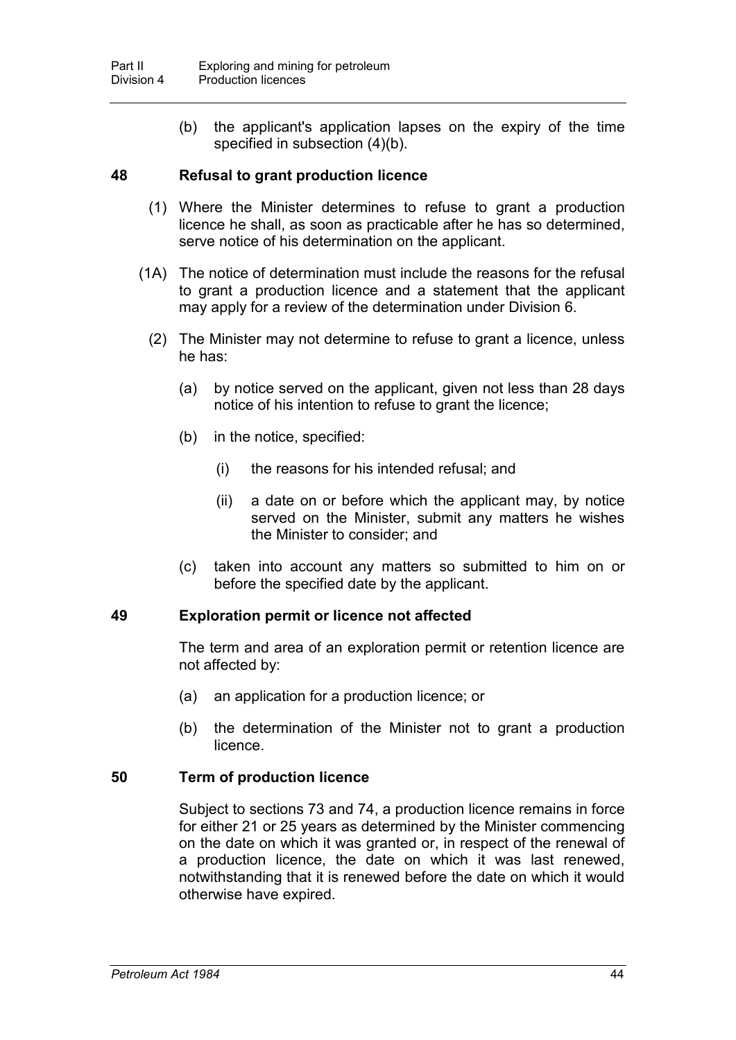(b) the applicant's application lapses on the expiry of the time specified in subsection (4)(b).

### 48 Refusal to grant production licence

(1) Where the Minister determines to refuse to grant a production licence he shall, as soon as practicable after he has so determined, serve notice of his determination on the applicant.

(1A) The notice of determination must include the reasons for the refusal to grant a production licence and a statement that the applicant may apply for a review of the determination under Division 6.

(2) The Minister may not determine to refuse to grant a licence, unless he has:

(a) by notice served on the applicant, given not less than 28 days notice of his intention to refuse to grant the licence;

(b) in the notice, specified:

(i) the reasons for his intended refusal; and

(ii) a date on or before which the applicant may, by notice served on the Minister, submit any matters he wishes the Minister to consider; and

(c) taken into account any matters so submitted to him on or before the specified date by the applicant.

### 49 Exploration permit or licence not affected

The term and area of an exploration permit or retention licence are not affected by:

(a) an application for a production licence; or

(b) the determination of the Minister not to grant a production licence.

### 50 Term of production licence

Subject to sections 73 and 74, a production licence remains in force for either 21 or 25 years as determined by the Minister commencing on the date on which it was granted or, in respect of the renewal of a production licence, the date on which it was last renewed, notwithstanding that it is renewed before the date on which it would otherwise have expired.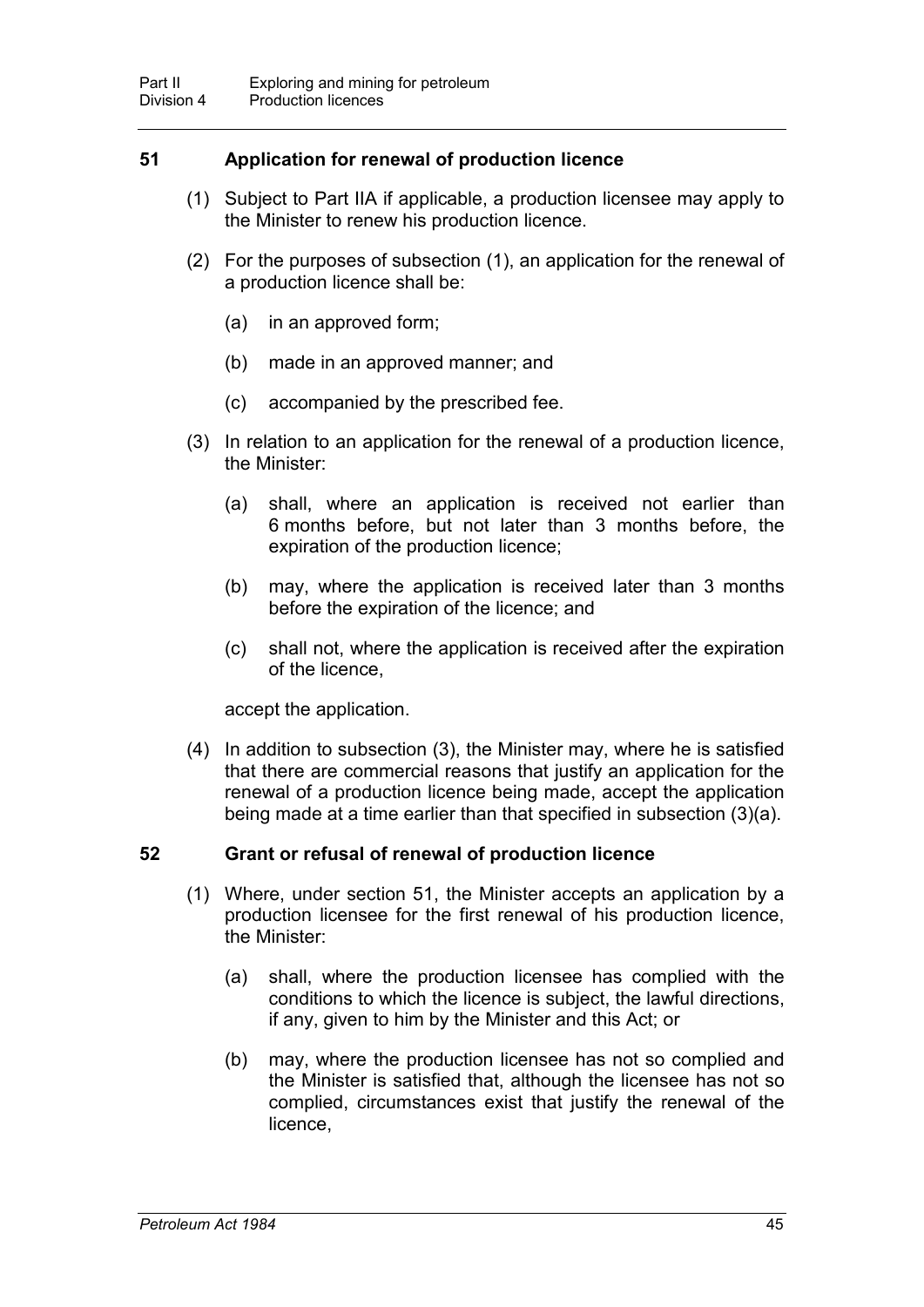### 51 Application for renewal of production licence

(1) Subject to Part IIA if applicable, a production licensee may apply to the Minister to renew his production licence.

(2) For the purposes of subsection (1), an application for the renewal of a production licence shall be:

(a) in an approved form;

(b) made in an approved manner; and

(c) accompanied by the prescribed fee.

(3) In relation to an application for the renewal of a production licence, the Minister:

(a) shall, where an application is received not earlier than 6 months before, but not later than 3 months before, the expiration of the production licence;

(b) may, where the application is received later than 3 months before the expiration of the licence; and

(c) shall not, where the application is received after the expiration of the licence,

accept the application.

(4) In addition to subsection (3), the Minister may, where he is satisfied that there are commercial reasons that justify an application for the renewal of a production licence being made, accept the application being made at a time earlier than that specified in subsection (3)(a).

### 52 Grant or refusal of renewal of production licence

(1) Where, under section 51, the Minister accepts an application by a production licensee for the first renewal of his production licence, the Minister:

(a) shall, where the production licensee has complied with the conditions to which the licence is subject, the lawful directions, if any, given to him by the Minister and this Act; or

(b) may, where the production licensee has not so complied and the Minister is satisfied that, although the licensee has not so complied, circumstances exist that justify the renewal of the licence,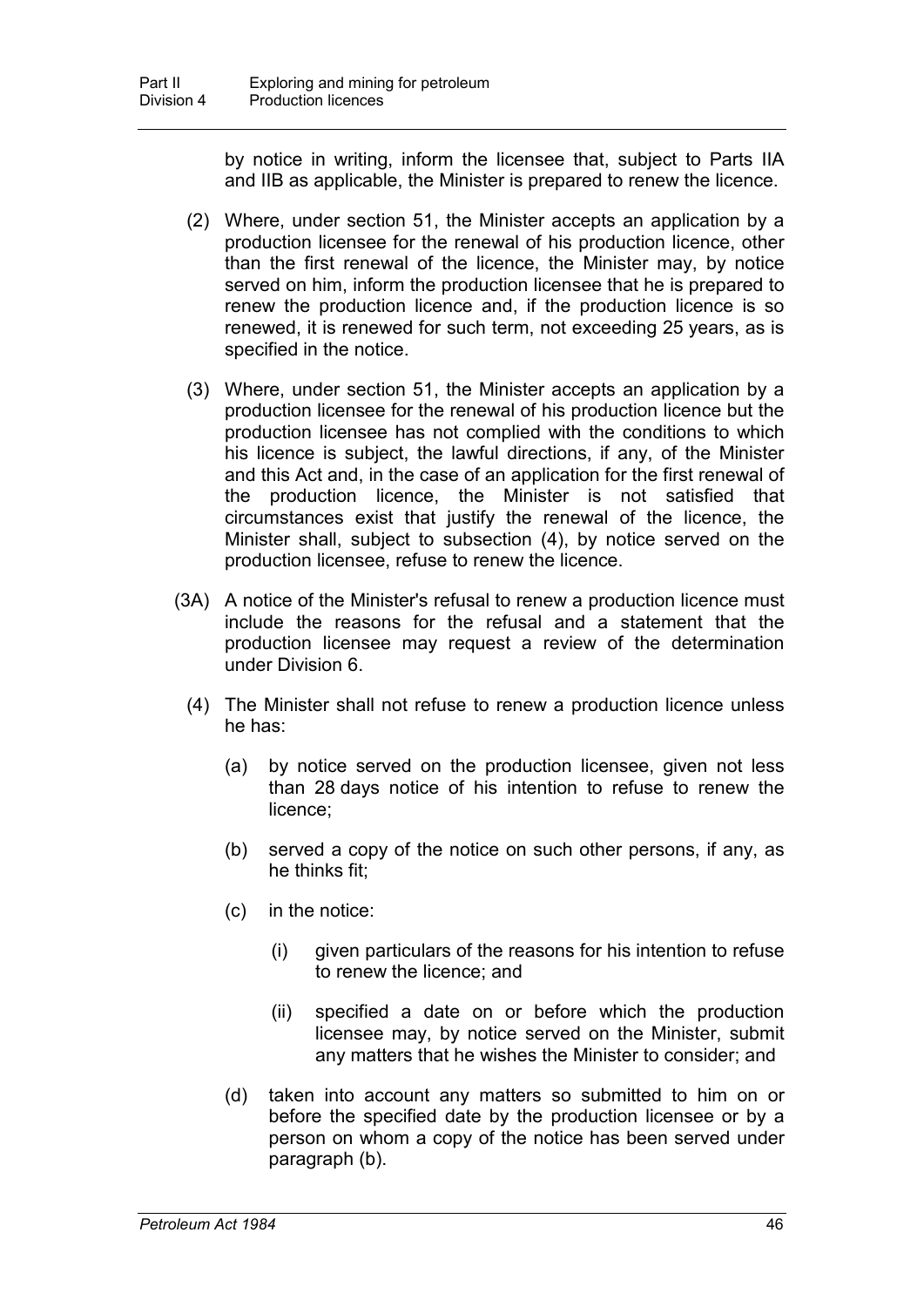by notice in writing, inform the licensee that, subject to Parts IIA and IIB as applicable, the Minister is prepared to renew the licence.

(2) Where, under section 51, the Minister accepts an application by a production licensee for the renewal of his production licence, other than the first renewal of the licence, the Minister may, by notice served on him, inform the production licensee that he is prepared to renew the production licence and, if the production licence is so renewed, it is renewed for such term, not exceeding 25 years, as is specified in the notice.

(3) Where, under section 51, the Minister accepts an application by a production licensee for the renewal of his production licence but the production licensee has not complied with the conditions to which his licence is subject, the lawful directions, if any, of the Minister and this Act and, in the case of an application for the first renewal of the production licence, the Minister is not satisfied that circumstances exist that justify the renewal of the licence, the Minister shall, subject to subsection (4), by notice served on the production licensee, refuse to renew the licence.

(3A) A notice of the Minister's refusal to renew a production licence must include the reasons for the refusal and a statement that the production licensee may request a review of the determination under Division 6.

(4) The Minister shall not refuse to renew a production licence unless he has:

(a) by notice served on the production licensee, given not less than 28 days notice of his intention to refuse to renew the licence;

(b) served a copy of the notice on such other persons, if any, as he thinks fit;

(c) in the notice:

(i) given particulars of the reasons for his intention to refuse to renew the licence; and

(ii) specified a date on or before which the production licensee may, by notice served on the Minister, submit any matters that he wishes the Minister to consider; and

(d) taken into account any matters so submitted to him on or before the specified date by the production licensee or by a person on whom a copy of the notice has been served under paragraph (b).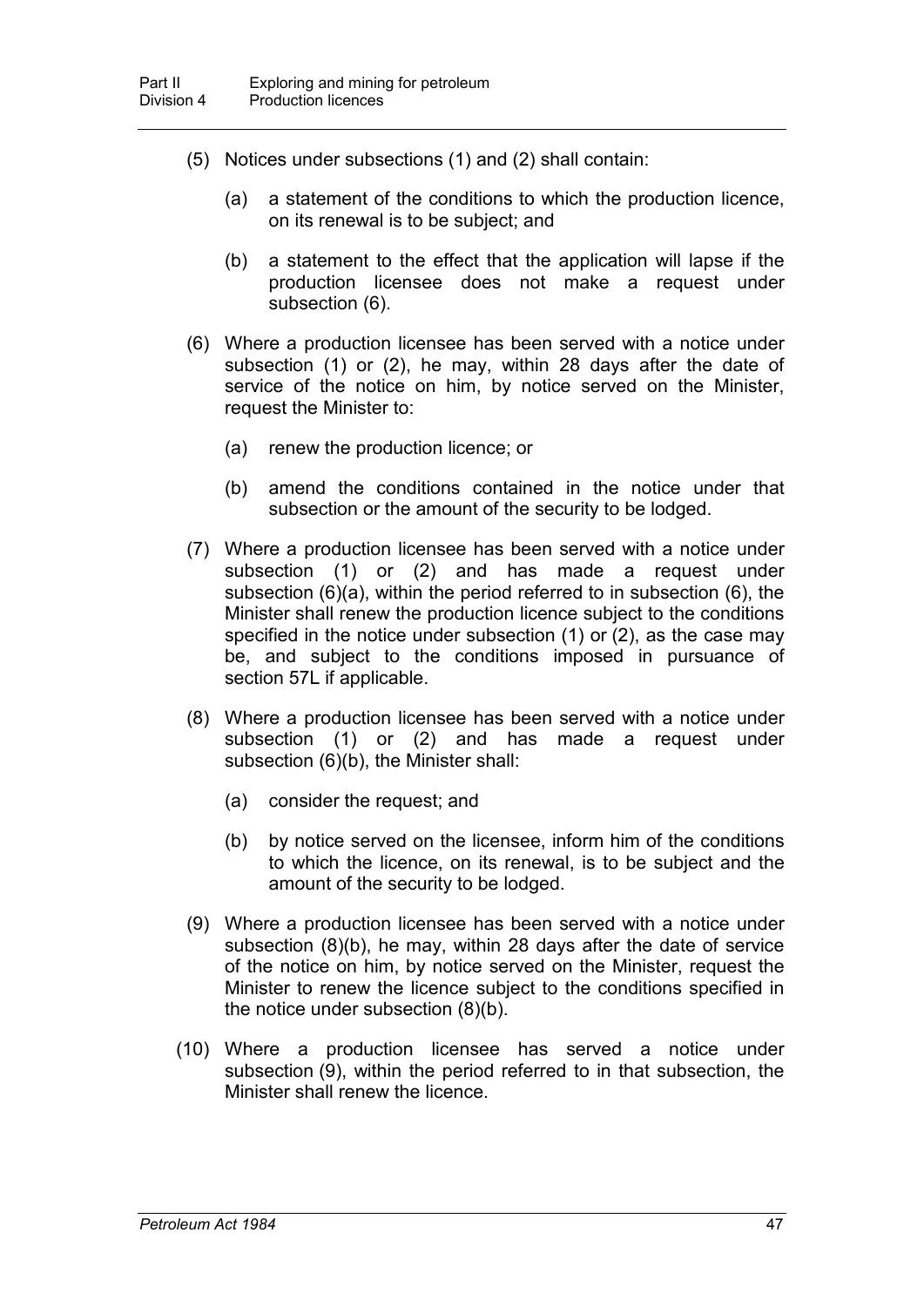(5) Notices under subsections (1) and (2) shall contain:

(a) a statement of the conditions to which the production licence, on its renewal is to be subject; and

(b) a statement to the effect that the application will lapse if the production licensee does not make a request under subsection (6).

(6) Where a production licensee has been served with a notice under subsection (1) or (2), he may, within 28 days after the date of service of the notice on him, by notice served on the Minister, request the Minister to:

(a) renew the production licence; or

(b) amend the conditions contained in the notice under that subsection or the amount of the security to be lodged.

(7) Where a production licensee has been served with a notice under subsection (1) or (2) and has made a request under subsection (6)(a), within the period referred to in subsection (6), the Minister shall renew the production licence subject to the conditions specified in the notice under subsection (1) or (2), as the case may be, and subject to the conditions imposed in pursuance of section 57L if applicable.

(8) Where a production licensee has been served with a notice under subsection (1) or (2) and has made a request under subsection (6)(b), the Minister shall:

(a) consider the request; and

(b) by notice served on the licensee, inform him of the conditions to which the licence, on its renewal, is to be subject and the amount of the security to be lodged.

(9) Where a production licensee has been served with a notice under subsection (8)(b), he may, within 28 days after the date of service of the notice on him, by notice served on the Minister, request the Minister to renew the licence subject to the conditions specified in the notice under subsection (8)(b).

(10) Where a production licensee has served a notice under subsection (9), within the period referred to in that subsection, the Minister shall renew the licence.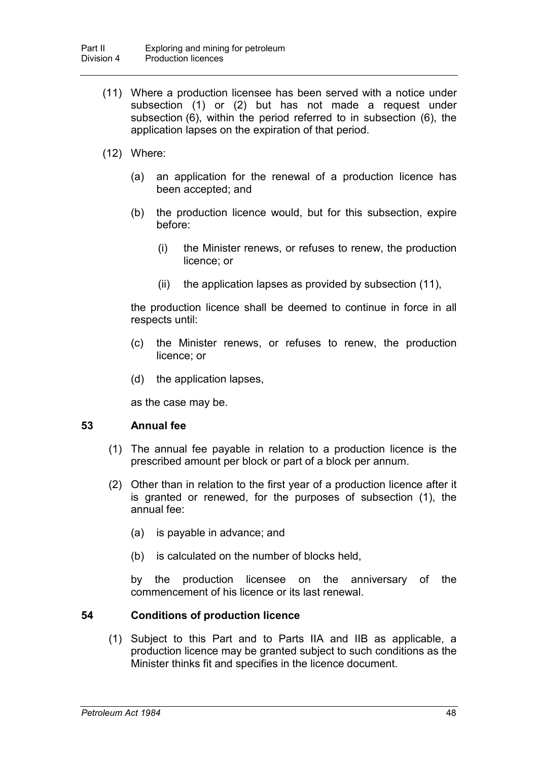(11) Where a production licensee has been served with a notice under subsection (1) or (2) but has not made a request under subsection (6), within the period referred to in subsection (6), the application lapses on the expiration of that period.

(12) Where:

(a) an application for the renewal of a production licence has been accepted; and

(b) the production licence would, but for this subsection, expire before:

(i) the Minister renews, or refuses to renew, the production licence; or

(ii) the application lapses as provided by subsection (11),

the production licence shall be deemed to continue in force in all respects until:

(c) the Minister renews, or refuses to renew, the production licence; or

(d) the application lapses,

as the case may be.

## 53 Annual fee

(1) The annual fee payable in relation to a production licence is the prescribed amount per block or part of a block per annum.

(2) Other than in relation to the first year of a production licence after it is granted or renewed, for the purposes of subsection (1), the annual fee:

(a) is payable in advance; and

(b) is calculated on the number of blocks held,

by the production licensee on the anniversary of the commencement of his licence or its last renewal.

## 54 Conditions of production licence

(1) Subject to this Part and to Parts IIA and IIB as applicable, a production licence may be granted subject to such conditions as the Minister thinks fit and specifies in the licence document.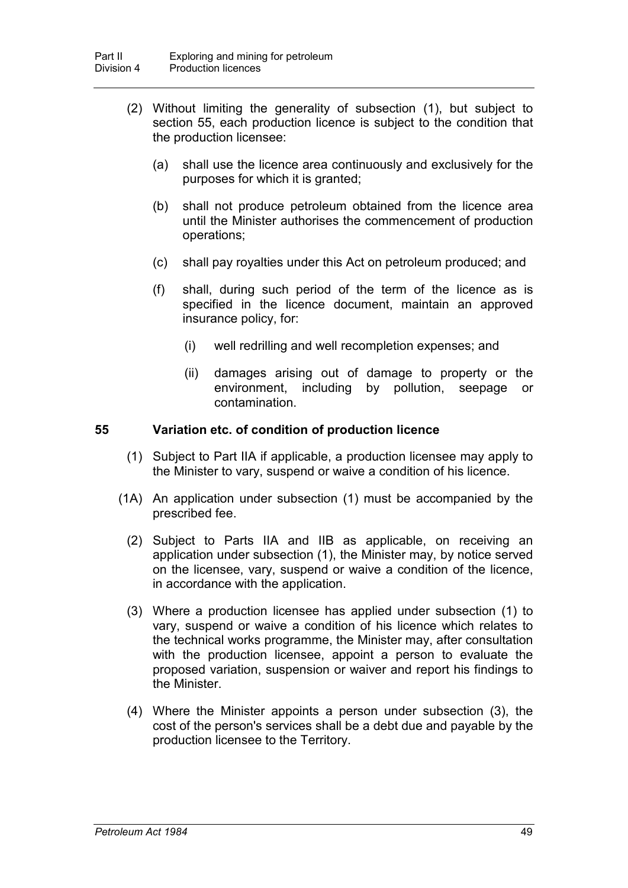(2) Without limiting the generality of subsection (1), but subject to section 55, each production licence is subject to the condition that the production licensee:

(a) shall use the licence area continuously and exclusively for the purposes for which it is granted;

(b) shall not produce petroleum obtained from the licence area until the Minister authorises the commencement of production operations;

(c) shall pay royalties under this Act on petroleum produced; and

(f) shall, during such period of the term of the licence as is specified in the licence document, maintain an approved insurance policy, for:

(i) well redrilling and well recompletion expenses; and

(ii) damages arising out of damage to property or the environment, including by pollution, seepage or contamination.

### 55 Variation etc. of condition of production licence

(1) Subject to Part IIA if applicable, a production licensee may apply to the Minister to vary, suspend or waive a condition of his licence.

(1A) An application under subsection (1) must be accompanied by the prescribed fee.

(2) Subject to Parts IIA and IIB as applicable, on receiving an application under subsection (1), the Minister may, by notice served on the licensee, vary, suspend or waive a condition of the licence, in accordance with the application.

(3) Where a production licensee has applied under subsection (1) to vary, suspend or waive a condition of his licence which relates to the technical works programme, the Minister may, after consultation with the production licensee, appoint a person to evaluate the proposed variation, suspension or waiver and report his findings to the Minister.

(4) Where the Minister appoints a person under subsection (3), the cost of the person's services shall be a debt due and payable by the production licensee to the Territory.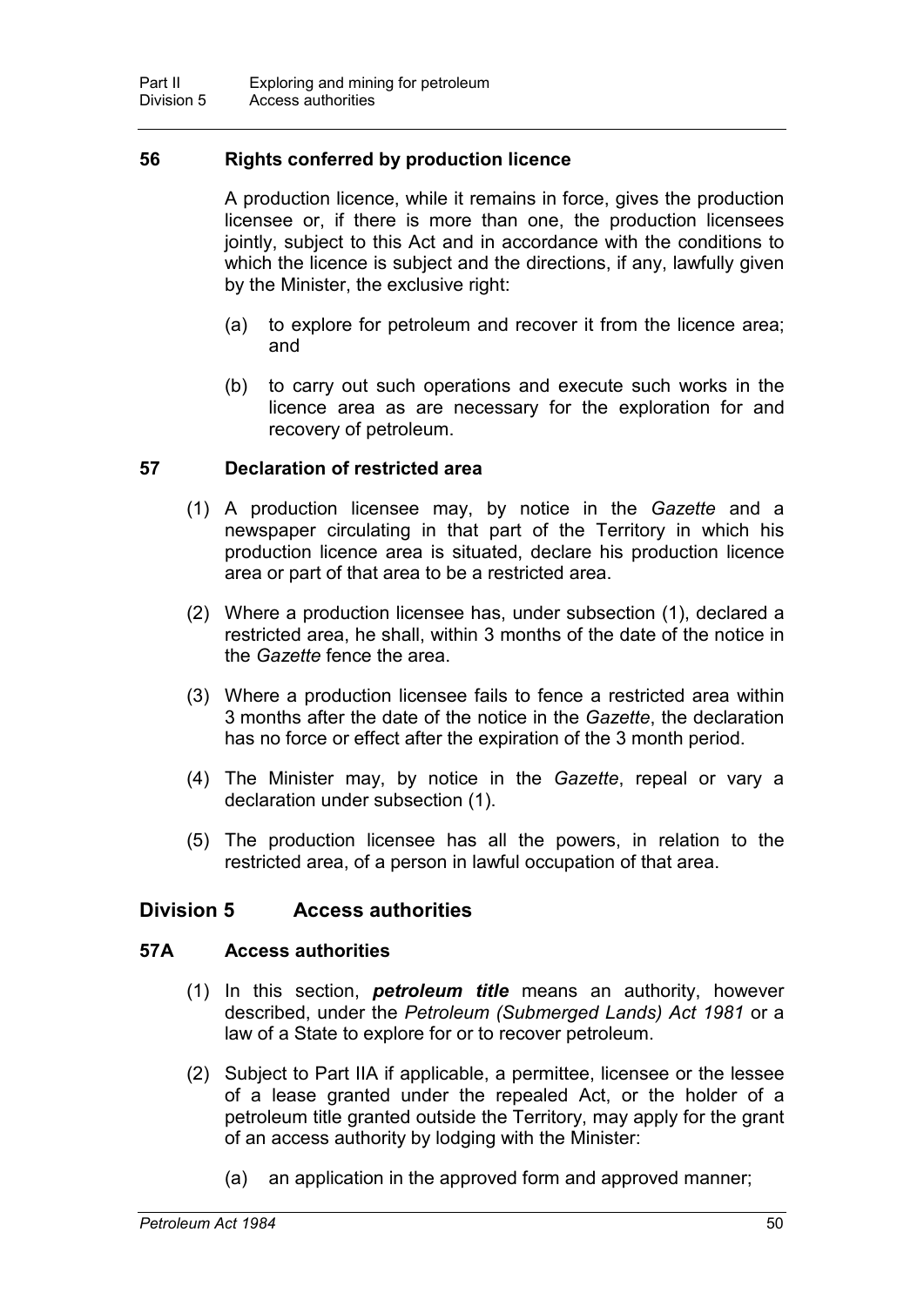### 56 Rights conferred by production licence

A production licence, while it remains in force, gives the production licensee or, if there is more than one, the production licensees jointly, subject to this Act and in accordance with the conditions to which the licence is subject and the directions, if any, lawfully given by the Minister, the exclusive right:

(a) to explore for petroleum and recover it from the licence area; and

(b) to carry out such operations and execute such works in the licence area as are necessary for the exploration for and recovery of petroleum.

### 57 Declaration of restricted area

(1) A production licensee may, by notice in the *Gazette* and a newspaper circulating in that part of the Territory in which his production licence area is situated, declare his production licence area or part of that area to be a restricted area.

(2) Where a production licensee has, under subsection (1), declared a restricted area, he shall, within 3 months of the date of the notice in the *Gazette* fence the area.

(3) Where a production licensee fails to fence a restricted area within 3 months after the date of the notice in the *Gazette*, the declaration has no force or effect after the expiration of the 3 month period.

(4) The Minister may, by notice in the *Gazette*, repeal or vary a declaration under subsection (1).

(5) The production licensee has all the powers, in relation to the restricted area, of a person in lawful occupation of that area.

## Division 5 Access authorities

### 57A Access authorities

(1) In this section, ***petroleum title*** means an authority, however described, under the *Petroleum (Submerged Lands) Act 1981* or a law of a State to explore for or to recover petroleum.

(2) Subject to Part IIA if applicable, a permittee, licensee or the lessee of a lease granted under the repealed Act, or the holder of a petroleum title granted outside the Territory, may apply for the grant of an access authority by lodging with the Minister:

(a) an application in the approved form and approved manner;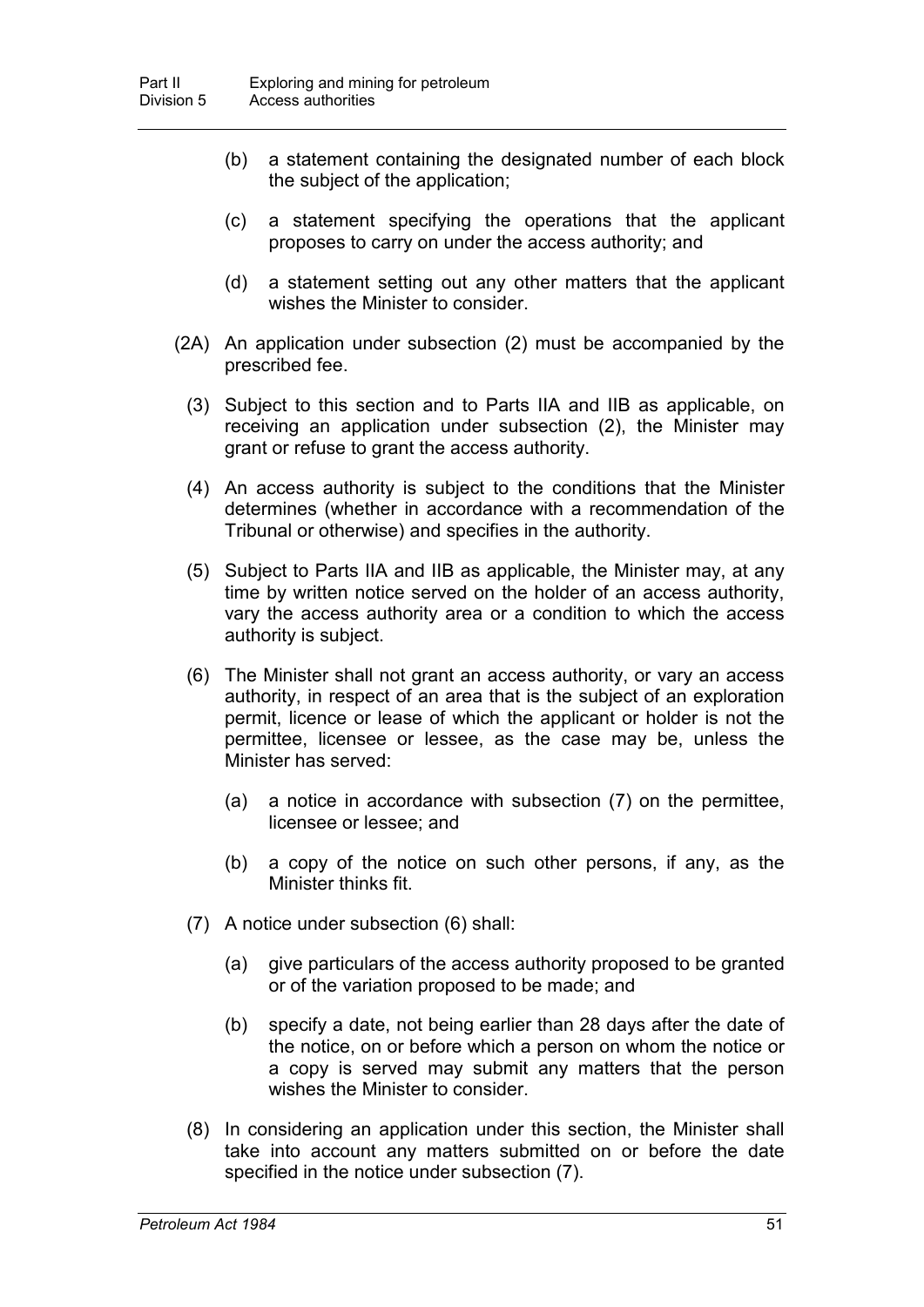(b) a statement containing the designated number of each block the subject of the application;

(c) a statement specifying the operations that the applicant proposes to carry on under the access authority; and

(d) a statement setting out any other matters that the applicant wishes the Minister to consider.

(2A) An application under subsection (2) must be accompanied by the prescribed fee.

(3) Subject to this section and to Parts IIA and IIB as applicable, on receiving an application under subsection (2), the Minister may grant or refuse to grant the access authority.

(4) An access authority is subject to the conditions that the Minister determines (whether in accordance with a recommendation of the Tribunal or otherwise) and specifies in the authority.

(5) Subject to Parts IIA and IIB as applicable, the Minister may, at any time by written notice served on the holder of an access authority, vary the access authority area or a condition to which the access authority is subject.

(6) The Minister shall not grant an access authority, or vary an access authority, in respect of an area that is the subject of an exploration permit, licence or lease of which the applicant or holder is not the permittee, licensee or lessee, as the case may be, unless the Minister has served:

(a) a notice in accordance with subsection (7) on the permittee, licensee or lessee; and

(b) a copy of the notice on such other persons, if any, as the Minister thinks fit.

(7) A notice under subsection (6) shall:

(a) give particulars of the access authority proposed to be granted or of the variation proposed to be made; and

(b) specify a date, not being earlier than 28 days after the date of the notice, on or before which a person on whom the notice or a copy is served may submit any matters that the person wishes the Minister to consider.

(8) In considering an application under this section, the Minister shall take into account any matters submitted on or before the date specified in the notice under subsection (7).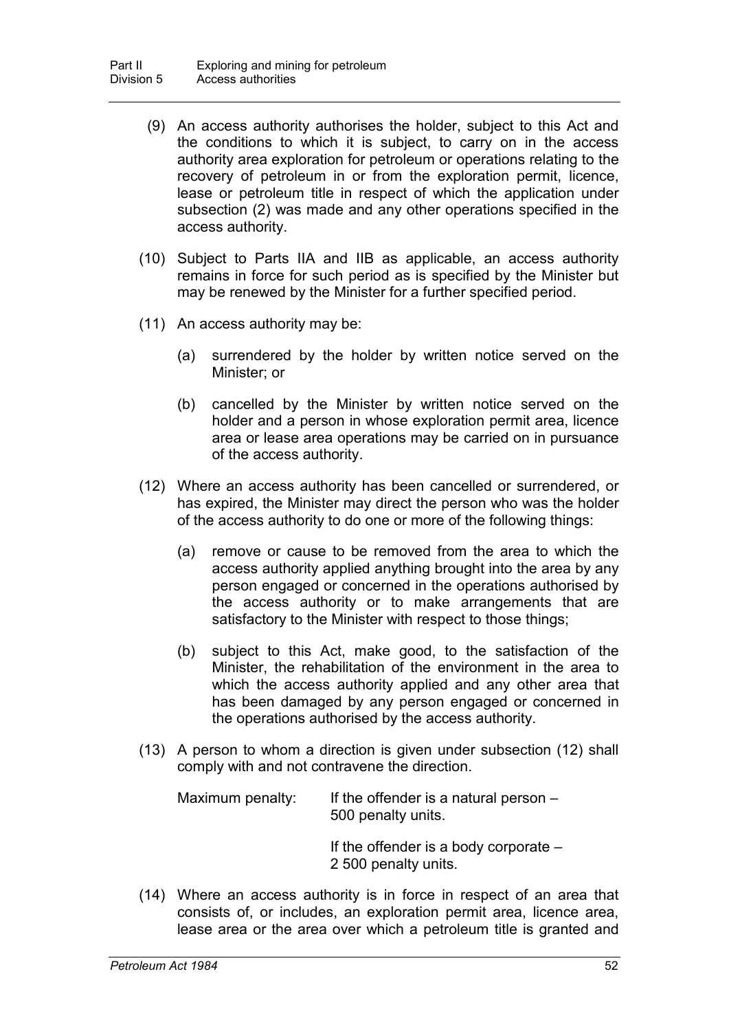(9) An access authority authorises the holder, subject to this Act and the conditions to which it is subject, to carry on in the access authority area exploration for petroleum or operations relating to the recovery of petroleum in or from the exploration permit, licence, lease or petroleum title in respect of which the application under subsection (2) was made and any other operations specified in the access authority.

(10) Subject to Parts IIA and IIB as applicable, an access authority remains in force for such period as is specified by the Minister but may be renewed by the Minister for a further specified period.

(11) An access authority may be:

(a) surrendered by the holder by written notice served on the Minister; or

(b) cancelled by the Minister by written notice served on the holder and a person in whose exploration permit area, licence area or lease area operations may be carried on in pursuance of the access authority.

(12) Where an access authority has been cancelled or surrendered, or has expired, the Minister may direct the person who was the holder of the access authority to do one or more of the following things:

(a) remove or cause to be removed from the area to which the access authority applied anything brought into the area by any person engaged or concerned in the operations authorised by the access authority or to make arrangements that are satisfactory to the Minister with respect to those things;

(b) subject to this Act, make good, to the satisfaction of the Minister, the rehabilitation of the environment in the area to which the access authority applied and any other area that has been damaged by any person engaged or concerned in the operations authorised by the access authority.

(13) A person to whom a direction is given under subsection (12) shall comply with and not contravene the direction.

Maximum penalty: If the offender is a natural person – 500 penalty units.

If the offender is a body corporate – 2 500 penalty units.

(14) Where an access authority is in force in respect of an area that consists of, or includes, an exploration permit area, licence area, lease area or the area over which a petroleum title is granted and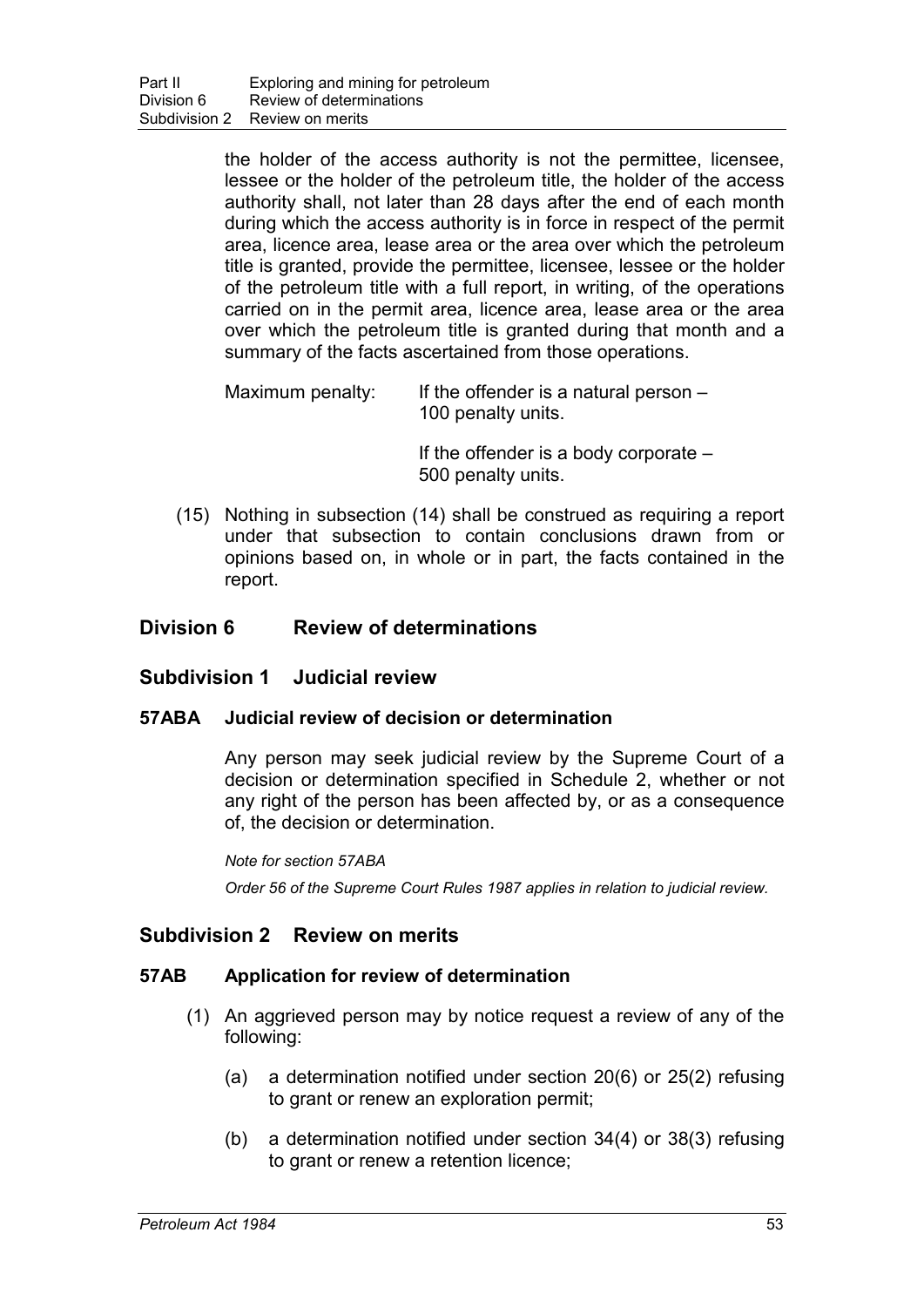the holder of the access authority is not the permittee, licensee, lessee or the holder of the petroleum title, the holder of the access authority shall, not later than 28 days after the end of each month during which the access authority is in force in respect of the permit area, licence area, lease area or the area over which the petroleum title is granted, provide the permittee, licensee, lessee or the holder of the petroleum title with a full report, in writing, of the operations carried on in the permit area, licence area, lease area or the area over which the petroleum title is granted during that month and a summary of the facts ascertained from those operations.

Maximum penalty: If the offender is a natural person – 100 penalty units.

If the offender is a body corporate – 500 penalty units.

(15) Nothing in subsection (14) shall be construed as requiring a report under that subsection to contain conclusions drawn from or opinions based on, in whole or in part, the facts contained in the report.

## Division 6 Review of determinations

### Subdivision 1 Judicial review

#### 57ABA Judicial review of decision or determination

Any person may seek judicial review by the Supreme Court of a decision or determination specified in Schedule 2, whether or not any right of the person has been affected by, or as a consequence of, the decision or determination.

*Note for section 57ABA*

*Order 56 of the Supreme Court Rules 1987 applies in relation to judicial review.*

### Subdivision 2 Review on merits

#### 57AB Application for review of determination

(1) An aggrieved person may by notice request a review of any of the following:

(a) a determination notified under section 20(6) or 25(2) refusing to grant or renew an exploration permit;

(b) a determination notified under section 34(4) or 38(3) refusing to grant or renew a retention licence;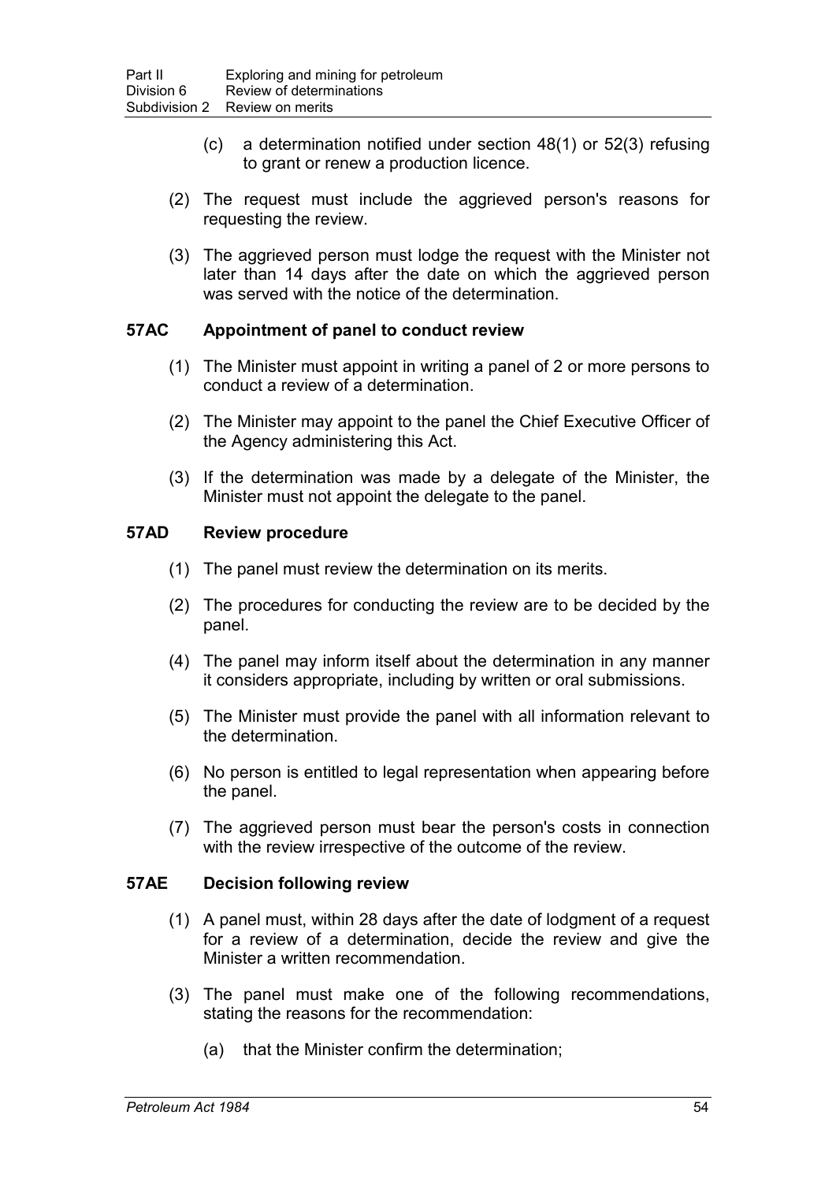(c) a determination notified under section 48(1) or 52(3) refusing to grant or renew a production licence.

(2) The request must include the aggrieved person's reasons for requesting the review.

(3) The aggrieved person must lodge the request with the Minister not later than 14 days after the date on which the aggrieved person was served with the notice of the determination.

### 57AC Appointment of panel to conduct review

(1) The Minister must appoint in writing a panel of 2 or more persons to conduct a review of a determination.

(2) The Minister may appoint to the panel the Chief Executive Officer of the Agency administering this Act.

(3) If the determination was made by a delegate of the Minister, the Minister must not appoint the delegate to the panel.

### 57AD Review procedure

(1) The panel must review the determination on its merits.

(2) The procedures for conducting the review are to be decided by the panel.

(4) The panel may inform itself about the determination in any manner it considers appropriate, including by written or oral submissions.

(5) The Minister must provide the panel with all information relevant to the determination.

(6) No person is entitled to legal representation when appearing before the panel.

(7) The aggrieved person must bear the person's costs in connection with the review irrespective of the outcome of the review.

### 57AE Decision following review

(1) A panel must, within 28 days after the date of lodgment of a request for a review of a determination, decide the review and give the Minister a written recommendation.

(3) The panel must make one of the following recommendations, stating the reasons for the recommendation:

(a) that the Minister confirm the determination;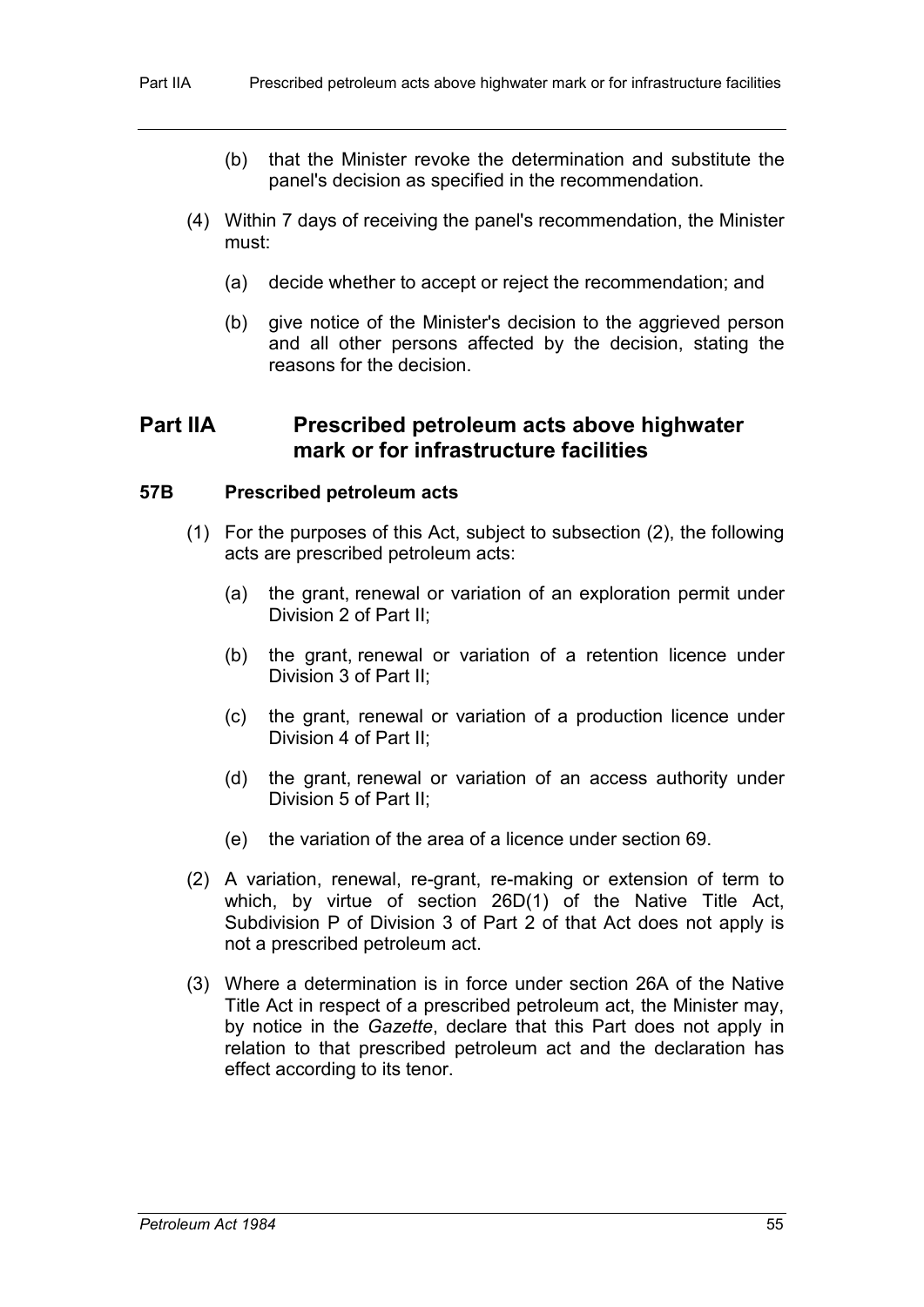(b) that the Minister revoke the determination and substitute the panel's decision as specified in the recommendation.

(4) Within 7 days of receiving the panel's recommendation, the Minister must:

(a) decide whether to accept or reject the recommendation; and

(b) give notice of the Minister's decision to the aggrieved person and all other persons affected by the decision, stating the reasons for the decision.

## Part IIA Prescribed petroleum acts above highwater mark or for infrastructure facilities

### 57B Prescribed petroleum acts

(1) For the purposes of this Act, subject to subsection (2), the following acts are prescribed petroleum acts:

(a) the grant, renewal or variation of an exploration permit under Division 2 of Part II;

(b) the grant, renewal or variation of a retention licence under Division 3 of Part II;

(c) the grant, renewal or variation of a production licence under Division 4 of Part II;

(d) the grant, renewal or variation of an access authority under Division 5 of Part II;

(e) the variation of the area of a licence under section 69.

(2) A variation, renewal, re-grant, re-making or extension of term to which, by virtue of section 26D(1) of the Native Title Act, Subdivision P of Division 3 of Part 2 of that Act does not apply is not a prescribed petroleum act.

(3) Where a determination is in force under section 26A of the Native Title Act in respect of a prescribed petroleum act, the Minister may, by notice in the *Gazette*, declare that this Part does not apply in relation to that prescribed petroleum act and the declaration has effect according to its tenor.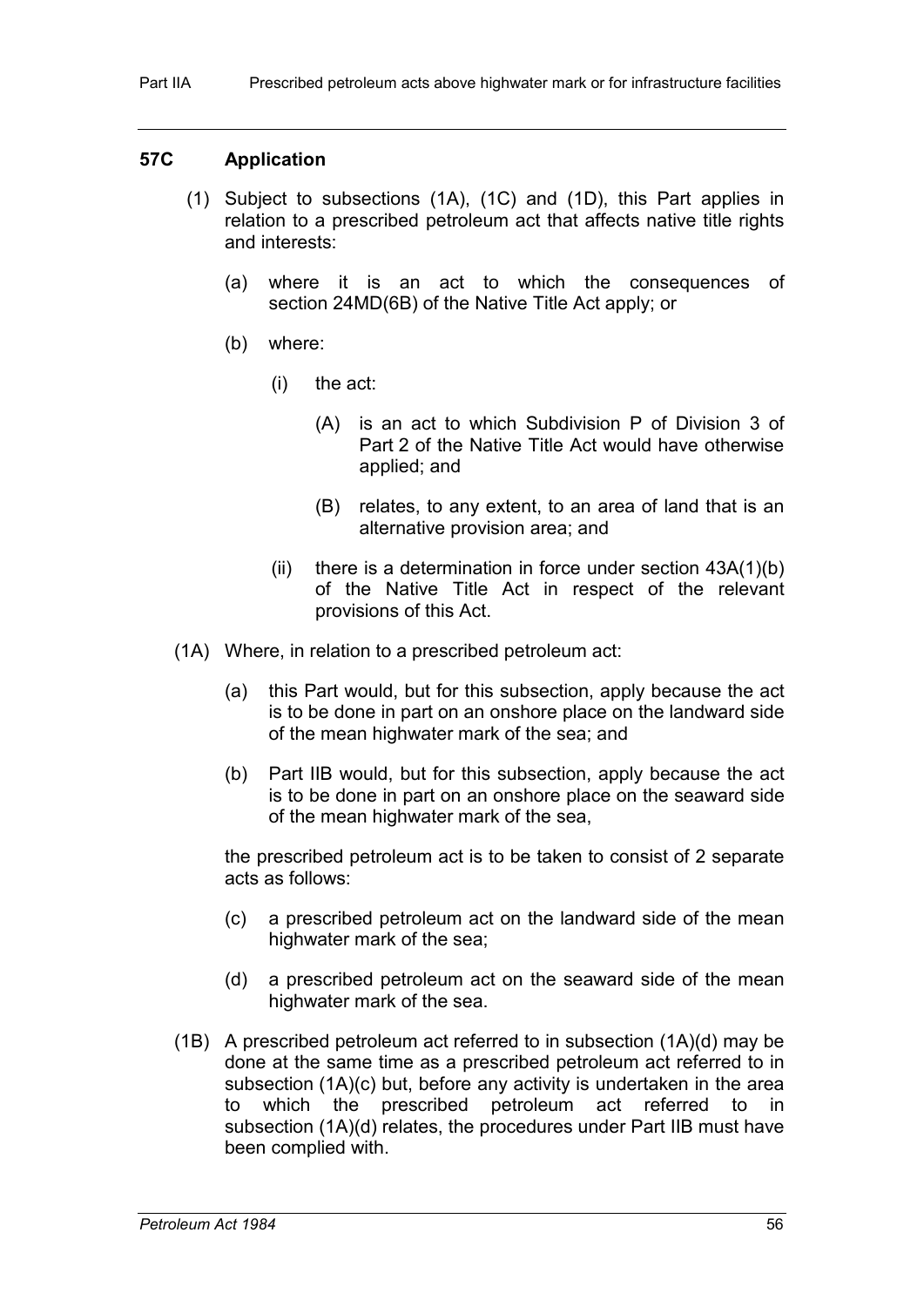## 57C Application

(1) Subject to subsections (1A), (1C) and (1D), this Part applies in relation to a prescribed petroleum act that affects native title rights and interests:

(a) where it is an act to which the consequences of section 24MD(6B) of the Native Title Act apply; or

(b) where:

(i) the act:

(A) is an act to which Subdivision P of Division 3 of Part 2 of the Native Title Act would have otherwise applied; and

(B) relates, to any extent, to an area of land that is an alternative provision area; and

(ii) there is a determination in force under section 43A(1)(b) of the Native Title Act in respect of the relevant provisions of this Act.

(1A) Where, in relation to a prescribed petroleum act:

(a) this Part would, but for this subsection, apply because the act is to be done in part on an onshore place on the landward side of the mean highwater mark of the sea; and

(b) Part IIB would, but for this subsection, apply because the act is to be done in part on an onshore place on the seaward side of the mean highwater mark of the sea,

the prescribed petroleum act is to be taken to consist of 2 separate acts as follows:

(c) a prescribed petroleum act on the landward side of the mean highwater mark of the sea;

(d) a prescribed petroleum act on the seaward side of the mean highwater mark of the sea.

(1B) A prescribed petroleum act referred to in subsection (1A)(d) may be done at the same time as a prescribed petroleum act referred to in subsection (1A)(c) but, before any activity is undertaken in the area to which the prescribed petroleum act referred to in subsection (1A)(d) relates, the procedures under Part IIB must have been complied with.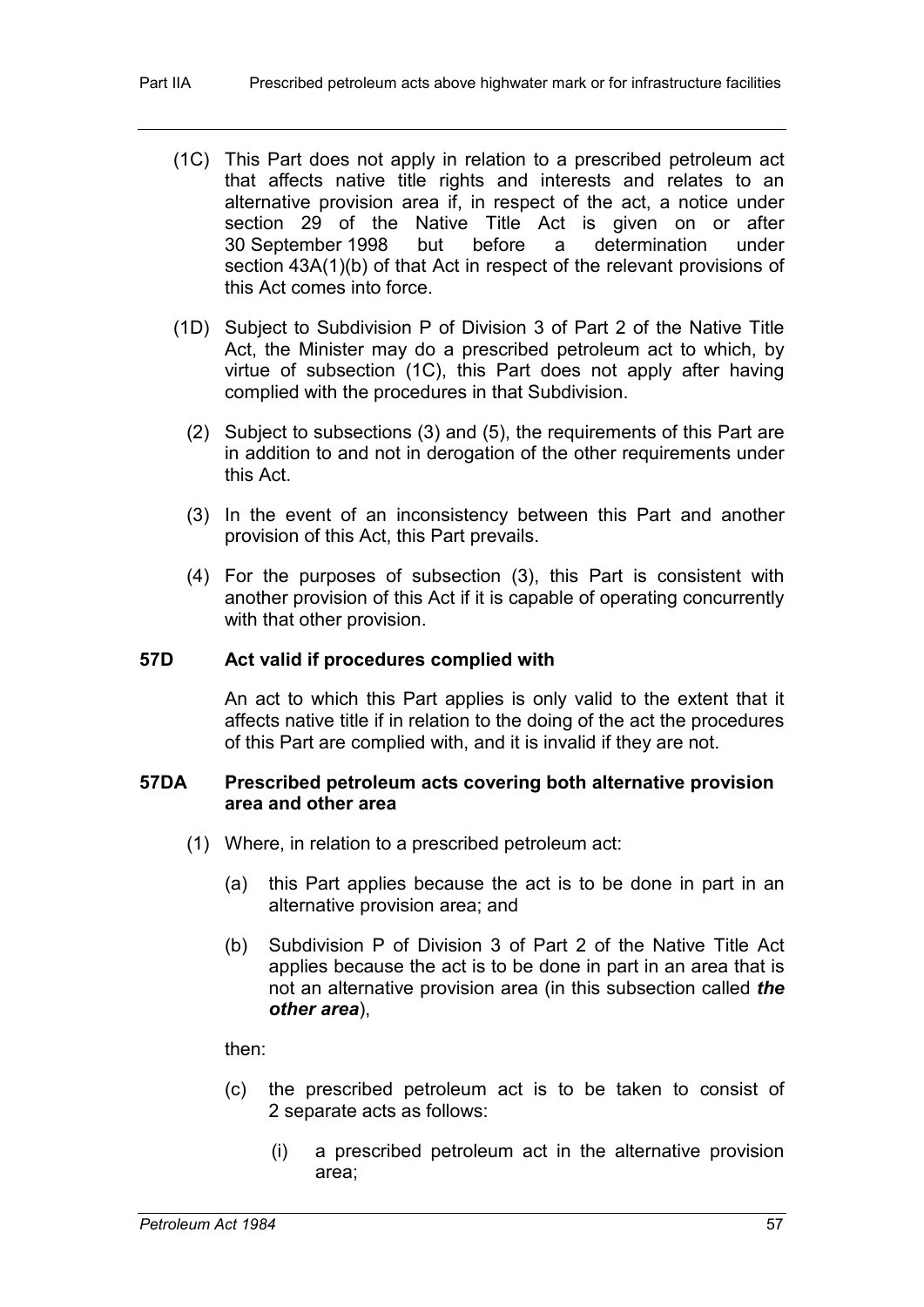(1C) This Part does not apply in relation to a prescribed petroleum act that affects native title rights and interests and relates to an alternative provision area if, in respect of the act, a notice under section 29 of the Native Title Act is given on or after 30 September 1998 but before a determination under section 43A(1)(b) of that Act in respect of the relevant provisions of this Act comes into force.

(1D) Subject to Subdivision P of Division 3 of Part 2 of the Native Title Act, the Minister may do a prescribed petroleum act to which, by virtue of subsection (1C), this Part does not apply after having complied with the procedures in that Subdivision.

(2) Subject to subsections (3) and (5), the requirements of this Part are in addition to and not in derogation of the other requirements under this Act.

(3) In the event of an inconsistency between this Part and another provision of this Act, this Part prevails.

(4) For the purposes of subsection (3), this Part is consistent with another provision of this Act if it is capable of operating concurrently with that other provision.

### 57D Act valid if procedures complied with

An act to which this Part applies is only valid to the extent that it affects native title if in relation to the doing of the act the procedures of this Part are complied with, and it is invalid if they are not.

### 57DA Prescribed petroleum acts covering both alternative provision area and other area

(1) Where, in relation to a prescribed petroleum act:

(a) this Part applies because the act is to be done in part in an alternative provision area; and

(b) Subdivision P of Division 3 of Part 2 of the Native Title Act applies because the act is to be done in part in an area that is not an alternative provision area (in this subsection called ***the other area***),

then:

(c) the prescribed petroleum act is to be taken to consist of 2 separate acts as follows:

(i) a prescribed petroleum act in the alternative provision area;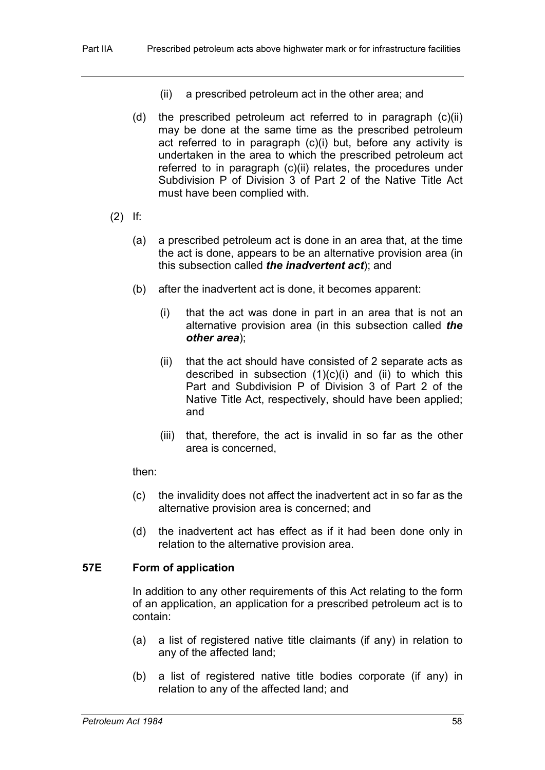(ii) a prescribed petroleum act in the other area; and

(d) the prescribed petroleum act referred to in paragraph (c)(ii) may be done at the same time as the prescribed petroleum act referred to in paragraph (c)(i) but, before any activity is undertaken in the area to which the prescribed petroleum act referred to in paragraph (c)(ii) relates, the procedures under Subdivision P of Division 3 of Part 2 of the Native Title Act must have been complied with.

(2) If:

(a) a prescribed petroleum act is done in an area that, at the time the act is done, appears to be an alternative provision area (in this subsection called ***the inadvertent act***); and

(b) after the inadvertent act is done, it becomes apparent:

(i) that the act was done in part in an area that is not an alternative provision area (in this subsection called ***the other area***);

(ii) that the act should have consisted of 2 separate acts as described in subsection (1)(c)(i) and (ii) to which this Part and Subdivision P of Division 3 of Part 2 of the Native Title Act, respectively, should have been applied; and

(iii) that, therefore, the act is invalid in so far as the other area is concerned,

then:

(c) the invalidity does not affect the inadvertent act in so far as the alternative provision area is concerned; and

(d) the inadvertent act has effect as if it had been done only in relation to the alternative provision area.

### 57E Form of application

In addition to any other requirements of this Act relating to the form of an application, an application for a prescribed petroleum act is to contain:

(a) a list of registered native title claimants (if any) in relation to any of the affected land;

(b) a list of registered native title bodies corporate (if any) in relation to any of the affected land; and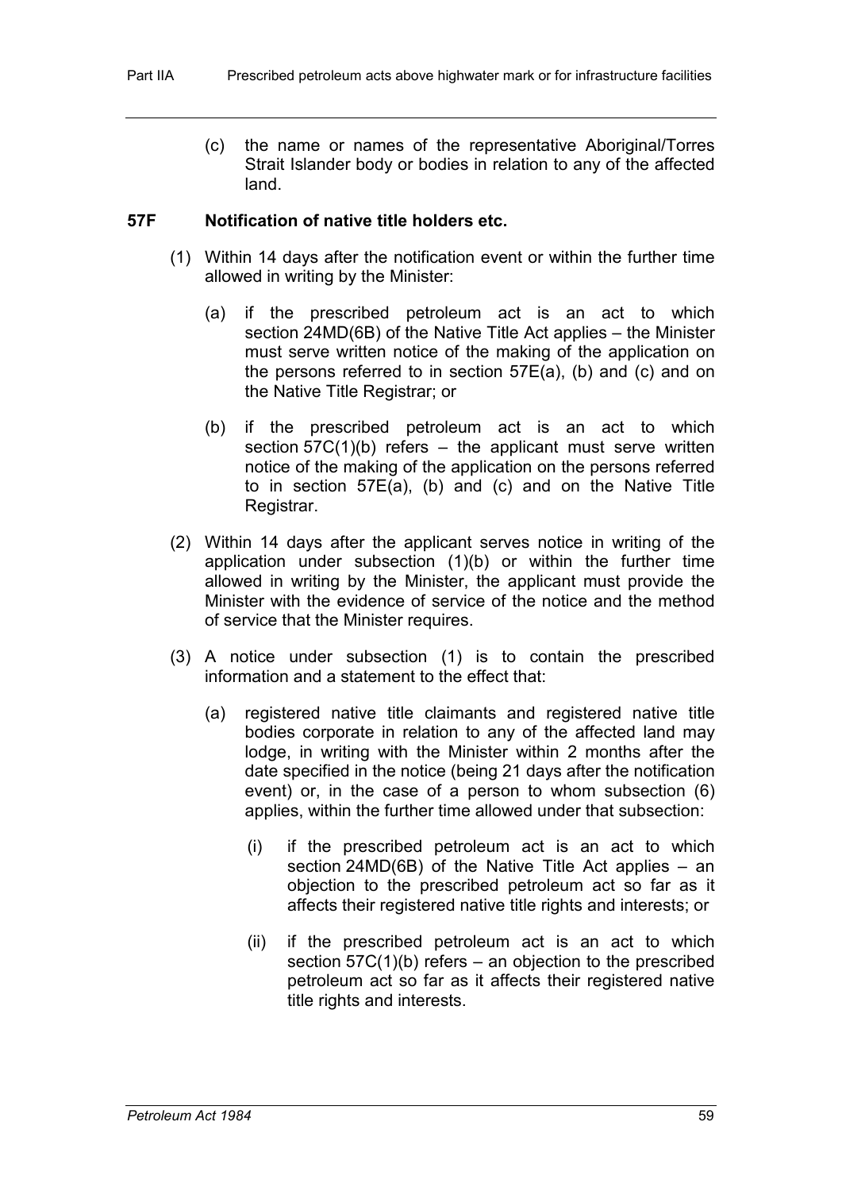(c) the name or names of the representative Aboriginal/Torres Strait Islander body or bodies in relation to any of the affected land.

### 57F Notification of native title holders etc.

(1) Within 14 days after the notification event or within the further time allowed in writing by the Minister:

(a) if the prescribed petroleum act is an act to which section 24MD(6B) of the Native Title Act applies – the Minister must serve written notice of the making of the application on the persons referred to in section 57E(a), (b) and (c) and on the Native Title Registrar; or

(b) if the prescribed petroleum act is an act to which section 57C(1)(b) refers – the applicant must serve written notice of the making of the application on the persons referred to in section 57E(a), (b) and (c) and on the Native Title Registrar.

(2) Within 14 days after the applicant serves notice in writing of the application under subsection (1)(b) or within the further time allowed in writing by the Minister, the applicant must provide the Minister with the evidence of service of the notice and the method of service that the Minister requires.

(3) A notice under subsection (1) is to contain the prescribed information and a statement to the effect that:

(a) registered native title claimants and registered native title bodies corporate in relation to any of the affected land may lodge, in writing with the Minister within 2 months after the date specified in the notice (being 21 days after the notification event) or, in the case of a person to whom subsection (6) applies, within the further time allowed under that subsection:

(i) if the prescribed petroleum act is an act to which section 24MD(6B) of the Native Title Act applies – an objection to the prescribed petroleum act so far as it affects their registered native title rights and interests; or

(ii) if the prescribed petroleum act is an act to which section 57C(1)(b) refers – an objection to the prescribed petroleum act so far as it affects their registered native title rights and interests.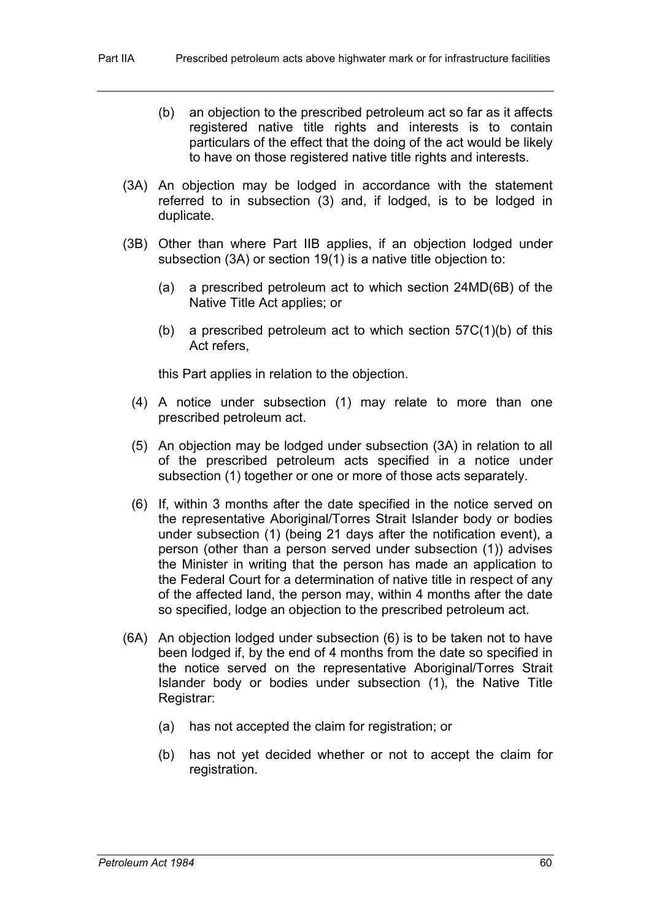(b) an objection to the prescribed petroleum act so far as it affects registered native title rights and interests is to contain particulars of the effect that the doing of the act would be likely to have on those registered native title rights and interests.

(3A) An objection may be lodged in accordance with the statement referred to in subsection (3) and, if lodged, is to be lodged in duplicate.

(3B) Other than where Part IIB applies, if an objection lodged under subsection (3A) or section 19(1) is a native title objection to:

(a) a prescribed petroleum act to which section 24MD(6B) of the Native Title Act applies; or

(b) a prescribed petroleum act to which section 57C(1)(b) of this Act refers,

this Part applies in relation to the objection.

(4) A notice under subsection (1) may relate to more than one prescribed petroleum act.

(5) An objection may be lodged under subsection (3A) in relation to all of the prescribed petroleum acts specified in a notice under subsection (1) together or one or more of those acts separately.

(6) If, within 3 months after the date specified in the notice served on the representative Aboriginal/Torres Strait Islander body or bodies under subsection (1) (being 21 days after the notification event), a person (other than a person served under subsection (1)) advises the Minister in writing that the person has made an application to the Federal Court for a determination of native title in respect of any of the affected land, the person may, within 4 months after the date so specified, lodge an objection to the prescribed petroleum act.

(6A) An objection lodged under subsection (6) is to be taken not to have been lodged if, by the end of 4 months from the date so specified in the notice served on the representative Aboriginal/Torres Strait Islander body or bodies under subsection (1), the Native Title Registrar:

(a) has not accepted the claim for registration; or

(b) has not yet decided whether or not to accept the claim for registration.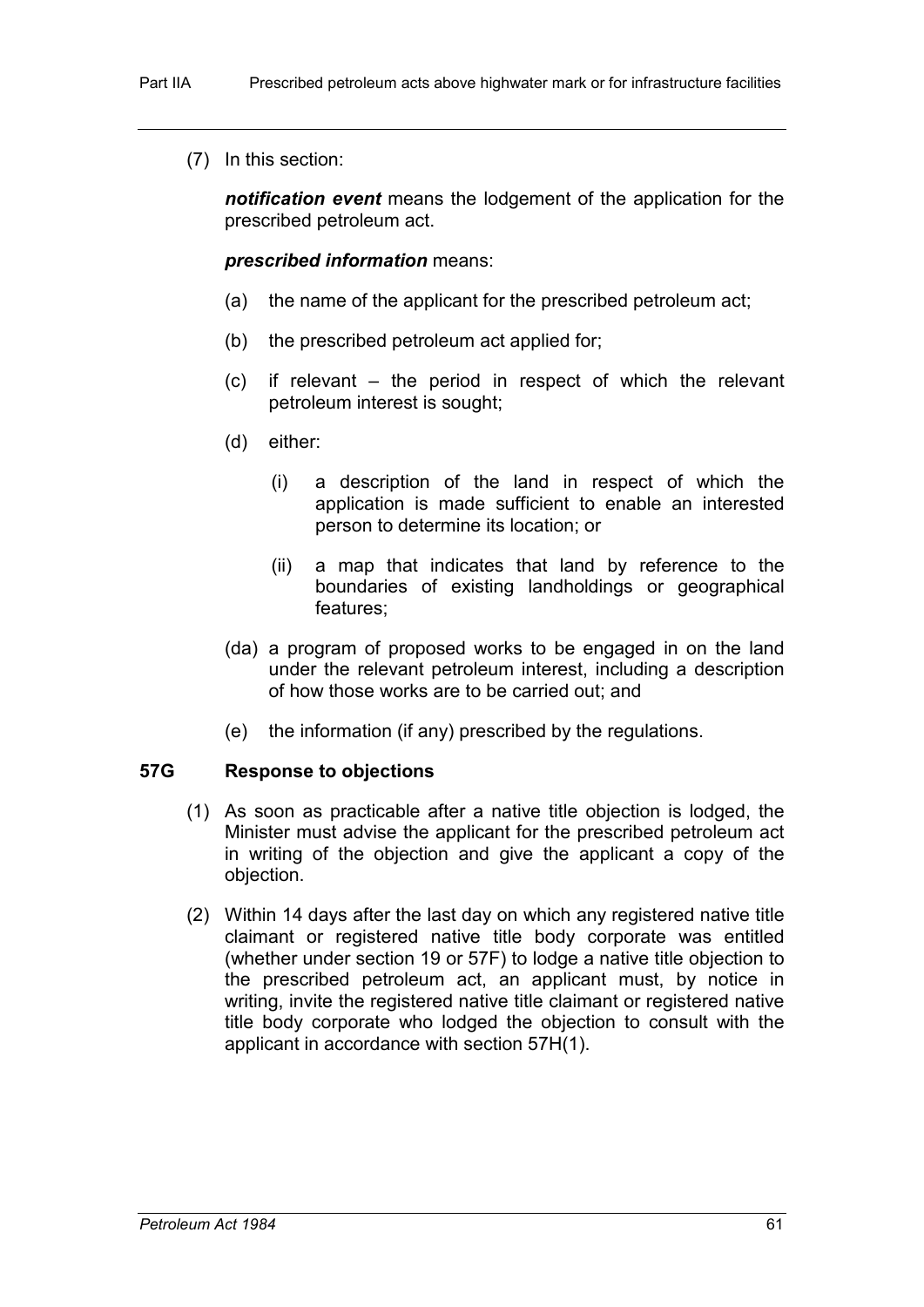(7) In this section:

***notification event*** means the lodgement of the application for the prescribed petroleum act.

***prescribed information*** means:

(a) the name of the applicant for the prescribed petroleum act;

(b) the prescribed petroleum act applied for;

(c) if relevant – the period in respect of which the relevant petroleum interest is sought;

(d) either:

(i) a description of the land in respect of which the application is made sufficient to enable an interested person to determine its location; or

(ii) a map that indicates that land by reference to the boundaries of existing landholdings or geographical features;

(da) a program of proposed works to be engaged in on the land under the relevant petroleum interest, including a description of how those works are to be carried out; and

(e) the information (if any) prescribed by the regulations.

### 57G Response to objections

(1) As soon as practicable after a native title objection is lodged, the Minister must advise the applicant for the prescribed petroleum act in writing of the objection and give the applicant a copy of the objection.

(2) Within 14 days after the last day on which any registered native title claimant or registered native title body corporate was entitled (whether under section 19 or 57F) to lodge a native title objection to the prescribed petroleum act, an applicant must, by notice in writing, invite the registered native title claimant or registered native title body corporate who lodged the objection to consult with the applicant in accordance with section 57H(1).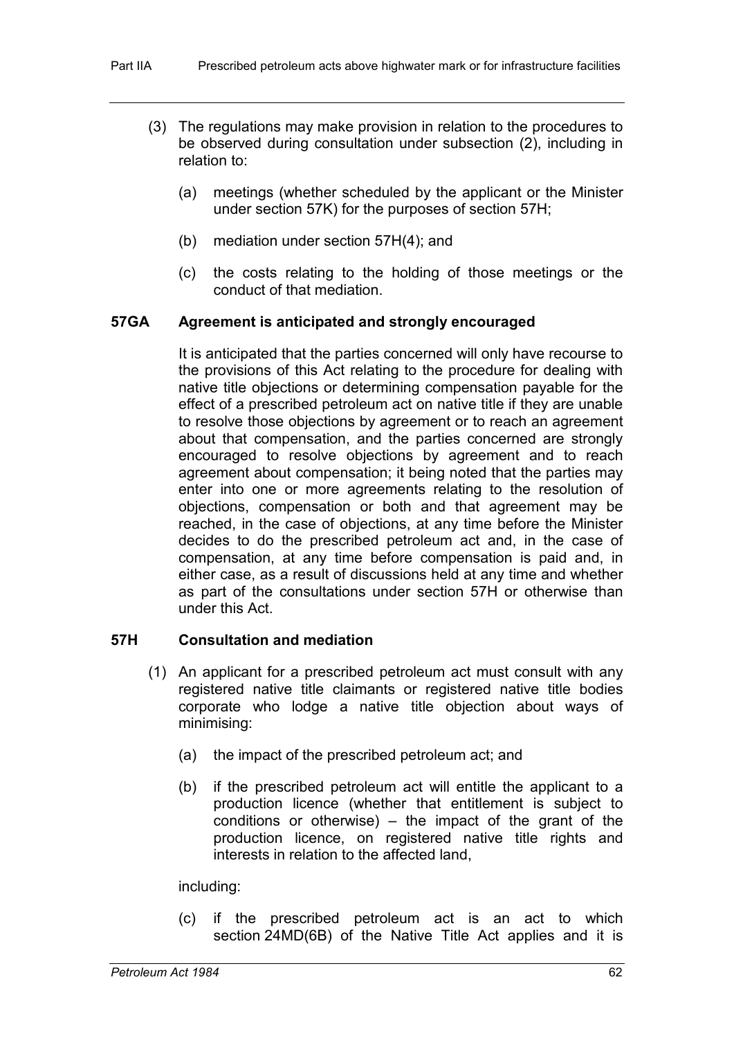(3) The regulations may make provision in relation to the procedures to be observed during consultation under subsection (2), including in relation to:

(a) meetings (whether scheduled by the applicant or the Minister under section 57K) for the purposes of section 57H;

(b) mediation under section 57H(4); and

(c) the costs relating to the holding of those meetings or the conduct of that mediation.

### 57GA Agreement is anticipated and strongly encouraged

It is anticipated that the parties concerned will only have recourse to the provisions of this Act relating to the procedure for dealing with native title objections or determining compensation payable for the effect of a prescribed petroleum act on native title if they are unable to resolve those objections by agreement or to reach an agreement about that compensation, and the parties concerned are strongly encouraged to resolve objections by agreement and to reach agreement about compensation; it being noted that the parties may enter into one or more agreements relating to the resolution of objections, compensation or both and that agreement may be reached, in the case of objections, at any time before the Minister decides to do the prescribed petroleum act and, in the case of compensation, at any time before compensation is paid and, in either case, as a result of discussions held at any time and whether as part of the consultations under section 57H or otherwise than under this Act.

### 57H Consultation and mediation

(1) An applicant for a prescribed petroleum act must consult with any registered native title claimants or registered native title bodies corporate who lodge a native title objection about ways of minimising:

(a) the impact of the prescribed petroleum act; and

(b) if the prescribed petroleum act will entitle the applicant to a production licence (whether that entitlement is subject to conditions or otherwise) – the impact of the grant of the production licence, on registered native title rights and interests in relation to the affected land,

including:

(c) if the prescribed petroleum act is an act to which section 24MD(6B) of the Native Title Act applies and it is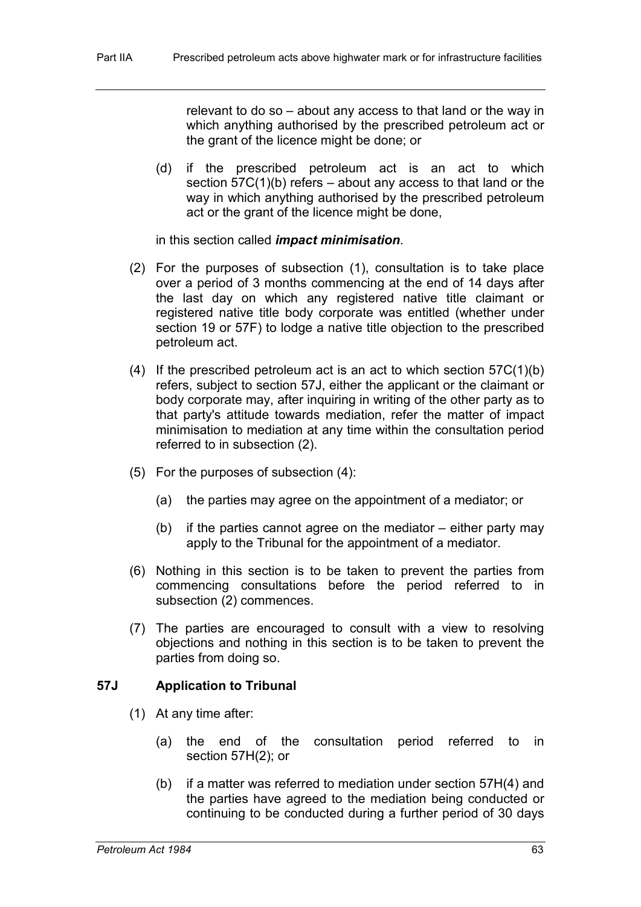relevant to do so – about any access to that land or the way in which anything authorised by the prescribed petroleum act or the grant of the licence might be done; or

(d) if the prescribed petroleum act is an act to which section 57C(1)(b) refers – about any access to that land or the way in which anything authorised by the prescribed petroleum act or the grant of the licence might be done,

in this section called ***impact minimisation***.

(2) For the purposes of subsection (1), consultation is to take place over a period of 3 months commencing at the end of 14 days after the last day on which any registered native title claimant or registered native title body corporate was entitled (whether under section 19 or 57F) to lodge a native title objection to the prescribed petroleum act.

(4) If the prescribed petroleum act is an act to which section 57C(1)(b) refers, subject to section 57J, either the applicant or the claimant or body corporate may, after inquiring in writing of the other party as to that party's attitude towards mediation, refer the matter of impact minimisation to mediation at any time within the consultation period referred to in subsection (2).

(5) For the purposes of subsection (4):

(a) the parties may agree on the appointment of a mediator; or

(b) if the parties cannot agree on the mediator – either party may apply to the Tribunal for the appointment of a mediator.

(6) Nothing in this section is to be taken to prevent the parties from commencing consultations before the period referred to in subsection (2) commences.

(7) The parties are encouraged to consult with a view to resolving objections and nothing in this section is to be taken to prevent the parties from doing so.

### 57J Application to Tribunal

(1) At any time after:

(a) the end of the consultation period referred to in section 57H(2); or

(b) if a matter was referred to mediation under section 57H(4) and the parties have agreed to the mediation being conducted or continuing to be conducted during a further period of 30 days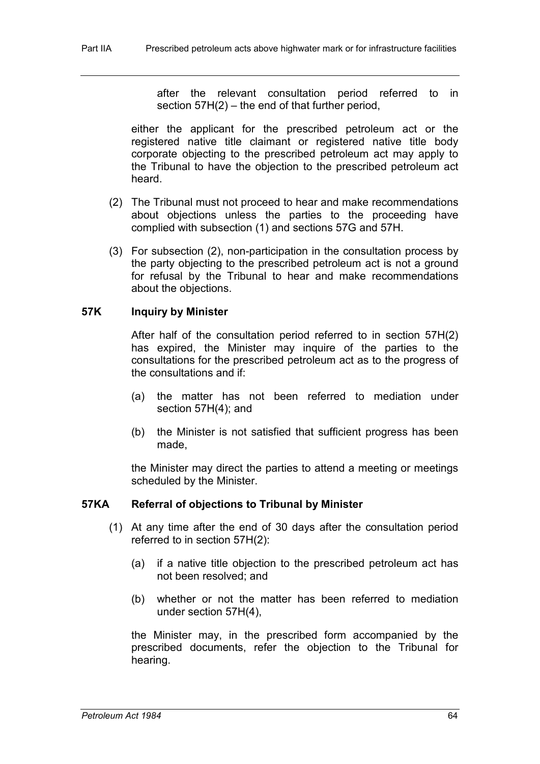after the relevant consultation period referred to in section 57H(2) – the end of that further period,

either the applicant for the prescribed petroleum act or the registered native title claimant or registered native title body corporate objecting to the prescribed petroleum act may apply to the Tribunal to have the objection to the prescribed petroleum act heard.

(2) The Tribunal must not proceed to hear and make recommendations about objections unless the parties to the proceeding have complied with subsection (1) and sections 57G and 57H.

(3) For subsection (2), non-participation in the consultation process by the party objecting to the prescribed petroleum act is not a ground for refusal by the Tribunal to hear and make recommendations about the objections.

### 57K Inquiry by Minister

After half of the consultation period referred to in section 57H(2) has expired, the Minister may inquire of the parties to the consultations for the prescribed petroleum act as to the progress of the consultations and if:

(a) the matter has not been referred to mediation under section 57H(4); and

(b) the Minister is not satisfied that sufficient progress has been made,

the Minister may direct the parties to attend a meeting or meetings scheduled by the Minister.

### 57KA Referral of objections to Tribunal by Minister

(1) At any time after the end of 30 days after the consultation period referred to in section 57H(2):

(a) if a native title objection to the prescribed petroleum act has not been resolved; and

(b) whether or not the matter has been referred to mediation under section 57H(4),

the Minister may, in the prescribed form accompanied by the prescribed documents, refer the objection to the Tribunal for hearing.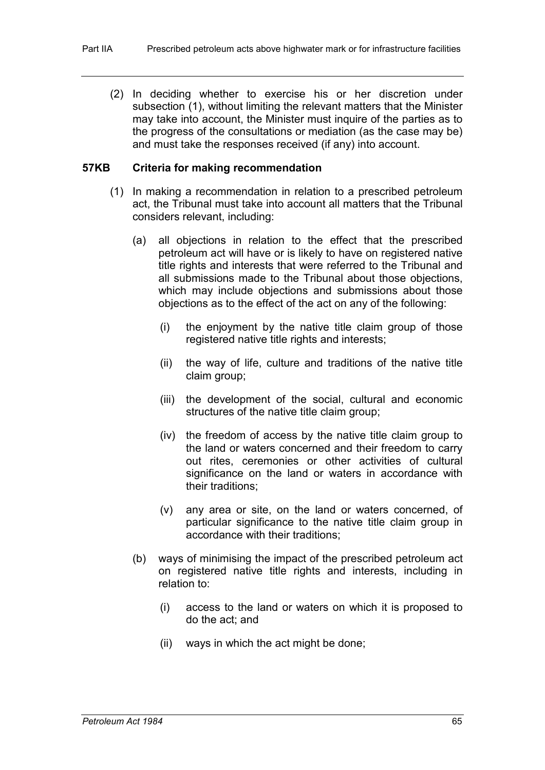(2) In deciding whether to exercise his or her discretion under subsection (1), without limiting the relevant matters that the Minister may take into account, the Minister must inquire of the parties as to the progress of the consultations or mediation (as the case may be) and must take the responses received (if any) into account.

### 57KB Criteria for making recommendation

(1) In making a recommendation in relation to a prescribed petroleum act, the Tribunal must take into account all matters that the Tribunal considers relevant, including:

(a) all objections in relation to the effect that the prescribed petroleum act will have or is likely to have on registered native title rights and interests that were referred to the Tribunal and all submissions made to the Tribunal about those objections, which may include objections and submissions about those objections as to the effect of the act on any of the following:

(i) the enjoyment by the native title claim group of those registered native title rights and interests;

(ii) the way of life, culture and traditions of the native title claim group;

(iii) the development of the social, cultural and economic structures of the native title claim group;

(iv) the freedom of access by the native title claim group to the land or waters concerned and their freedom to carry out rites, ceremonies or other activities of cultural significance on the land or waters in accordance with their traditions;

(v) any area or site, on the land or waters concerned, of particular significance to the native title claim group in accordance with their traditions;

(b) ways of minimising the impact of the prescribed petroleum act on registered native title rights and interests, including in relation to:

(i) access to the land or waters on which it is proposed to do the act; and

(ii) ways in which the act might be done;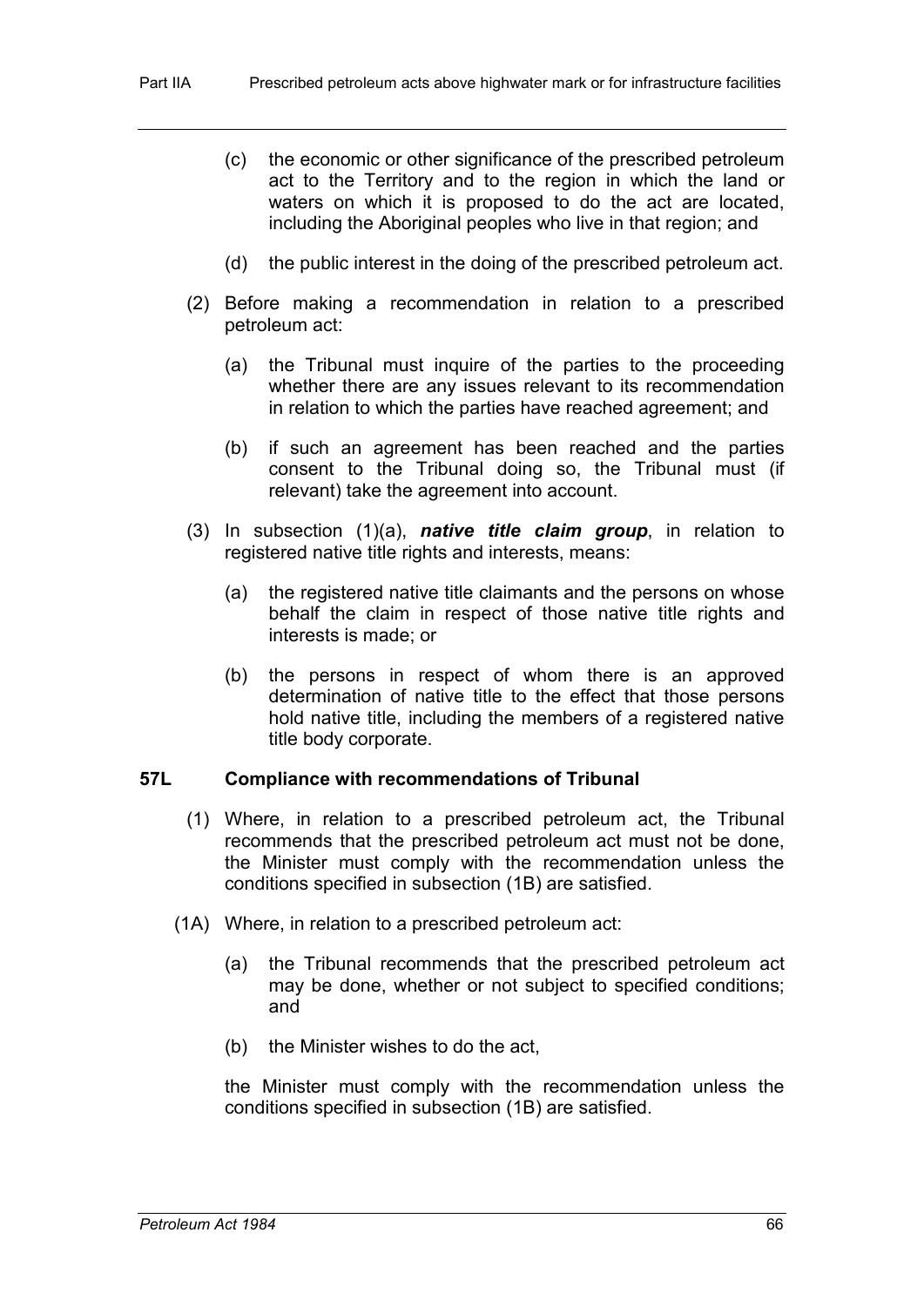(c) the economic or other significance of the prescribed petroleum act to the Territory and to the region in which the land or waters on which it is proposed to do the act are located, including the Aboriginal peoples who live in that region; and

(d) the public interest in the doing of the prescribed petroleum act.

(2) Before making a recommendation in relation to a prescribed petroleum act:

(a) the Tribunal must inquire of the parties to the proceeding whether there are any issues relevant to its recommendation in relation to which the parties have reached agreement; and

(b) if such an agreement has been reached and the parties consent to the Tribunal doing so, the Tribunal must (if relevant) take the agreement into account.

(3) In subsection (1)(a), ***native title claim group***, in relation to registered native title rights and interests, means:

(a) the registered native title claimants and the persons on whose behalf the claim in respect of those native title rights and interests is made; or

(b) the persons in respect of whom there is an approved determination of native title to the effect that those persons hold native title, including the members of a registered native title body corporate.

### 57L Compliance with recommendations of Tribunal

(1) Where, in relation to a prescribed petroleum act, the Tribunal recommends that the prescribed petroleum act must not be done, the Minister must comply with the recommendation unless the conditions specified in subsection (1B) are satisfied.

(1A) Where, in relation to a prescribed petroleum act:

(a) the Tribunal recommends that the prescribed petroleum act may be done, whether or not subject to specified conditions; and

(b) the Minister wishes to do the act,

the Minister must comply with the recommendation unless the conditions specified in subsection (1B) are satisfied.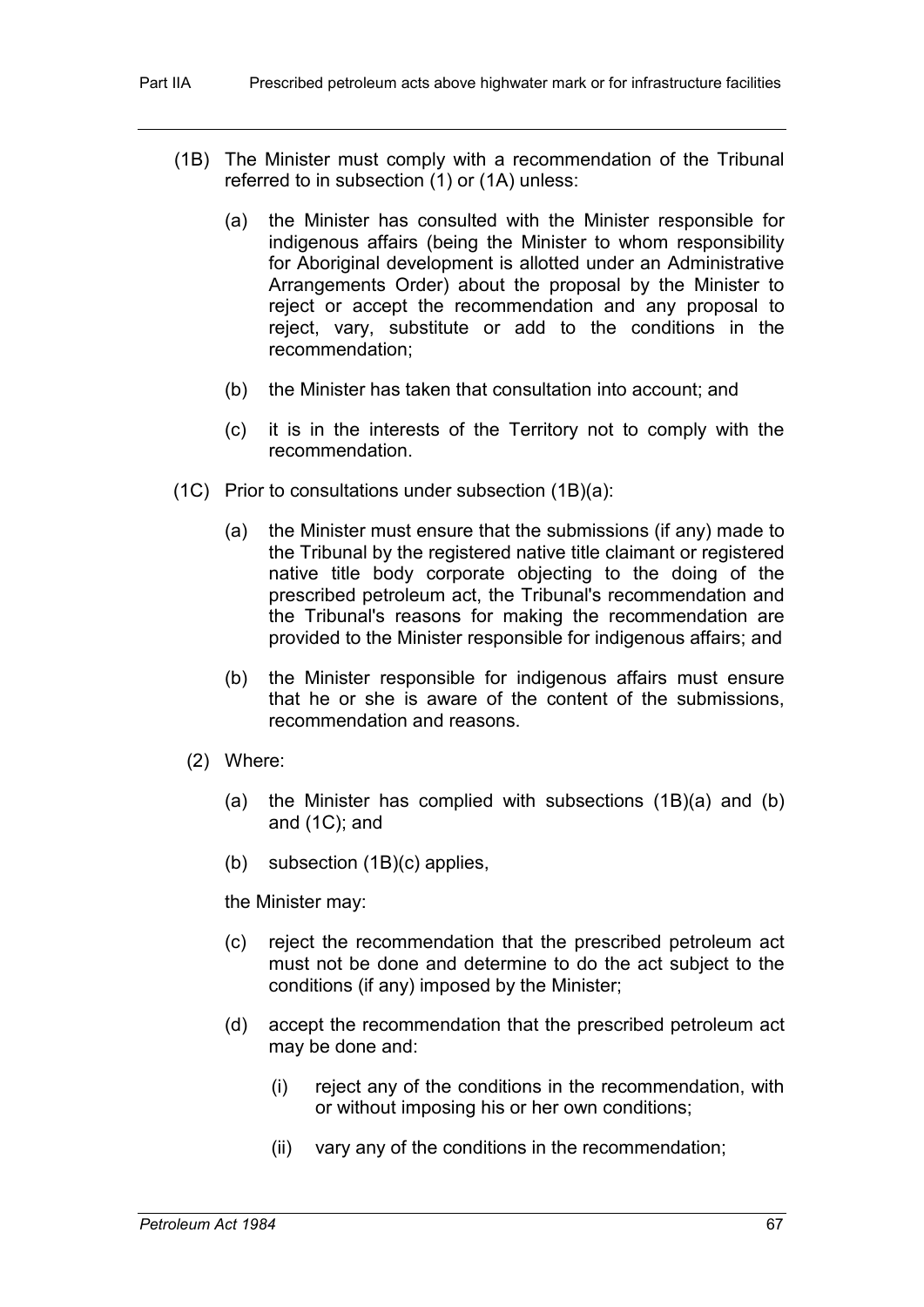(1B) The Minister must comply with a recommendation of the Tribunal referred to in subsection (1) or (1A) unless:

(a) the Minister has consulted with the Minister responsible for indigenous affairs (being the Minister to whom responsibility for Aboriginal development is allotted under an Administrative Arrangements Order) about the proposal by the Minister to reject or accept the recommendation and any proposal to reject, vary, substitute or add to the conditions in the recommendation;

(b) the Minister has taken that consultation into account; and

(c) it is in the interests of the Territory not to comply with the recommendation.

(1C) Prior to consultations under subsection (1B)(a):

(a) the Minister must ensure that the submissions (if any) made to the Tribunal by the registered native title claimant or registered native title body corporate objecting to the doing of the prescribed petroleum act, the Tribunal's recommendation and the Tribunal's reasons for making the recommendation are provided to the Minister responsible for indigenous affairs; and

(b) the Minister responsible for indigenous affairs must ensure that he or she is aware of the content of the submissions, recommendation and reasons.

(2) Where:

(a) the Minister has complied with subsections (1B)(a) and (b) and (1C); and

(b) subsection (1B)(c) applies,

the Minister may:

(c) reject the recommendation that the prescribed petroleum act must not be done and determine to do the act subject to the conditions (if any) imposed by the Minister;

(d) accept the recommendation that the prescribed petroleum act may be done and:

(i) reject any of the conditions in the recommendation, with or without imposing his or her own conditions;

(ii) vary any of the conditions in the recommendation;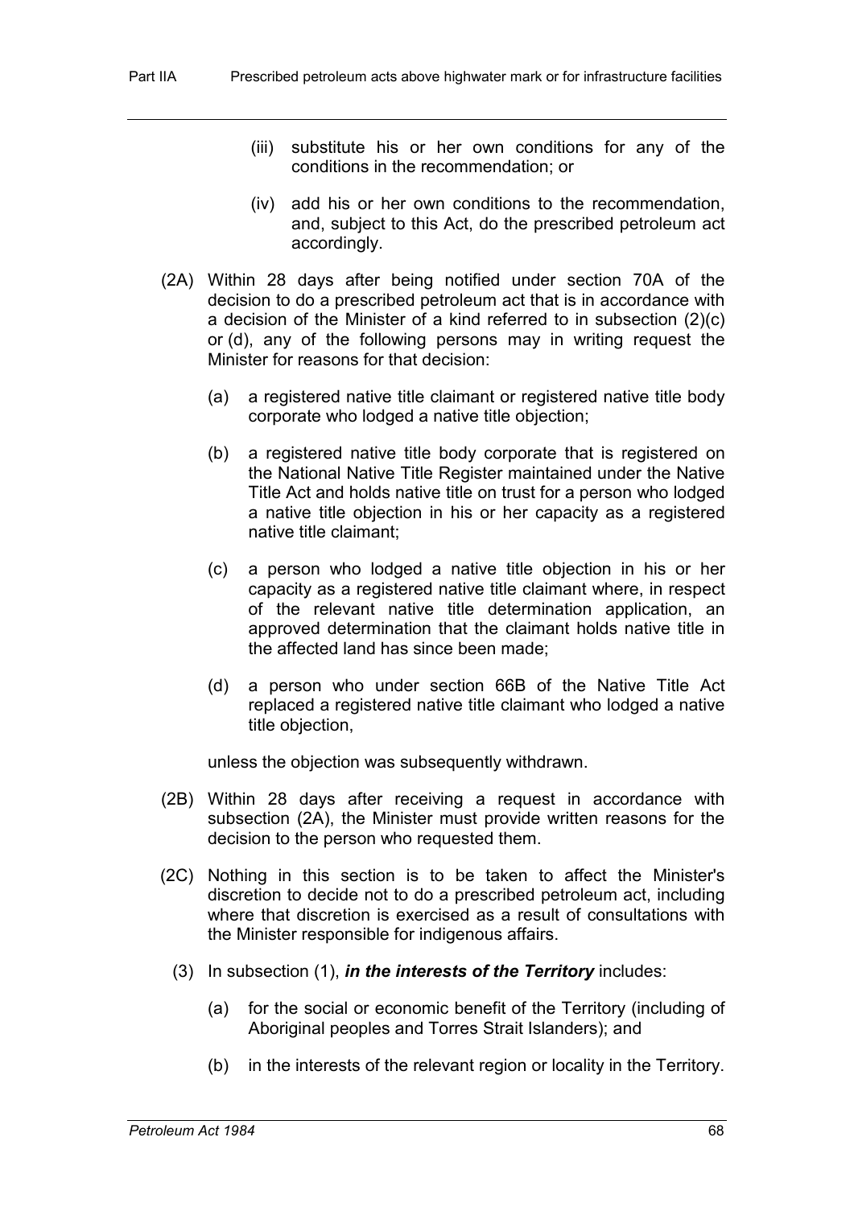(iii) substitute his or her own conditions for any of the conditions in the recommendation; or

(iv) add his or her own conditions to the recommendation, and, subject to this Act, do the prescribed petroleum act accordingly.

(2A) Within 28 days after being notified under section 70A of the decision to do a prescribed petroleum act that is in accordance with a decision of the Minister of a kind referred to in subsection (2)(c) or (d), any of the following persons may in writing request the Minister for reasons for that decision:

(a) a registered native title claimant or registered native title body corporate who lodged a native title objection;

(b) a registered native title body corporate that is registered on the National Native Title Register maintained under the Native Title Act and holds native title on trust for a person who lodged a native title objection in his or her capacity as a registered native title claimant;

(c) a person who lodged a native title objection in his or her capacity as a registered native title claimant where, in respect of the relevant native title determination application, an approved determination that the claimant holds native title in the affected land has since been made;

(d) a person who under section 66B of the Native Title Act replaced a registered native title claimant who lodged a native title objection,

unless the objection was subsequently withdrawn.

(2B) Within 28 days after receiving a request in accordance with subsection (2A), the Minister must provide written reasons for the decision to the person who requested them.

(2C) Nothing in this section is to be taken to affect the Minister's discretion to decide not to do a prescribed petroleum act, including where that discretion is exercised as a result of consultations with the Minister responsible for indigenous affairs.

(3) In subsection (1), ***in the interests of the Territory*** includes:

(a) for the social or economic benefit of the Territory (including of Aboriginal peoples and Torres Strait Islanders); and

(b) in the interests of the relevant region or locality in the Territory.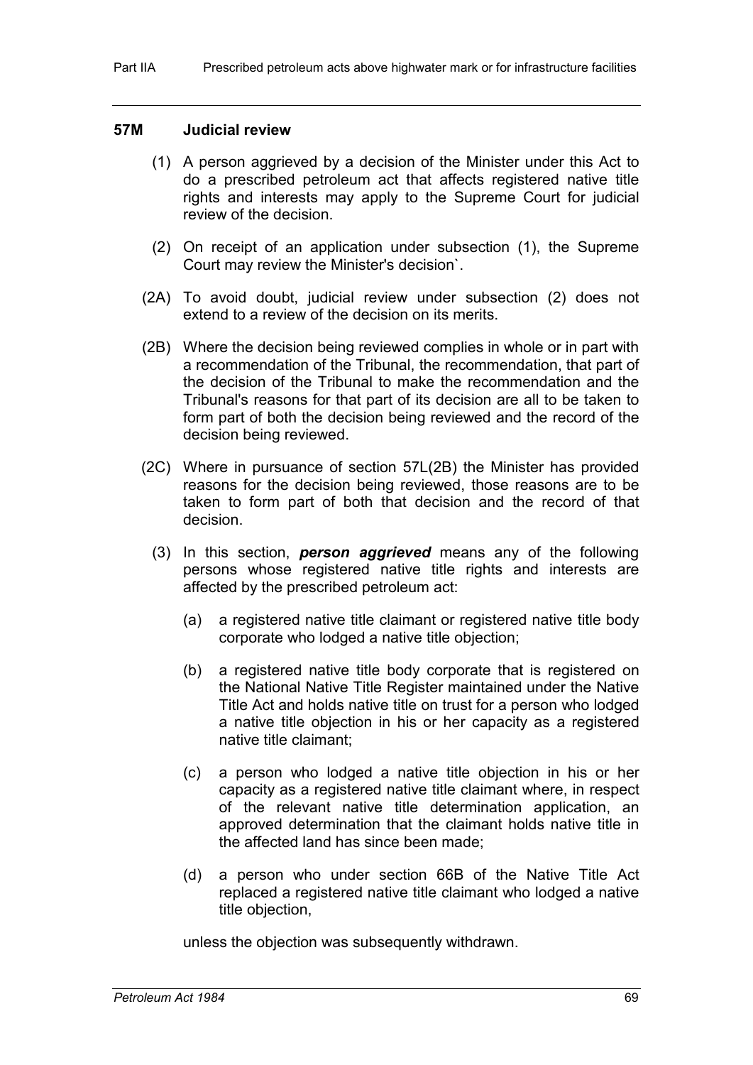### 57M Judicial review

(1) A person aggrieved by a decision of the Minister under this Act to do a prescribed petroleum act that affects registered native title rights and interests may apply to the Supreme Court for judicial review of the decision.

(2) On receipt of an application under subsection (1), the Supreme Court may review the Minister's decision`.

(2A) To avoid doubt, judicial review under subsection (2) does not extend to a review of the decision on its merits.

(2B) Where the decision being reviewed complies in whole or in part with a recommendation of the Tribunal, the recommendation, that part of the decision of the Tribunal to make the recommendation and the Tribunal's reasons for that part of its decision are all to be taken to form part of both the decision being reviewed and the record of the decision being reviewed.

(2C) Where in pursuance of section 57L(2B) the Minister has provided reasons for the decision being reviewed, those reasons are to be taken to form part of both that decision and the record of that decision.

(3) In this section, ***person aggrieved*** means any of the following persons whose registered native title rights and interests are affected by the prescribed petroleum act:

(a) a registered native title claimant or registered native title body corporate who lodged a native title objection;

(b) a registered native title body corporate that is registered on the National Native Title Register maintained under the Native Title Act and holds native title on trust for a person who lodged a native title objection in his or her capacity as a registered native title claimant;

(c) a person who lodged a native title objection in his or her capacity as a registered native title claimant where, in respect of the relevant native title determination application, an approved determination that the claimant holds native title in the affected land has since been made;

(d) a person who under section 66B of the Native Title Act replaced a registered native title claimant who lodged a native title objection,

unless the objection was subsequently withdrawn.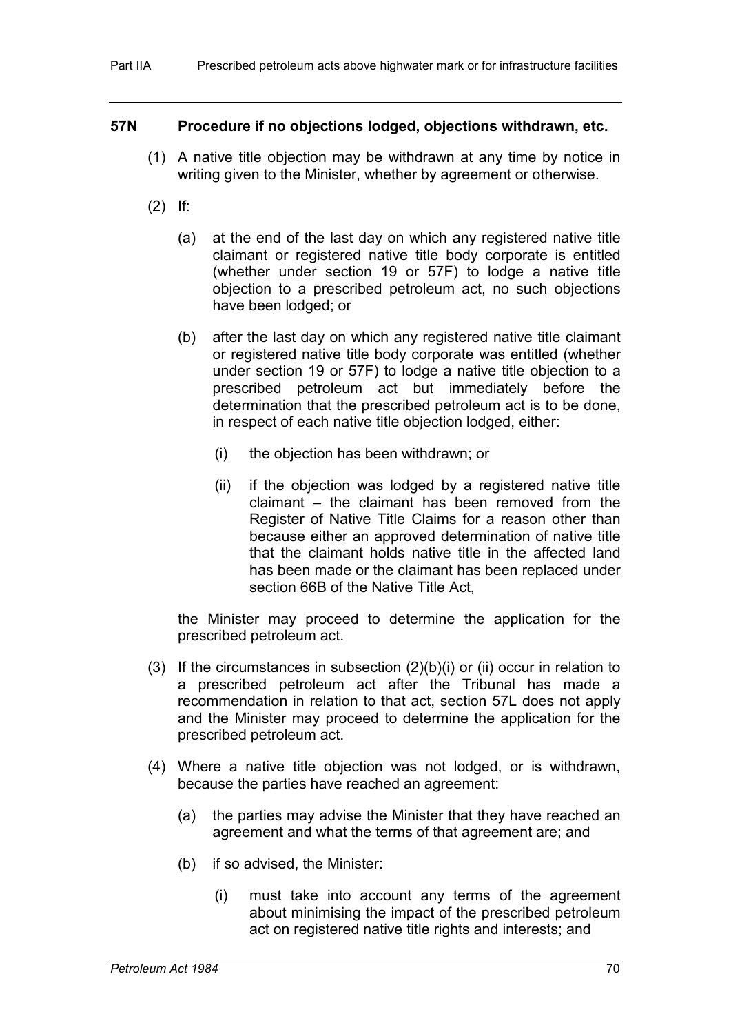### 57N Procedure if no objections lodged, objections withdrawn, etc.

(1) A native title objection may be withdrawn at any time by notice in writing given to the Minister, whether by agreement or otherwise.

(2) If:

(a) at the end of the last day on which any registered native title claimant or registered native title body corporate is entitled (whether under section 19 or 57F) to lodge a native title objection to a prescribed petroleum act, no such objections have been lodged; or

(b) after the last day on which any registered native title claimant or registered native title body corporate was entitled (whether under section 19 or 57F) to lodge a native title objection to a prescribed petroleum act but immediately before the determination that the prescribed petroleum act is to be done, in respect of each native title objection lodged, either:

(i) the objection has been withdrawn; or

(ii) if the objection was lodged by a registered native title claimant – the claimant has been removed from the Register of Native Title Claims for a reason other than because either an approved determination of native title that the claimant holds native title in the affected land has been made or the claimant has been replaced under section 66B of the Native Title Act,

the Minister may proceed to determine the application for the prescribed petroleum act.

(3) If the circumstances in subsection (2)(b)(i) or (ii) occur in relation to a prescribed petroleum act after the Tribunal has made a recommendation in relation to that act, section 57L does not apply and the Minister may proceed to determine the application for the prescribed petroleum act.

(4) Where a native title objection was not lodged, or is withdrawn, because the parties have reached an agreement:

(a) the parties may advise the Minister that they have reached an agreement and what the terms of that agreement are; and

(b) if so advised, the Minister:

(i) must take into account any terms of the agreement about minimising the impact of the prescribed petroleum act on registered native title rights and interests; and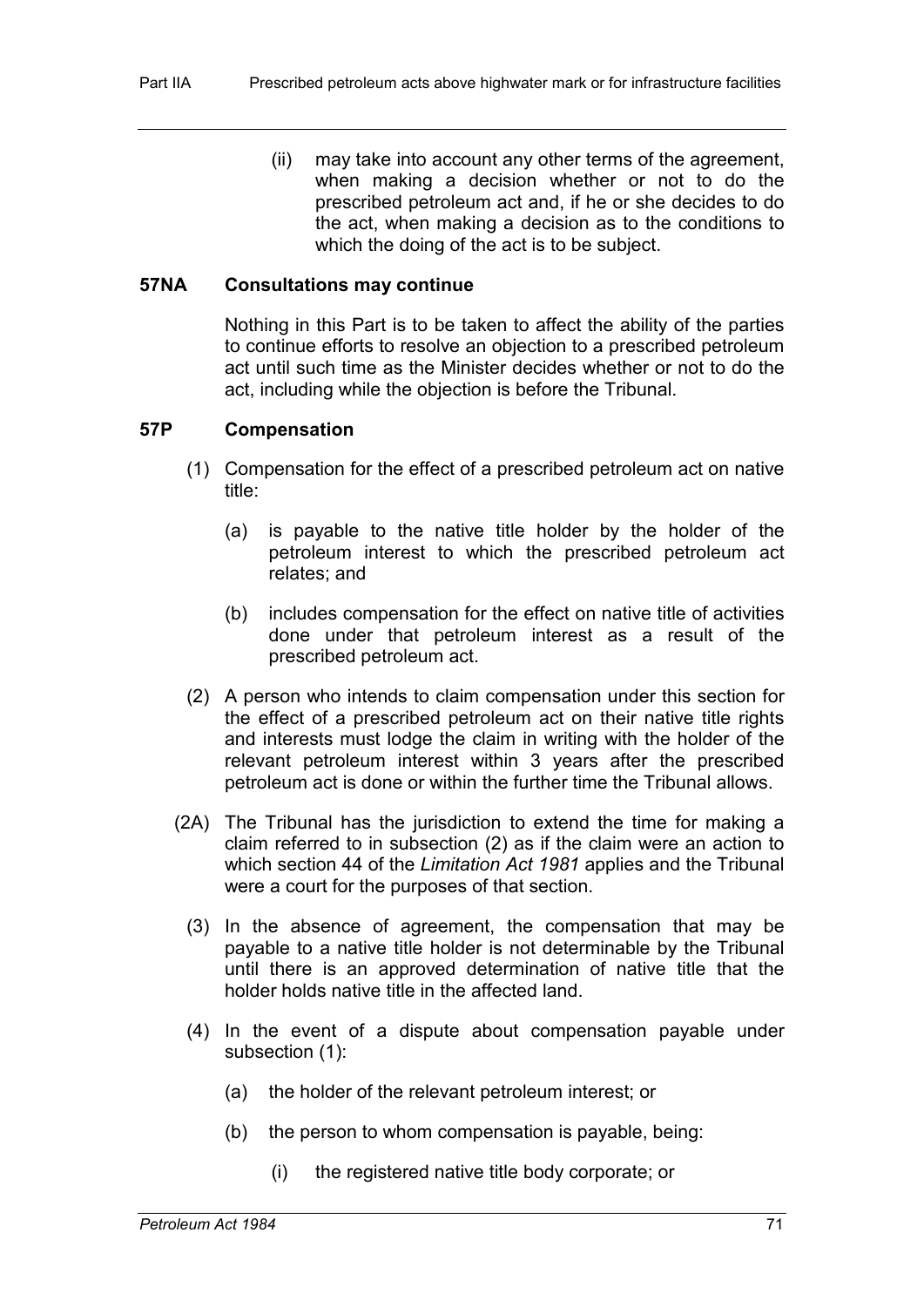(ii) may take into account any other terms of the agreement, when making a decision whether or not to do the prescribed petroleum act and, if he or she decides to do the act, when making a decision as to the conditions to which the doing of the act is to be subject.

### 57NA Consultations may continue

Nothing in this Part is to be taken to affect the ability of the parties to continue efforts to resolve an objection to a prescribed petroleum act until such time as the Minister decides whether or not to do the act, including while the objection is before the Tribunal.

### 57P Compensation

(1) Compensation for the effect of a prescribed petroleum act on native title:

(a) is payable to the native title holder by the holder of the petroleum interest to which the prescribed petroleum act relates; and

(b) includes compensation for the effect on native title of activities done under that petroleum interest as a result of the prescribed petroleum act.

(2) A person who intends to claim compensation under this section for the effect of a prescribed petroleum act on their native title rights and interests must lodge the claim in writing with the holder of the relevant petroleum interest within 3 years after the prescribed petroleum act is done or within the further time the Tribunal allows.

(2A) The Tribunal has the jurisdiction to extend the time for making a claim referred to in subsection (2) as if the claim were an action to which section 44 of the *Limitation Act 1981* applies and the Tribunal were a court for the purposes of that section.

(3) In the absence of agreement, the compensation that may be payable to a native title holder is not determinable by the Tribunal until there is an approved determination of native title that the holder holds native title in the affected land.

(4) In the event of a dispute about compensation payable under subsection (1):

(a) the holder of the relevant petroleum interest; or

(b) the person to whom compensation is payable, being:

(i) the registered native title body corporate; or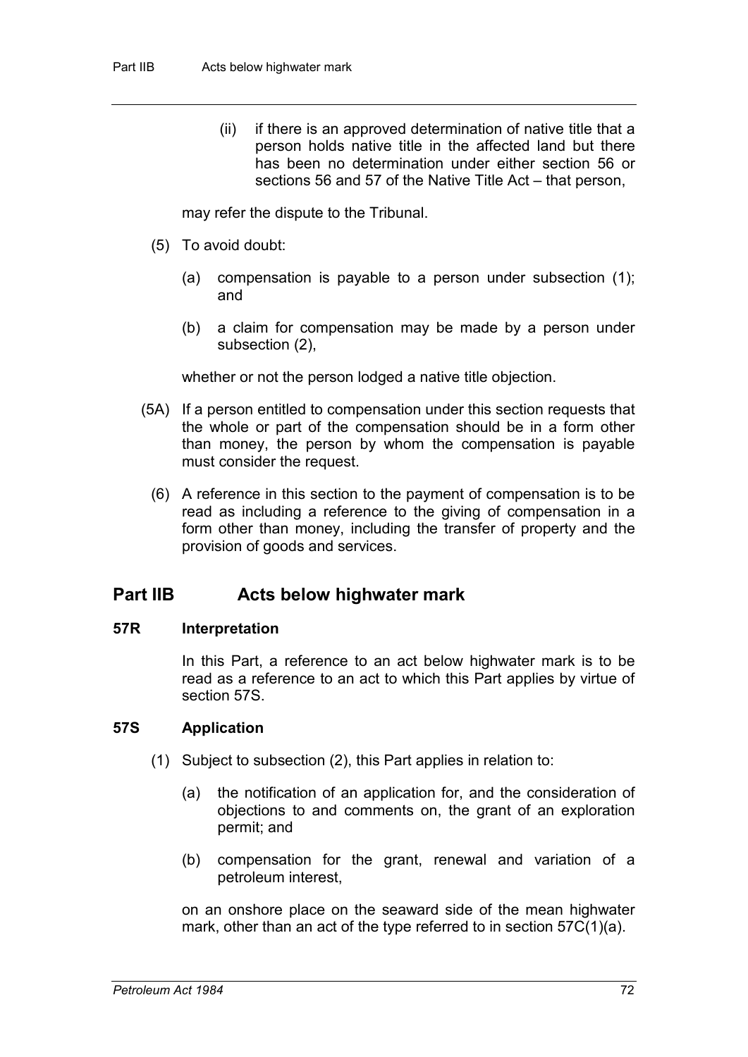(ii) if there is an approved determination of native title that a person holds native title in the affected land but there has been no determination under either section 56 or sections 56 and 57 of the Native Title Act – that person,

may refer the dispute to the Tribunal.

(5) To avoid doubt:

(a) compensation is payable to a person under subsection (1); and

(b) a claim for compensation may be made by a person under subsection (2),

whether or not the person lodged a native title objection.

(5A) If a person entitled to compensation under this section requests that the whole or part of the compensation should be in a form other than money, the person by whom the compensation is payable must consider the request.

(6) A reference in this section to the payment of compensation is to be read as including a reference to the giving of compensation in a form other than money, including the transfer of property and the provision of goods and services.

## Part IIB Acts below highwater mark

### 57R Interpretation

In this Part, a reference to an act below highwater mark is to be read as a reference to an act to which this Part applies by virtue of section 57S.

### 57S Application

(1) Subject to subsection (2), this Part applies in relation to:

(a) the notification of an application for, and the consideration of objections to and comments on, the grant of an exploration permit; and

(b) compensation for the grant, renewal and variation of a petroleum interest,

on an onshore place on the seaward side of the mean highwater mark, other than an act of the type referred to in section 57C(1)(a).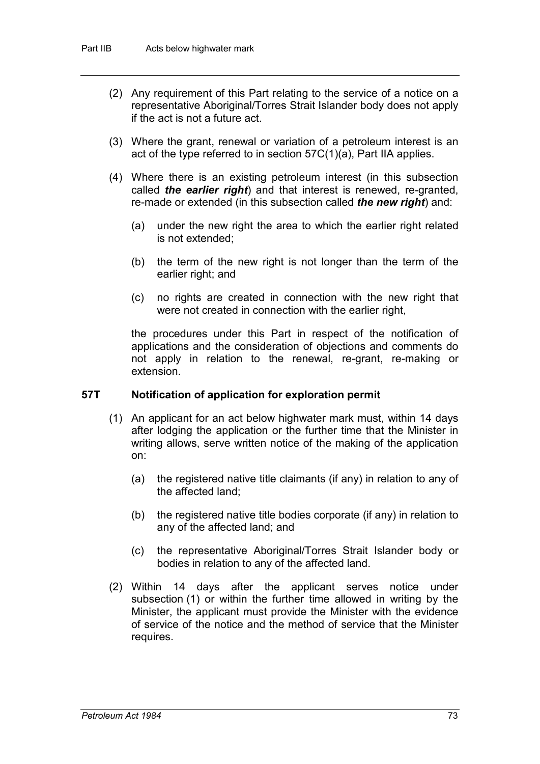(2) Any requirement of this Part relating to the service of a notice on a representative Aboriginal/Torres Strait Islander body does not apply if the act is not a future act.

(3) Where the grant, renewal or variation of a petroleum interest is an act of the type referred to in section 57C(1)(a), Part IIA applies.

(4) Where there is an existing petroleum interest (in this subsection called ***the earlier right***) and that interest is renewed, re-granted, re-made or extended (in this subsection called ***the new right***) and:

(a) under the new right the area to which the earlier right related is not extended;

(b) the term of the new right is not longer than the term of the earlier right; and

(c) no rights are created in connection with the new right that were not created in connection with the earlier right,

the procedures under this Part in respect of the notification of applications and the consideration of objections and comments do not apply in relation to the renewal, re-grant, re-making or extension.

### 57T Notification of application for exploration permit

(1) An applicant for an act below highwater mark must, within 14 days after lodging the application or the further time that the Minister in writing allows, serve written notice of the making of the application on:

(a) the registered native title claimants (if any) in relation to any of the affected land;

(b) the registered native title bodies corporate (if any) in relation to any of the affected land; and

(c) the representative Aboriginal/Torres Strait Islander body or bodies in relation to any of the affected land.

(2) Within 14 days after the applicant serves notice under subsection (1) or within the further time allowed in writing by the Minister, the applicant must provide the Minister with the evidence of service of the notice and the method of service that the Minister requires.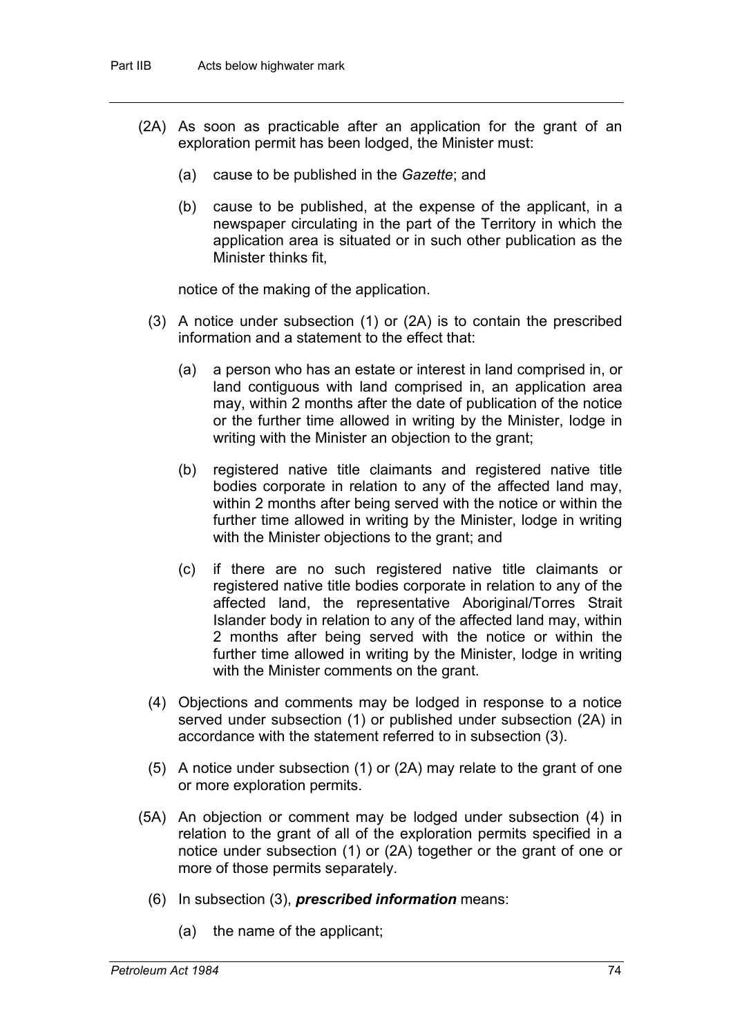(2A) As soon as practicable after an application for the grant of an exploration permit has been lodged, the Minister must:

(a) cause to be published in the *Gazette*; and

(b) cause to be published, at the expense of the applicant, in a newspaper circulating in the part of the Territory in which the application area is situated or in such other publication as the Minister thinks fit,

notice of the making of the application.

(3) A notice under subsection (1) or (2A) is to contain the prescribed information and a statement to the effect that:

(a) a person who has an estate or interest in land comprised in, or land contiguous with land comprised in, an application area may, within 2 months after the date of publication of the notice or the further time allowed in writing by the Minister, lodge in writing with the Minister an objection to the grant;

(b) registered native title claimants and registered native title bodies corporate in relation to any of the affected land may, within 2 months after being served with the notice or within the further time allowed in writing by the Minister, lodge in writing with the Minister objections to the grant; and

(c) if there are no such registered native title claimants or registered native title bodies corporate in relation to any of the affected land, the representative Aboriginal/Torres Strait Islander body in relation to any of the affected land may, within 2 months after being served with the notice or within the further time allowed in writing by the Minister, lodge in writing with the Minister comments on the grant.

(4) Objections and comments may be lodged in response to a notice served under subsection (1) or published under subsection (2A) in accordance with the statement referred to in subsection (3).

(5) A notice under subsection (1) or (2A) may relate to the grant of one or more exploration permits.

(5A) An objection or comment may be lodged under subsection (4) in relation to the grant of all of the exploration permits specified in a notice under subsection (1) or (2A) together or the grant of one or more of those permits separately.

(6) In subsection (3), ***prescribed information*** means:

(a) the name of the applicant;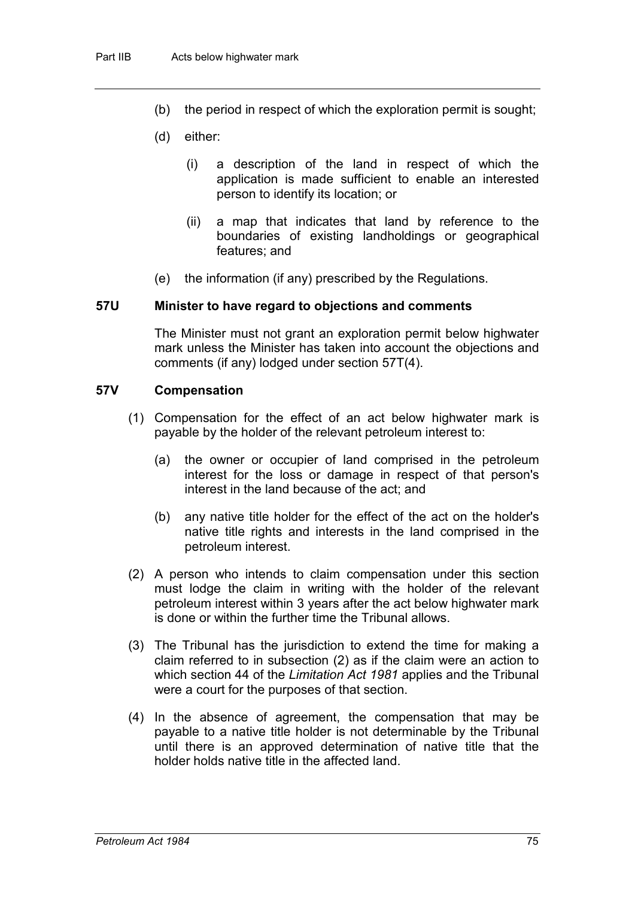(b) the period in respect of which the exploration permit is sought;

(d) either:

(i) a description of the land in respect of which the application is made sufficient to enable an interested person to identify its location; or

(ii) a map that indicates that land by reference to the boundaries of existing landholdings or geographical features; and

(e) the information (if any) prescribed by the Regulations.

### 57U Minister to have regard to objections and comments

The Minister must not grant an exploration permit below highwater mark unless the Minister has taken into account the objections and comments (if any) lodged under section 57T(4).

### 57V Compensation

(1) Compensation for the effect of an act below highwater mark is payable by the holder of the relevant petroleum interest to:

(a) the owner or occupier of land comprised in the petroleum interest for the loss or damage in respect of that person's interest in the land because of the act; and

(b) any native title holder for the effect of the act on the holder's native title rights and interests in the land comprised in the petroleum interest.

(2) A person who intends to claim compensation under this section must lodge the claim in writing with the holder of the relevant petroleum interest within 3 years after the act below highwater mark is done or within the further time the Tribunal allows.

(3) The Tribunal has the jurisdiction to extend the time for making a claim referred to in subsection (2) as if the claim were an action to which section 44 of the *Limitation Act 1981* applies and the Tribunal were a court for the purposes of that section.

(4) In the absence of agreement, the compensation that may be payable to a native title holder is not determinable by the Tribunal until there is an approved determination of native title that the holder holds native title in the affected land.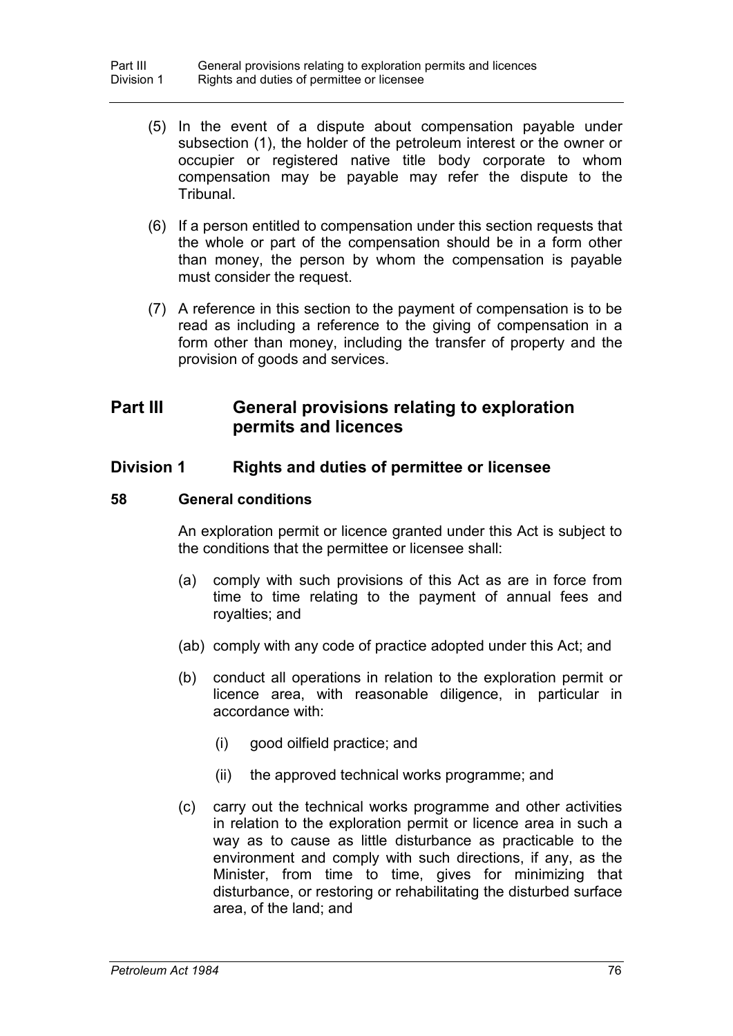(5) In the event of a dispute about compensation payable under subsection (1), the holder of the petroleum interest or the owner or occupier or registered native title body corporate to whom compensation may be payable may refer the dispute to the Tribunal.

(6) If a person entitled to compensation under this section requests that the whole or part of the compensation should be in a form other than money, the person by whom the compensation is payable must consider the request.

(7) A reference in this section to the payment of compensation is to be read as including a reference to the giving of compensation in a form other than money, including the transfer of property and the provision of goods and services.

## Part III General provisions relating to exploration permits and licences

## Division 1 Rights and duties of permittee or licensee

### 58 General conditions

An exploration permit or licence granted under this Act is subject to the conditions that the permittee or licensee shall:

(a) comply with such provisions of this Act as are in force from time to time relating to the payment of annual fees and royalties; and

(ab) comply with any code of practice adopted under this Act; and

(b) conduct all operations in relation to the exploration permit or licence area, with reasonable diligence, in particular in accordance with:

(i) good oilfield practice; and

(ii) the approved technical works programme; and

(c) carry out the technical works programme and other activities in relation to the exploration permit or licence area in such a way as to cause as little disturbance as practicable to the environment and comply with such directions, if any, as the Minister, from time to time, gives for minimizing that disturbance, or restoring or rehabilitating the disturbed surface area, of the land; and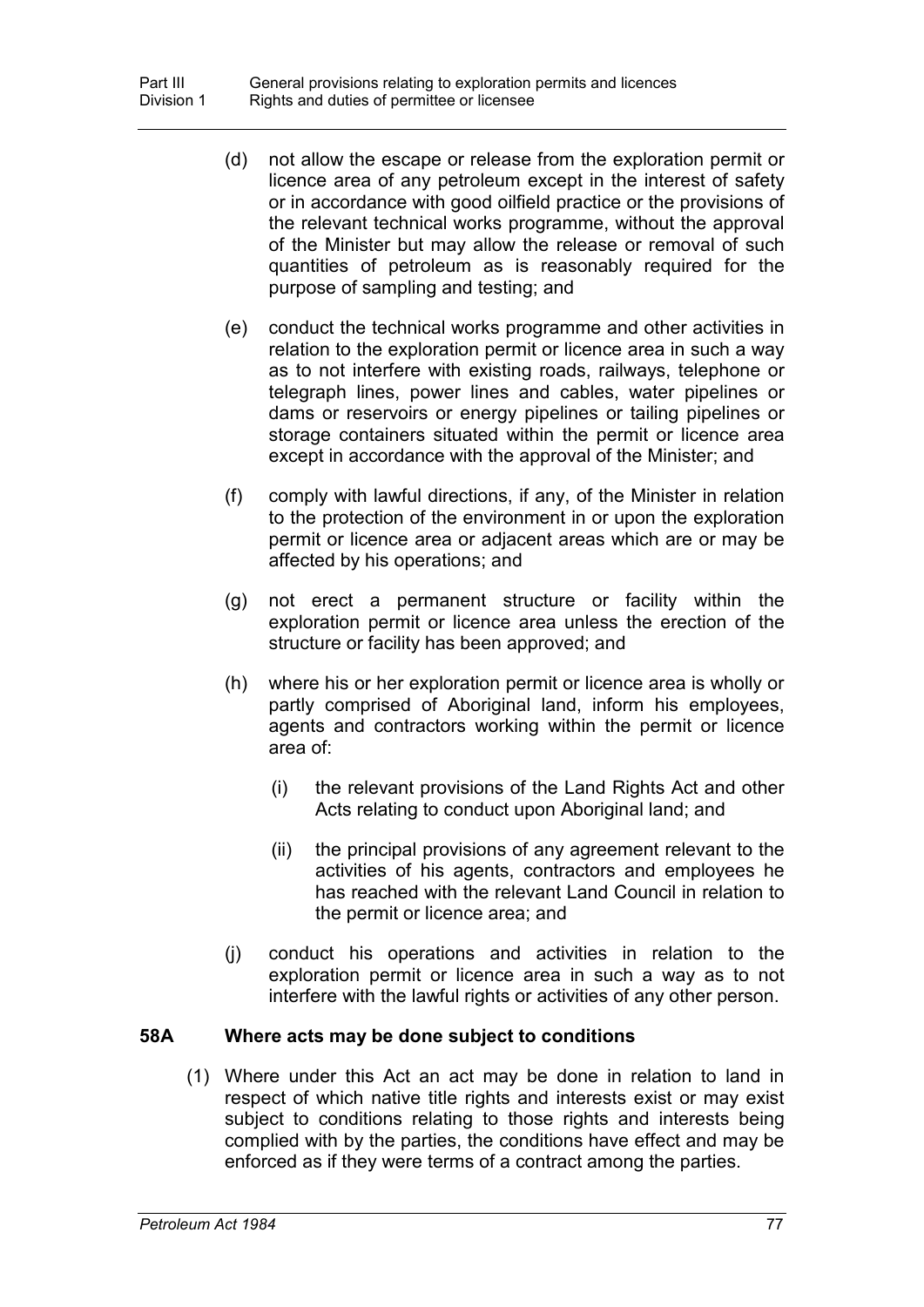(d) not allow the escape or release from the exploration permit or licence area of any petroleum except in the interest of safety or in accordance with good oilfield practice or the provisions of the relevant technical works programme, without the approval of the Minister but may allow the release or removal of such quantities of petroleum as is reasonably required for the purpose of sampling and testing; and

(e) conduct the technical works programme and other activities in relation to the exploration permit or licence area in such a way as to not interfere with existing roads, railways, telephone or telegraph lines, power lines and cables, water pipelines or dams or reservoirs or energy pipelines or tailing pipelines or storage containers situated within the permit or licence area except in accordance with the approval of the Minister; and

(f) comply with lawful directions, if any, of the Minister in relation to the protection of the environment in or upon the exploration permit or licence area or adjacent areas which are or may be affected by his operations; and

(g) not erect a permanent structure or facility within the exploration permit or licence area unless the erection of the structure or facility has been approved; and

(h) where his or her exploration permit or licence area is wholly or partly comprised of Aboriginal land, inform his employees, agents and contractors working within the permit or licence area of:

  (i) the relevant provisions of the Land Rights Act and other Acts relating to conduct upon Aboriginal land; and

  (ii) the principal provisions of any agreement relevant to the activities of his agents, contractors and employees he has reached with the relevant Land Council in relation to the permit or licence area; and

(j) conduct his operations and activities in relation to the exploration permit or licence area in such a way as to not interfere with the lawful rights or activities of any other person.

### 58A Where acts may be done subject to conditions

(1) Where under this Act an act may be done in relation to land in respect of which native title rights and interests exist or may exist subject to conditions relating to those rights and interests being complied with by the parties, the conditions have effect and may be enforced as if they were terms of a contract among the parties.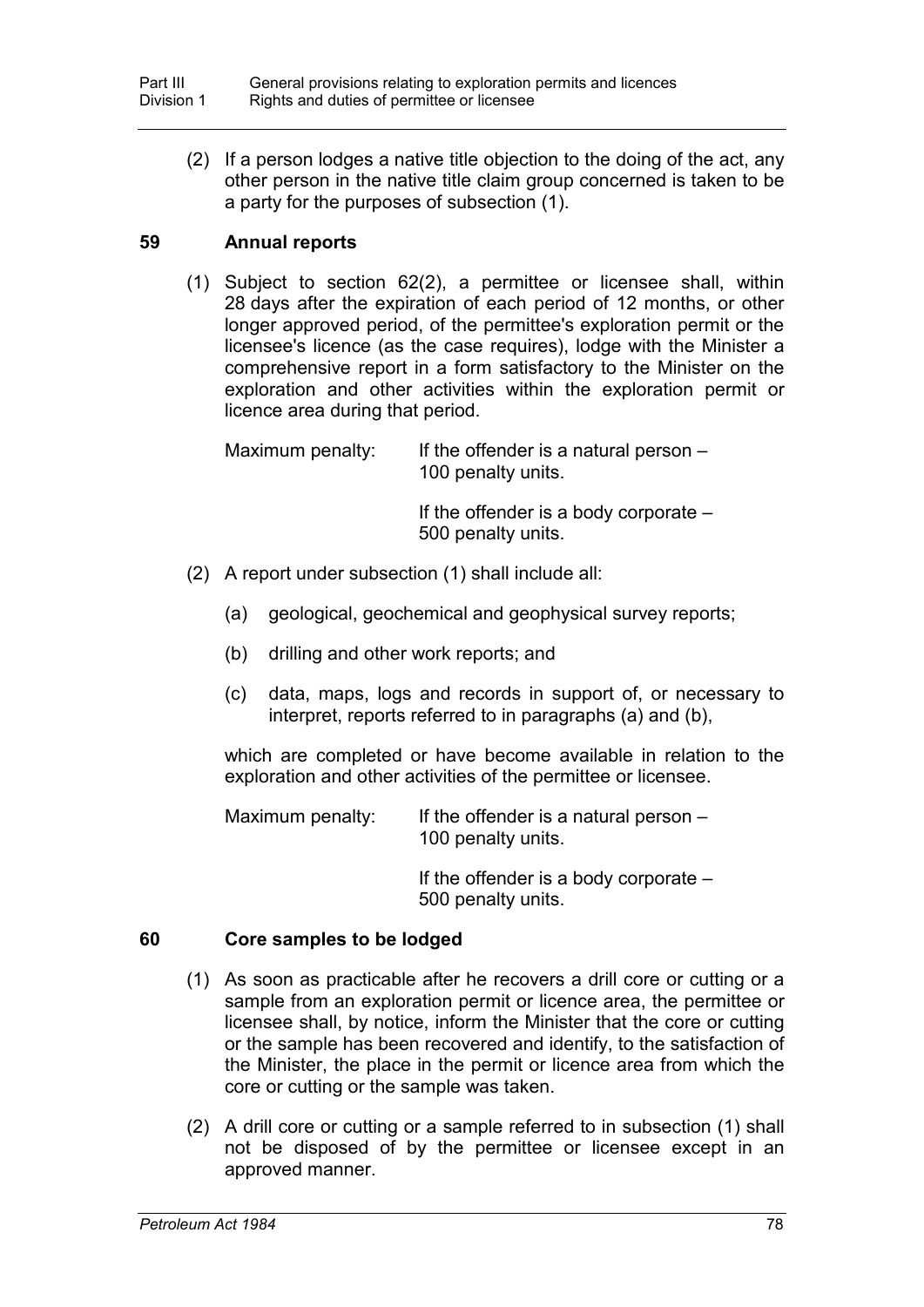(2) If a person lodges a native title objection to the doing of the act, any other person in the native title claim group concerned is taken to be a party for the purposes of subsection (1).

### 59 Annual reports

(1) Subject to section 62(2), a permittee or licensee shall, within 28 days after the expiration of each period of 12 months, or other longer approved period, of the permittee's exploration permit or the licensee's licence (as the case requires), lodge with the Minister a comprehensive report in a form satisfactory to the Minister on the exploration and other activities within the exploration permit or licence area during that period.

Maximum penalty: If the offender is a natural person – 100 penalty units.

If the offender is a body corporate – 500 penalty units.

(2) A report under subsection (1) shall include all:

(a) geological, geochemical and geophysical survey reports;

(b) drilling and other work reports; and

(c) data, maps, logs and records in support of, or necessary to interpret, reports referred to in paragraphs (a) and (b),

which are completed or have become available in relation to the exploration and other activities of the permittee or licensee.

Maximum penalty: If the offender is a natural person – 100 penalty units.

If the offender is a body corporate – 500 penalty units.

### 60 Core samples to be lodged

(1) As soon as practicable after he recovers a drill core or cutting or a sample from an exploration permit or licence area, the permittee or licensee shall, by notice, inform the Minister that the core or cutting or the sample has been recovered and identify, to the satisfaction of the Minister, the place in the permit or licence area from which the core or cutting or the sample was taken.

(2) A drill core or cutting or a sample referred to in subsection (1) shall not be disposed of by the permittee or licensee except in an approved manner.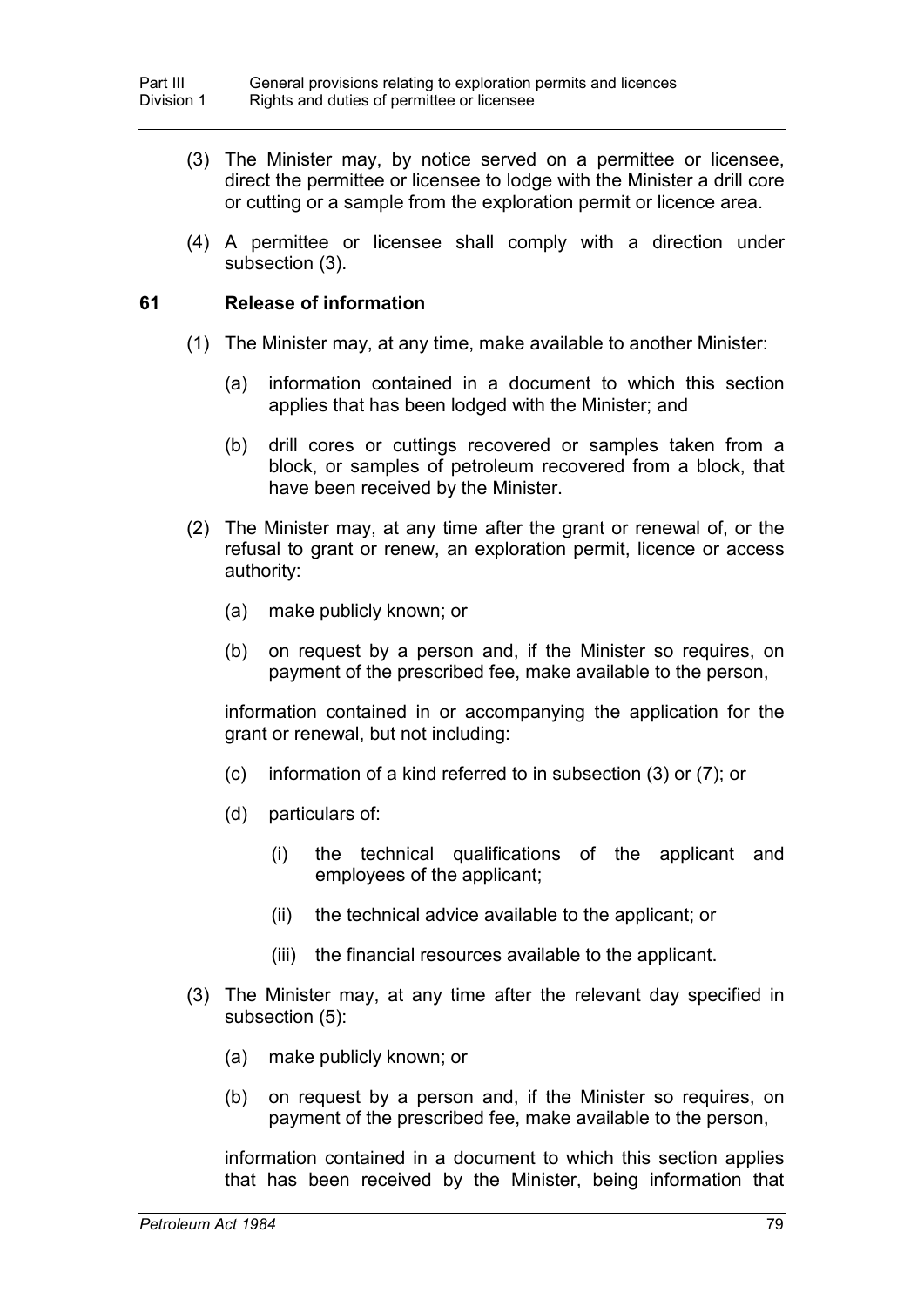(3) The Minister may, by notice served on a permittee or licensee, direct the permittee or licensee to lodge with the Minister a drill core or cutting or a sample from the exploration permit or licence area.

(4) A permittee or licensee shall comply with a direction under subsection (3).

## 61 Release of information

(1) The Minister may, at any time, make available to another Minister:

(a) information contained in a document to which this section applies that has been lodged with the Minister; and

(b) drill cores or cuttings recovered or samples taken from a block, or samples of petroleum recovered from a block, that have been received by the Minister.

(2) The Minister may, at any time after the grant or renewal of, or the refusal to grant or renew, an exploration permit, licence or access authority:

(a) make publicly known; or

(b) on request by a person and, if the Minister so requires, on payment of the prescribed fee, make available to the person,

information contained in or accompanying the application for the grant or renewal, but not including:

(c) information of a kind referred to in subsection (3) or (7); or

(d) particulars of:

(i) the technical qualifications of the applicant and employees of the applicant;

(ii) the technical advice available to the applicant; or

(iii) the financial resources available to the applicant.

(3) The Minister may, at any time after the relevant day specified in subsection (5):

(a) make publicly known; or

(b) on request by a person and, if the Minister so requires, on payment of the prescribed fee, make available to the person,

information contained in a document to which this section applies that has been received by the Minister, being information that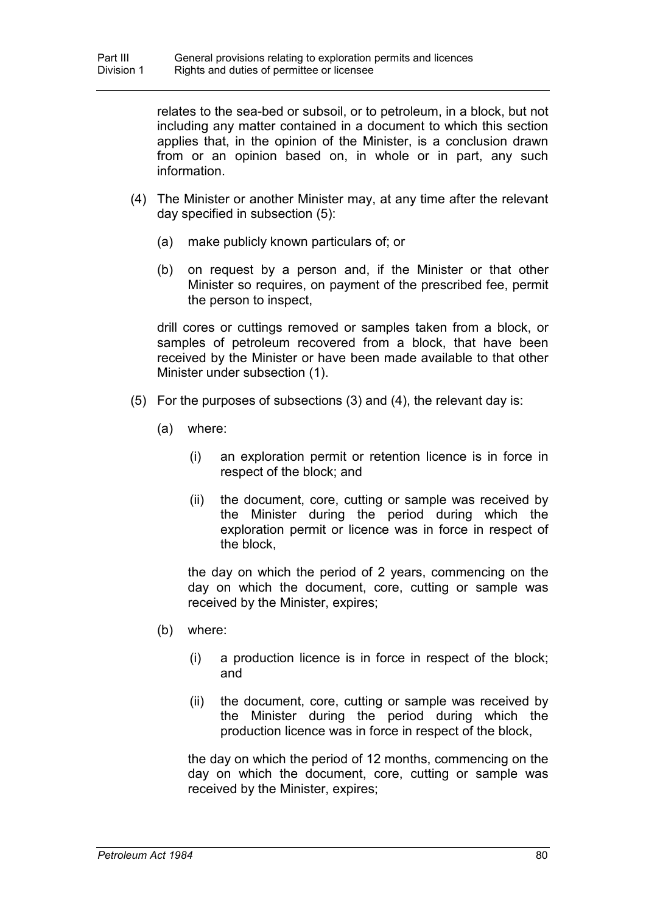relates to the sea-bed or subsoil, or to petroleum, in a block, but not including any matter contained in a document to which this section applies that, in the opinion of the Minister, is a conclusion drawn from or an opinion based on, in whole or in part, any such information.

(4) The Minister or another Minister may, at any time after the relevant day specified in subsection (5):

(a) make publicly known particulars of; or

(b) on request by a person and, if the Minister or that other Minister so requires, on payment of the prescribed fee, permit the person to inspect,

drill cores or cuttings removed or samples taken from a block, or samples of petroleum recovered from a block, that have been received by the Minister or have been made available to that other Minister under subsection (1).

(5) For the purposes of subsections (3) and (4), the relevant day is:

(a) where:

(i) an exploration permit or retention licence is in force in respect of the block; and

(ii) the document, core, cutting or sample was received by the Minister during the period during which the exploration permit or licence was in force in respect of the block,

the day on which the period of 2 years, commencing on the day on which the document, core, cutting or sample was received by the Minister, expires;

(b) where:

(i) a production licence is in force in respect of the block; and

(ii) the document, core, cutting or sample was received by the Minister during the period during which the production licence was in force in respect of the block,

the day on which the period of 12 months, commencing on the day on which the document, core, cutting or sample was received by the Minister, expires;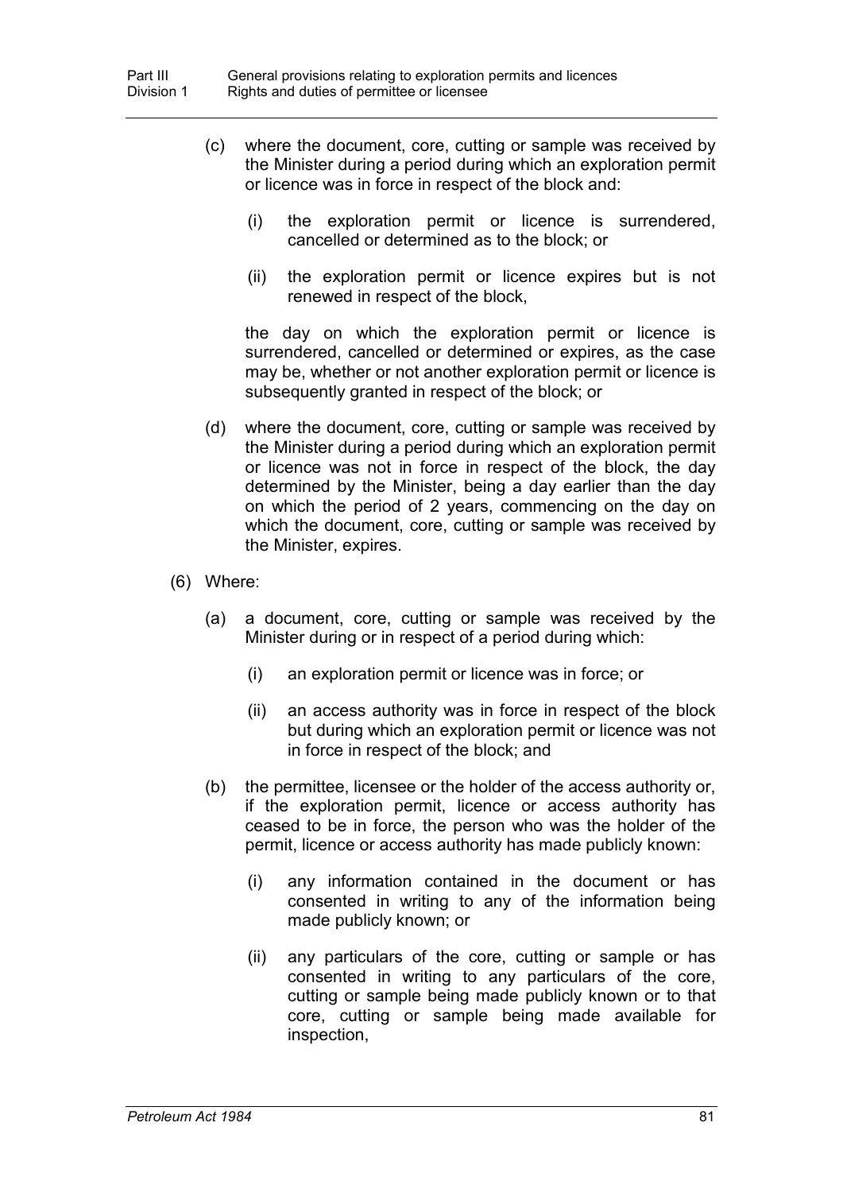(c) where the document, core, cutting or sample was received by the Minister during a period during which an exploration permit or licence was in force in respect of the block and:

(i) the exploration permit or licence is surrendered, cancelled or determined as to the block; or

(ii) the exploration permit or licence expires but is not renewed in respect of the block,

the day on which the exploration permit or licence is surrendered, cancelled or determined or expires, as the case may be, whether or not another exploration permit or licence is subsequently granted in respect of the block; or

(d) where the document, core, cutting or sample was received by the Minister during a period during which an exploration permit or licence was not in force in respect of the block, the day determined by the Minister, being a day earlier than the day on which the period of 2 years, commencing on the day on which the document, core, cutting or sample was received by the Minister, expires.

(6) Where:

(a) a document, core, cutting or sample was received by the Minister during or in respect of a period during which:

(i) an exploration permit or licence was in force; or

(ii) an access authority was in force in respect of the block but during which an exploration permit or licence was not in force in respect of the block; and

(b) the permittee, licensee or the holder of the access authority or, if the exploration permit, licence or access authority has ceased to be in force, the person who was the holder of the permit, licence or access authority has made publicly known:

(i) any information contained in the document or has consented in writing to any of the information being made publicly known; or

(ii) any particulars of the core, cutting or sample or has consented in writing to any particulars of the core, cutting or sample being made publicly known or to that core, cutting or sample being made available for inspection,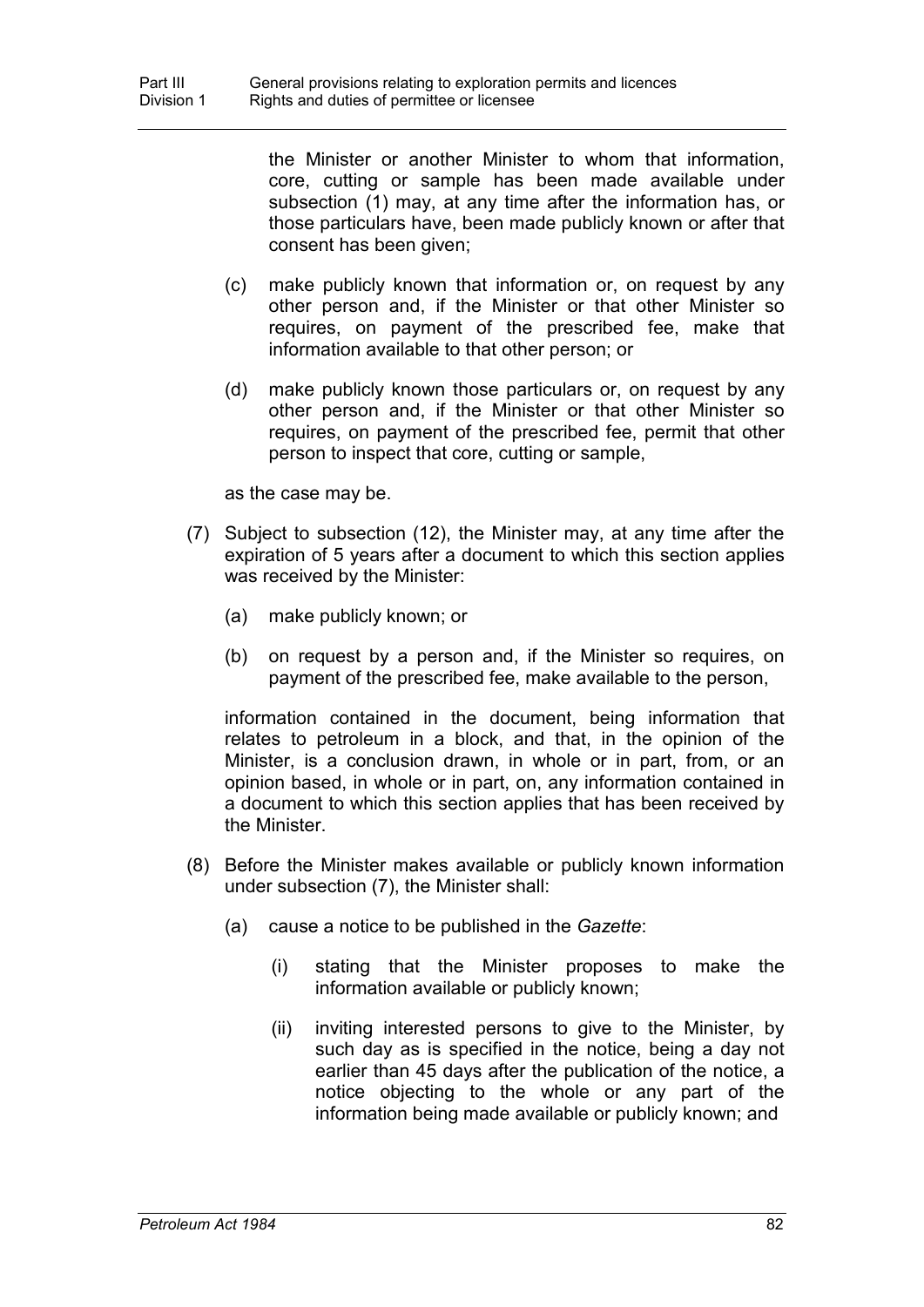the Minister or another Minister to whom that information, core, cutting or sample has been made available under subsection (1) may, at any time after the information has, or those particulars have, been made publicly known or after that consent has been given;

(c) make publicly known that information or, on request by any other person and, if the Minister or that other Minister so requires, on payment of the prescribed fee, make that information available to that other person; or

(d) make publicly known those particulars or, on request by any other person and, if the Minister or that other Minister so requires, on payment of the prescribed fee, permit that other person to inspect that core, cutting or sample,

as the case may be.

(7) Subject to subsection (12), the Minister may, at any time after the expiration of 5 years after a document to which this section applies was received by the Minister:

(a) make publicly known; or

(b) on request by a person and, if the Minister so requires, on payment of the prescribed fee, make available to the person,

information contained in the document, being information that relates to petroleum in a block, and that, in the opinion of the Minister, is a conclusion drawn, in whole or in part, from, or an opinion based, in whole or in part, on, any information contained in a document to which this section applies that has been received by the Minister.

(8) Before the Minister makes available or publicly known information under subsection (7), the Minister shall:

(a) cause a notice to be published in the *Gazette*:

(i) stating that the Minister proposes to make the information available or publicly known;

(ii) inviting interested persons to give to the Minister, by such day as is specified in the notice, being a day not earlier than 45 days after the publication of the notice, a notice objecting to the whole or any part of the information being made available or publicly known; and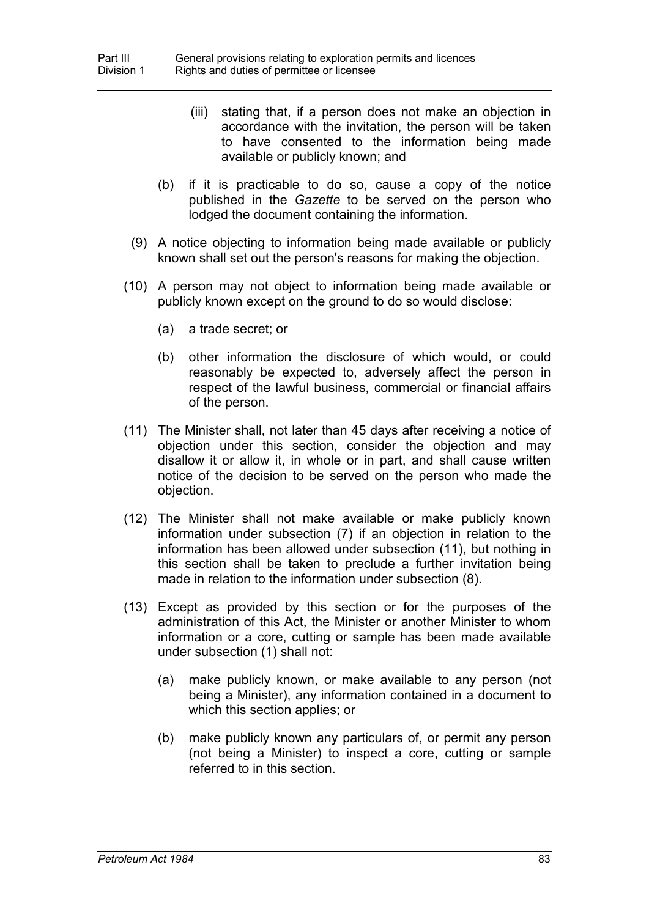(iii) stating that, if a person does not make an objection in accordance with the invitation, the person will be taken to have consented to the information being made available or publicly known; and

(b) if it is practicable to do so, cause a copy of the notice published in the *Gazette* to be served on the person who lodged the document containing the information.

(9) A notice objecting to information being made available or publicly known shall set out the person's reasons for making the objection.

(10) A person may not object to information being made available or publicly known except on the ground to do so would disclose:

(a) a trade secret; or

(b) other information the disclosure of which would, or could reasonably be expected to, adversely affect the person in respect of the lawful business, commercial or financial affairs of the person.

(11) The Minister shall, not later than 45 days after receiving a notice of objection under this section, consider the objection and may disallow it or allow it, in whole or in part, and shall cause written notice of the decision to be served on the person who made the objection.

(12) The Minister shall not make available or make publicly known information under subsection (7) if an objection in relation to the information has been allowed under subsection (11), but nothing in this section shall be taken to preclude a further invitation being made in relation to the information under subsection (8).

(13) Except as provided by this section or for the purposes of the administration of this Act, the Minister or another Minister to whom information or a core, cutting or sample has been made available under subsection (1) shall not:

(a) make publicly known, or make available to any person (not being a Minister), any information contained in a document to which this section applies; or

(b) make publicly known any particulars of, or permit any person (not being a Minister) to inspect a core, cutting or sample referred to in this section.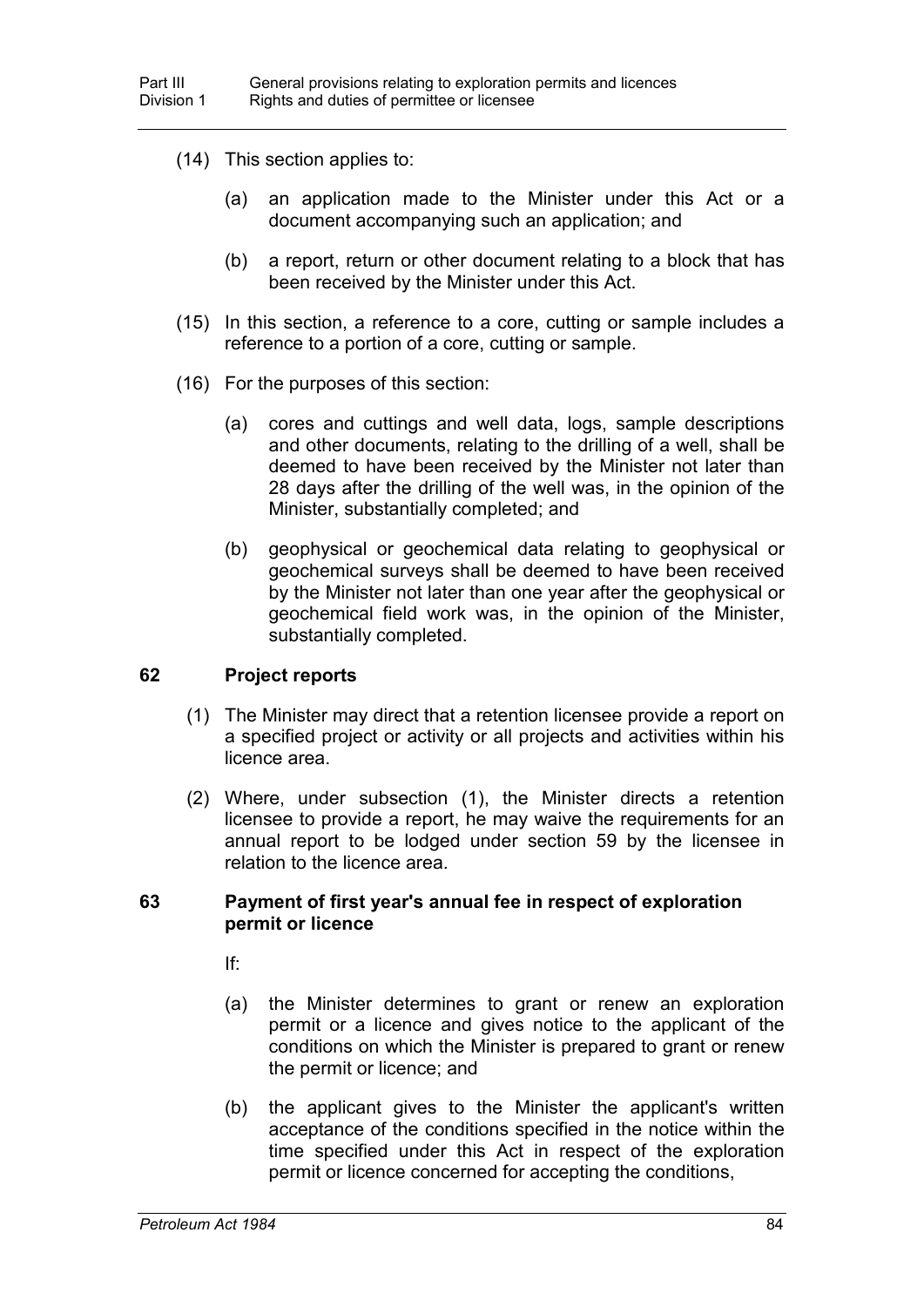(14) This section applies to:

(a) an application made to the Minister under this Act or a document accompanying such an application; and

(b) a report, return or other document relating to a block that has been received by the Minister under this Act.

(15) In this section, a reference to a core, cutting or sample includes a reference to a portion of a core, cutting or sample.

(16) For the purposes of this section:

(a) cores and cuttings and well data, logs, sample descriptions and other documents, relating to the drilling of a well, shall be deemed to have been received by the Minister not later than 28 days after the drilling of the well was, in the opinion of the Minister, substantially completed; and

(b) geophysical or geochemical data relating to geophysical or geochemical surveys shall be deemed to have been received by the Minister not later than one year after the geophysical or geochemical field work was, in the opinion of the Minister, substantially completed.

## 62 Project reports

(1) The Minister may direct that a retention licensee provide a report on a specified project or activity or all projects and activities within his licence area.

(2) Where, under subsection (1), the Minister directs a retention licensee to provide a report, he may waive the requirements for an annual report to be lodged under section 59 by the licensee in relation to the licence area.

## 63 Payment of first year's annual fee in respect of exploration permit or licence

If:

(a) the Minister determines to grant or renew an exploration permit or a licence and gives notice to the applicant of the conditions on which the Minister is prepared to grant or renew the permit or licence; and

(b) the applicant gives to the Minister the applicant's written acceptance of the conditions specified in the notice within the time specified under this Act in respect of the exploration permit or licence concerned for accepting the conditions,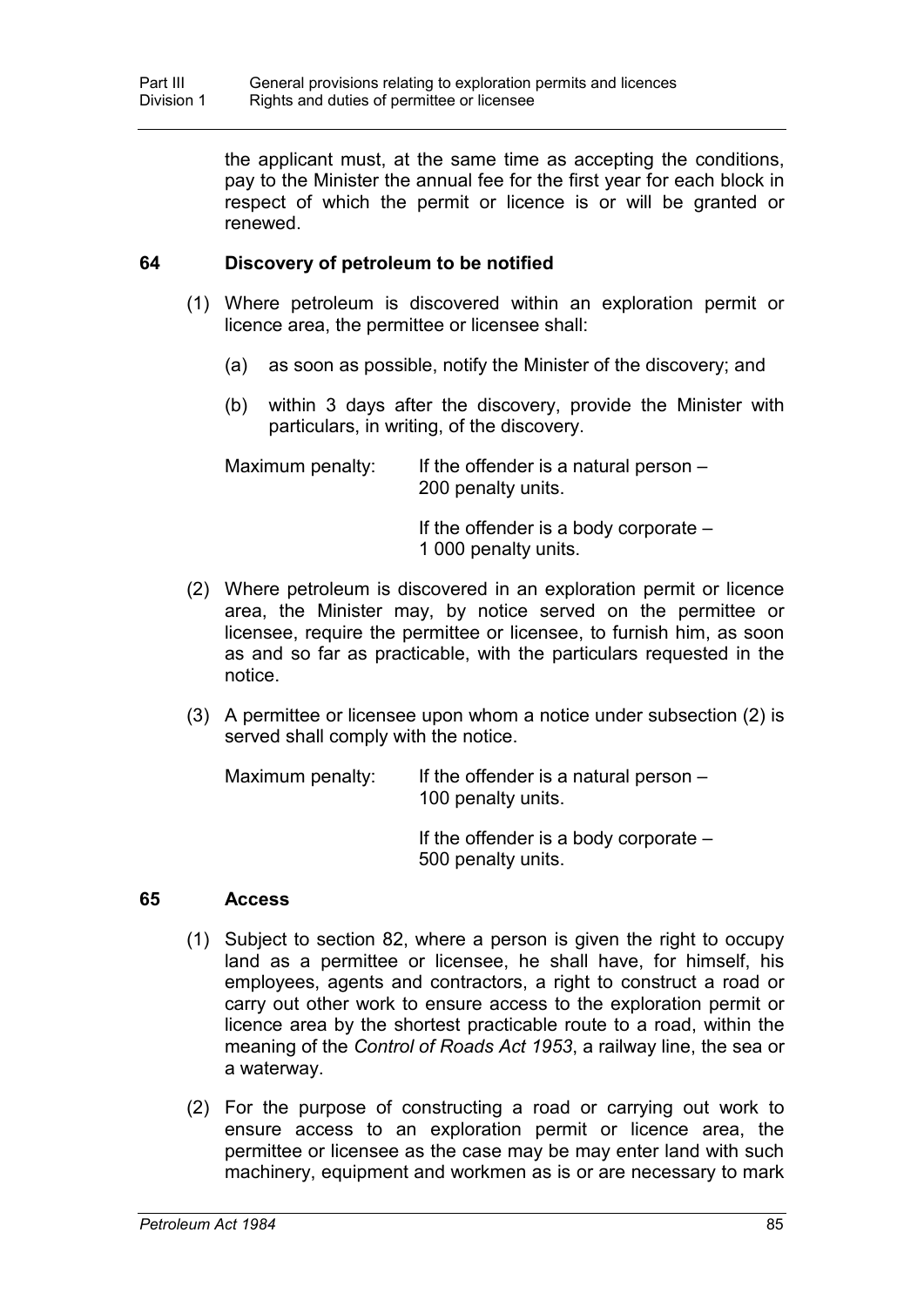the applicant must, at the same time as accepting the conditions, pay to the Minister the annual fee for the first year for each block in respect of which the permit or licence is or will be granted or renewed.

### 64 Discovery of petroleum to be notified

(1) Where petroleum is discovered within an exploration permit or licence area, the permittee or licensee shall:

(a) as soon as possible, notify the Minister of the discovery; and

(b) within 3 days after the discovery, provide the Minister with particulars, in writing, of the discovery.

Maximum penalty: If the offender is a natural person – 200 penalty units.

If the offender is a body corporate – 1 000 penalty units.

(2) Where petroleum is discovered in an exploration permit or licence area, the Minister may, by notice served on the permittee or licensee, require the permittee or licensee, to furnish him, as soon as and so far as practicable, with the particulars requested in the notice.

(3) A permittee or licensee upon whom a notice under subsection (2) is served shall comply with the notice.

Maximum penalty: If the offender is a natural person – 100 penalty units.

If the offender is a body corporate – 500 penalty units.

### 65 Access

(1) Subject to section 82, where a person is given the right to occupy land as a permittee or licensee, he shall have, for himself, his employees, agents and contractors, a right to construct a road or carry out other work to ensure access to the exploration permit or licence area by the shortest practicable route to a road, within the meaning of the *Control of Roads Act 1953*, a railway line, the sea or a waterway.

(2) For the purpose of constructing a road or carrying out work to ensure access to an exploration permit or licence area, the permittee or licensee as the case may be may enter land with such machinery, equipment and workmen as is or are necessary to mark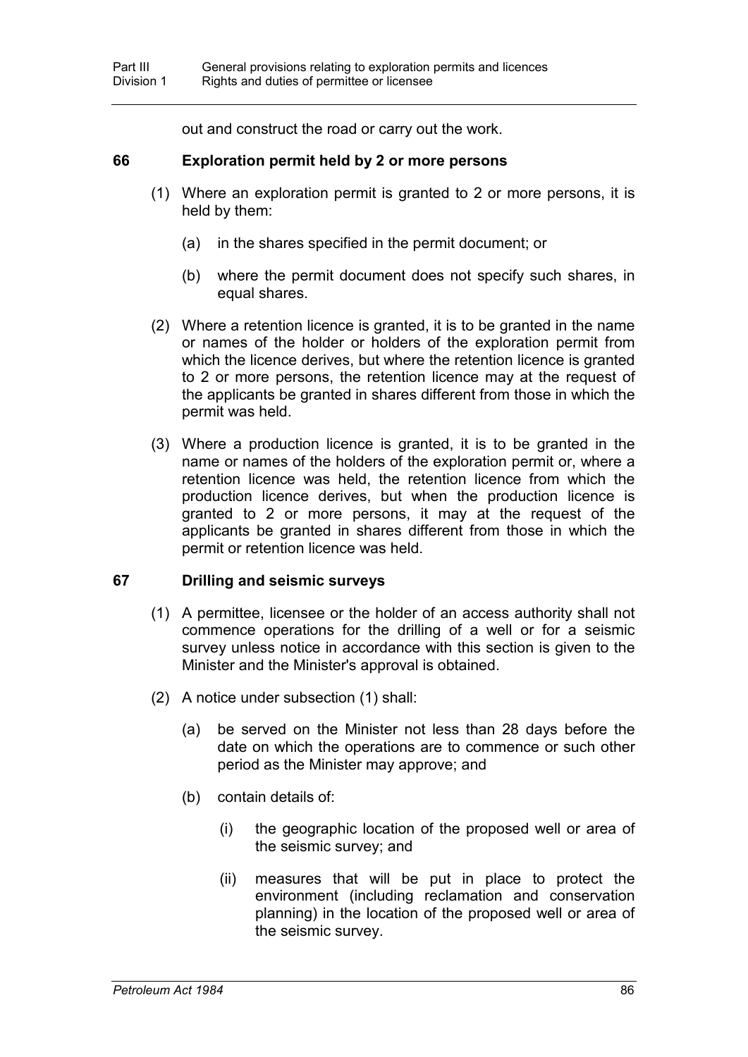out and construct the road or carry out the work.

## 66 Exploration permit held by 2 or more persons

(1) Where an exploration permit is granted to 2 or more persons, it is held by them:

(a) in the shares specified in the permit document; or

(b) where the permit document does not specify such shares, in equal shares.

(2) Where a retention licence is granted, it is to be granted in the name or names of the holder or holders of the exploration permit from which the licence derives, but where the retention licence is granted to 2 or more persons, the retention licence may at the request of the applicants be granted in shares different from those in which the permit was held.

(3) Where a production licence is granted, it is to be granted in the name or names of the holders of the exploration permit or, where a retention licence was held, the retention licence from which the production licence derives, but when the production licence is granted to 2 or more persons, it may at the request of the applicants be granted in shares different from those in which the permit or retention licence was held.

## 67 Drilling and seismic surveys

(1) A permittee, licensee or the holder of an access authority shall not commence operations for the drilling of a well or for a seismic survey unless notice in accordance with this section is given to the Minister and the Minister's approval is obtained.

(2) A notice under subsection (1) shall:

(a) be served on the Minister not less than 28 days before the date on which the operations are to commence or such other period as the Minister may approve; and

(b) contain details of:

(i) the geographic location of the proposed well or area of the seismic survey; and

(ii) measures that will be put in place to protect the environment (including reclamation and conservation planning) in the location of the proposed well or area of the seismic survey.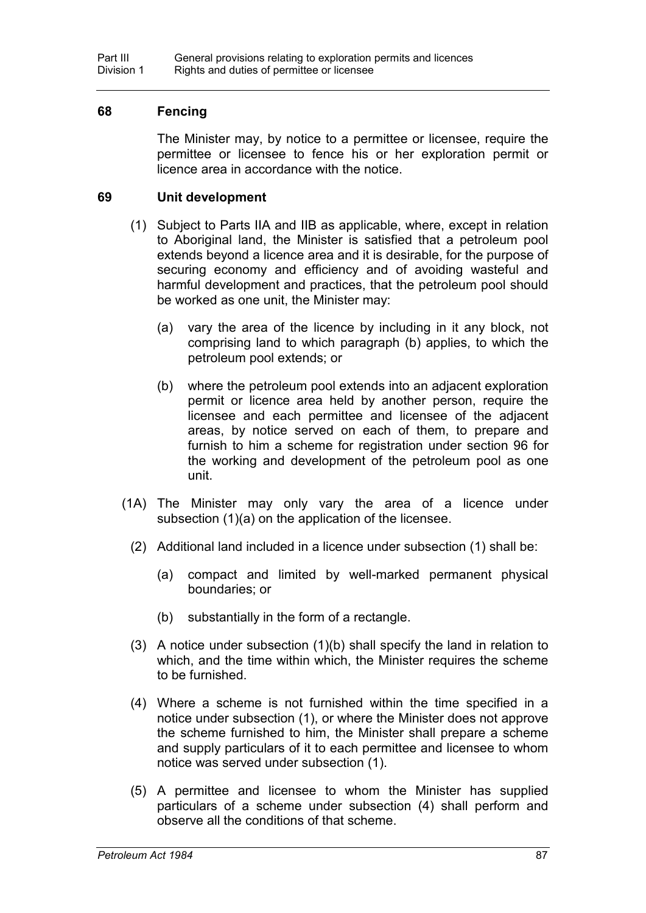## 68 Fencing

The Minister may, by notice to a permittee or licensee, require the permittee or licensee to fence his or her exploration permit or licence area in accordance with the notice.

## 69 Unit development

(1) Subject to Parts IIA and IIB as applicable, where, except in relation to Aboriginal land, the Minister is satisfied that a petroleum pool extends beyond a licence area and it is desirable, for the purpose of securing economy and efficiency and of avoiding wasteful and harmful development and practices, that the petroleum pool should be worked as one unit, the Minister may:

(a) vary the area of the licence by including in it any block, not comprising land to which paragraph (b) applies, to which the petroleum pool extends; or

(b) where the petroleum pool extends into an adjacent exploration permit or licence area held by another person, require the licensee and each permittee and licensee of the adjacent areas, by notice served on each of them, to prepare and furnish to him a scheme for registration under section 96 for the working and development of the petroleum pool as one unit.

(1A) The Minister may only vary the area of a licence under subsection (1)(a) on the application of the licensee.

(2) Additional land included in a licence under subsection (1) shall be:

(a) compact and limited by well-marked permanent physical boundaries; or

(b) substantially in the form of a rectangle.

(3) A notice under subsection (1)(b) shall specify the land in relation to which, and the time within which, the Minister requires the scheme to be furnished.

(4) Where a scheme is not furnished within the time specified in a notice under subsection (1), or where the Minister does not approve the scheme furnished to him, the Minister shall prepare a scheme and supply particulars of it to each permittee and licensee to whom notice was served under subsection (1).

(5) A permittee and licensee to whom the Minister has supplied particulars of a scheme under subsection (4) shall perform and observe all the conditions of that scheme.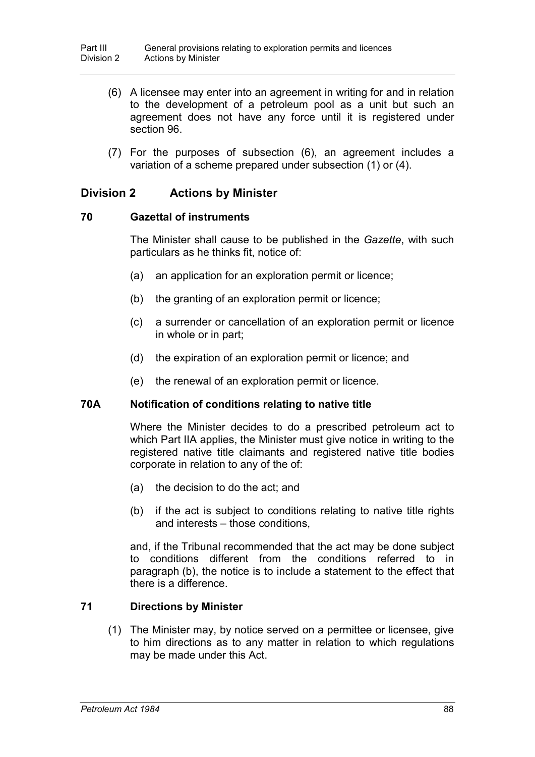(6) A licensee may enter into an agreement in writing for and in relation to the development of a petroleum pool as a unit but such an agreement does not have any force until it is registered under section 96.

(7) For the purposes of subsection (6), an agreement includes a variation of a scheme prepared under subsection (1) or (4).

## Division 2 Actions by Minister

### 70 Gazettal of instruments

The Minister shall cause to be published in the *Gazette*, with such particulars as he thinks fit, notice of:

(a) an application for an exploration permit or licence;

(b) the granting of an exploration permit or licence;

(c) a surrender or cancellation of an exploration permit or licence in whole or in part;

(d) the expiration of an exploration permit or licence; and

(e) the renewal of an exploration permit or licence.

### 70A Notification of conditions relating to native title

Where the Minister decides to do a prescribed petroleum act to which Part IIA applies, the Minister must give notice in writing to the registered native title claimants and registered native title bodies corporate in relation to any of the of:

(a) the decision to do the act; and

(b) if the act is subject to conditions relating to native title rights and interests – those conditions,

and, if the Tribunal recommended that the act may be done subject to conditions different from the conditions referred to in paragraph (b), the notice is to include a statement to the effect that there is a difference.

### 71 Directions by Minister

(1) The Minister may, by notice served on a permittee or licensee, give to him directions as to any matter in relation to which regulations may be made under this Act.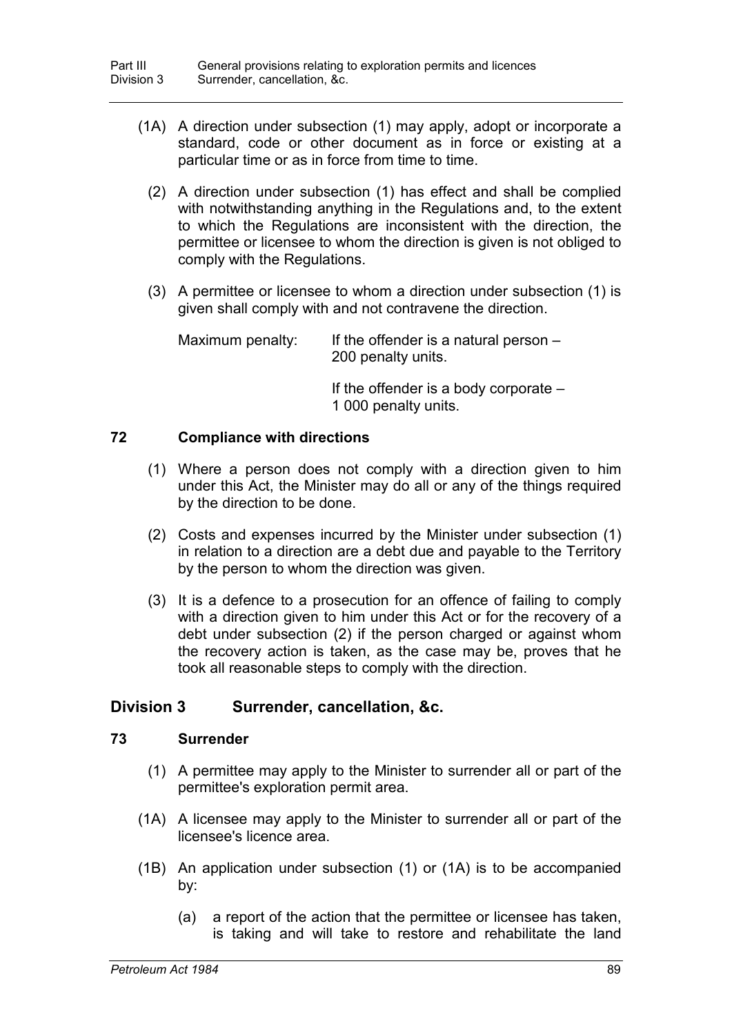(1A) A direction under subsection (1) may apply, adopt or incorporate a standard, code or other document as in force or existing at a particular time or as in force from time to time.

(2) A direction under subsection (1) has effect and shall be complied with notwithstanding anything in the Regulations and, to the extent to which the Regulations are inconsistent with the direction, the permittee or licensee to whom the direction is given is not obliged to comply with the Regulations.

(3) A permittee or licensee to whom a direction under subsection (1) is given shall comply with and not contravene the direction.

Maximum penalty: If the offender is a natural person – 200 penalty units.

If the offender is a body corporate – 1 000 penalty units.

### 72 Compliance with directions

(1) Where a person does not comply with a direction given to him under this Act, the Minister may do all or any of the things required by the direction to be done.

(2) Costs and expenses incurred by the Minister under subsection (1) in relation to a direction are a debt due and payable to the Territory by the person to whom the direction was given.

(3) It is a defence to a prosecution for an offence of failing to comply with a direction given to him under this Act or for the recovery of a debt under subsection (2) if the person charged or against whom the recovery action is taken, as the case may be, proves that he took all reasonable steps to comply with the direction.

## Division 3 Surrender, cancellation, &c.

### 73 Surrender

(1) A permittee may apply to the Minister to surrender all or part of the permittee's exploration permit area.

(1A) A licensee may apply to the Minister to surrender all or part of the licensee's licence area.

(1B) An application under subsection (1) or (1A) is to be accompanied by:

(a) a report of the action that the permittee or licensee has taken, is taking and will take to restore and rehabilitate the land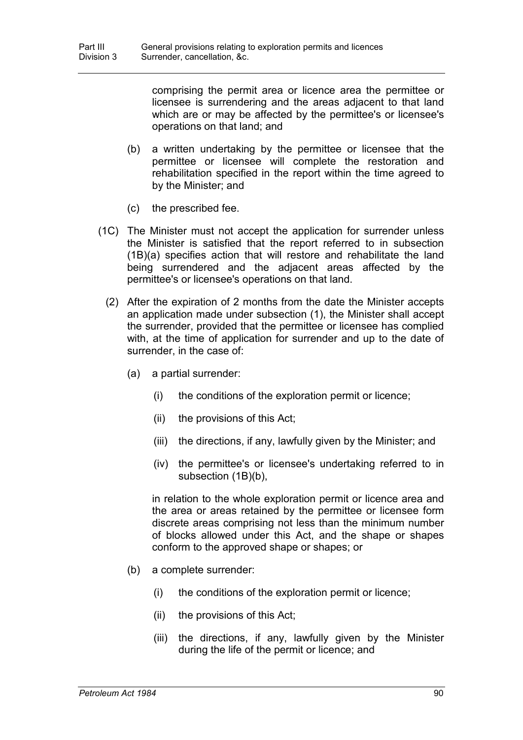comprising the permit area or licence area the permittee or licensee is surrendering and the areas adjacent to that land which are or may be affected by the permittee's or licensee's operations on that land; and

(b) a written undertaking by the permittee or licensee that the permittee or licensee will complete the restoration and rehabilitation specified in the report within the time agreed to by the Minister; and

(c) the prescribed fee.

(1C) The Minister must not accept the application for surrender unless the Minister is satisfied that the report referred to in subsection (1B)(a) specifies action that will restore and rehabilitate the land being surrendered and the adjacent areas affected by the permittee's or licensee's operations on that land.

(2) After the expiration of 2 months from the date the Minister accepts an application made under subsection (1), the Minister shall accept the surrender, provided that the permittee or licensee has complied with, at the time of application for surrender and up to the date of surrender, in the case of:

(a) a partial surrender:

(i) the conditions of the exploration permit or licence;

(ii) the provisions of this Act;

(iii) the directions, if any, lawfully given by the Minister; and

(iv) the permittee's or licensee's undertaking referred to in subsection (1B)(b),

in relation to the whole exploration permit or licence area and the area or areas retained by the permittee or licensee form discrete areas comprising not less than the minimum number of blocks allowed under this Act, and the shape or shapes conform to the approved shape or shapes; or

(b) a complete surrender:

(i) the conditions of the exploration permit or licence;

(ii) the provisions of this Act;

(iii) the directions, if any, lawfully given by the Minister during the life of the permit or licence; and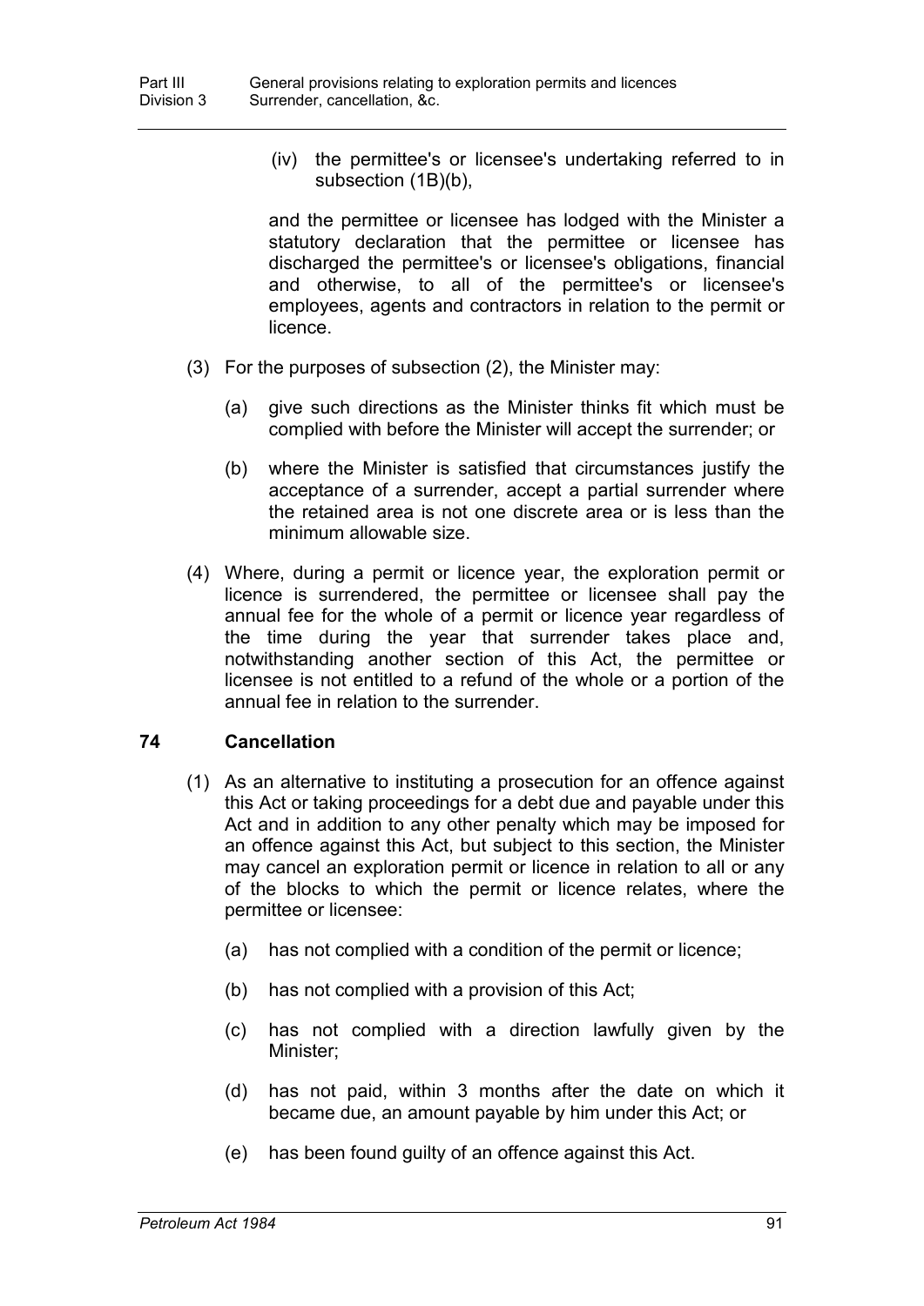(iv) the permittee's or licensee's undertaking referred to in subsection (1B)(b),

and the permittee or licensee has lodged with the Minister a statutory declaration that the permittee or licensee has discharged the permittee's or licensee's obligations, financial and otherwise, to all of the permittee's or licensee's employees, agents and contractors in relation to the permit or licence.

(3) For the purposes of subsection (2), the Minister may:

(a) give such directions as the Minister thinks fit which must be complied with before the Minister will accept the surrender; or

(b) where the Minister is satisfied that circumstances justify the acceptance of a surrender, accept a partial surrender where the retained area is not one discrete area or is less than the minimum allowable size.

(4) Where, during a permit or licence year, the exploration permit or licence is surrendered, the permittee or licensee shall pay the annual fee for the whole of a permit or licence year regardless of the time during the year that surrender takes place and, notwithstanding another section of this Act, the permittee or licensee is not entitled to a refund of the whole or a portion of the annual fee in relation to the surrender.

## 74 Cancellation

(1) As an alternative to instituting a prosecution for an offence against this Act or taking proceedings for a debt due and payable under this Act and in addition to any other penalty which may be imposed for an offence against this Act, but subject to this section, the Minister may cancel an exploration permit or licence in relation to all or any of the blocks to which the permit or licence relates, where the permittee or licensee:

(a) has not complied with a condition of the permit or licence;

(b) has not complied with a provision of this Act;

(c) has not complied with a direction lawfully given by the Minister;

(d) has not paid, within 3 months after the date on which it became due, an amount payable by him under this Act; or

(e) has been found guilty of an offence against this Act.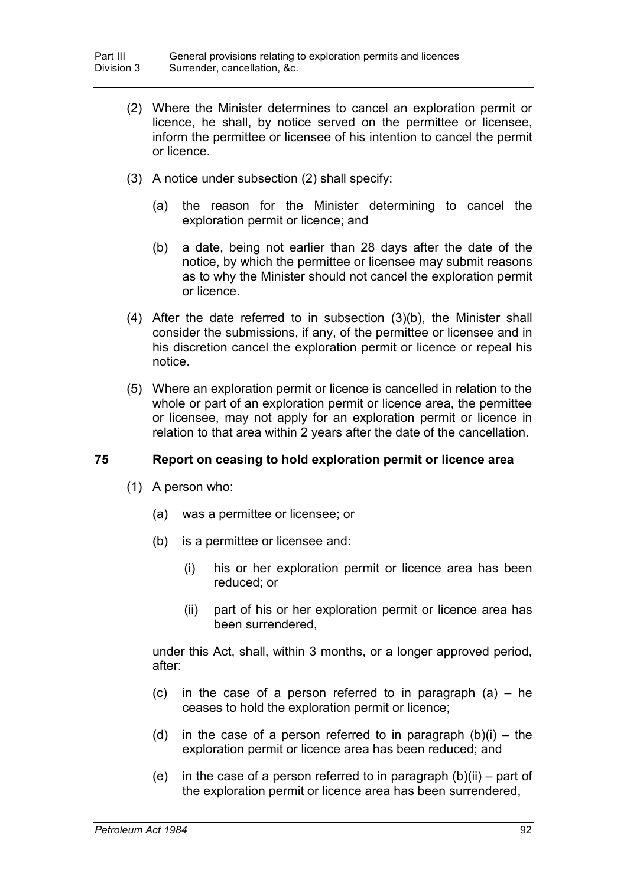(2) Where the Minister determines to cancel an exploration permit or licence, he shall, by notice served on the permittee or licensee, inform the permittee or licensee of his intention to cancel the permit or licence.

(3) A notice under subsection (2) shall specify:

(a) the reason for the Minister determining to cancel the exploration permit or licence; and

(b) a date, being not earlier than 28 days after the date of the notice, by which the permittee or licensee may submit reasons as to why the Minister should not cancel the exploration permit or licence.

(4) After the date referred to in subsection (3)(b), the Minister shall consider the submissions, if any, of the permittee or licensee and in his discretion cancel the exploration permit or licence or repeal his notice.

(5) Where an exploration permit or licence is cancelled in relation to the whole or part of an exploration permit or licence area, the permittee or licensee, may not apply for an exploration permit or licence in relation to that area within 2 years after the date of the cancellation.

### 75 Report on ceasing to hold exploration permit or licence area

(1) A person who:

(a) was a permittee or licensee; or

(b) is a permittee or licensee and:

(i) his or her exploration permit or licence area has been reduced; or

(ii) part of his or her exploration permit or licence area has been surrendered,

under this Act, shall, within 3 months, or a longer approved period, after:

(c) in the case of a person referred to in paragraph (a) – he ceases to hold the exploration permit or licence;

(d) in the case of a person referred to in paragraph (b)(i) – the exploration permit or licence area has been reduced; and

(e) in the case of a person referred to in paragraph (b)(ii) – part of the exploration permit or licence area has been surrendered,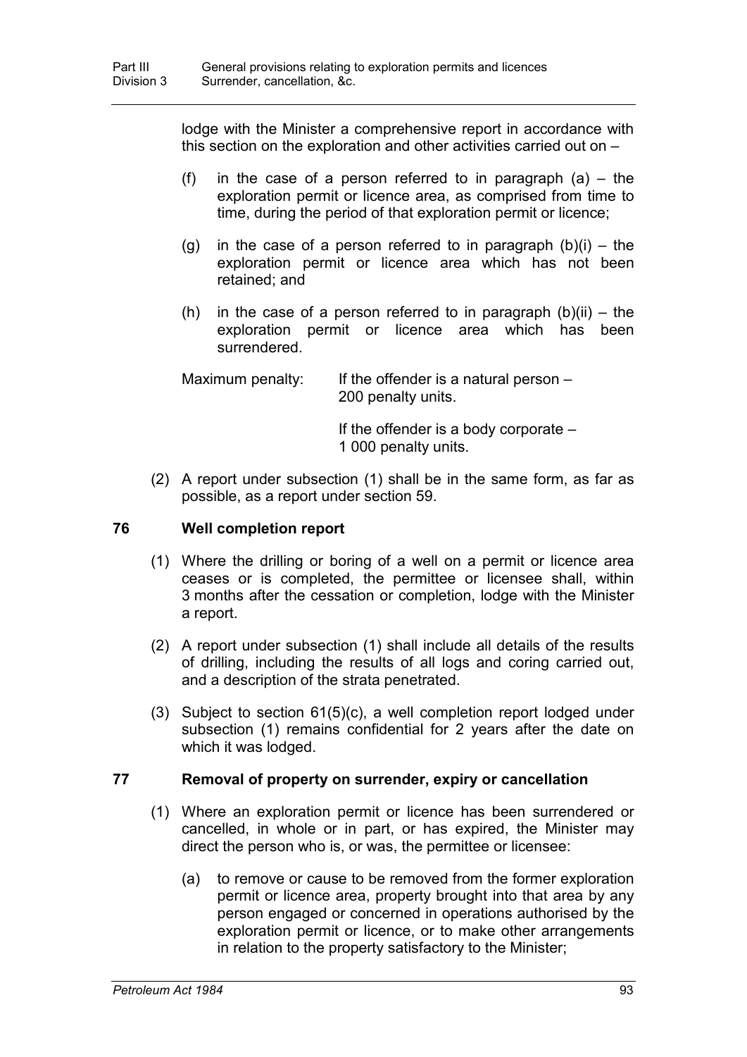lodge with the Minister a comprehensive report in accordance with this section on the exploration and other activities carried out on –

(f) in the case of a person referred to in paragraph (a) – the exploration permit or licence area, as comprised from time to time, during the period of that exploration permit or licence;

(g) in the case of a person referred to in paragraph (b)(i) – the exploration permit or licence area which has not been retained; and

(h) in the case of a person referred to in paragraph (b)(ii) – the exploration permit or licence area which has been surrendered.

Maximum penalty: If the offender is a natural person – 200 penalty units.

If the offender is a body corporate – 1 000 penalty units.

(2) A report under subsection (1) shall be in the same form, as far as possible, as a report under section 59.

## 76 Well completion report

(1) Where the drilling or boring of a well on a permit or licence area ceases or is completed, the permittee or licensee shall, within 3 months after the cessation or completion, lodge with the Minister a report.

(2) A report under subsection (1) shall include all details of the results of drilling, including the results of all logs and coring carried out, and a description of the strata penetrated.

(3) Subject to section 61(5)(c), a well completion report lodged under subsection (1) remains confidential for 2 years after the date on which it was lodged.

## 77 Removal of property on surrender, expiry or cancellation

(1) Where an exploration permit or licence has been surrendered or cancelled, in whole or in part, or has expired, the Minister may direct the person who is, or was, the permittee or licensee:

(a) to remove or cause to be removed from the former exploration permit or licence area, property brought into that area by any person engaged or concerned in operations authorised by the exploration permit or licence, or to make other arrangements in relation to the property satisfactory to the Minister;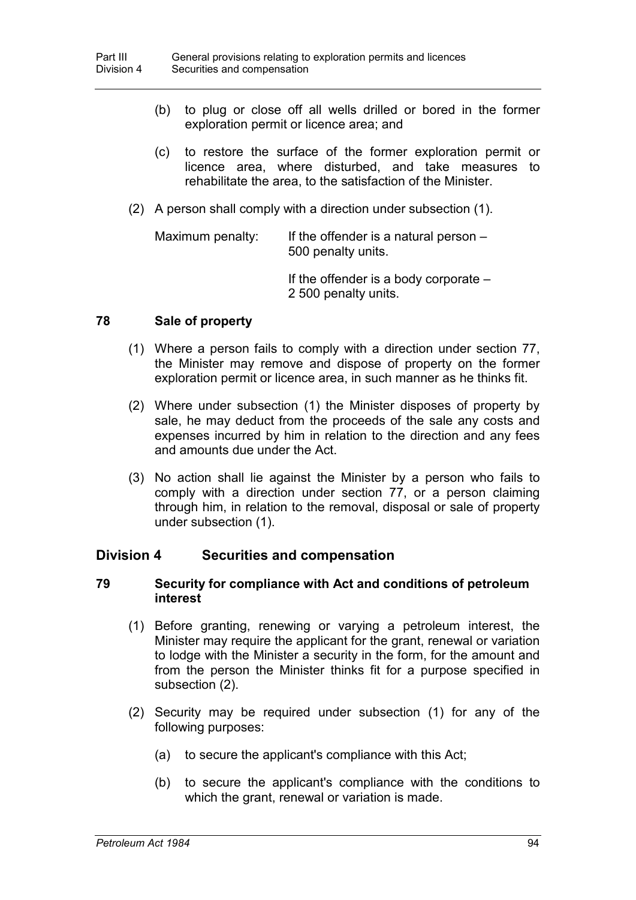(b) to plug or close off all wells drilled or bored in the former exploration permit or licence area; and

(c) to restore the surface of the former exploration permit or licence area, where disturbed, and take measures to rehabilitate the area, to the satisfaction of the Minister.

(2) A person shall comply with a direction under subsection (1).

Maximum penalty: If the offender is a natural person – 500 penalty units.

If the offender is a body corporate – 2 500 penalty units.

### 78 Sale of property

(1) Where a person fails to comply with a direction under section 77, the Minister may remove and dispose of property on the former exploration permit or licence area, in such manner as he thinks fit.

(2) Where under subsection (1) the Minister disposes of property by sale, he may deduct from the proceeds of the sale any costs and expenses incurred by him in relation to the direction and any fees and amounts due under the Act.

(3) No action shall lie against the Minister by a person who fails to comply with a direction under section 77, or a person claiming through him, in relation to the removal, disposal or sale of property under subsection (1).

## Division 4 Securities and compensation

### 79 Security for compliance with Act and conditions of petroleum interest

(1) Before granting, renewing or varying a petroleum interest, the Minister may require the applicant for the grant, renewal or variation to lodge with the Minister a security in the form, for the amount and from the person the Minister thinks fit for a purpose specified in subsection (2).

(2) Security may be required under subsection (1) for any of the following purposes:

(a) to secure the applicant's compliance with this Act;

(b) to secure the applicant's compliance with the conditions to which the grant, renewal or variation is made.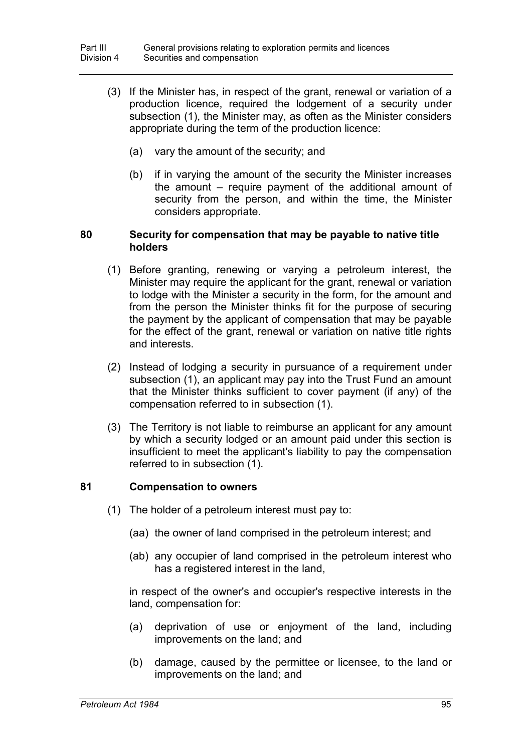(3) If the Minister has, in respect of the grant, renewal or variation of a production licence, required the lodgement of a security under subsection (1), the Minister may, as often as the Minister considers appropriate during the term of the production licence:

(a) vary the amount of the security; and

(b) if in varying the amount of the security the Minister increases the amount – require payment of the additional amount of security from the person, and within the time, the Minister considers appropriate.

### 80 Security for compensation that may be payable to native title holders

(1) Before granting, renewing or varying a petroleum interest, the Minister may require the applicant for the grant, renewal or variation to lodge with the Minister a security in the form, for the amount and from the person the Minister thinks fit for the purpose of securing the payment by the applicant of compensation that may be payable for the effect of the grant, renewal or variation on native title rights and interests.

(2) Instead of lodging a security in pursuance of a requirement under subsection (1), an applicant may pay into the Trust Fund an amount that the Minister thinks sufficient to cover payment (if any) of the compensation referred to in subsection (1).

(3) The Territory is not liable to reimburse an applicant for any amount by which a security lodged or an amount paid under this section is insufficient to meet the applicant's liability to pay the compensation referred to in subsection (1).

### 81 Compensation to owners

(1) The holder of a petroleum interest must pay to:

(aa) the owner of land comprised in the petroleum interest; and

(ab) any occupier of land comprised in the petroleum interest who has a registered interest in the land,

in respect of the owner's and occupier's respective interests in the land, compensation for:

(a) deprivation of use or enjoyment of the land, including improvements on the land; and

(b) damage, caused by the permittee or licensee, to the land or improvements on the land; and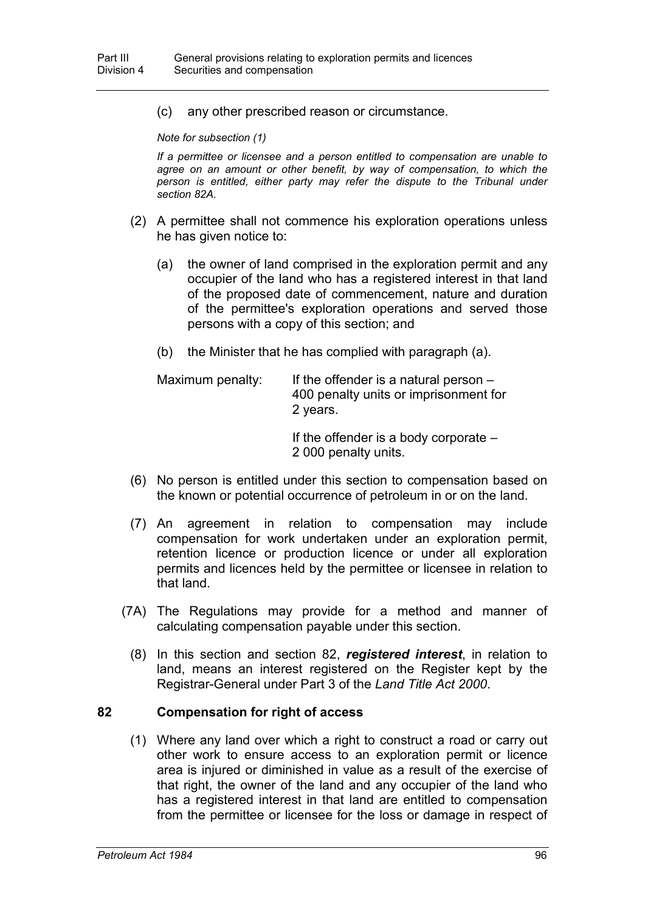(c) any other prescribed reason or circumstance.

*Note for subsection (1)*

*If a permittee or licensee and a person entitled to compensation are unable to agree on an amount or other benefit, by way of compensation, to which the person is entitled, either party may refer the dispute to the Tribunal under section 82A.*

(2) A permittee shall not commence his exploration operations unless he has given notice to:

(a) the owner of land comprised in the exploration permit and any occupier of the land who has a registered interest in that land of the proposed date of commencement, nature and duration of the permittee's exploration operations and served those persons with a copy of this section; and

(b) the Minister that he has complied with paragraph (a).

Maximum penalty: If the offender is a natural person – 400 penalty units or imprisonment for 2 years.

If the offender is a body corporate – 2 000 penalty units.

(6) No person is entitled under this section to compensation based on the known or potential occurrence of petroleum in or on the land.

(7) An agreement in relation to compensation may include compensation for work undertaken under an exploration permit, retention licence or production licence or under all exploration permits and licences held by the permittee or licensee in relation to that land.

(7A) The Regulations may provide for a method and manner of calculating compensation payable under this section.

(8) In this section and section 82, ***registered interest***, in relation to land, means an interest registered on the Register kept by the Registrar-General under Part 3 of the *Land Title Act 2000*.

## 82 Compensation for right of access

(1) Where any land over which a right to construct a road or carry out other work to ensure access to an exploration permit or licence area is injured or diminished in value as a result of the exercise of that right, the owner of the land and any occupier of the land who has a registered interest in that land are entitled to compensation from the permittee or licensee for the loss or damage in respect of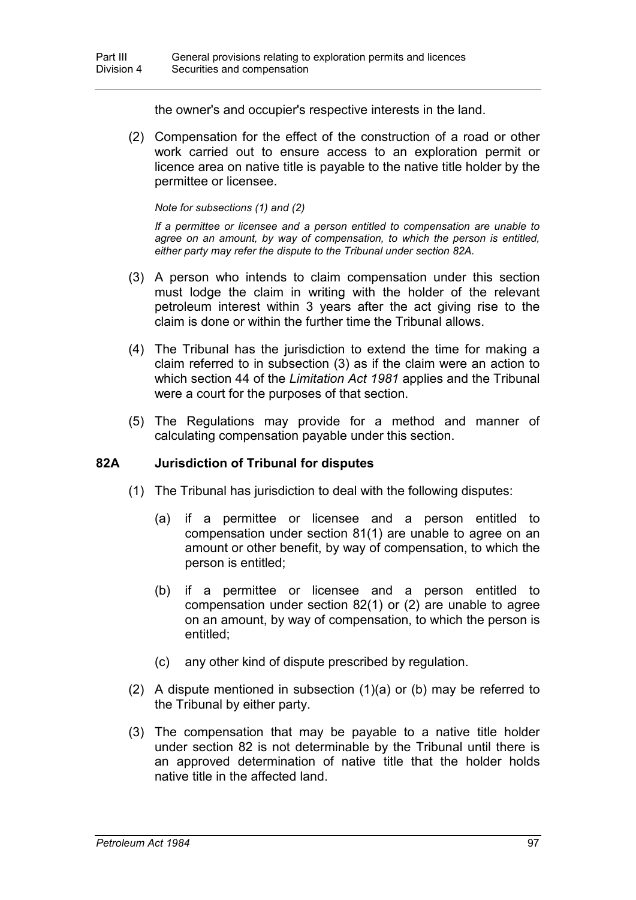the owner's and occupier's respective interests in the land.

(2) Compensation for the effect of the construction of a road or other work carried out to ensure access to an exploration permit or licence area on native title is payable to the native title holder by the permittee or licensee.

*Note for subsections (1) and (2)*

*If a permittee or licensee and a person entitled to compensation are unable to agree on an amount, by way of compensation, to which the person is entitled, either party may refer the dispute to the Tribunal under section 82A.*

(3) A person who intends to claim compensation under this section must lodge the claim in writing with the holder of the relevant petroleum interest within 3 years after the act giving rise to the claim is done or within the further time the Tribunal allows.

(4) The Tribunal has the jurisdiction to extend the time for making a claim referred to in subsection (3) as if the claim were an action to which section 44 of the *Limitation Act 1981* applies and the Tribunal were a court for the purposes of that section.

(5) The Regulations may provide for a method and manner of calculating compensation payable under this section.

### 82A Jurisdiction of Tribunal for disputes

(1) The Tribunal has jurisdiction to deal with the following disputes:

(a) if a permittee or licensee and a person entitled to compensation under section 81(1) are unable to agree on an amount or other benefit, by way of compensation, to which the person is entitled;

(b) if a permittee or licensee and a person entitled to compensation under section 82(1) or (2) are unable to agree on an amount, by way of compensation, to which the person is entitled;

(c) any other kind of dispute prescribed by regulation.

(2) A dispute mentioned in subsection (1)(a) or (b) may be referred to the Tribunal by either party.

(3) The compensation that may be payable to a native title holder under section 82 is not determinable by the Tribunal until there is an approved determination of native title that the holder holds native title in the affected land.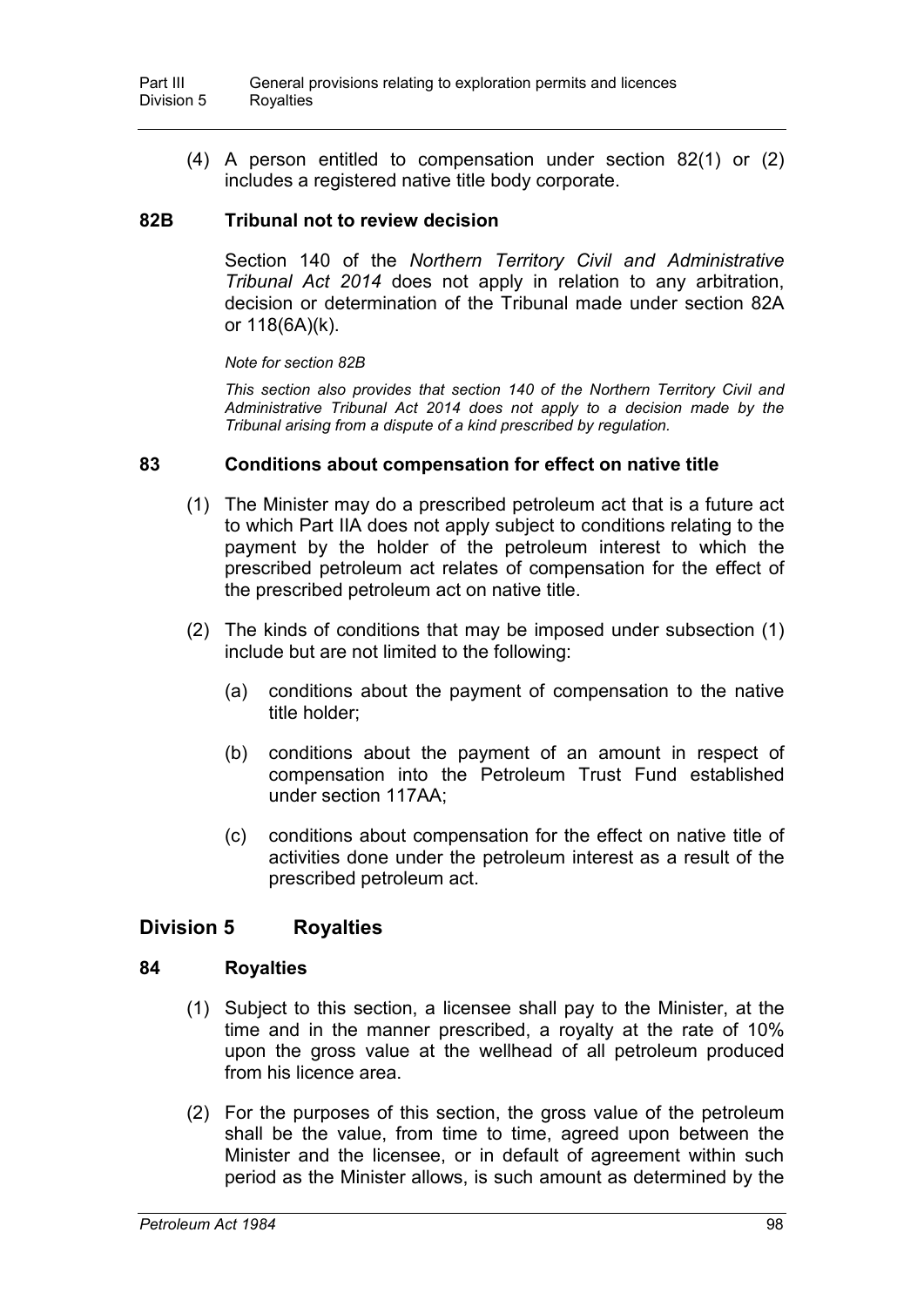(4) A person entitled to compensation under section 82(1) or (2) includes a registered native title body corporate.

### 82B Tribunal not to review decision

Section 140 of the *Northern Territory Civil and Administrative Tribunal Act 2014* does not apply in relation to any arbitration, decision or determination of the Tribunal made under section 82A or 118(6A)(k).

*Note for section 82B*

*This section also provides that section 140 of the Northern Territory Civil and Administrative Tribunal Act 2014 does not apply to a decision made by the Tribunal arising from a dispute of a kind prescribed by regulation.*

### 83 Conditions about compensation for effect on native title

(1) The Minister may do a prescribed petroleum act that is a future act to which Part IIA does not apply subject to conditions relating to the payment by the holder of the petroleum interest to which the prescribed petroleum act relates of compensation for the effect of the prescribed petroleum act on native title.

(2) The kinds of conditions that may be imposed under subsection (1) include but are not limited to the following:

(a) conditions about the payment of compensation to the native title holder;

(b) conditions about the payment of an amount in respect of compensation into the Petroleum Trust Fund established under section 117AA;

(c) conditions about compensation for the effect on native title of activities done under the petroleum interest as a result of the prescribed petroleum act.

## Division 5 Royalties

### 84 Royalties

(1) Subject to this section, a licensee shall pay to the Minister, at the time and in the manner prescribed, a royalty at the rate of 10% upon the gross value at the wellhead of all petroleum produced from his licence area.

(2) For the purposes of this section, the gross value of the petroleum shall be the value, from time to time, agreed upon between the Minister and the licensee, or in default of agreement within such period as the Minister allows, is such amount as determined by the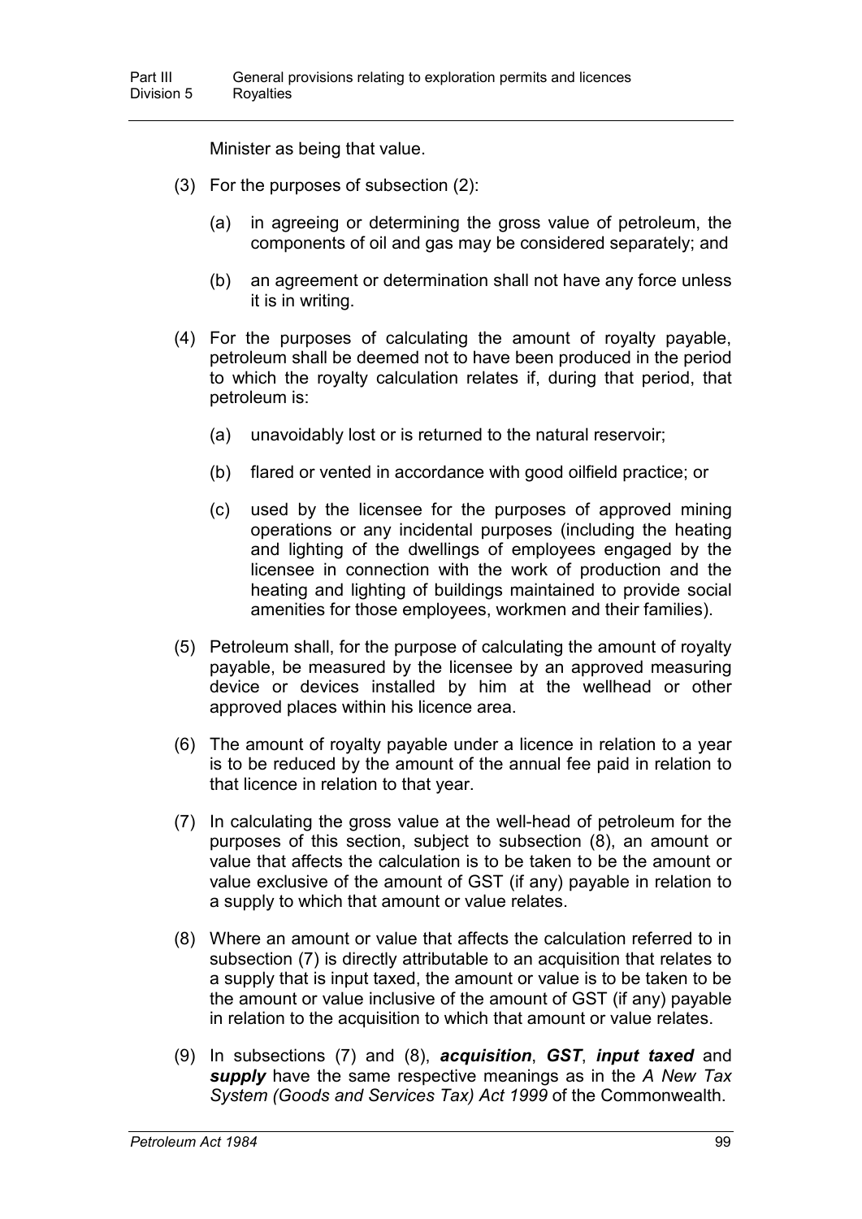Minister as being that value.

(3) For the purposes of subsection (2):

(a) in agreeing or determining the gross value of petroleum, the components of oil and gas may be considered separately; and

(b) an agreement or determination shall not have any force unless it is in writing.

(4) For the purposes of calculating the amount of royalty payable, petroleum shall be deemed not to have been produced in the period to which the royalty calculation relates if, during that period, that petroleum is:

(a) unavoidably lost or is returned to the natural reservoir;

(b) flared or vented in accordance with good oilfield practice; or

(c) used by the licensee for the purposes of approved mining operations or any incidental purposes (including the heating and lighting of the dwellings of employees engaged by the licensee in connection with the work of production and the heating and lighting of buildings maintained to provide social amenities for those employees, workmen and their families).

(5) Petroleum shall, for the purpose of calculating the amount of royalty payable, be measured by the licensee by an approved measuring device or devices installed by him at the wellhead or other approved places within his licence area.

(6) The amount of royalty payable under a licence in relation to a year is to be reduced by the amount of the annual fee paid in relation to that licence in relation to that year.

(7) In calculating the gross value at the well-head of petroleum for the purposes of this section, subject to subsection (8), an amount or value that affects the calculation is to be taken to be the amount or value exclusive of the amount of GST (if any) payable in relation to a supply to which that amount or value relates.

(8) Where an amount or value that affects the calculation referred to in subsection (7) is directly attributable to an acquisition that relates to a supply that is input taxed, the amount or value is to be taken to be the amount or value inclusive of the amount of GST (if any) payable in relation to the acquisition to which that amount or value relates.

(9) In subsections (7) and (8), ***acquisition***, ***GST***, ***input taxed*** and ***supply*** have the same respective meanings as in the *A New Tax System (Goods and Services Tax) Act 1999* of the Commonwealth.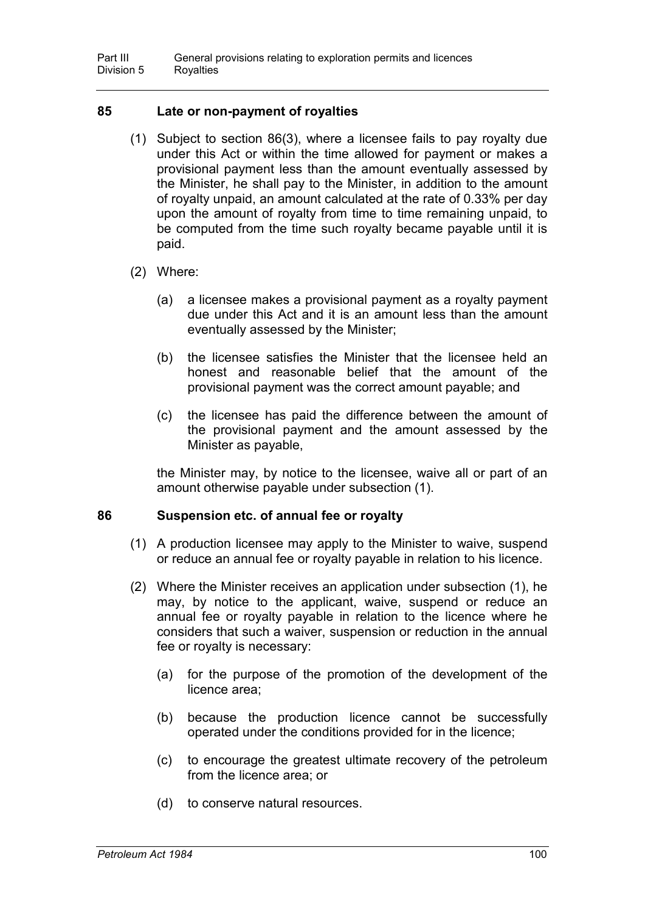## 85 Late or non-payment of royalties

(1) Subject to section 86(3), where a licensee fails to pay royalty due under this Act or within the time allowed for payment or makes a provisional payment less than the amount eventually assessed by the Minister, he shall pay to the Minister, in addition to the amount of royalty unpaid, an amount calculated at the rate of 0.33% per day upon the amount of royalty from time to time remaining unpaid, to be computed from the time such royalty became payable until it is paid.

(2) Where:

(a) a licensee makes a provisional payment as a royalty payment due under this Act and it is an amount less than the amount eventually assessed by the Minister;

(b) the licensee satisfies the Minister that the licensee held an honest and reasonable belief that the amount of the provisional payment was the correct amount payable; and

(c) the licensee has paid the difference between the amount of the provisional payment and the amount assessed by the Minister as payable,

the Minister may, by notice to the licensee, waive all or part of an amount otherwise payable under subsection (1).

## 86 Suspension etc. of annual fee or royalty

(1) A production licensee may apply to the Minister to waive, suspend or reduce an annual fee or royalty payable in relation to his licence.

(2) Where the Minister receives an application under subsection (1), he may, by notice to the applicant, waive, suspend or reduce an annual fee or royalty payable in relation to the licence where he considers that such a waiver, suspension or reduction in the annual fee or royalty is necessary:

(a) for the purpose of the promotion of the development of the licence area;

(b) because the production licence cannot be successfully operated under the conditions provided for in the licence;

(c) to encourage the greatest ultimate recovery of the petroleum from the licence area; or

(d) to conserve natural resources.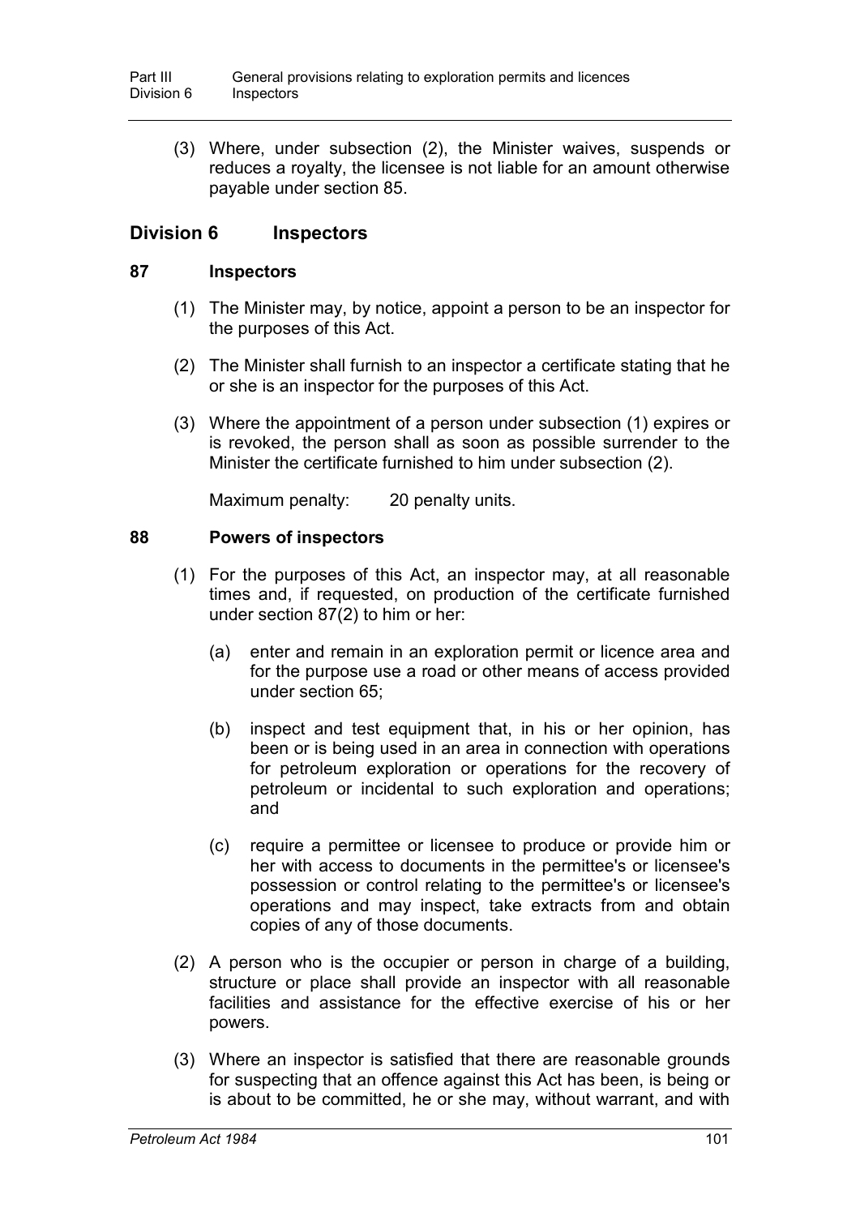(3) Where, under subsection (2), the Minister waives, suspends or reduces a royalty, the licensee is not liable for an amount otherwise payable under section 85.

## Division 6 Inspectors

### 87 Inspectors

(1) The Minister may, by notice, appoint a person to be an inspector for the purposes of this Act.

(2) The Minister shall furnish to an inspector a certificate stating that he or she is an inspector for the purposes of this Act.

(3) Where the appointment of a person under subsection (1) expires or is revoked, the person shall as soon as possible surrender to the Minister the certificate furnished to him under subsection (2).

Maximum penalty: 20 penalty units.

### 88 Powers of inspectors

(1) For the purposes of this Act, an inspector may, at all reasonable times and, if requested, on production of the certificate furnished under section 87(2) to him or her:

(a) enter and remain in an exploration permit or licence area and for the purpose use a road or other means of access provided under section 65;

(b) inspect and test equipment that, in his or her opinion, has been or is being used in an area in connection with operations for petroleum exploration or operations for the recovery of petroleum or incidental to such exploration and operations; and

(c) require a permittee or licensee to produce or provide him or her with access to documents in the permittee's or licensee's possession or control relating to the permittee's or licensee's operations and may inspect, take extracts from and obtain copies of any of those documents.

(2) A person who is the occupier or person in charge of a building, structure or place shall provide an inspector with all reasonable facilities and assistance for the effective exercise of his or her powers.

(3) Where an inspector is satisfied that there are reasonable grounds for suspecting that an offence against this Act has been, is being or is about to be committed, he or she may, without warrant, and with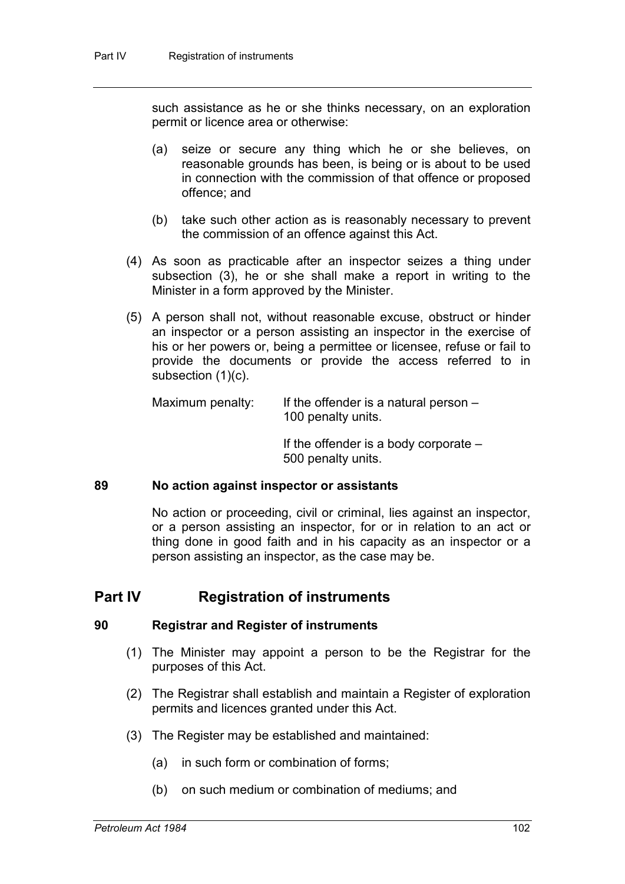such assistance as he or she thinks necessary, on an exploration permit or licence area or otherwise:

(a) seize or secure any thing which he or she believes, on reasonable grounds has been, is being or is about to be used in connection with the commission of that offence or proposed offence; and

(b) take such other action as is reasonably necessary to prevent the commission of an offence against this Act.

(4) As soon as practicable after an inspector seizes a thing under subsection (3), he or she shall make a report in writing to the Minister in a form approved by the Minister.

(5) A person shall not, without reasonable excuse, obstruct or hinder an inspector or a person assisting an inspector in the exercise of his or her powers or, being a permittee or licensee, refuse or fail to provide the documents or provide the access referred to in subsection (1)(c).

Maximum penalty: If the offender is a natural person – 100 penalty units.

If the offender is a body corporate – 500 penalty units.

### 89 No action against inspector or assistants

No action or proceeding, civil or criminal, lies against an inspector, or a person assisting an inspector, for or in relation to an act or thing done in good faith and in his capacity as an inspector or a person assisting an inspector, as the case may be.

## Part IV Registration of instruments

### 90 Registrar and Register of instruments

(1) The Minister may appoint a person to be the Registrar for the purposes of this Act.

(2) The Registrar shall establish and maintain a Register of exploration permits and licences granted under this Act.

(3) The Register may be established and maintained:

(a) in such form or combination of forms;

(b) on such medium or combination of mediums; and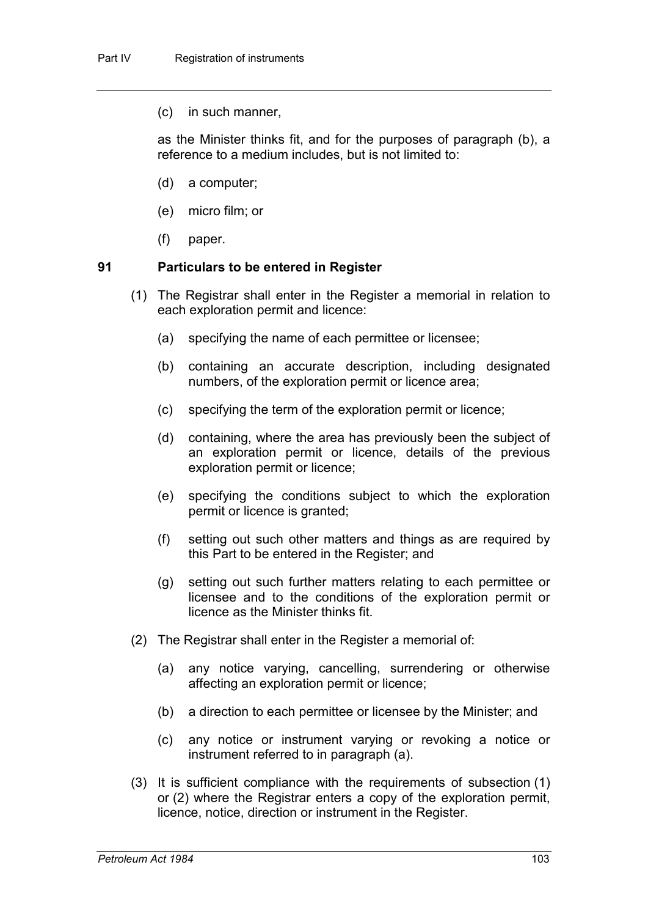(c) in such manner,

as the Minister thinks fit, and for the purposes of paragraph (b), a reference to a medium includes, but is not limited to:

(d) a computer;

(e) micro film; or

(f) paper.

### 91 Particulars to be entered in Register

(1) The Registrar shall enter in the Register a memorial in relation to each exploration permit and licence:

(a) specifying the name of each permittee or licensee;

(b) containing an accurate description, including designated numbers, of the exploration permit or licence area;

(c) specifying the term of the exploration permit or licence;

(d) containing, where the area has previously been the subject of an exploration permit or licence, details of the previous exploration permit or licence;

(e) specifying the conditions subject to which the exploration permit or licence is granted;

(f) setting out such other matters and things as are required by this Part to be entered in the Register; and

(g) setting out such further matters relating to each permittee or licensee and to the conditions of the exploration permit or licence as the Minister thinks fit.

(2) The Registrar shall enter in the Register a memorial of:

(a) any notice varying, cancelling, surrendering or otherwise affecting an exploration permit or licence;

(b) a direction to each permittee or licensee by the Minister; and

(c) any notice or instrument varying or revoking a notice or instrument referred to in paragraph (a).

(3) It is sufficient compliance with the requirements of subsection (1) or (2) where the Registrar enters a copy of the exploration permit, licence, notice, direction or instrument in the Register.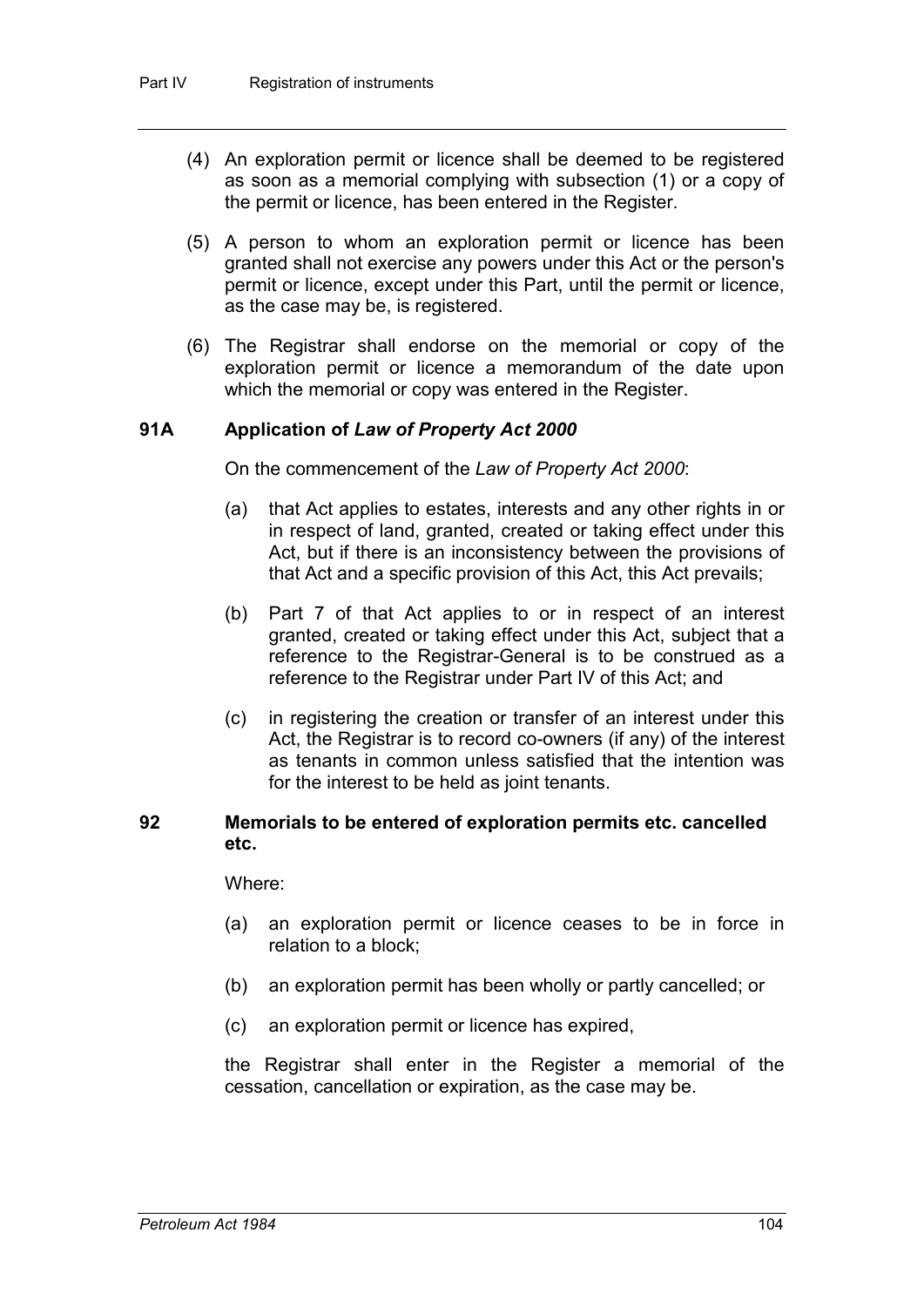(4) An exploration permit or licence shall be deemed to be registered as soon as a memorial complying with subsection (1) or a copy of the permit or licence, has been entered in the Register.

(5) A person to whom an exploration permit or licence has been granted shall not exercise any powers under this Act or the person's permit or licence, except under this Part, until the permit or licence, as the case may be, is registered.

(6) The Registrar shall endorse on the memorial or copy of the exploration permit or licence a memorandum of the date upon which the memorial or copy was entered in the Register.

### 91A Application of *Law of Property Act 2000*

On the commencement of the *Law of Property Act 2000*:

(a) that Act applies to estates, interests and any other rights in or in respect of land, granted, created or taking effect under this Act, but if there is an inconsistency between the provisions of that Act and a specific provision of this Act, this Act prevails;

(b) Part 7 of that Act applies to or in respect of an interest granted, created or taking effect under this Act, subject that a reference to the Registrar-General is to be construed as a reference to the Registrar under Part IV of this Act; and

(c) in registering the creation or transfer of an interest under this Act, the Registrar is to record co-owners (if any) of the interest as tenants in common unless satisfied that the intention was for the interest to be held as joint tenants.

### 92 Memorials to be entered of exploration permits etc. cancelled etc.

Where:

(a) an exploration permit or licence ceases to be in force in relation to a block;

(b) an exploration permit has been wholly or partly cancelled; or

(c) an exploration permit or licence has expired,

the Registrar shall enter in the Register a memorial of the cessation, cancellation or expiration, as the case may be.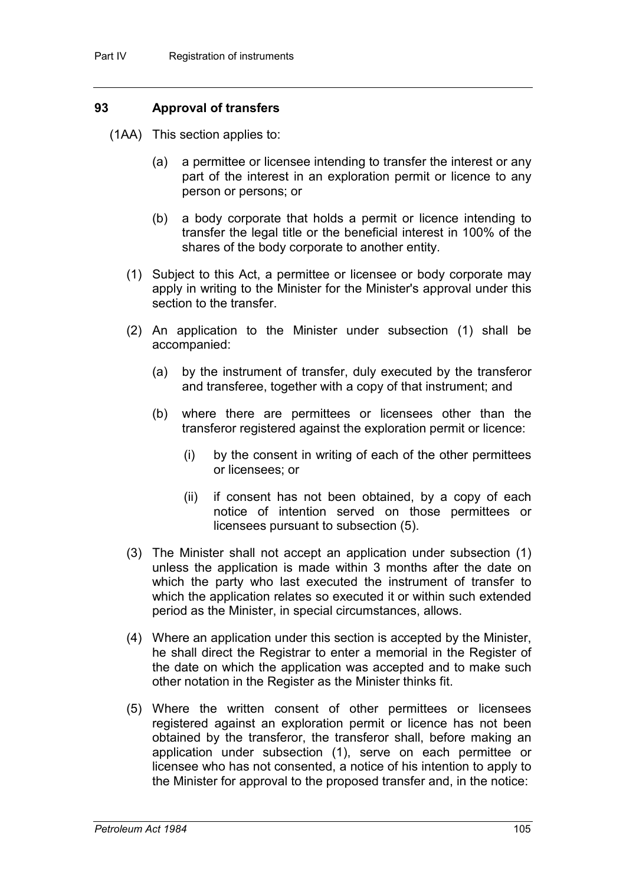## 93 Approval of transfers

(1AA) This section applies to:

(a) a permittee or licensee intending to transfer the interest or any part of the interest in an exploration permit or licence to any person or persons; or

(b) a body corporate that holds a permit or licence intending to transfer the legal title or the beneficial interest in 100% of the shares of the body corporate to another entity.

(1) Subject to this Act, a permittee or licensee or body corporate may apply in writing to the Minister for the Minister's approval under this section to the transfer.

(2) An application to the Minister under subsection (1) shall be accompanied:

(a) by the instrument of transfer, duly executed by the transferor and transferee, together with a copy of that instrument; and

(b) where there are permittees or licensees other than the transferor registered against the exploration permit or licence:

(i) by the consent in writing of each of the other permittees or licensees; or

(ii) if consent has not been obtained, by a copy of each notice of intention served on those permittees or licensees pursuant to subsection (5).

(3) The Minister shall not accept an application under subsection (1) unless the application is made within 3 months after the date on which the party who last executed the instrument of transfer to which the application relates so executed it or within such extended period as the Minister, in special circumstances, allows.

(4) Where an application under this section is accepted by the Minister, he shall direct the Registrar to enter a memorial in the Register of the date on which the application was accepted and to make such other notation in the Register as the Minister thinks fit.

(5) Where the written consent of other permittees or licensees registered against an exploration permit or licence has not been obtained by the transferor, the transferor shall, before making an application under subsection (1), serve on each permittee or licensee who has not consented, a notice of his intention to apply to the Minister for approval to the proposed transfer and, in the notice: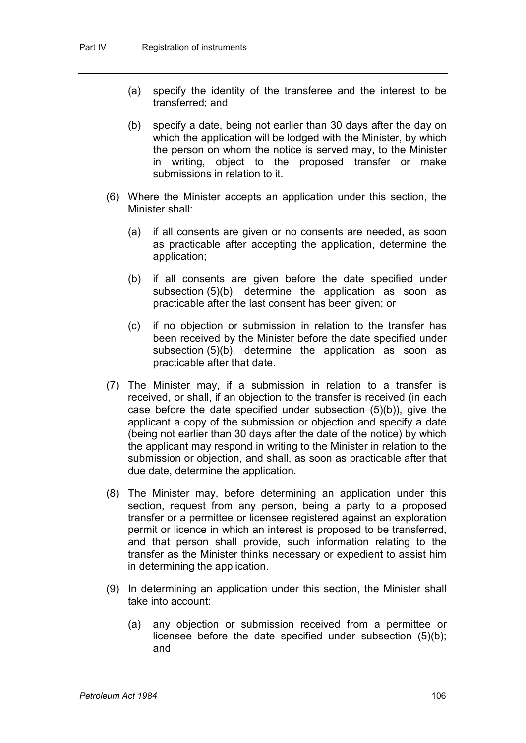(a) specify the identity of the transferee and the interest to be transferred; and

(b) specify a date, being not earlier than 30 days after the day on which the application will be lodged with the Minister, by which the person on whom the notice is served may, to the Minister in writing, object to the proposed transfer or make submissions in relation to it.

(6) Where the Minister accepts an application under this section, the Minister shall:

(a) if all consents are given or no consents are needed, as soon as practicable after accepting the application, determine the application;

(b) if all consents are given before the date specified under subsection (5)(b), determine the application as soon as practicable after the last consent has been given; or

(c) if no objection or submission in relation to the transfer has been received by the Minister before the date specified under subsection (5)(b), determine the application as soon as practicable after that date.

(7) The Minister may, if a submission in relation to a transfer is received, or shall, if an objection to the transfer is received (in each case before the date specified under subsection (5)(b)), give the applicant a copy of the submission or objection and specify a date (being not earlier than 30 days after the date of the notice) by which the applicant may respond in writing to the Minister in relation to the submission or objection, and shall, as soon as practicable after that due date, determine the application.

(8) The Minister may, before determining an application under this section, request from any person, being a party to a proposed transfer or a permittee or licensee registered against an exploration permit or licence in which an interest is proposed to be transferred, and that person shall provide, such information relating to the transfer as the Minister thinks necessary or expedient to assist him in determining the application.

(9) In determining an application under this section, the Minister shall take into account:

(a) any objection or submission received from a permittee or licensee before the date specified under subsection (5)(b); and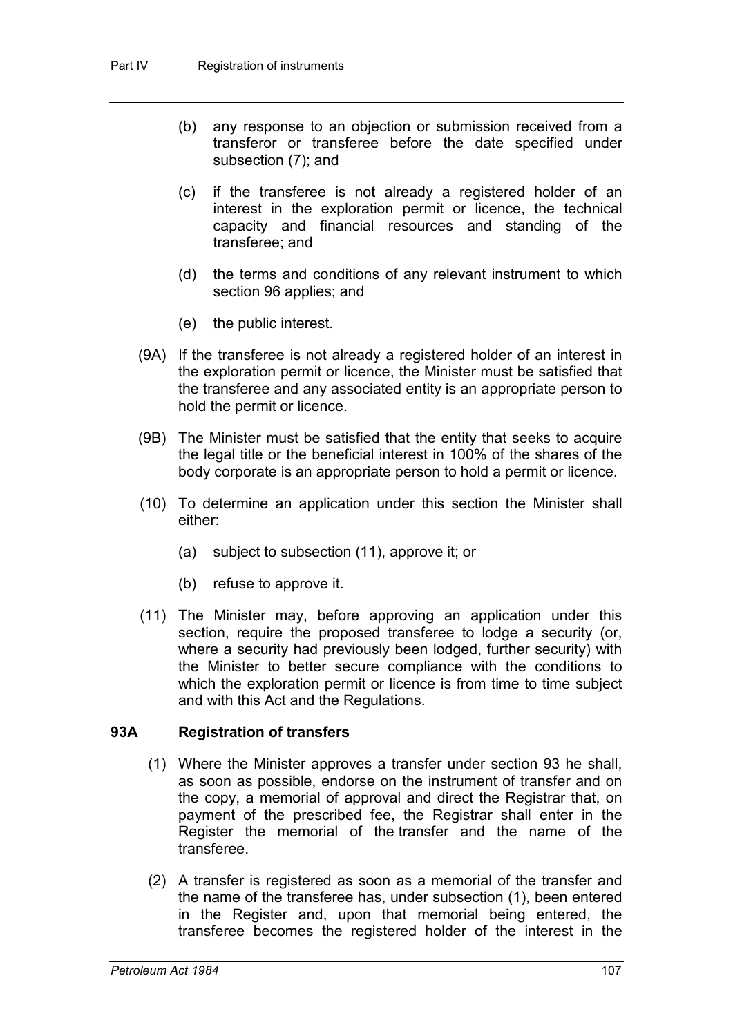(b) any response to an objection or submission received from a transferor or transferee before the date specified under subsection (7); and

(c) if the transferee is not already a registered holder of an interest in the exploration permit or licence, the technical capacity and financial resources and standing of the transferee; and

(d) the terms and conditions of any relevant instrument to which section 96 applies; and

(e) the public interest.

(9A) If the transferee is not already a registered holder of an interest in the exploration permit or licence, the Minister must be satisfied that the transferee and any associated entity is an appropriate person to hold the permit or licence.

(9B) The Minister must be satisfied that the entity that seeks to acquire the legal title or the beneficial interest in 100% of the shares of the body corporate is an appropriate person to hold a permit or licence.

(10) To determine an application under this section the Minister shall either:

(a) subject to subsection (11), approve it; or

(b) refuse to approve it.

(11) The Minister may, before approving an application under this section, require the proposed transferee to lodge a security (or, where a security had previously been lodged, further security) with the Minister to better secure compliance with the conditions to which the exploration permit or licence is from time to time subject and with this Act and the Regulations.

### 93A Registration of transfers

(1) Where the Minister approves a transfer under section 93 he shall, as soon as possible, endorse on the instrument of transfer and on the copy, a memorial of approval and direct the Registrar that, on payment of the prescribed fee, the Registrar shall enter in the Register the memorial of the transfer and the name of the transferee.

(2) A transfer is registered as soon as a memorial of the transfer and the name of the transferee has, under subsection (1), been entered in the Register and, upon that memorial being entered, the transferee becomes the registered holder of the interest in the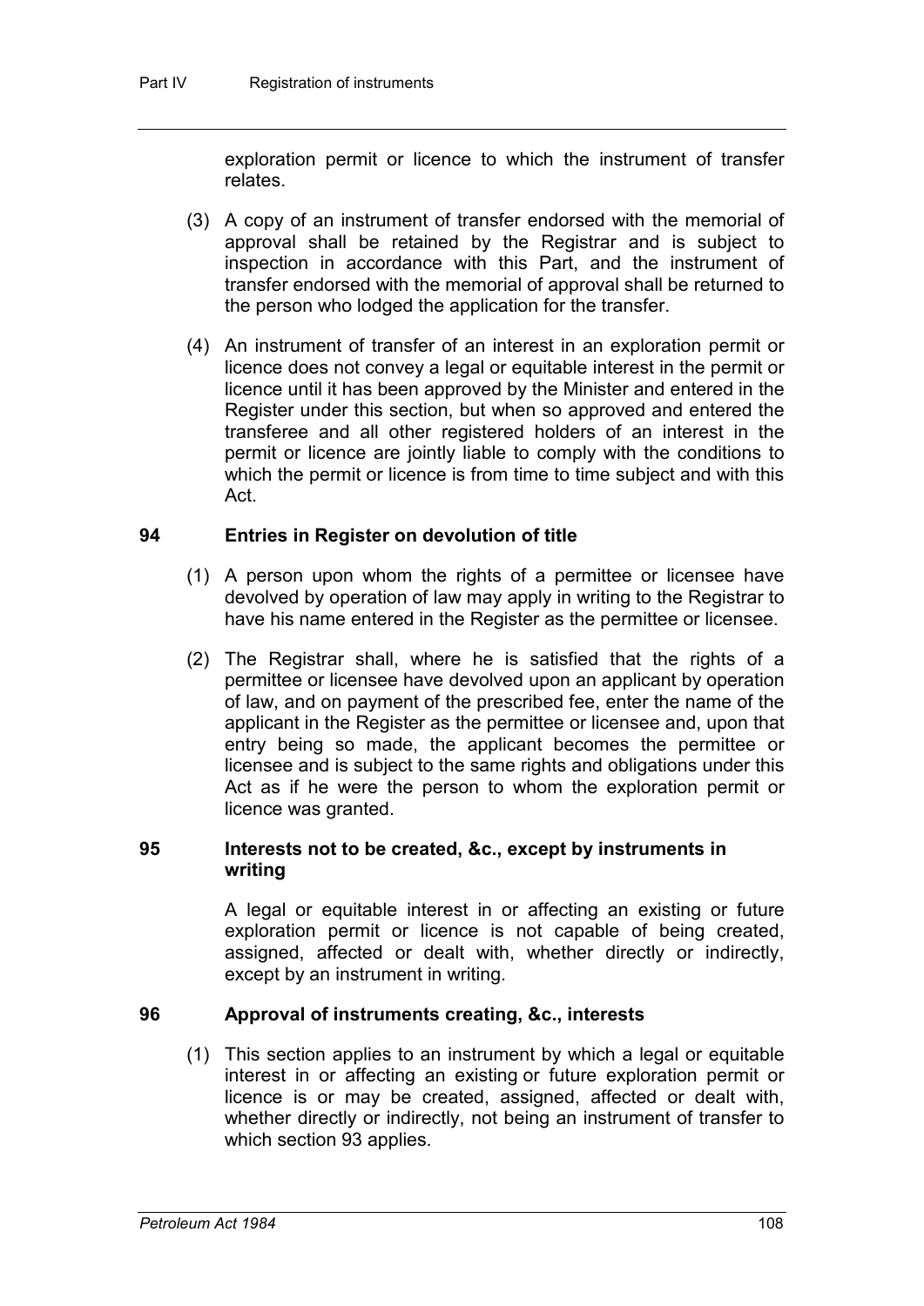exploration permit or licence to which the instrument of transfer relates.

(3) A copy of an instrument of transfer endorsed with the memorial of approval shall be retained by the Registrar and is subject to inspection in accordance with this Part, and the instrument of transfer endorsed with the memorial of approval shall be returned to the person who lodged the application for the transfer.

(4) An instrument of transfer of an interest in an exploration permit or licence does not convey a legal or equitable interest in the permit or licence until it has been approved by the Minister and entered in the Register under this section, but when so approved and entered the transferee and all other registered holders of an interest in the permit or licence are jointly liable to comply with the conditions to which the permit or licence is from time to time subject and with this Act.

## 94 Entries in Register on devolution of title

(1) A person upon whom the rights of a permittee or licensee have devolved by operation of law may apply in writing to the Registrar to have his name entered in the Register as the permittee or licensee.

(2) The Registrar shall, where he is satisfied that the rights of a permittee or licensee have devolved upon an applicant by operation of law, and on payment of the prescribed fee, enter the name of the applicant in the Register as the permittee or licensee and, upon that entry being so made, the applicant becomes the permittee or licensee and is subject to the same rights and obligations under this Act as if he were the person to whom the exploration permit or licence was granted.

## 95 Interests not to be created, &c., except by instruments in writing

A legal or equitable interest in or affecting an existing or future exploration permit or licence is not capable of being created, assigned, affected or dealt with, whether directly or indirectly, except by an instrument in writing.

## 96 Approval of instruments creating, &c., interests

(1) This section applies to an instrument by which a legal or equitable interest in or affecting an existing or future exploration permit or licence is or may be created, assigned, affected or dealt with, whether directly or indirectly, not being an instrument of transfer to which section 93 applies.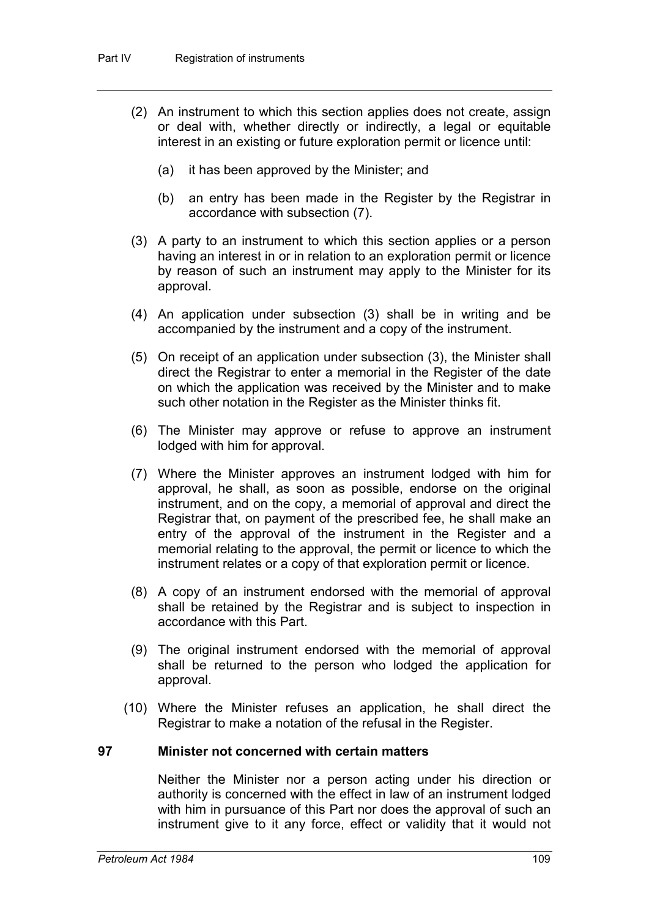(2) An instrument to which this section applies does not create, assign or deal with, whether directly or indirectly, a legal or equitable interest in an existing or future exploration permit or licence until:

(a) it has been approved by the Minister; and

(b) an entry has been made in the Register by the Registrar in accordance with subsection (7).

(3) A party to an instrument to which this section applies or a person having an interest in or in relation to an exploration permit or licence by reason of such an instrument may apply to the Minister for its approval.

(4) An application under subsection (3) shall be in writing and be accompanied by the instrument and a copy of the instrument.

(5) On receipt of an application under subsection (3), the Minister shall direct the Registrar to enter a memorial in the Register of the date on which the application was received by the Minister and to make such other notation in the Register as the Minister thinks fit.

(6) The Minister may approve or refuse to approve an instrument lodged with him for approval.

(7) Where the Minister approves an instrument lodged with him for approval, he shall, as soon as possible, endorse on the original instrument, and on the copy, a memorial of approval and direct the Registrar that, on payment of the prescribed fee, he shall make an entry of the approval of the instrument in the Register and a memorial relating to the approval, the permit or licence to which the instrument relates or a copy of that exploration permit or licence.

(8) A copy of an instrument endorsed with the memorial of approval shall be retained by the Registrar and is subject to inspection in accordance with this Part.

(9) The original instrument endorsed with the memorial of approval shall be returned to the person who lodged the application for approval.

(10) Where the Minister refuses an application, he shall direct the Registrar to make a notation of the refusal in the Register.

## 97 Minister not concerned with certain matters

Neither the Minister nor a person acting under his direction or authority is concerned with the effect in law of an instrument lodged with him in pursuance of this Part nor does the approval of such an instrument give to it any force, effect or validity that it would not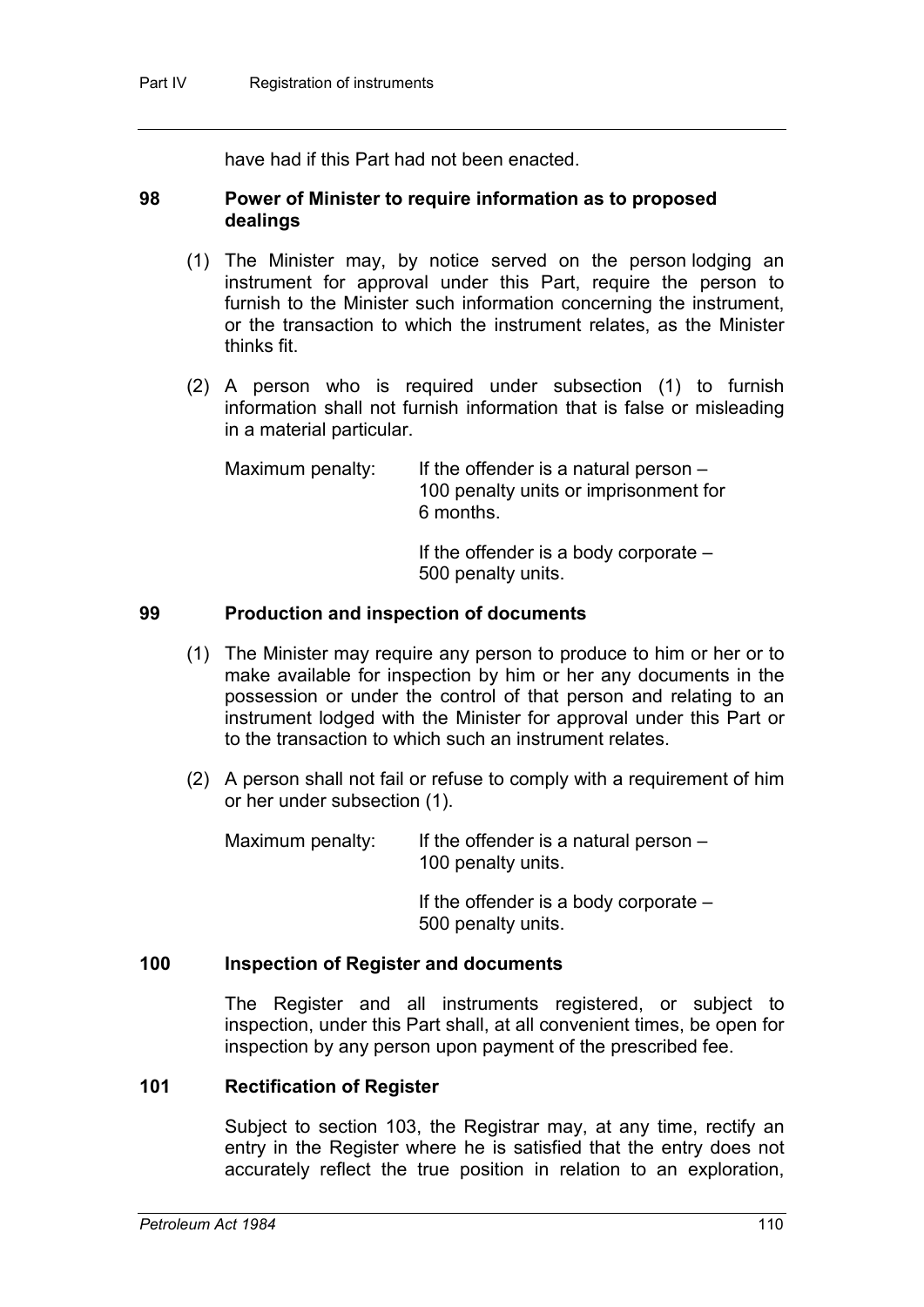have had if this Part had not been enacted.

### 98 Power of Minister to require information as to proposed dealings

(1) The Minister may, by notice served on the person lodging an instrument for approval under this Part, require the person to furnish to the Minister such information concerning the instrument, or the transaction to which the instrument relates, as the Minister thinks fit.

(2) A person who is required under subsection (1) to furnish information shall not furnish information that is false or misleading in a material particular.

Maximum penalty: If the offender is a natural person – 100 penalty units or imprisonment for 6 months.

If the offender is a body corporate – 500 penalty units.

### 99 Production and inspection of documents

(1) The Minister may require any person to produce to him or her or to make available for inspection by him or her any documents in the possession or under the control of that person and relating to an instrument lodged with the Minister for approval under this Part or to the transaction to which such an instrument relates.

(2) A person shall not fail or refuse to comply with a requirement of him or her under subsection (1).

Maximum penalty: If the offender is a natural person – 100 penalty units.

If the offender is a body corporate – 500 penalty units.

### 100 Inspection of Register and documents

The Register and all instruments registered, or subject to inspection, under this Part shall, at all convenient times, be open for inspection by any person upon payment of the prescribed fee.

### 101 Rectification of Register

Subject to section 103, the Registrar may, at any time, rectify an entry in the Register where he is satisfied that the entry does not accurately reflect the true position in relation to an exploration,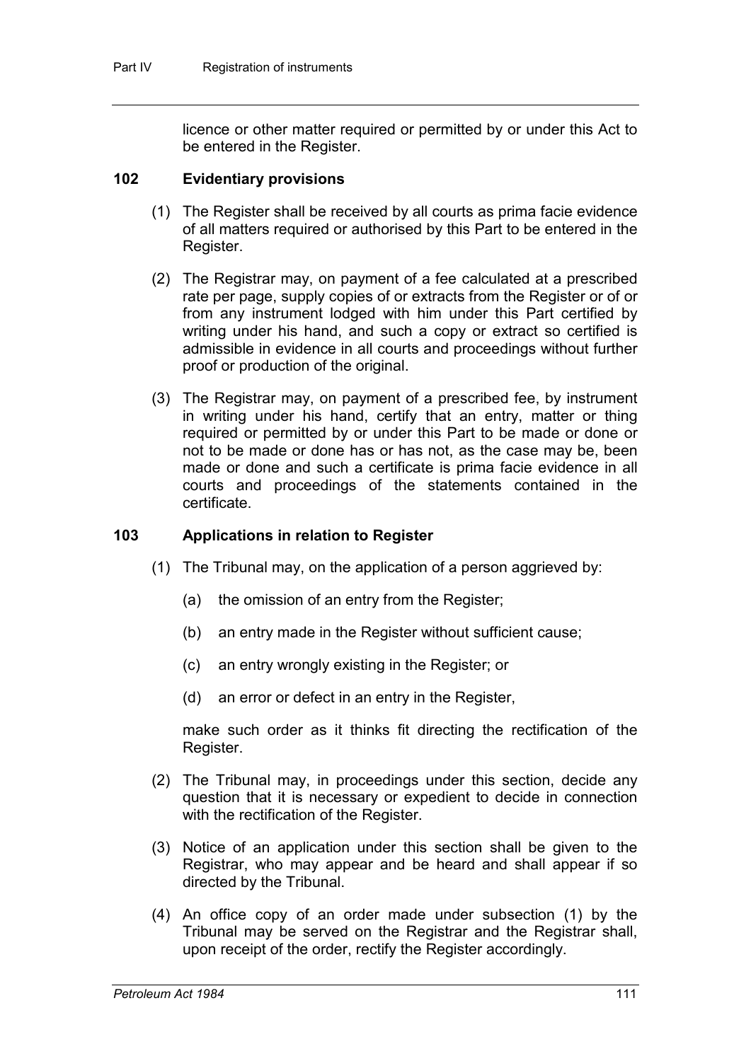licence or other matter required or permitted by or under this Act to be entered in the Register.

### 102 Evidentiary provisions

(1) The Register shall be received by all courts as prima facie evidence of all matters required or authorised by this Part to be entered in the Register.

(2) The Registrar may, on payment of a fee calculated at a prescribed rate per page, supply copies of or extracts from the Register or of or from any instrument lodged with him under this Part certified by writing under his hand, and such a copy or extract so certified is admissible in evidence in all courts and proceedings without further proof or production of the original.

(3) The Registrar may, on payment of a prescribed fee, by instrument in writing under his hand, certify that an entry, matter or thing required or permitted by or under this Part to be made or done or not to be made or done has or has not, as the case may be, been made or done and such a certificate is prima facie evidence in all courts and proceedings of the statements contained in the certificate.

### 103 Applications in relation to Register

(1) The Tribunal may, on the application of a person aggrieved by:

(a) the omission of an entry from the Register;

(b) an entry made in the Register without sufficient cause;

(c) an entry wrongly existing in the Register; or

(d) an error or defect in an entry in the Register,

make such order as it thinks fit directing the rectification of the Register.

(2) The Tribunal may, in proceedings under this section, decide any question that it is necessary or expedient to decide in connection with the rectification of the Register.

(3) Notice of an application under this section shall be given to the Registrar, who may appear and be heard and shall appear if so directed by the Tribunal.

(4) An office copy of an order made under subsection (1) by the Tribunal may be served on the Registrar and the Registrar shall, upon receipt of the order, rectify the Register accordingly.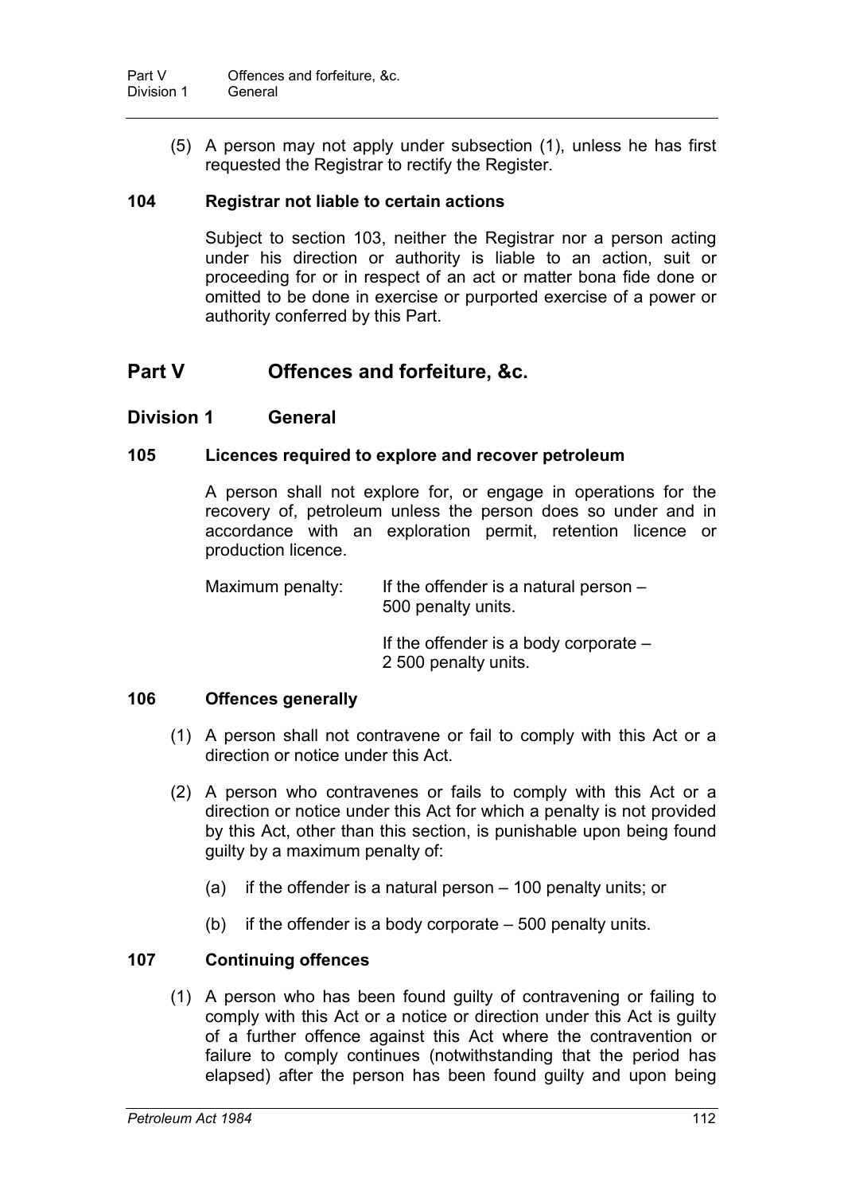(5) A person may not apply under subsection (1), unless he has first requested the Registrar to rectify the Register.

### 104 Registrar not liable to certain actions

Subject to section 103, neither the Registrar nor a person acting under his direction or authority is liable to an action, suit or proceeding for or in respect of an act or matter bona fide done or omitted to be done in exercise or purported exercise of a power or authority conferred by this Part.

# Part V Offences and forfeiture, &c.

## Division 1 General

### 105 Licences required to explore and recover petroleum

A person shall not explore for, or engage in operations for the recovery of, petroleum unless the person does so under and in accordance with an exploration permit, retention licence or production licence.

Maximum penalty: If the offender is a natural person – 500 penalty units.

If the offender is a body corporate – 2 500 penalty units.

### 106 Offences generally

(1) A person shall not contravene or fail to comply with this Act or a direction or notice under this Act.

(2) A person who contravenes or fails to comply with this Act or a direction or notice under this Act for which a penalty is not provided by this Act, other than this section, is punishable upon being found guilty by a maximum penalty of:

(a) if the offender is a natural person – 100 penalty units; or

(b) if the offender is a body corporate – 500 penalty units.

### 107 Continuing offences

(1) A person who has been found guilty of contravening or failing to comply with this Act or a notice or direction under this Act is guilty of a further offence against this Act where the contravention or failure to comply continues (notwithstanding that the period has elapsed) after the person has been found guilty and upon being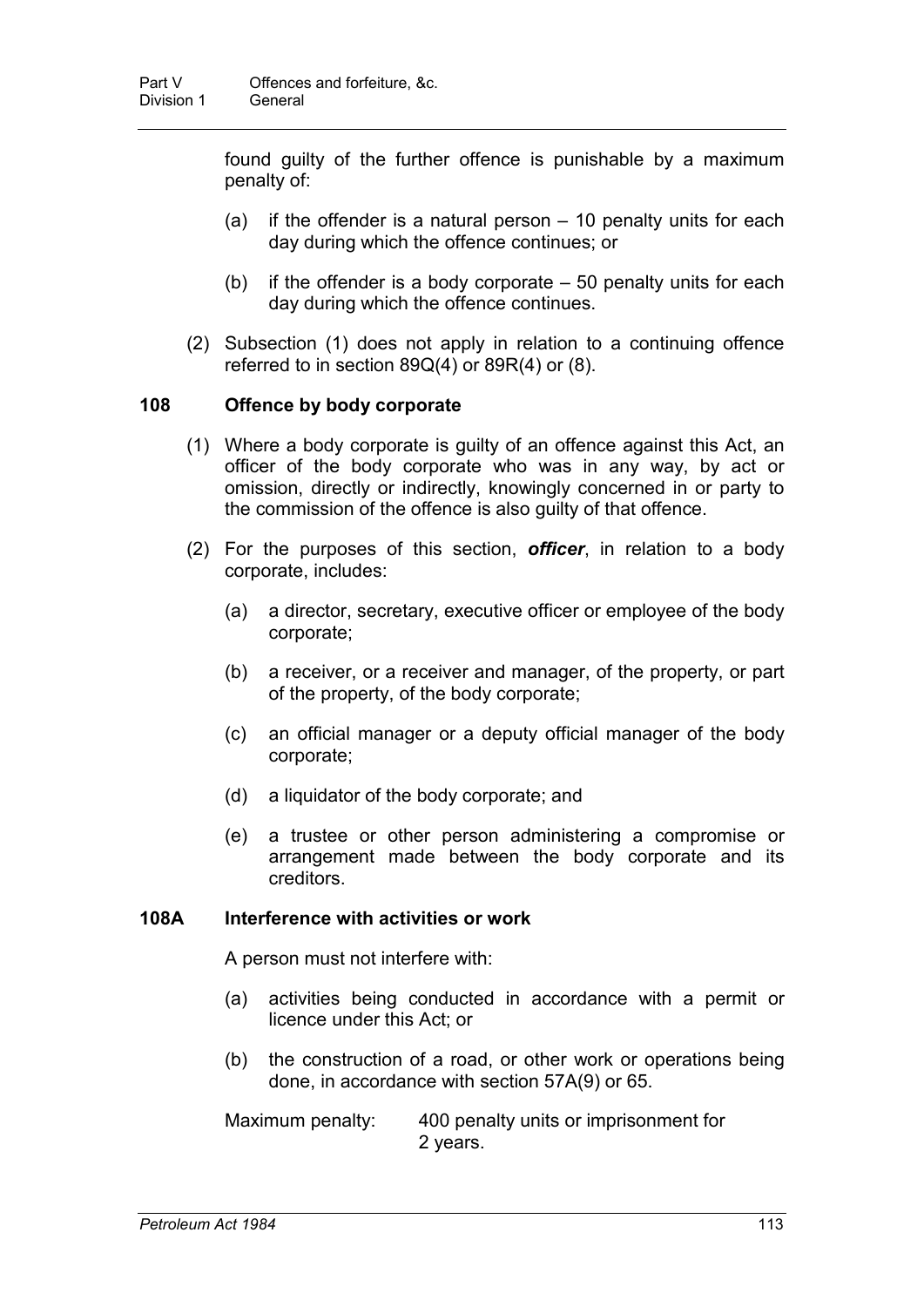found guilty of the further offence is punishable by a maximum penalty of:

(a) if the offender is a natural person – 10 penalty units for each day during which the offence continues; or

(b) if the offender is a body corporate – 50 penalty units for each day during which the offence continues.

(2) Subsection (1) does not apply in relation to a continuing offence referred to in section 89Q(4) or 89R(4) or (8).

### 108 Offence by body corporate

(1) Where a body corporate is guilty of an offence against this Act, an officer of the body corporate who was in any way, by act or omission, directly or indirectly, knowingly concerned in or party to the commission of the offence is also guilty of that offence.

(2) For the purposes of this section, ***officer***, in relation to a body corporate, includes:

(a) a director, secretary, executive officer or employee of the body corporate;

(b) a receiver, or a receiver and manager, of the property, or part of the property, of the body corporate;

(c) an official manager or a deputy official manager of the body corporate;

(d) a liquidator of the body corporate; and

(e) a trustee or other person administering a compromise or arrangement made between the body corporate and its creditors.

### 108A Interference with activities or work

A person must not interfere with:

(a) activities being conducted in accordance with a permit or licence under this Act; or

(b) the construction of a road, or other work or operations being done, in accordance with section 57A(9) or 65.

Maximum penalty: 400 penalty units or imprisonment for 2 years.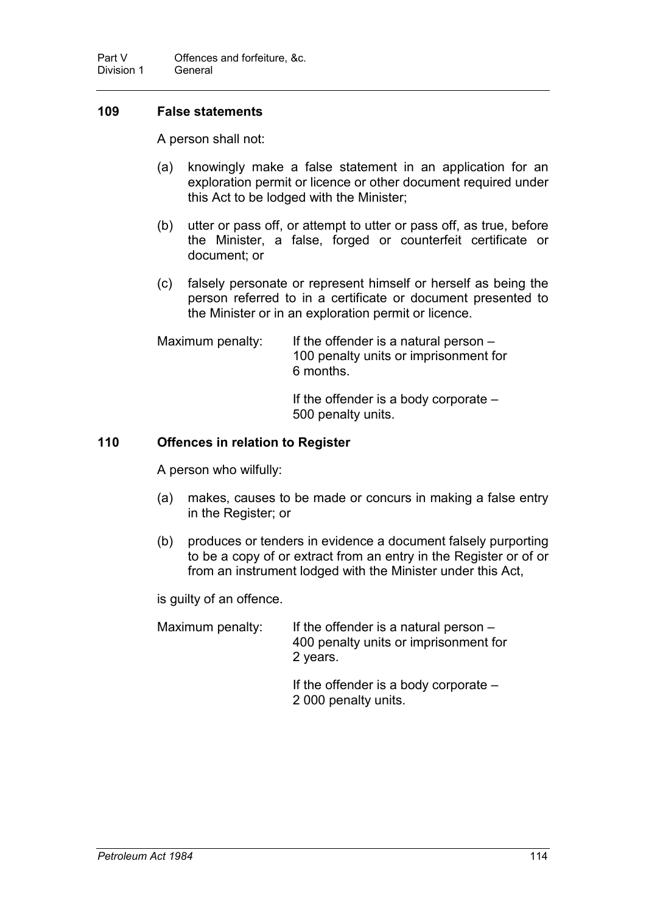### 109 False statements

A person shall not:

(a) knowingly make a false statement in an application for an exploration permit or licence or other document required under this Act to be lodged with the Minister;

(b) utter or pass off, or attempt to utter or pass off, as true, before the Minister, a false, forged or counterfeit certificate or document; or

(c) falsely personate or represent himself or herself as being the person referred to in a certificate or document presented to the Minister or in an exploration permit or licence.

Maximum penalty: If the offender is a natural person – 100 penalty units or imprisonment for 6 months.

If the offender is a body corporate – 500 penalty units.

### 110 Offences in relation to Register

A person who wilfully:

(a) makes, causes to be made or concurs in making a false entry in the Register; or

(b) produces or tenders in evidence a document falsely purporting to be a copy of or extract from an entry in the Register or of or from an instrument lodged with the Minister under this Act,

is guilty of an offence.

Maximum penalty: If the offender is a natural person – 400 penalty units or imprisonment for 2 years.

If the offender is a body corporate – 2 000 penalty units.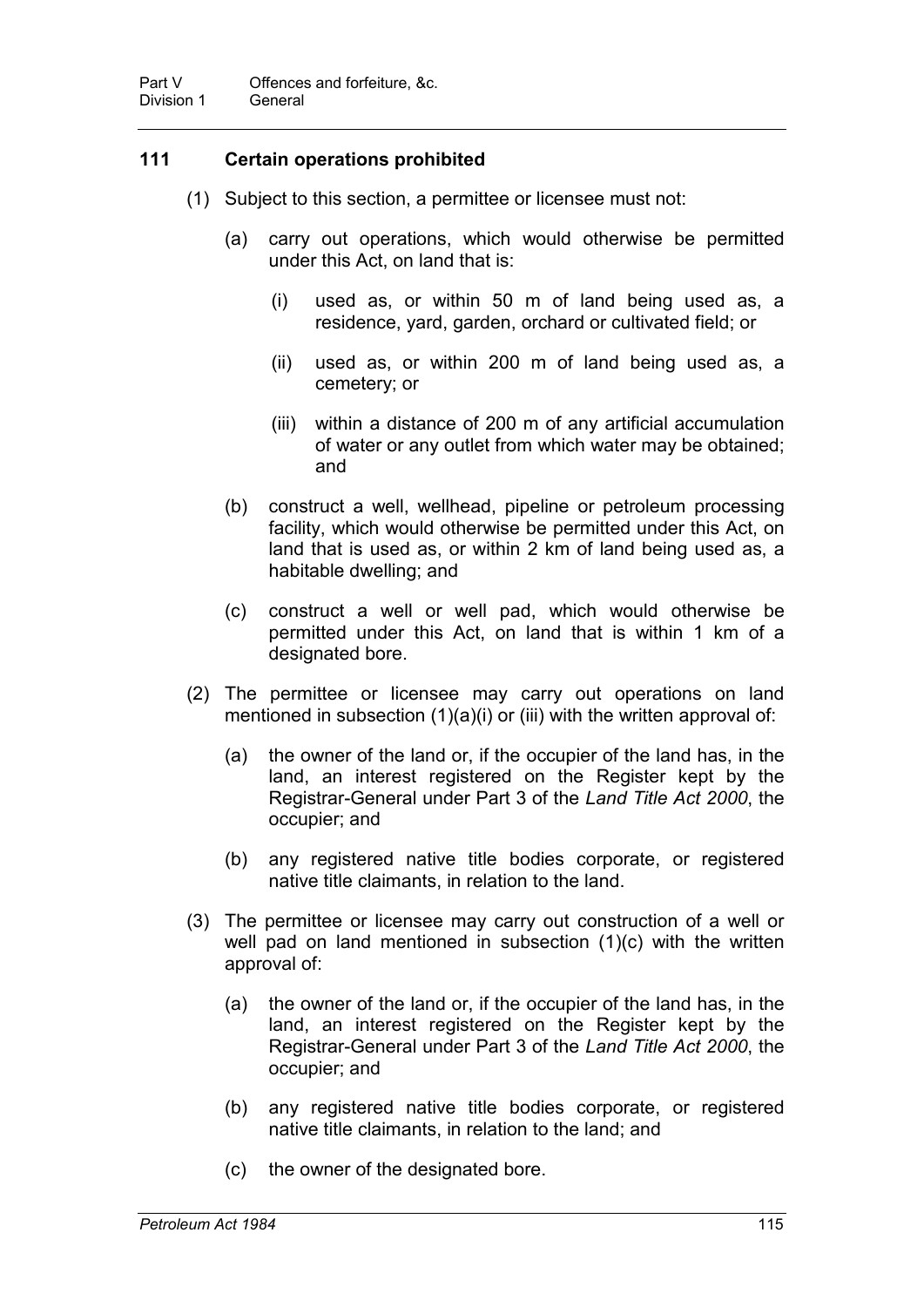### 111 Certain operations prohibited

(1) Subject to this section, a permittee or licensee must not:

(a) carry out operations, which would otherwise be permitted under this Act, on land that is:

(i) used as, or within 50 m of land being used as, a residence, yard, garden, orchard or cultivated field; or

(ii) used as, or within 200 m of land being used as, a cemetery; or

(iii) within a distance of 200 m of any artificial accumulation of water or any outlet from which water may be obtained; and

(b) construct a well, wellhead, pipeline or petroleum processing facility, which would otherwise be permitted under this Act, on land that is used as, or within 2 km of land being used as, a habitable dwelling; and

(c) construct a well or well pad, which would otherwise be permitted under this Act, on land that is within 1 km of a designated bore.

(2) The permittee or licensee may carry out operations on land mentioned in subsection (1)(a)(i) or (iii) with the written approval of:

(a) the owner of the land or, if the occupier of the land has, in the land, an interest registered on the Register kept by the Registrar-General under Part 3 of the *Land Title Act 2000*, the occupier; and

(b) any registered native title bodies corporate, or registered native title claimants, in relation to the land.

(3) The permittee or licensee may carry out construction of a well or well pad on land mentioned in subsection (1)(c) with the written approval of:

(a) the owner of the land or, if the occupier of the land has, in the land, an interest registered on the Register kept by the Registrar-General under Part 3 of the *Land Title Act 2000*, the occupier; and

(b) any registered native title bodies corporate, or registered native title claimants, in relation to the land; and

(c) the owner of the designated bore.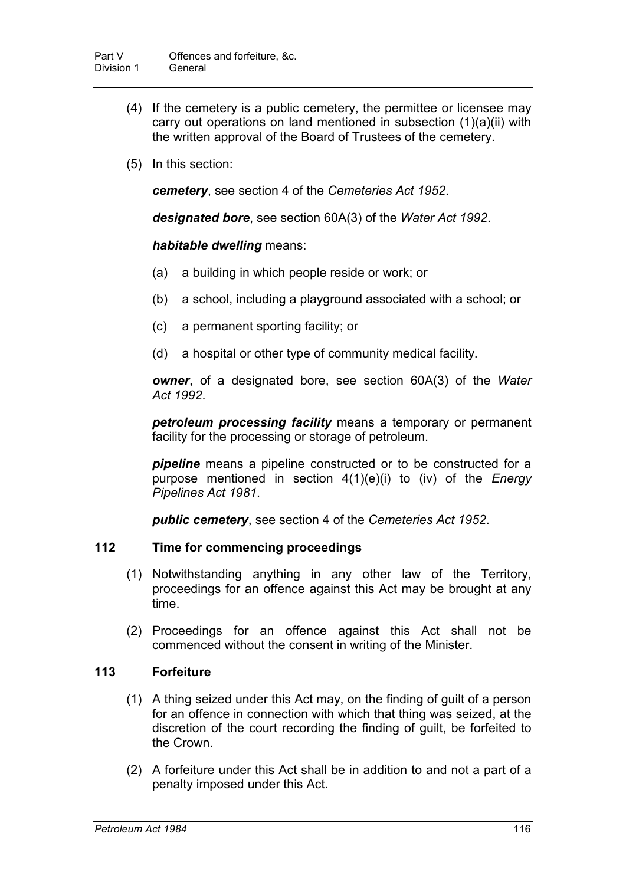(4) If the cemetery is a public cemetery, the permittee or licensee may carry out operations on land mentioned in subsection (1)(a)(ii) with the written approval of the Board of Trustees of the cemetery.

(5) In this section:

***cemetery***, see section 4 of the *Cemeteries Act 1952*.

***designated bore***, see section 60A(3) of the *Water Act 1992*.

***habitable dwelling*** means:

(a) a building in which people reside or work; or

(b) a school, including a playground associated with a school; or

(c) a permanent sporting facility; or

(d) a hospital or other type of community medical facility.

***owner***, of a designated bore, see section 60A(3) of the *Water Act 1992*.

***petroleum processing facility*** means a temporary or permanent facility for the processing or storage of petroleum.

***pipeline*** means a pipeline constructed or to be constructed for a purpose mentioned in section 4(1)(e)(i) to (iv) of the *Energy Pipelines Act 1981*.

***public cemetery***, see section 4 of the *Cemeteries Act 1952*.

### 112 Time for commencing proceedings

(1) Notwithstanding anything in any other law of the Territory, proceedings for an offence against this Act may be brought at any time.

(2) Proceedings for an offence against this Act shall not be commenced without the consent in writing of the Minister.

### 113 Forfeiture

(1) A thing seized under this Act may, on the finding of guilt of a person for an offence in connection with which that thing was seized, at the discretion of the court recording the finding of guilt, be forfeited to the Crown.

(2) A forfeiture under this Act shall be in addition to and not a part of a penalty imposed under this Act.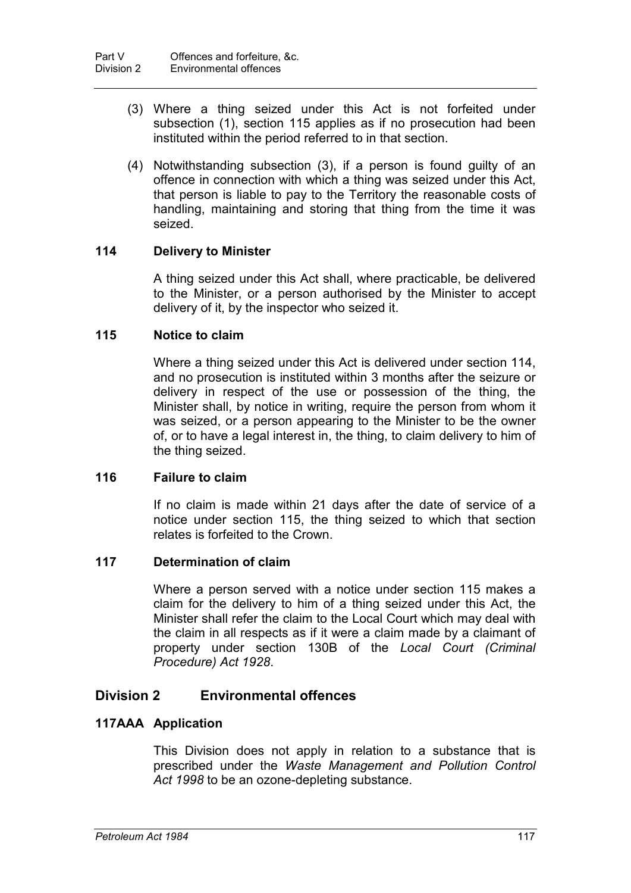(3) Where a thing seized under this Act is not forfeited under subsection (1), section 115 applies as if no prosecution had been instituted within the period referred to in that section.

(4) Notwithstanding subsection (3), if a person is found guilty of an offence in connection with which a thing was seized under this Act, that person is liable to pay to the Territory the reasonable costs of handling, maintaining and storing that thing from the time it was seized.

### 114 Delivery to Minister

A thing seized under this Act shall, where practicable, be delivered to the Minister, or a person authorised by the Minister to accept delivery of it, by the inspector who seized it.

### 115 Notice to claim

Where a thing seized under this Act is delivered under section 114, and no prosecution is instituted within 3 months after the seizure or delivery in respect of the use or possession of the thing, the Minister shall, by notice in writing, require the person from whom it was seized, or a person appearing to the Minister to be the owner of, or to have a legal interest in, the thing, to claim delivery to him of the thing seized.

### 116 Failure to claim

If no claim is made within 21 days after the date of service of a notice under section 115, the thing seized to which that section relates is forfeited to the Crown.

### 117 Determination of claim

Where a person served with a notice under section 115 makes a claim for the delivery to him of a thing seized under this Act, the Minister shall refer the claim to the Local Court which may deal with the claim in all respects as if it were a claim made by a claimant of property under section 130B of the *Local Court (Criminal Procedure) Act 1928*.

## Division 2 Environmental offences

### 117AAA Application

This Division does not apply in relation to a substance that is prescribed under the *Waste Management and Pollution Control Act 1998* to be an ozone-depleting substance.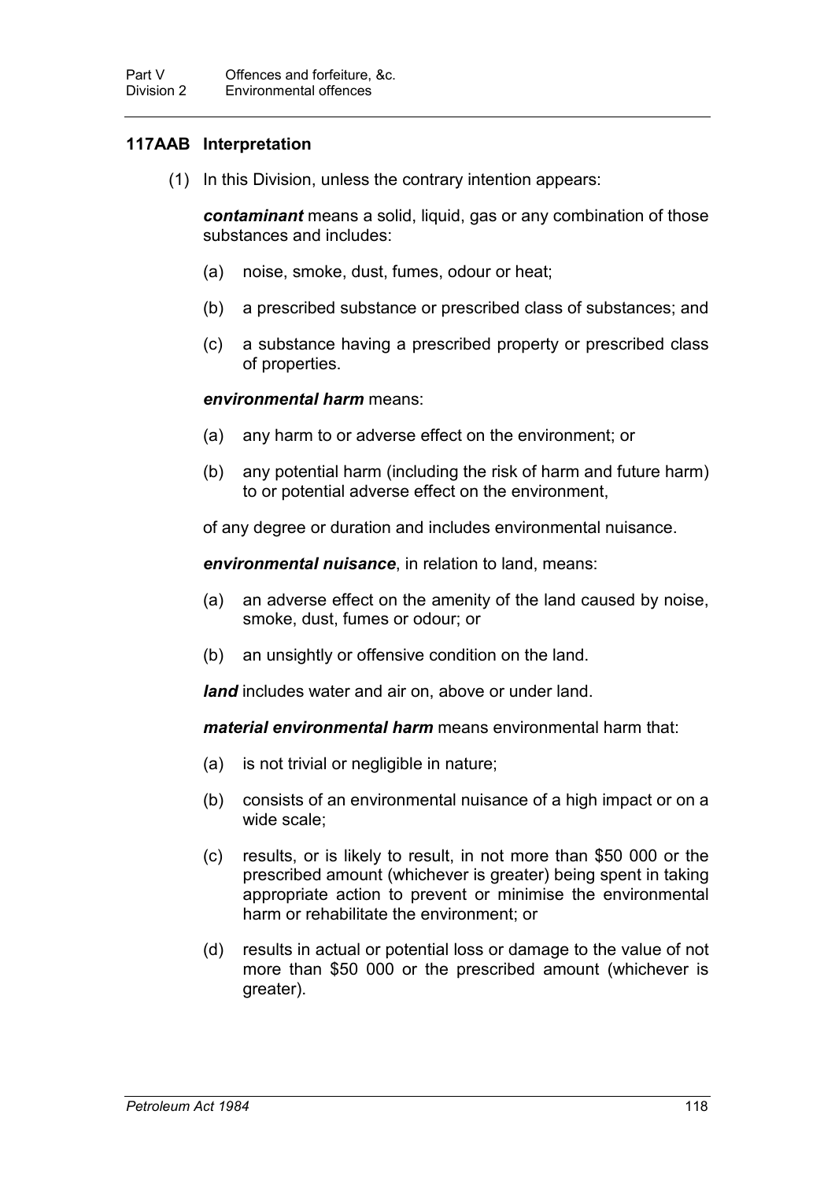### 117AAB Interpretation

(1) In this Division, unless the contrary intention appears:

***contaminant*** means a solid, liquid, gas or any combination of those substances and includes:

(a) noise, smoke, dust, fumes, odour or heat;

(b) a prescribed substance or prescribed class of substances; and

(c) a substance having a prescribed property or prescribed class of properties.

***environmental harm*** means:

(a) any harm to or adverse effect on the environment; or

(b) any potential harm (including the risk of harm and future harm) to or potential adverse effect on the environment,

of any degree or duration and includes environmental nuisance.

***environmental nuisance***, in relation to land, means:

(a) an adverse effect on the amenity of the land caused by noise, smoke, dust, fumes or odour; or

(b) an unsightly or offensive condition on the land.

***land*** includes water and air on, above or under land.

***material environmental harm*** means environmental harm that:

(a) is not trivial or negligible in nature;

(b) consists of an environmental nuisance of a high impact or on a wide scale;

(c) results, or is likely to result, in not more than $50 000 or the prescribed amount (whichever is greater) being spent in taking appropriate action to prevent or minimise the environmental harm or rehabilitate the environment; or

(d) results in actual or potential loss or damage to the value of not more than $50 000 or the prescribed amount (whichever is greater).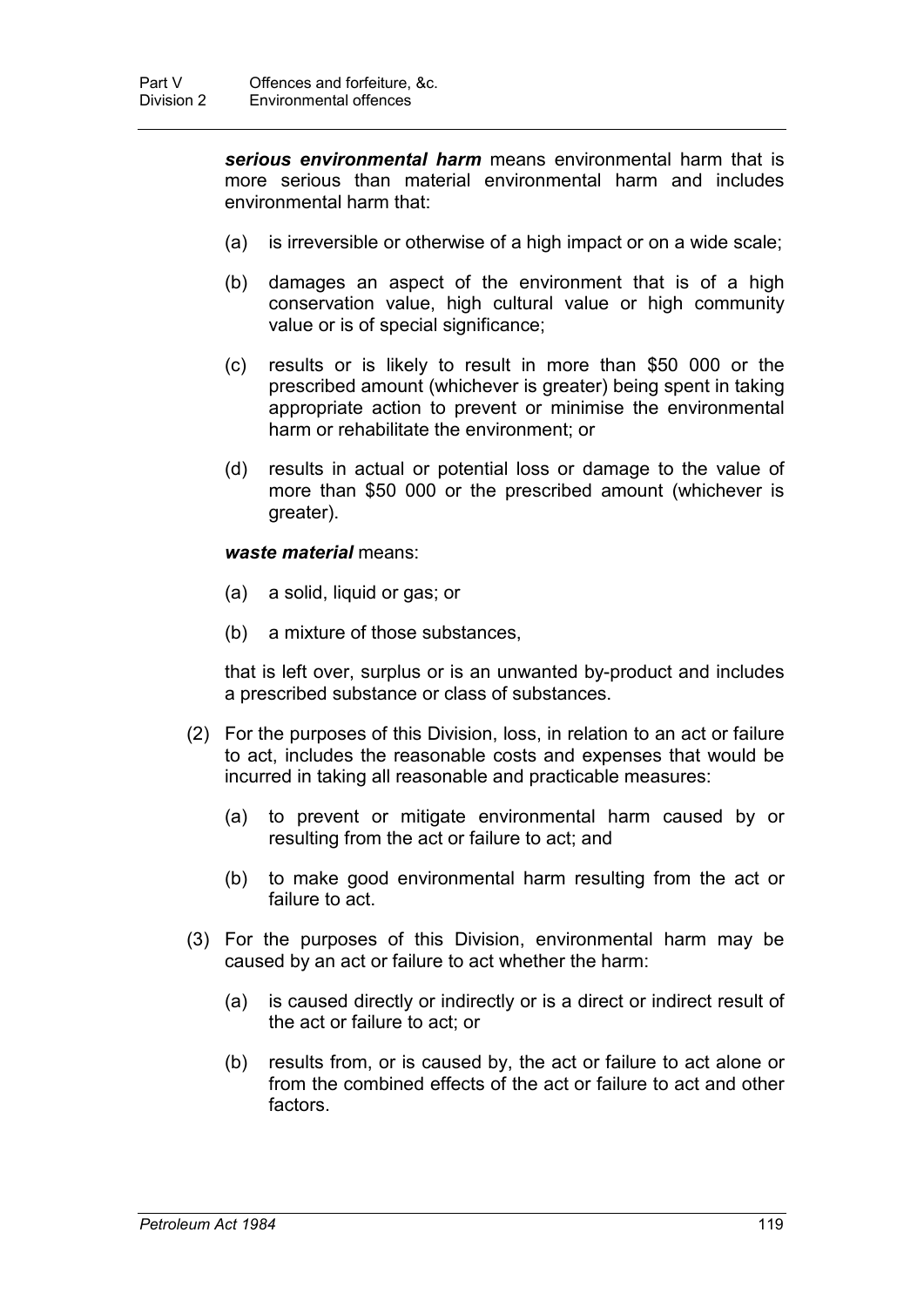***serious environmental harm*** means environmental harm that is more serious than material environmental harm and includes environmental harm that:

(a) is irreversible or otherwise of a high impact or on a wide scale;

(b) damages an aspect of the environment that is of a high conservation value, high cultural value or high community value or is of special significance;

(c) results or is likely to result in more than $50 000 or the prescribed amount (whichever is greater) being spent in taking appropriate action to prevent or minimise the environmental harm or rehabilitate the environment; or

(d) results in actual or potential loss or damage to the value of more than $50 000 or the prescribed amount (whichever is greater).

***waste material*** means:

(a) a solid, liquid or gas; or

(b) a mixture of those substances,

that is left over, surplus or is an unwanted by-product and includes a prescribed substance or class of substances.

(2) For the purposes of this Division, loss, in relation to an act or failure to act, includes the reasonable costs and expenses that would be incurred in taking all reasonable and practicable measures:

(a) to prevent or mitigate environmental harm caused by or resulting from the act or failure to act; and

(b) to make good environmental harm resulting from the act or failure to act.

(3) For the purposes of this Division, environmental harm may be caused by an act or failure to act whether the harm:

(a) is caused directly or indirectly or is a direct or indirect result of the act or failure to act; or

(b) results from, or is caused by, the act or failure to act alone or from the combined effects of the act or failure to act and other factors.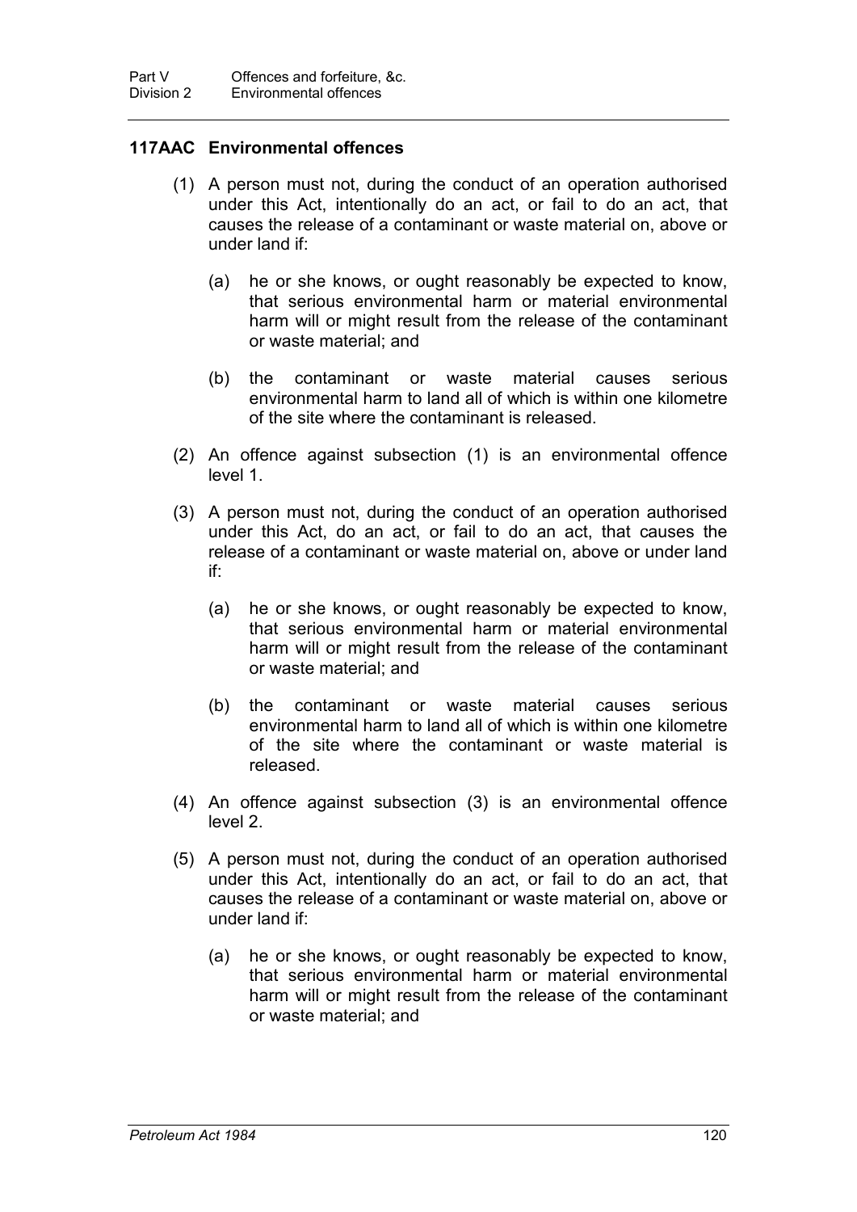### 117AAC Environmental offences

(1) A person must not, during the conduct of an operation authorised under this Act, intentionally do an act, or fail to do an act, that causes the release of a contaminant or waste material on, above or under land if:

(a) he or she knows, or ought reasonably be expected to know, that serious environmental harm or material environmental harm will or might result from the release of the contaminant or waste material; and

(b) the contaminant or waste material causes serious environmental harm to land all of which is within one kilometre of the site where the contaminant is released.

(2) An offence against subsection (1) is an environmental offence level 1.

(3) A person must not, during the conduct of an operation authorised under this Act, do an act, or fail to do an act, that causes the release of a contaminant or waste material on, above or under land if:

(a) he or she knows, or ought reasonably be expected to know, that serious environmental harm or material environmental harm will or might result from the release of the contaminant or waste material; and

(b) the contaminant or waste material causes serious environmental harm to land all of which is within one kilometre of the site where the contaminant or waste material is released.

(4) An offence against subsection (3) is an environmental offence level 2.

(5) A person must not, during the conduct of an operation authorised under this Act, intentionally do an act, or fail to do an act, that causes the release of a contaminant or waste material on, above or under land if:

(a) he or she knows, or ought reasonably be expected to know, that serious environmental harm or material environmental harm will or might result from the release of the contaminant or waste material; and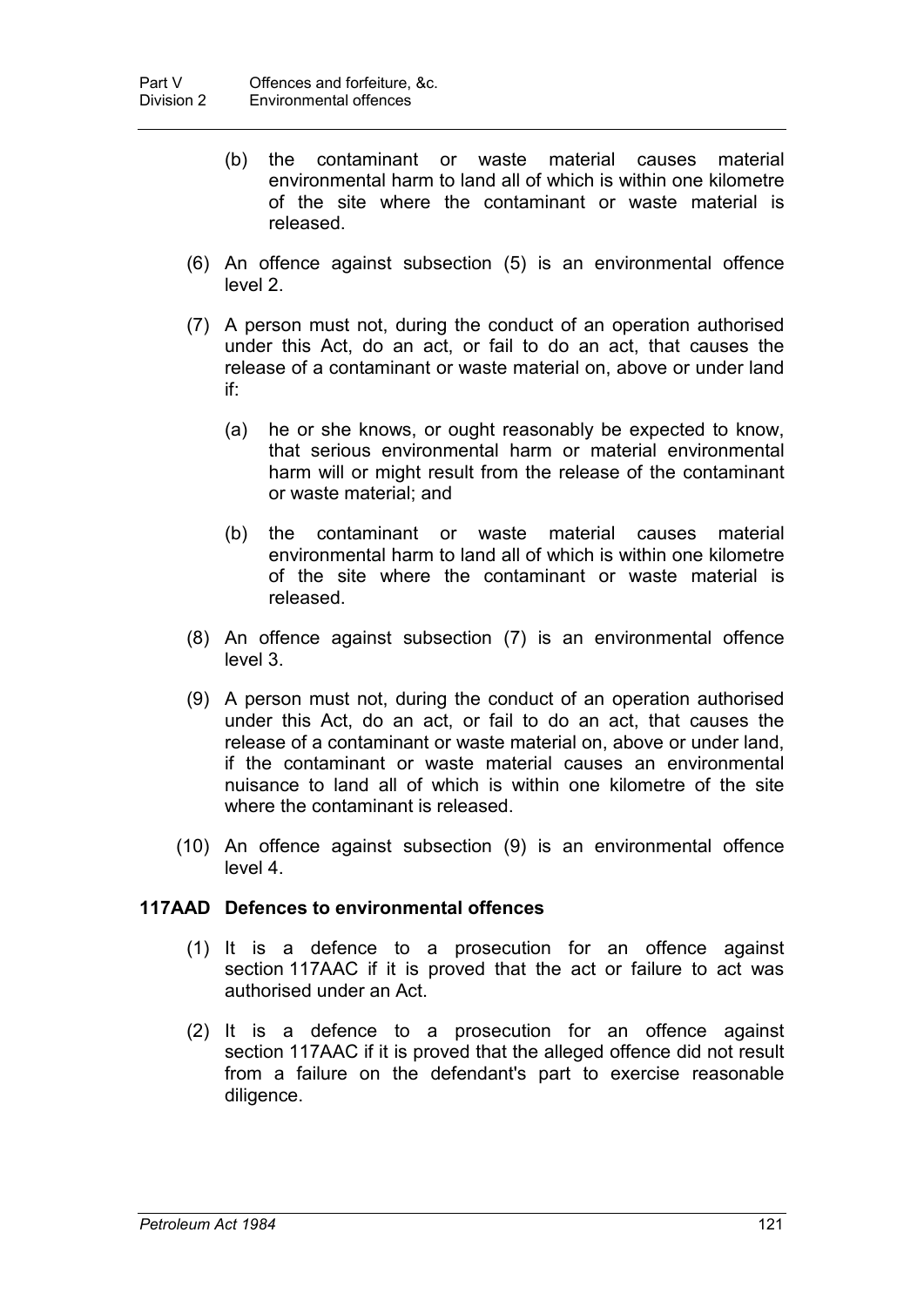(b) the contaminant or waste material causes material environmental harm to land all of which is within one kilometre of the site where the contaminant or waste material is released.

(6) An offence against subsection (5) is an environmental offence level 2.

(7) A person must not, during the conduct of an operation authorised under this Act, do an act, or fail to do an act, that causes the release of a contaminant or waste material on, above or under land if:

(a) he or she knows, or ought reasonably be expected to know, that serious environmental harm or material environmental harm will or might result from the release of the contaminant or waste material; and

(b) the contaminant or waste material causes material environmental harm to land all of which is within one kilometre of the site where the contaminant or waste material is released.

(8) An offence against subsection (7) is an environmental offence level 3.

(9) A person must not, during the conduct of an operation authorised under this Act, do an act, or fail to do an act, that causes the release of a contaminant or waste material on, above or under land, if the contaminant or waste material causes an environmental nuisance to land all of which is within one kilometre of the site where the contaminant is released.

(10) An offence against subsection (9) is an environmental offence level 4.

### 117AAD Defences to environmental offences

(1) It is a defence to a prosecution for an offence against section 117AAC if it is proved that the act or failure to act was authorised under an Act.

(2) It is a defence to a prosecution for an offence against section 117AAC if it is proved that the alleged offence did not result from a failure on the defendant's part to exercise reasonable diligence.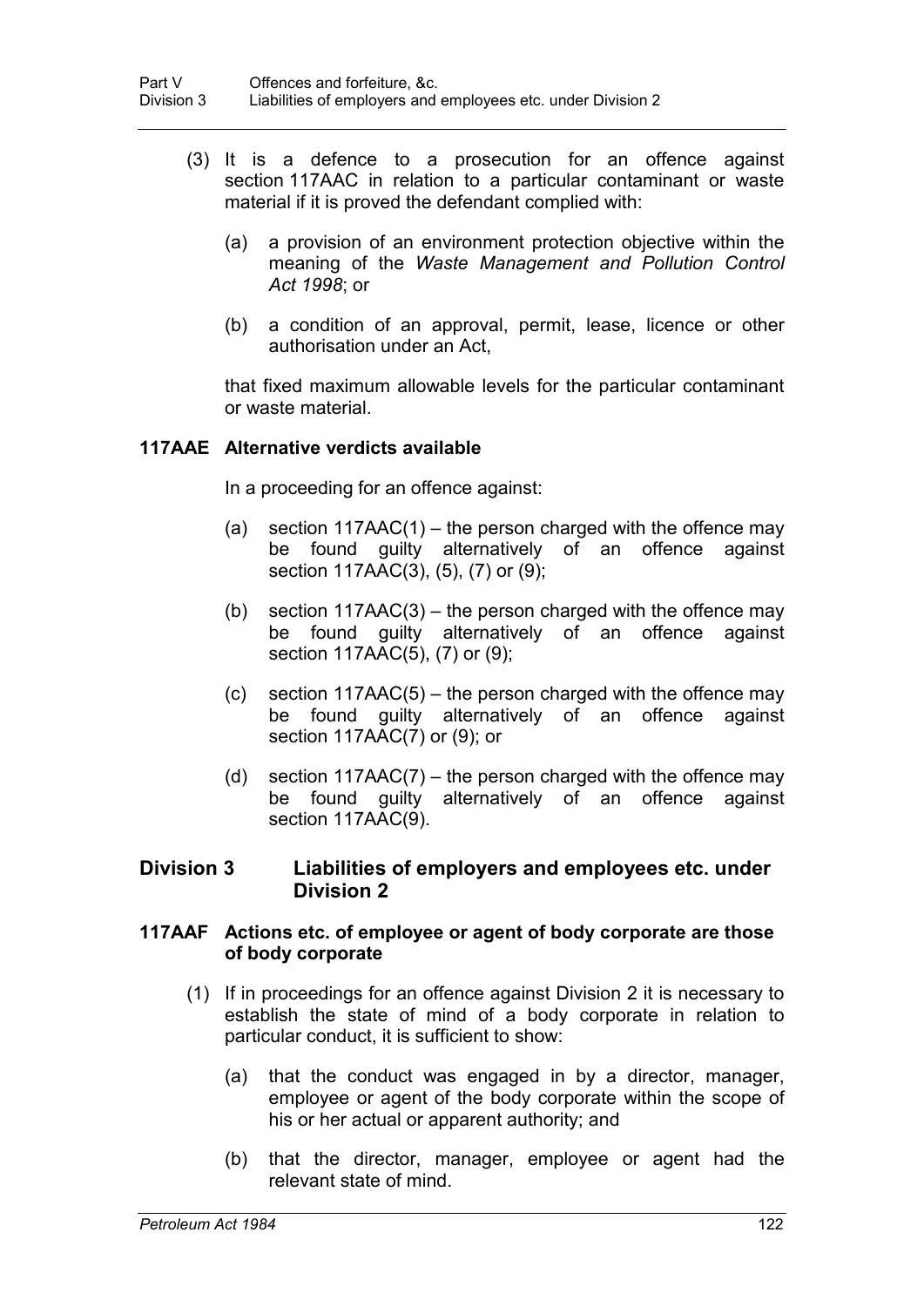(3) It is a defence to a prosecution for an offence against section 117AAC in relation to a particular contaminant or waste material if it is proved the defendant complied with:

(a) a provision of an environment protection objective within the meaning of the *Waste Management and Pollution Control Act 1998*; or

(b) a condition of an approval, permit, lease, licence or other authorisation under an Act,

that fixed maximum allowable levels for the particular contaminant or waste material.

**117AAE Alternative verdicts available**

In a proceeding for an offence against:

(a) section 117AAC(1) – the person charged with the offence may be found guilty alternatively of an offence against section 117AAC(3), (5), (7) or (9);

(b) section 117AAC(3) – the person charged with the offence may be found guilty alternatively of an offence against section 117AAC(5), (7) or (9);

(c) section 117AAC(5) – the person charged with the offence may be found guilty alternatively of an offence against section 117AAC(7) or (9); or

(d) section 117AAC(7) – the person charged with the offence may be found guilty alternatively of an offence against section 117AAC(9).

## Division 3 Liabilities of employers and employees etc. under Division 2

**117AAF Actions etc. of employee or agent of body corporate are those of body corporate**

(1) If in proceedings for an offence against Division 2 it is necessary to establish the state of mind of a body corporate in relation to particular conduct, it is sufficient to show:

(a) that the conduct was engaged in by a director, manager, employee or agent of the body corporate within the scope of his or her actual or apparent authority; and

(b) that the director, manager, employee or agent had the relevant state of mind.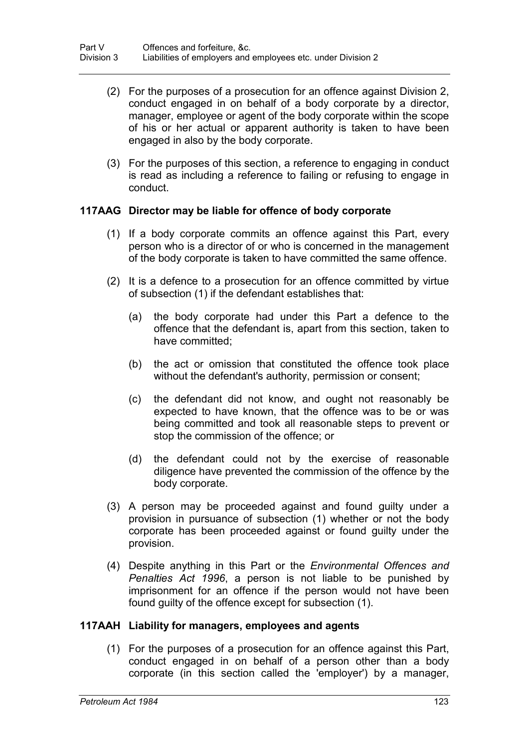(2) For the purposes of a prosecution for an offence against Division 2, conduct engaged in on behalf of a body corporate by a director, manager, employee or agent of the body corporate within the scope of his or her actual or apparent authority is taken to have been engaged in also by the body corporate.

(3) For the purposes of this section, a reference to engaging in conduct is read as including a reference to failing or refusing to engage in conduct.

### 117AAG Director may be liable for offence of body corporate

(1) If a body corporate commits an offence against this Part, every person who is a director of or who is concerned in the management of the body corporate is taken to have committed the same offence.

(2) It is a defence to a prosecution for an offence committed by virtue of subsection (1) if the defendant establishes that:

(a) the body corporate had under this Part a defence to the offence that the defendant is, apart from this section, taken to have committed;

(b) the act or omission that constituted the offence took place without the defendant's authority, permission or consent;

(c) the defendant did not know, and ought not reasonably be expected to have known, that the offence was to be or was being committed and took all reasonable steps to prevent or stop the commission of the offence; or

(d) the defendant could not by the exercise of reasonable diligence have prevented the commission of the offence by the body corporate.

(3) A person may be proceeded against and found guilty under a provision in pursuance of subsection (1) whether or not the body corporate has been proceeded against or found guilty under the provision.

(4) Despite anything in this Part or the *Environmental Offences and Penalties Act 1996*, a person is not liable to be punished by imprisonment for an offence if the person would not have been found guilty of the offence except for subsection (1).

### 117AAH Liability for managers, employees and agents

(1) For the purposes of a prosecution for an offence against this Part, conduct engaged in on behalf of a person other than a body corporate (in this section called the 'employer') by a manager,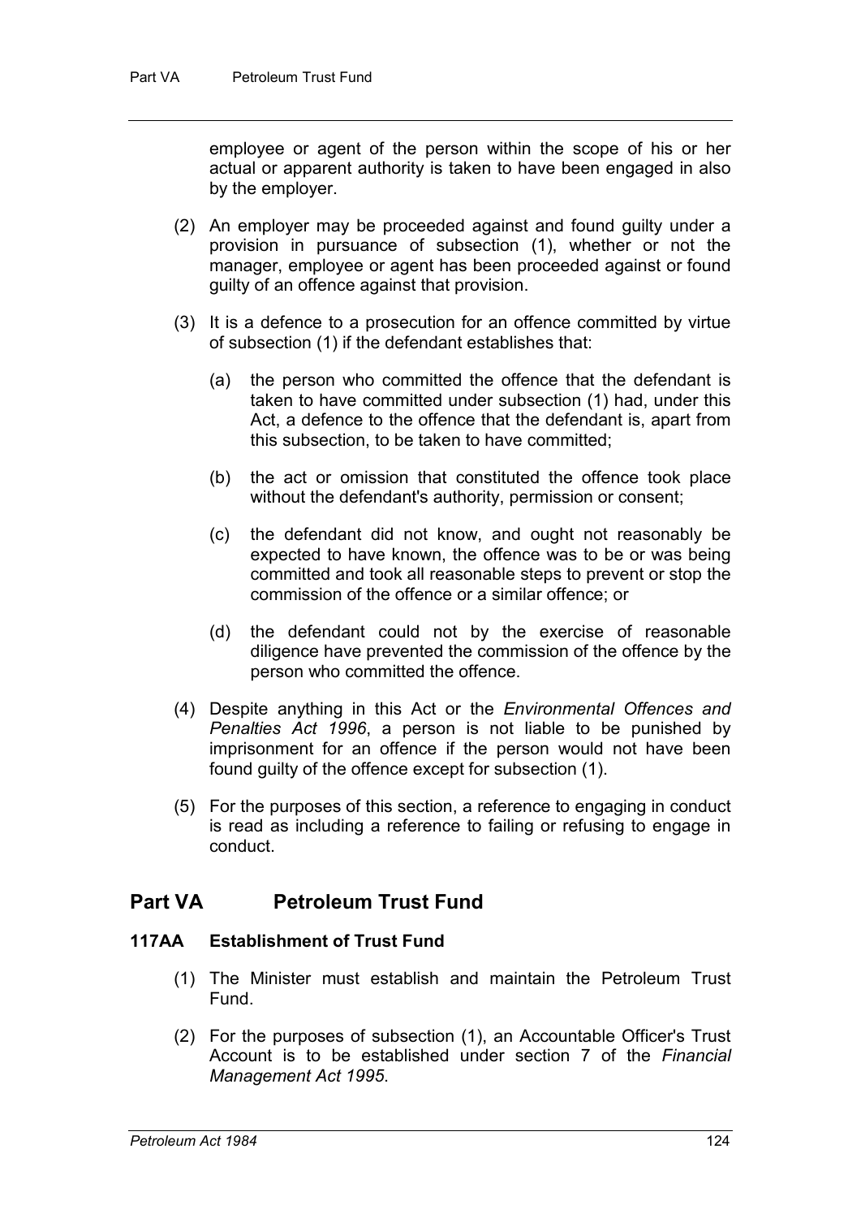employee or agent of the person within the scope of his or her actual or apparent authority is taken to have been engaged in also by the employer.

(2) An employer may be proceeded against and found guilty under a provision in pursuance of subsection (1), whether or not the manager, employee or agent has been proceeded against or found guilty of an offence against that provision.

(3) It is a defence to a prosecution for an offence committed by virtue of subsection (1) if the defendant establishes that:

(a) the person who committed the offence that the defendant is taken to have committed under subsection (1) had, under this Act, a defence to the offence that the defendant is, apart from this subsection, to be taken to have committed;

(b) the act or omission that constituted the offence took place without the defendant's authority, permission or consent;

(c) the defendant did not know, and ought not reasonably be expected to have known, the offence was to be or was being committed and took all reasonable steps to prevent or stop the commission of the offence or a similar offence; or

(d) the defendant could not by the exercise of reasonable diligence have prevented the commission of the offence by the person who committed the offence.

(4) Despite anything in this Act or the *Environmental Offences and Penalties Act 1996*, a person is not liable to be punished by imprisonment for an offence if the person would not have been found guilty of the offence except for subsection (1).

(5) For the purposes of this section, a reference to engaging in conduct is read as including a reference to failing or refusing to engage in conduct.

## Part VA Petroleum Trust Fund

### 117AA Establishment of Trust Fund

(1) The Minister must establish and maintain the Petroleum Trust Fund.

(2) For the purposes of subsection (1), an Accountable Officer's Trust Account is to be established under section 7 of the *Financial Management Act 1995*.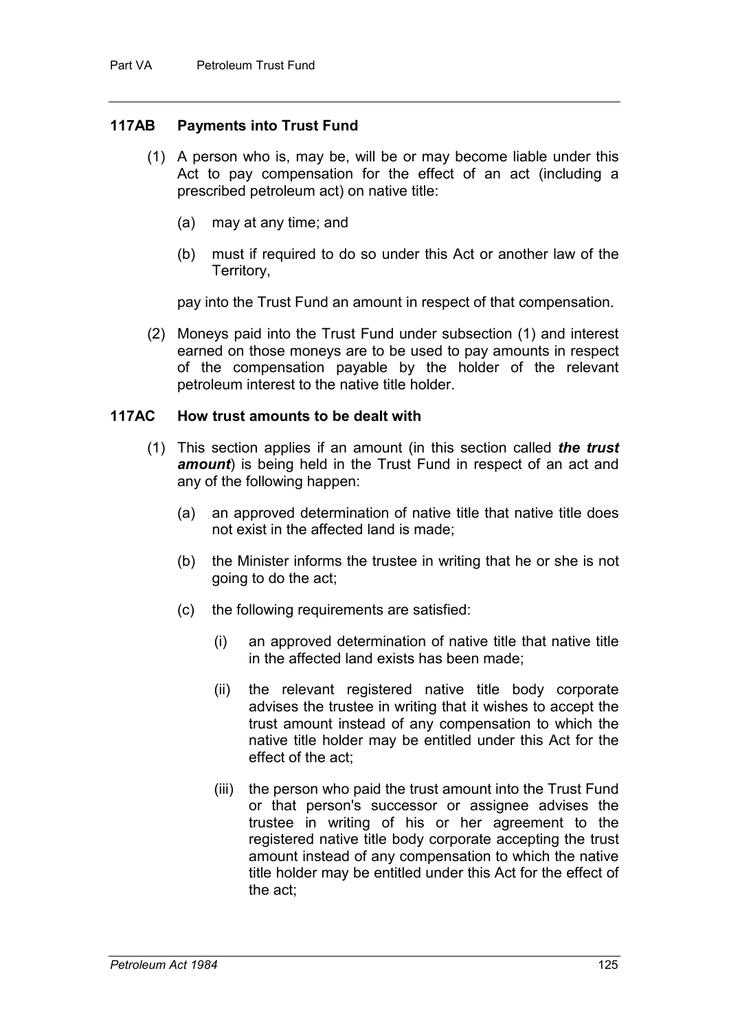### 117AB Payments into Trust Fund

(1) A person who is, may be, will be or may become liable under this Act to pay compensation for the effect of an act (including a prescribed petroleum act) on native title:

(a) may at any time; and

(b) must if required to do so under this Act or another law of the Territory,

pay into the Trust Fund an amount in respect of that compensation.

(2) Moneys paid into the Trust Fund under subsection (1) and interest earned on those moneys are to be used to pay amounts in respect of the compensation payable by the holder of the relevant petroleum interest to the native title holder.

### 117AC How trust amounts to be dealt with

(1) This section applies if an amount (in this section called ***the trust amount***) is being held in the Trust Fund in respect of an act and any of the following happen:

(a) an approved determination of native title that native title does not exist in the affected land is made;

(b) the Minister informs the trustee in writing that he or she is not going to do the act;

(c) the following requirements are satisfied:

(i) an approved determination of native title that native title in the affected land exists has been made;

(ii) the relevant registered native title body corporate advises the trustee in writing that it wishes to accept the trust amount instead of any compensation to which the native title holder may be entitled under this Act for the effect of the act;

(iii) the person who paid the trust amount into the Trust Fund or that person's successor or assignee advises the trustee in writing of his or her agreement to the registered native title body corporate accepting the trust amount instead of any compensation to which the native title holder may be entitled under this Act for the effect of the act;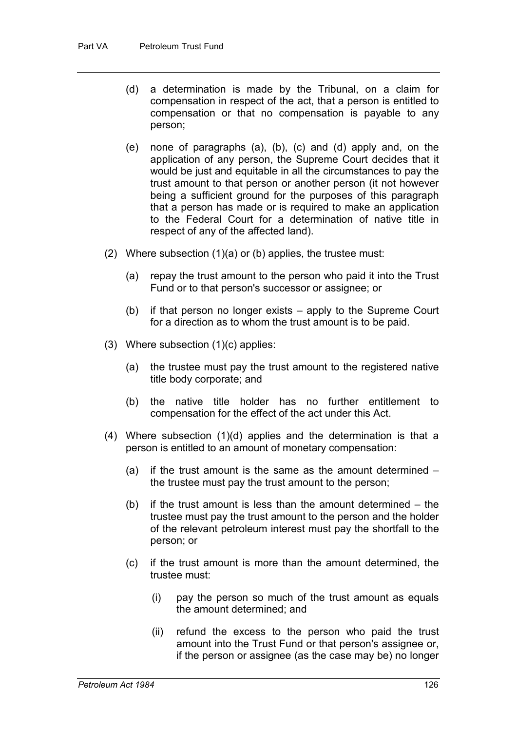(d) a determination is made by the Tribunal, on a claim for compensation in respect of the act, that a person is entitled to compensation or that no compensation is payable to any person;

(e) none of paragraphs (a), (b), (c) and (d) apply and, on the application of any person, the Supreme Court decides that it would be just and equitable in all the circumstances to pay the trust amount to that person or another person (it not however being a sufficient ground for the purposes of this paragraph that a person has made or is required to make an application to the Federal Court for a determination of native title in respect of any of the affected land).

(2) Where subsection (1)(a) or (b) applies, the trustee must:

(a) repay the trust amount to the person who paid it into the Trust Fund or to that person's successor or assignee; or

(b) if that person no longer exists – apply to the Supreme Court for a direction as to whom the trust amount is to be paid.

(3) Where subsection (1)(c) applies:

(a) the trustee must pay the trust amount to the registered native title body corporate; and

(b) the native title holder has no further entitlement to compensation for the effect of the act under this Act.

(4) Where subsection (1)(d) applies and the determination is that a person is entitled to an amount of monetary compensation:

(a) if the trust amount is the same as the amount determined – the trustee must pay the trust amount to the person;

(b) if the trust amount is less than the amount determined – the trustee must pay the trust amount to the person and the holder of the relevant petroleum interest must pay the shortfall to the person; or

(c) if the trust amount is more than the amount determined, the trustee must:

(i) pay the person so much of the trust amount as equals the amount determined; and

(ii) refund the excess to the person who paid the trust amount into the Trust Fund or that person's assignee or, if the person or assignee (as the case may be) no longer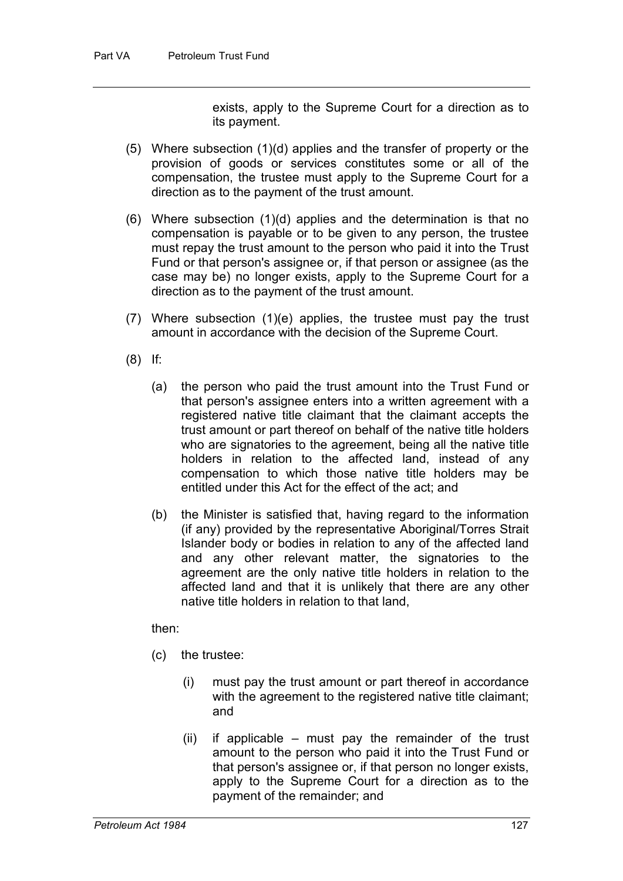exists, apply to the Supreme Court for a direction as to its payment.

(5) Where subsection (1)(d) applies and the transfer of property or the provision of goods or services constitutes some or all of the compensation, the trustee must apply to the Supreme Court for a direction as to the payment of the trust amount.

(6) Where subsection (1)(d) applies and the determination is that no compensation is payable or to be given to any person, the trustee must repay the trust amount to the person who paid it into the Trust Fund or that person's assignee or, if that person or assignee (as the case may be) no longer exists, apply to the Supreme Court for a direction as to the payment of the trust amount.

(7) Where subsection (1)(e) applies, the trustee must pay the trust amount in accordance with the decision of the Supreme Court.

(8) If:

(a) the person who paid the trust amount into the Trust Fund or that person's assignee enters into a written agreement with a registered native title claimant that the claimant accepts the trust amount or part thereof on behalf of the native title holders who are signatories to the agreement, being all the native title holders in relation to the affected land, instead of any compensation to which those native title holders may be entitled under this Act for the effect of the act; and

(b) the Minister is satisfied that, having regard to the information (if any) provided by the representative Aboriginal/Torres Strait Islander body or bodies in relation to any of the affected land and any other relevant matter, the signatories to the agreement are the only native title holders in relation to the affected land and that it is unlikely that there are any other native title holders in relation to that land,

then:

(c) the trustee:

(i) must pay the trust amount or part thereof in accordance with the agreement to the registered native title claimant; and

(ii) if applicable – must pay the remainder of the trust amount to the person who paid it into the Trust Fund or that person's assignee or, if that person no longer exists, apply to the Supreme Court for a direction as to the payment of the remainder; and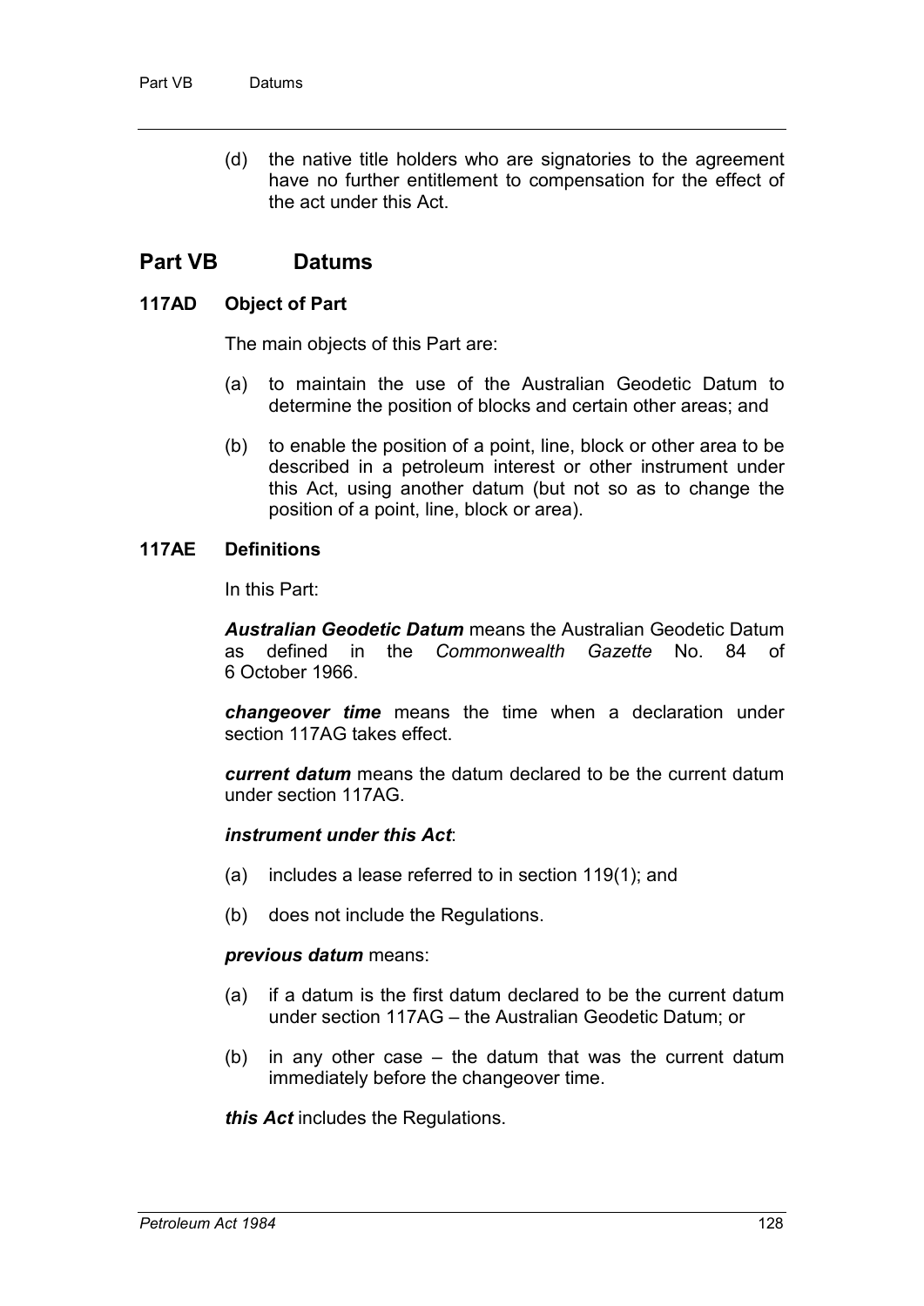(d) the native title holders who are signatories to the agreement have no further entitlement to compensation for the effect of the act under this Act.

## Part VB Datums

### 117AD Object of Part

The main objects of this Part are:

(a) to maintain the use of the Australian Geodetic Datum to determine the position of blocks and certain other areas; and

(b) to enable the position of a point, line, block or other area to be described in a petroleum interest or other instrument under this Act, using another datum (but not so as to change the position of a point, line, block or area).

### 117AE Definitions

In this Part:

***Australian Geodetic Datum*** means the Australian Geodetic Datum as defined in the *Commonwealth Gazette* No. 84 of 6 October 1966.

***changeover time*** means the time when a declaration under section 117AG takes effect.

***current datum*** means the datum declared to be the current datum under section 117AG.

***instrument under this Act***:

(a) includes a lease referred to in section 119(1); and

(b) does not include the Regulations.

***previous datum*** means:

(a) if a datum is the first datum declared to be the current datum under section 117AG – the Australian Geodetic Datum; or

(b) in any other case – the datum that was the current datum immediately before the changeover time.

***this Act*** includes the Regulations.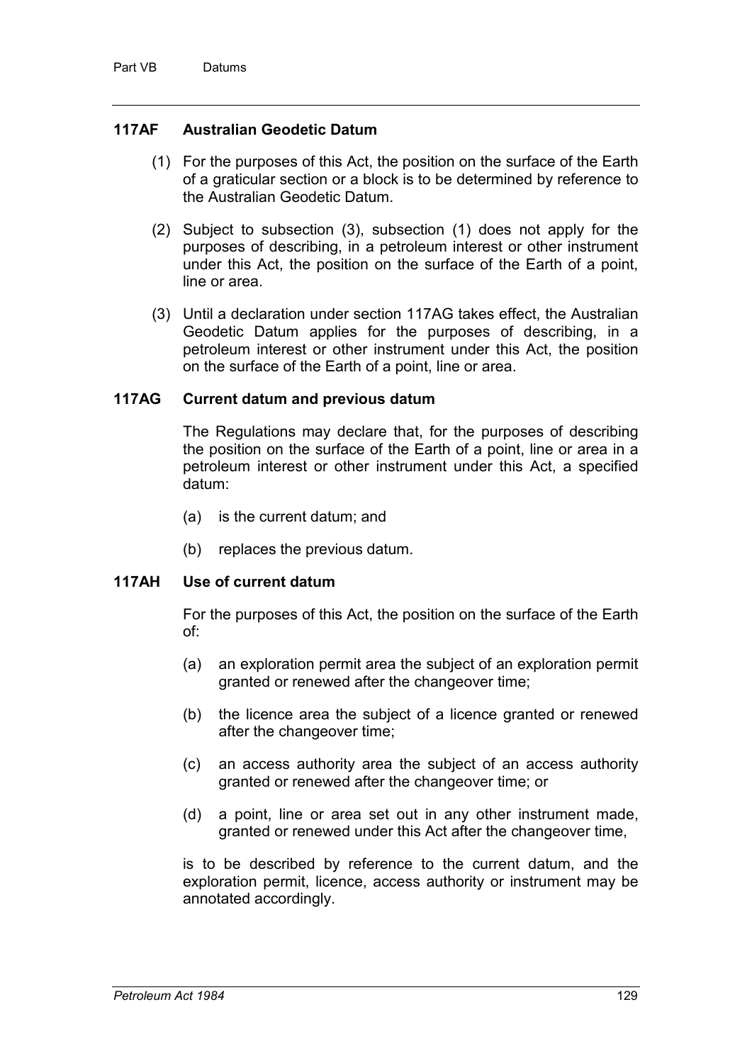### 117AF Australian Geodetic Datum

(1) For the purposes of this Act, the position on the surface of the Earth of a graticular section or a block is to be determined by reference to the Australian Geodetic Datum.

(2) Subject to subsection (3), subsection (1) does not apply for the purposes of describing, in a petroleum interest or other instrument under this Act, the position on the surface of the Earth of a point, line or area.

(3) Until a declaration under section 117AG takes effect, the Australian Geodetic Datum applies for the purposes of describing, in a petroleum interest or other instrument under this Act, the position on the surface of the Earth of a point, line or area.

### 117AG Current datum and previous datum

The Regulations may declare that, for the purposes of describing the position on the surface of the Earth of a point, line or area in a petroleum interest or other instrument under this Act, a specified datum:

(a) is the current datum; and

(b) replaces the previous datum.

### 117AH Use of current datum

For the purposes of this Act, the position on the surface of the Earth of:

(a) an exploration permit area the subject of an exploration permit granted or renewed after the changeover time;

(b) the licence area the subject of a licence granted or renewed after the changeover time;

(c) an access authority area the subject of an access authority granted or renewed after the changeover time; or

(d) a point, line or area set out in any other instrument made, granted or renewed under this Act after the changeover time,

is to be described by reference to the current datum, and the exploration permit, licence, access authority or instrument may be annotated accordingly.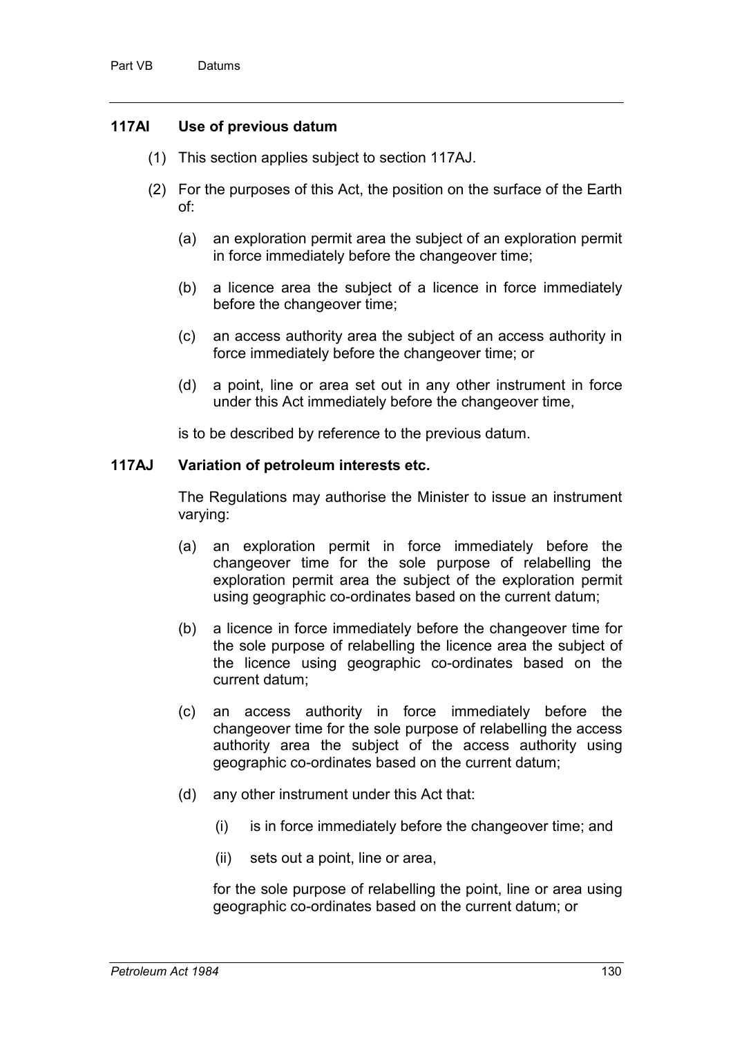### 117AI Use of previous datum

(1) This section applies subject to section 117AJ.

(2) For the purposes of this Act, the position on the surface of the Earth of:

(a) an exploration permit area the subject of an exploration permit in force immediately before the changeover time;

(b) a licence area the subject of a licence in force immediately before the changeover time;

(c) an access authority area the subject of an access authority in force immediately before the changeover time; or

(d) a point, line or area set out in any other instrument in force under this Act immediately before the changeover time,

is to be described by reference to the previous datum.

### 117AJ Variation of petroleum interests etc.

The Regulations may authorise the Minister to issue an instrument varying:

(a) an exploration permit in force immediately before the changeover time for the sole purpose of relabelling the exploration permit area the subject of the exploration permit using geographic co-ordinates based on the current datum;

(b) a licence in force immediately before the changeover time for the sole purpose of relabelling the licence area the subject of the licence using geographic co-ordinates based on the current datum;

(c) an access authority in force immediately before the changeover time for the sole purpose of relabelling the access authority area the subject of the access authority using geographic co-ordinates based on the current datum;

(d) any other instrument under this Act that:

(i) is in force immediately before the changeover time; and

(ii) sets out a point, line or area,

for the sole purpose of relabelling the point, line or area using geographic co-ordinates based on the current datum; or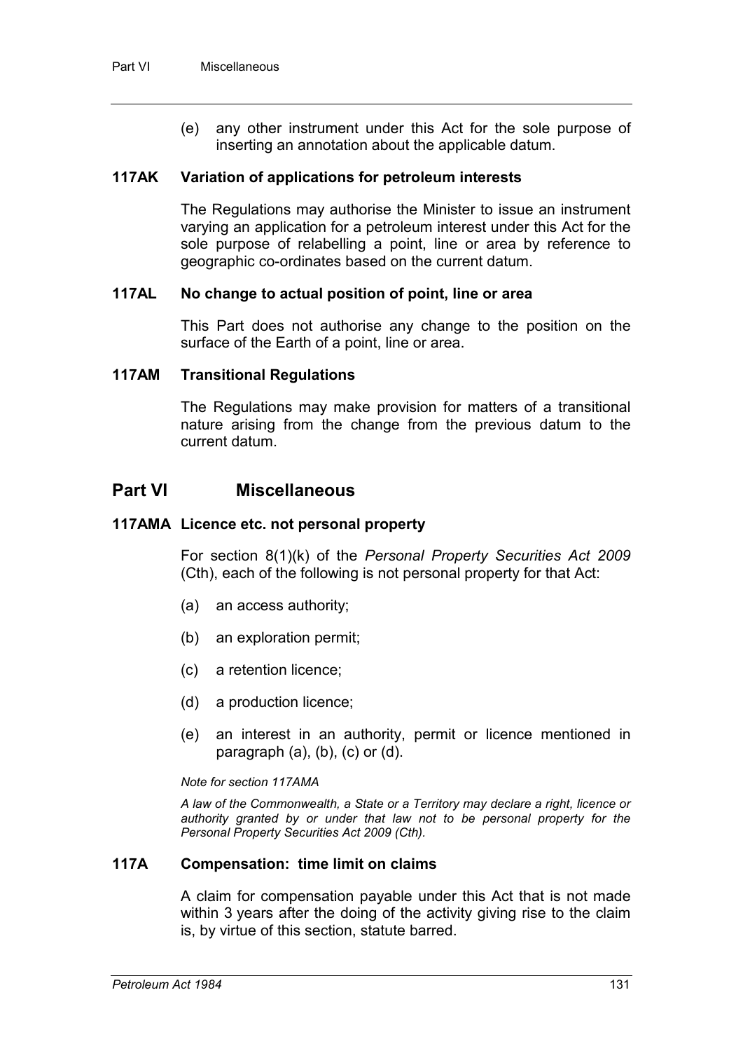(e) any other instrument under this Act for the sole purpose of inserting an annotation about the applicable datum.

### 117AK Variation of applications for petroleum interests

The Regulations may authorise the Minister to issue an instrument varying an application for a petroleum interest under this Act for the sole purpose of relabelling a point, line or area by reference to geographic co-ordinates based on the current datum.

### 117AL No change to actual position of point, line or area

This Part does not authorise any change to the position on the surface of the Earth of a point, line or area.

### 117AM Transitional Regulations

The Regulations may make provision for matters of a transitional nature arising from the change from the previous datum to the current datum.

## Part VI Miscellaneous

### 117AMA Licence etc. not personal property

For section 8(1)(k) of the *Personal Property Securities Act 2009* (Cth), each of the following is not personal property for that Act:

(a) an access authority;

(b) an exploration permit;

(c) a retention licence;

(d) a production licence;

(e) an interest in an authority, permit or licence mentioned in paragraph (a), (b), (c) or (d).

*Note for section 117AMA*

*A law of the Commonwealth, a State or a Territory may declare a right, licence or authority granted by or under that law not to be personal property for the Personal Property Securities Act 2009 (Cth).*

### 117A Compensation: time limit on claims

A claim for compensation payable under this Act that is not made within 3 years after the doing of the activity giving rise to the claim is, by virtue of this section, statute barred.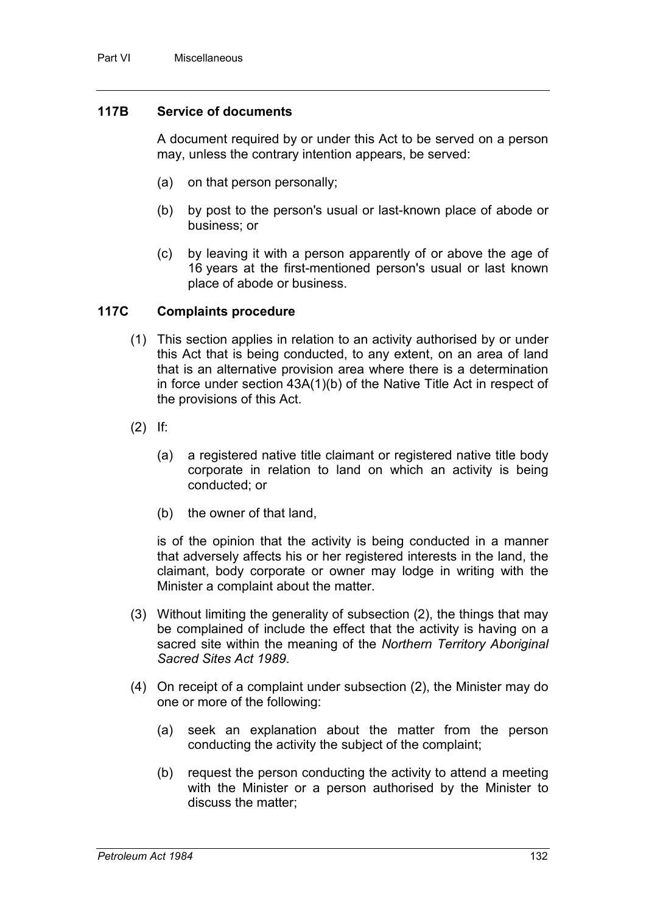### 117B Service of documents

A document required by or under this Act to be served on a person may, unless the contrary intention appears, be served:

(a) on that person personally;

(b) by post to the person's usual or last-known place of abode or business; or

(c) by leaving it with a person apparently of or above the age of 16 years at the first-mentioned person's usual or last known place of abode or business.

### 117C Complaints procedure

(1) This section applies in relation to an activity authorised by or under this Act that is being conducted, to any extent, on an area of land that is an alternative provision area where there is a determination in force under section 43A(1)(b) of the Native Title Act in respect of the provisions of this Act.

(2) If:

(a) a registered native title claimant or registered native title body corporate in relation to land on which an activity is being conducted; or

(b) the owner of that land,

is of the opinion that the activity is being conducted in a manner that adversely affects his or her registered interests in the land, the claimant, body corporate or owner may lodge in writing with the Minister a complaint about the matter.

(3) Without limiting the generality of subsection (2), the things that may be complained of include the effect that the activity is having on a sacred site within the meaning of the *Northern Territory Aboriginal Sacred Sites Act 1989*.

(4) On receipt of a complaint under subsection (2), the Minister may do one or more of the following:

(a) seek an explanation about the matter from the person conducting the activity the subject of the complaint;

(b) request the person conducting the activity to attend a meeting with the Minister or a person authorised by the Minister to discuss the matter;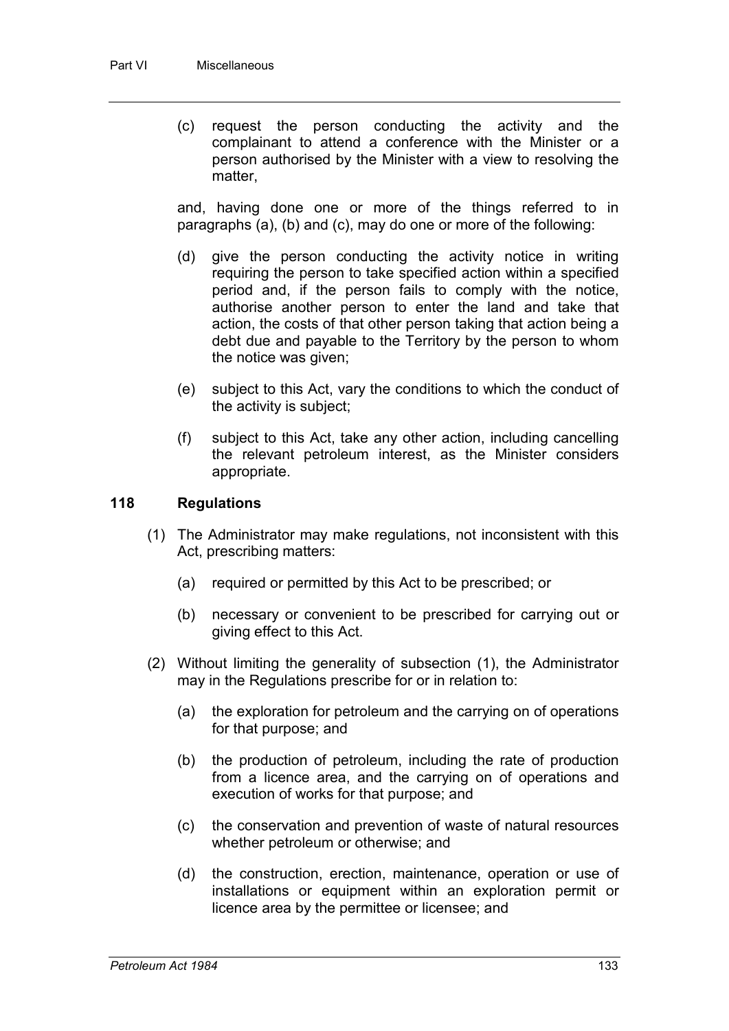(c) request the person conducting the activity and the complainant to attend a conference with the Minister or a person authorised by the Minister with a view to resolving the matter,

and, having done one or more of the things referred to in paragraphs (a), (b) and (c), may do one or more of the following:

(d) give the person conducting the activity notice in writing requiring the person to take specified action within a specified period and, if the person fails to comply with the notice, authorise another person to enter the land and take that action, the costs of that other person taking that action being a debt due and payable to the Territory by the person to whom the notice was given;

(e) subject to this Act, vary the conditions to which the conduct of the activity is subject;

(f) subject to this Act, take any other action, including cancelling the relevant petroleum interest, as the Minister considers appropriate.

### 118 Regulations

(1) The Administrator may make regulations, not inconsistent with this Act, prescribing matters:

(a) required or permitted by this Act to be prescribed; or

(b) necessary or convenient to be prescribed for carrying out or giving effect to this Act.

(2) Without limiting the generality of subsection (1), the Administrator may in the Regulations prescribe for or in relation to:

(a) the exploration for petroleum and the carrying on of operations for that purpose; and

(b) the production of petroleum, including the rate of production from a licence area, and the carrying on of operations and execution of works for that purpose; and

(c) the conservation and prevention of waste of natural resources whether petroleum or otherwise; and

(d) the construction, erection, maintenance, operation or use of installations or equipment within an exploration permit or licence area by the permittee or licensee; and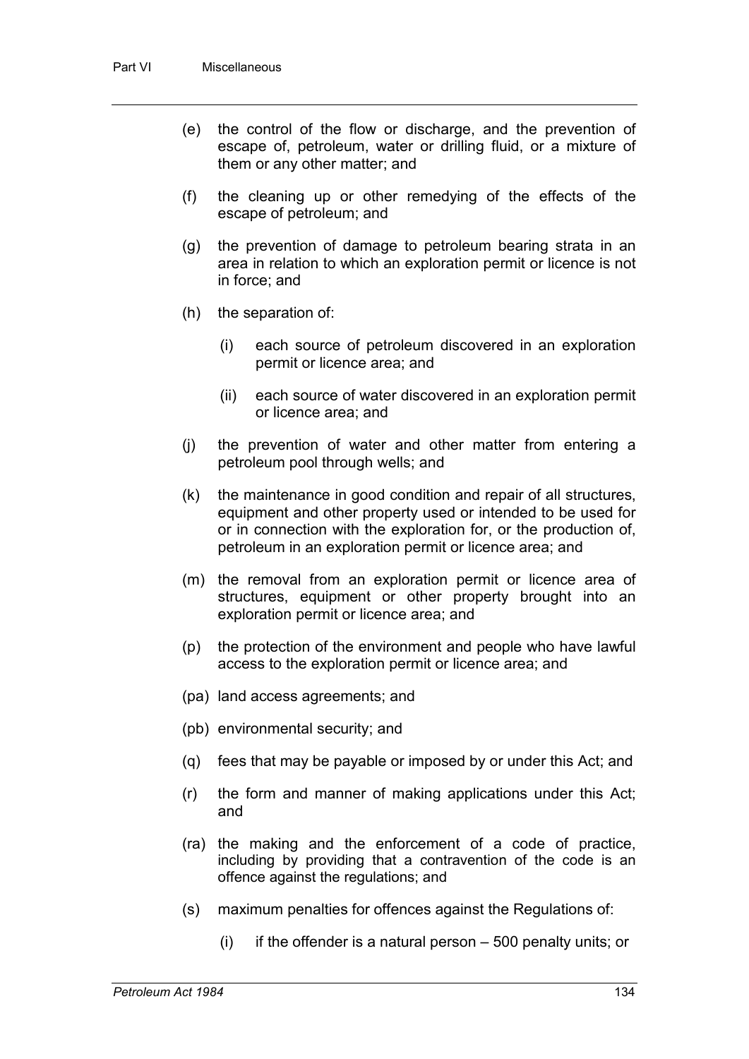(e) the control of the flow or discharge, and the prevention of escape of, petroleum, water or drilling fluid, or a mixture of them or any other matter; and

(f) the cleaning up or other remedying of the effects of the escape of petroleum; and

(g) the prevention of damage to petroleum bearing strata in an area in relation to which an exploration permit or licence is not in force; and

(h) the separation of:

 (i) each source of petroleum discovered in an exploration permit or licence area; and

 (ii) each source of water discovered in an exploration permit or licence area; and

(j) the prevention of water and other matter from entering a petroleum pool through wells; and

(k) the maintenance in good condition and repair of all structures, equipment and other property used or intended to be used for or in connection with the exploration for, or the production of, petroleum in an exploration permit or licence area; and

(m) the removal from an exploration permit or licence area of structures, equipment or other property brought into an exploration permit or licence area; and

(p) the protection of the environment and people who have lawful access to the exploration permit or licence area; and

(pa) land access agreements; and

(pb) environmental security; and

(q) fees that may be payable or imposed by or under this Act; and

(r) the form and manner of making applications under this Act; and

(ra) the making and the enforcement of a code of practice, including by providing that a contravention of the code is an offence against the regulations; and

(s) maximum penalties for offences against the Regulations of:

 (i) if the offender is a natural person – 500 penalty units; or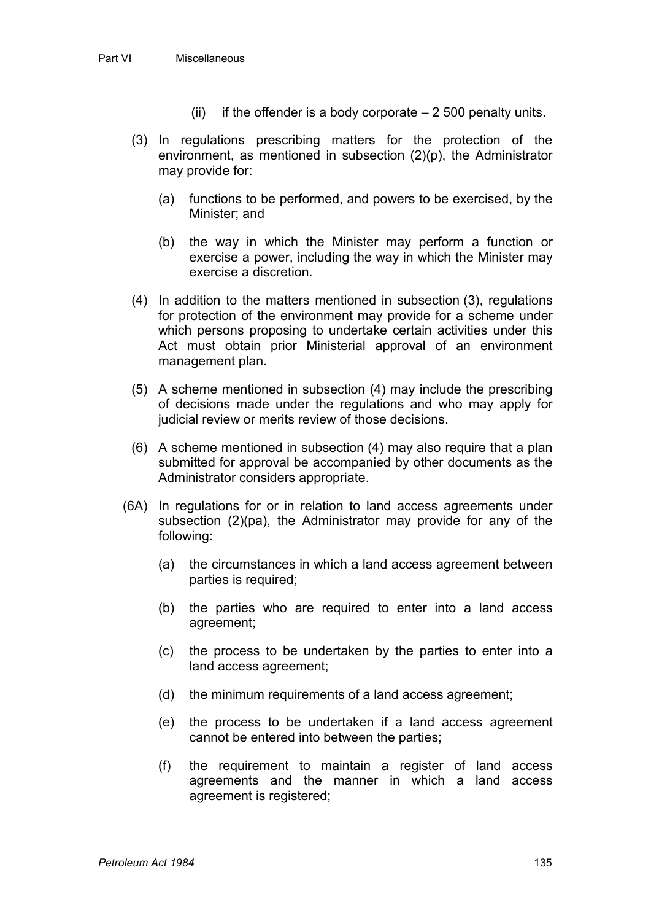(ii) if the offender is a body corporate – 2 500 penalty units.

(3) In regulations prescribing matters for the protection of the environment, as mentioned in subsection (2)(p), the Administrator may provide for:

(a) functions to be performed, and powers to be exercised, by the Minister; and

(b) the way in which the Minister may perform a function or exercise a power, including the way in which the Minister may exercise a discretion.

(4) In addition to the matters mentioned in subsection (3), regulations for protection of the environment may provide for a scheme under which persons proposing to undertake certain activities under this Act must obtain prior Ministerial approval of an environment management plan.

(5) A scheme mentioned in subsection (4) may include the prescribing of decisions made under the regulations and who may apply for judicial review or merits review of those decisions.

(6) A scheme mentioned in subsection (4) may also require that a plan submitted for approval be accompanied by other documents as the Administrator considers appropriate.

(6A) In regulations for or in relation to land access agreements under subsection (2)(pa), the Administrator may provide for any of the following:

(a) the circumstances in which a land access agreement between parties is required;

(b) the parties who are required to enter into a land access agreement;

(c) the process to be undertaken by the parties to enter into a land access agreement;

(d) the minimum requirements of a land access agreement;

(e) the process to be undertaken if a land access agreement cannot be entered into between the parties;

(f) the requirement to maintain a register of land access agreements and the manner in which a land access agreement is registered;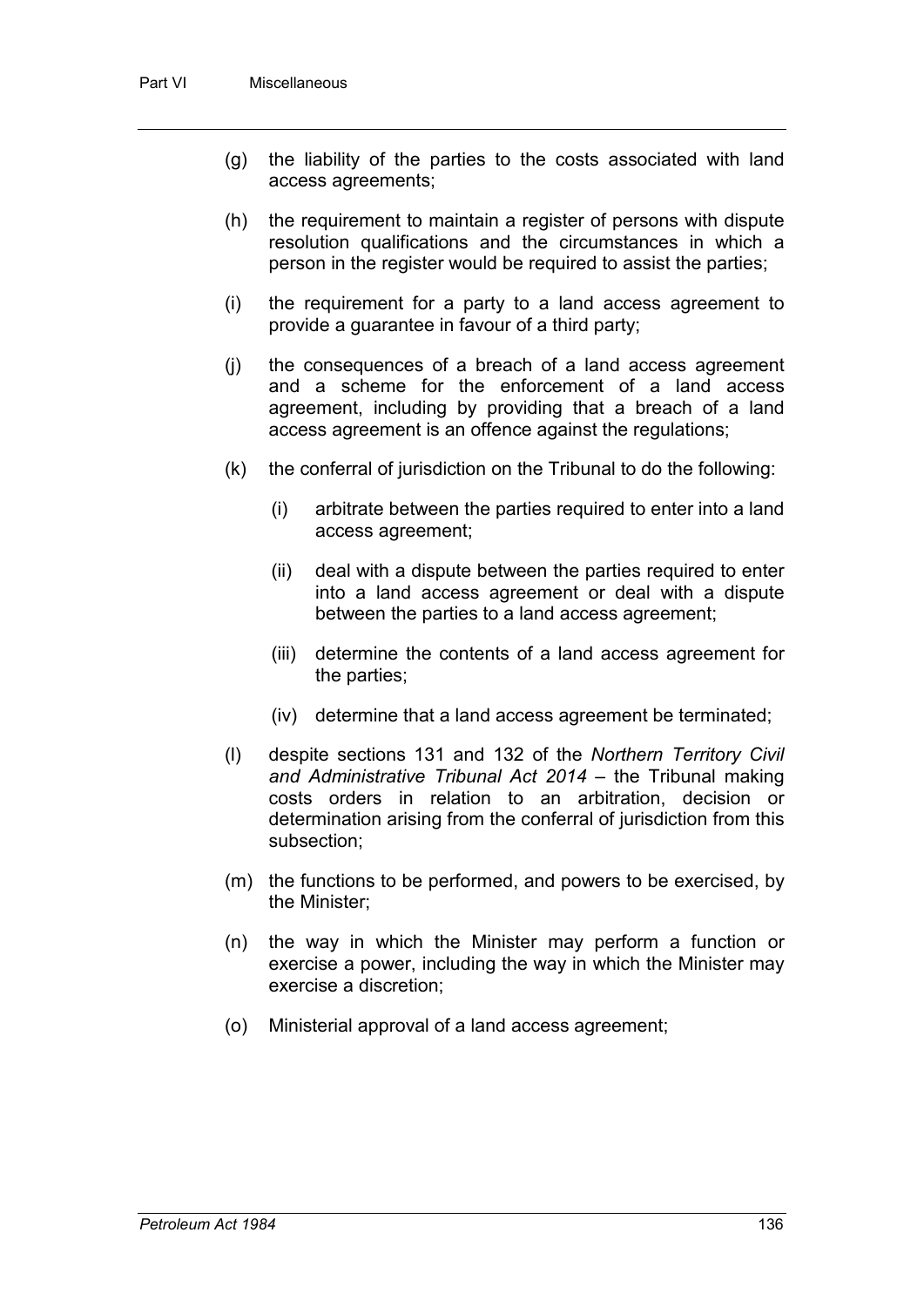(g) the liability of the parties to the costs associated with land access agreements;

(h) the requirement to maintain a register of persons with dispute resolution qualifications and the circumstances in which a person in the register would be required to assist the parties;

(i) the requirement for a party to a land access agreement to provide a guarantee in favour of a third party;

(j) the consequences of a breach of a land access agreement and a scheme for the enforcement of a land access agreement, including by providing that a breach of a land access agreement is an offence against the regulations;

(k) the conferral of jurisdiction on the Tribunal to do the following:

  (i) arbitrate between the parties required to enter into a land access agreement;

  (ii) deal with a dispute between the parties required to enter into a land access agreement or deal with a dispute between the parties to a land access agreement;

  (iii) determine the contents of a land access agreement for the parties;

  (iv) determine that a land access agreement be terminated;

(l) despite sections 131 and 132 of the *Northern Territory Civil and Administrative Tribunal Act 2014* – the Tribunal making costs orders in relation to an arbitration, decision or determination arising from the conferral of jurisdiction from this subsection;

(m) the functions to be performed, and powers to be exercised, by the Minister;

(n) the way in which the Minister may perform a function or exercise a power, including the way in which the Minister may exercise a discretion;

(o) Ministerial approval of a land access agreement;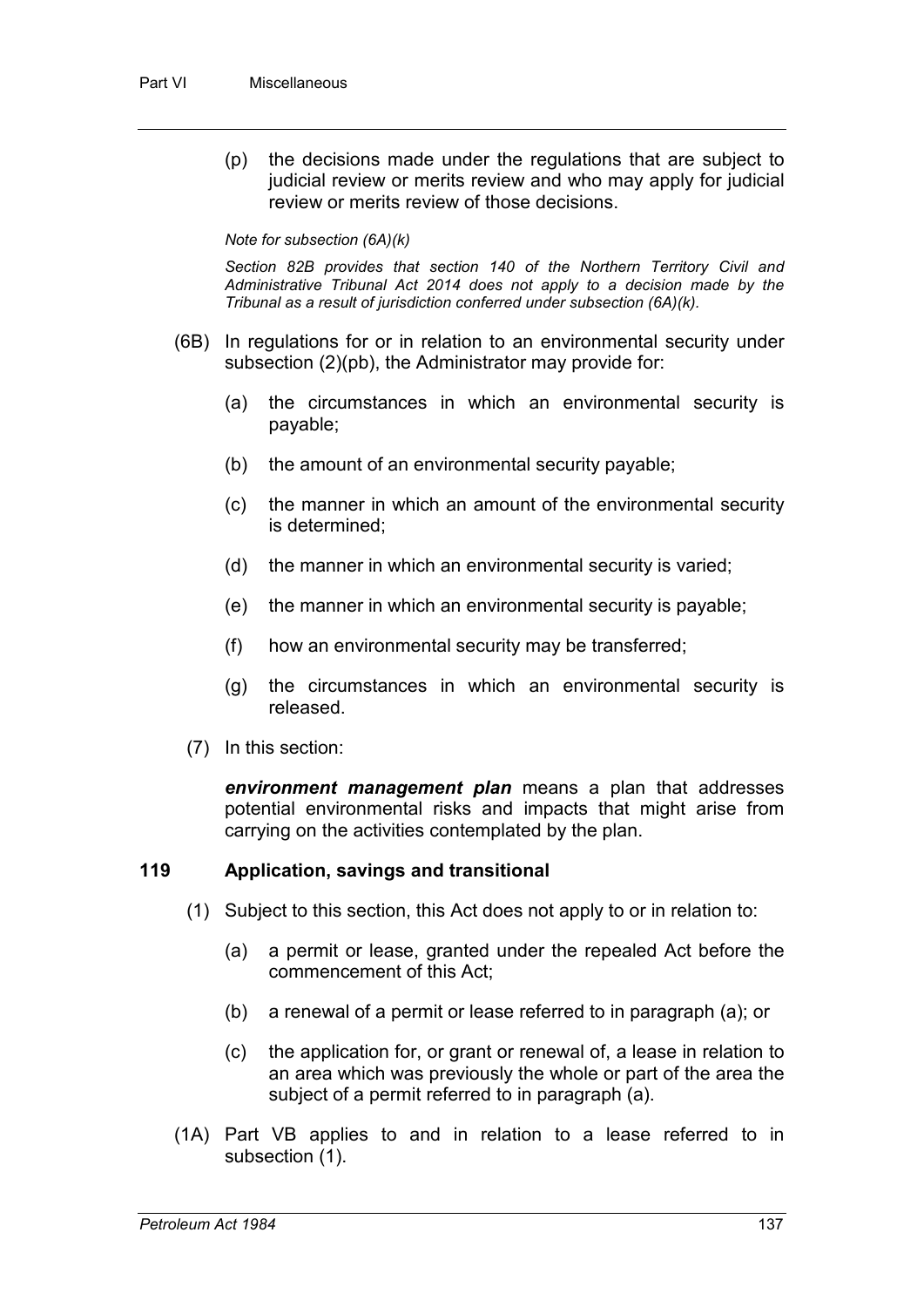(p) the decisions made under the regulations that are subject to judicial review or merits review and who may apply for judicial review or merits review of those decisions.

*Note for subsection (6A)(k)*

*Section 82B provides that section 140 of the Northern Territory Civil and Administrative Tribunal Act 2014 does not apply to a decision made by the Tribunal as a result of jurisdiction conferred under subsection (6A)(k).*

(6B) In regulations for or in relation to an environmental security under subsection (2)(pb), the Administrator may provide for:

(a) the circumstances in which an environmental security is payable;

(b) the amount of an environmental security payable;

(c) the manner in which an amount of the environmental security is determined;

(d) the manner in which an environmental security is varied;

(e) the manner in which an environmental security is payable;

(f) how an environmental security may be transferred;

(g) the circumstances in which an environmental security is released.

(7) In this section:

***environment management plan*** means a plan that addresses potential environmental risks and impacts that might arise from carrying on the activities contemplated by the plan.

### 119 Application, savings and transitional

(1) Subject to this section, this Act does not apply to or in relation to:

(a) a permit or lease, granted under the repealed Act before the commencement of this Act;

(b) a renewal of a permit or lease referred to in paragraph (a); or

(c) the application for, or grant or renewal of, a lease in relation to an area which was previously the whole or part of the area the subject of a permit referred to in paragraph (a).

(1A) Part VB applies to and in relation to a lease referred to in subsection (1).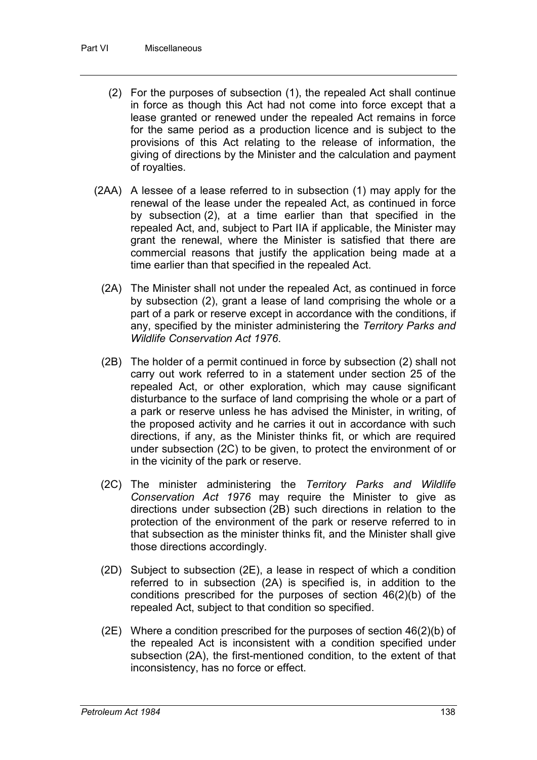(2) For the purposes of subsection (1), the repealed Act shall continue in force as though this Act had not come into force except that a lease granted or renewed under the repealed Act remains in force for the same period as a production licence and is subject to the provisions of this Act relating to the release of information, the giving of directions by the Minister and the calculation and payment of royalties.

(2AA) A lessee of a lease referred to in subsection (1) may apply for the renewal of the lease under the repealed Act, as continued in force by subsection (2), at a time earlier than that specified in the repealed Act, and, subject to Part IIA if applicable, the Minister may grant the renewal, where the Minister is satisfied that there are commercial reasons that justify the application being made at a time earlier than that specified in the repealed Act.

(2A) The Minister shall not under the repealed Act, as continued in force by subsection (2), grant a lease of land comprising the whole or a part of a park or reserve except in accordance with the conditions, if any, specified by the minister administering the *Territory Parks and Wildlife Conservation Act 1976*.

(2B) The holder of a permit continued in force by subsection (2) shall not carry out work referred to in a statement under section 25 of the repealed Act, or other exploration, which may cause significant disturbance to the surface of land comprising the whole or a part of a park or reserve unless he has advised the Minister, in writing, of the proposed activity and he carries it out in accordance with such directions, if any, as the Minister thinks fit, or which are required under subsection (2C) to be given, to protect the environment of or in the vicinity of the park or reserve.

(2C) The minister administering the *Territory Parks and Wildlife Conservation Act 1976* may require the Minister to give as directions under subsection (2B) such directions in relation to the protection of the environment of the park or reserve referred to in that subsection as the minister thinks fit, and the Minister shall give those directions accordingly.

(2D) Subject to subsection (2E), a lease in respect of which a condition referred to in subsection (2A) is specified is, in addition to the conditions prescribed for the purposes of section 46(2)(b) of the repealed Act, subject to that condition so specified.

(2E) Where a condition prescribed for the purposes of section 46(2)(b) of the repealed Act is inconsistent with a condition specified under subsection (2A), the first-mentioned condition, to the extent of that inconsistency, has no force or effect.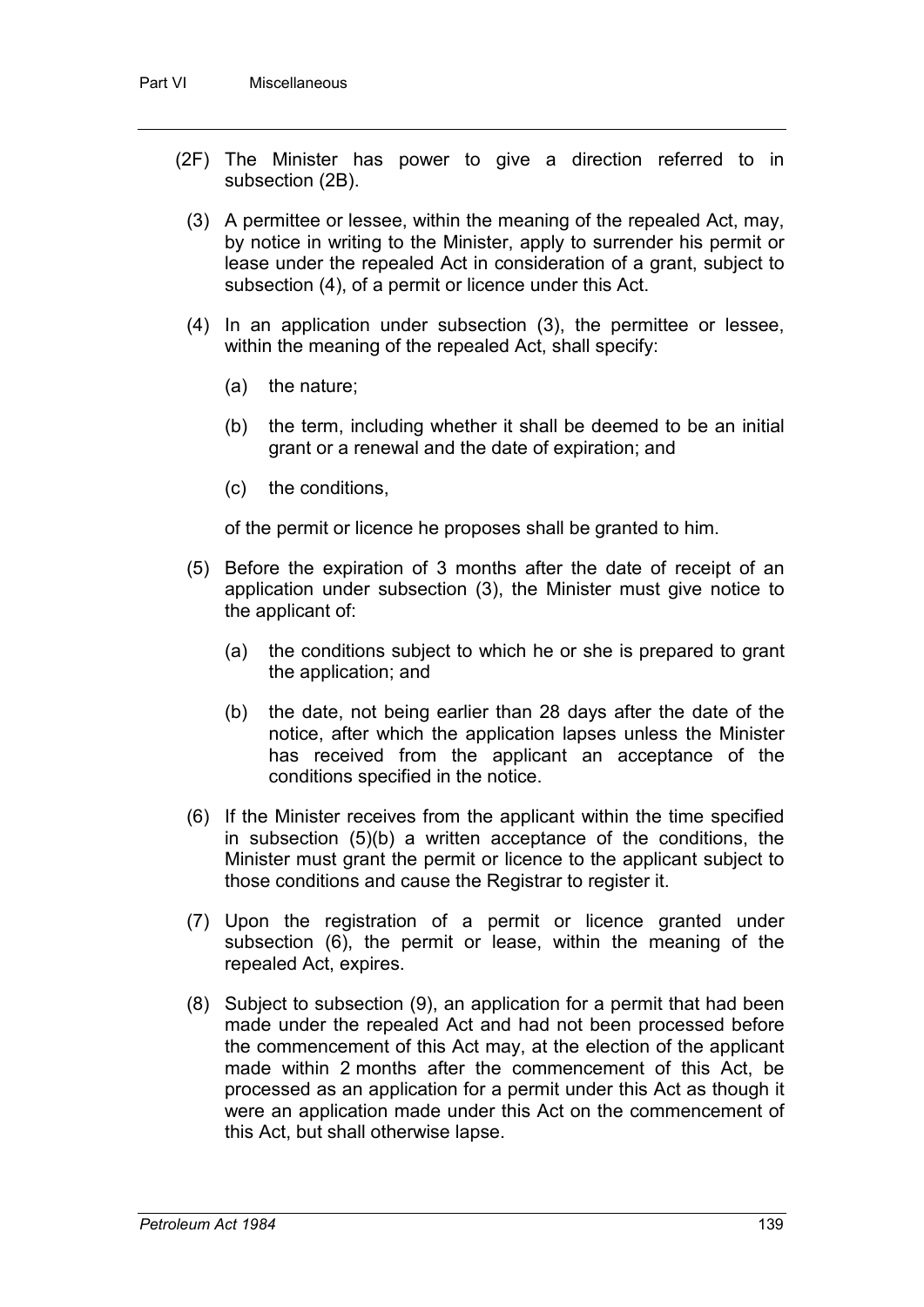(2F) The Minister has power to give a direction referred to in subsection (2B).

(3) A permittee or lessee, within the meaning of the repealed Act, may, by notice in writing to the Minister, apply to surrender his permit or lease under the repealed Act in consideration of a grant, subject to subsection (4), of a permit or licence under this Act.

(4) In an application under subsection (3), the permittee or lessee, within the meaning of the repealed Act, shall specify:

(a) the nature;

(b) the term, including whether it shall be deemed to be an initial grant or a renewal and the date of expiration; and

(c) the conditions,

of the permit or licence he proposes shall be granted to him.

(5) Before the expiration of 3 months after the date of receipt of an application under subsection (3), the Minister must give notice to the applicant of:

(a) the conditions subject to which he or she is prepared to grant the application; and

(b) the date, not being earlier than 28 days after the date of the notice, after which the application lapses unless the Minister has received from the applicant an acceptance of the conditions specified in the notice.

(6) If the Minister receives from the applicant within the time specified in subsection (5)(b) a written acceptance of the conditions, the Minister must grant the permit or licence to the applicant subject to those conditions and cause the Registrar to register it.

(7) Upon the registration of a permit or licence granted under subsection (6), the permit or lease, within the meaning of the repealed Act, expires.

(8) Subject to subsection (9), an application for a permit that had been made under the repealed Act and had not been processed before the commencement of this Act may, at the election of the applicant made within 2 months after the commencement of this Act, be processed as an application for a permit under this Act as though it were an application made under this Act on the commencement of this Act, but shall otherwise lapse.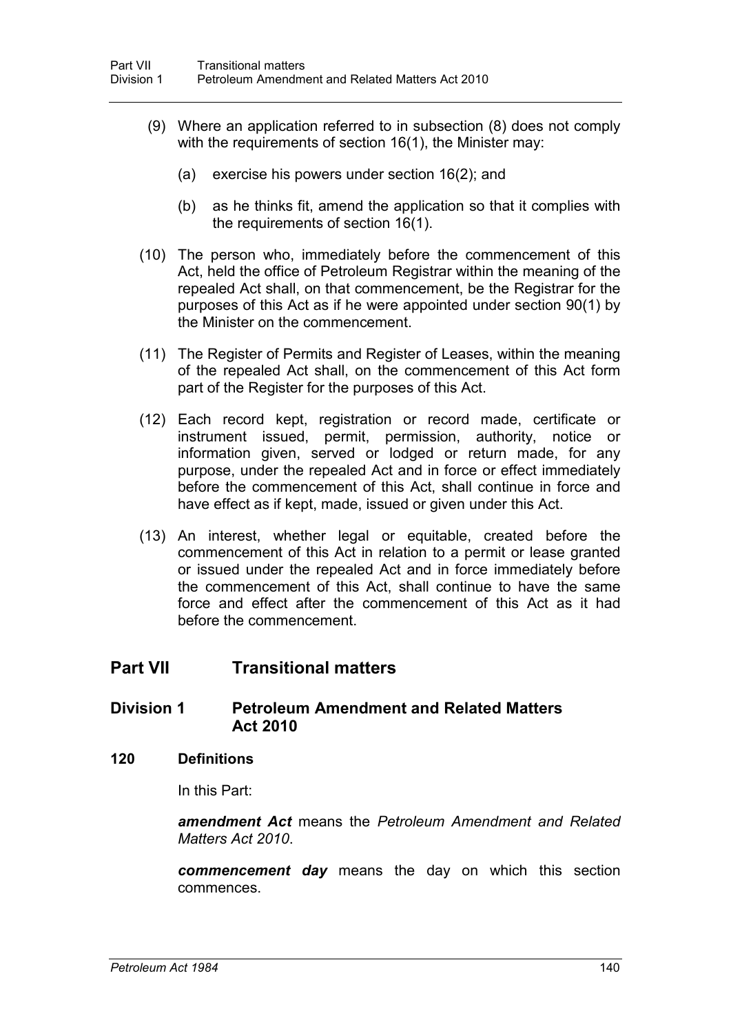(9) Where an application referred to in subsection (8) does not comply with the requirements of section 16(1), the Minister may:

(a) exercise his powers under section 16(2); and

(b) as he thinks fit, amend the application so that it complies with the requirements of section 16(1).

(10) The person who, immediately before the commencement of this Act, held the office of Petroleum Registrar within the meaning of the repealed Act shall, on that commencement, be the Registrar for the purposes of this Act as if he were appointed under section 90(1) by the Minister on the commencement.

(11) The Register of Permits and Register of Leases, within the meaning of the repealed Act shall, on the commencement of this Act form part of the Register for the purposes of this Act.

(12) Each record kept, registration or record made, certificate or instrument issued, permit, permission, authority, notice or information given, served or lodged or return made, for any purpose, under the repealed Act and in force or effect immediately before the commencement of this Act, shall continue in force and have effect as if kept, made, issued or given under this Act.

(13) An interest, whether legal or equitable, created before the commencement of this Act in relation to a permit or lease granted or issued under the repealed Act and in force immediately before the commencement of this Act, shall continue to have the same force and effect after the commencement of this Act as it had before the commencement.

# Part VII Transitional matters

## Division 1 Petroleum Amendment and Related Matters Act 2010

### 120 Definitions

In this Part:

***amendment Act*** means the *Petroleum Amendment and Related Matters Act 2010*.

***commencement day*** means the day on which this section commences.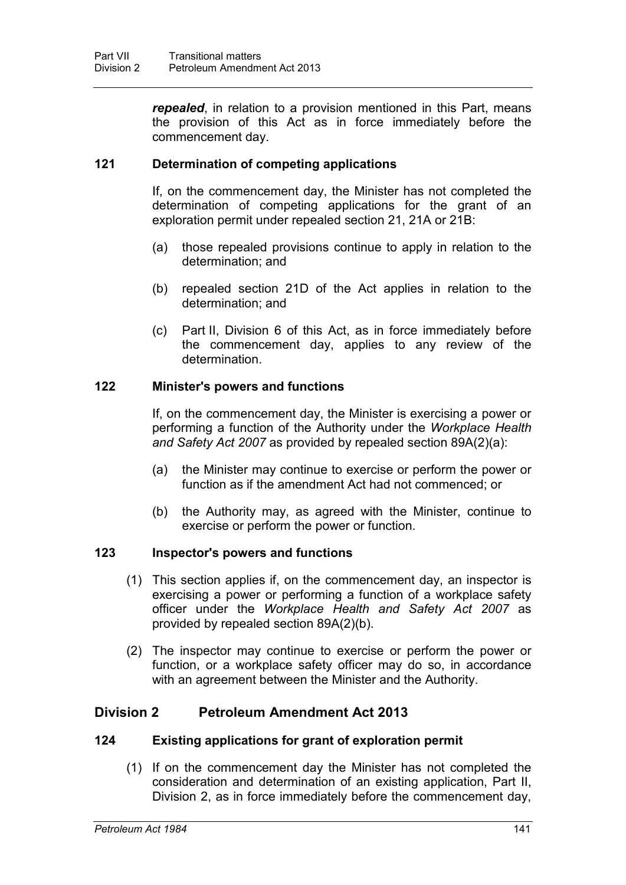***repealed***, in relation to a provision mentioned in this Part, means the provision of this Act as in force immediately before the commencement day.

### 121 Determination of competing applications

If, on the commencement day, the Minister has not completed the determination of competing applications for the grant of an exploration permit under repealed section 21, 21A or 21B:

(a) those repealed provisions continue to apply in relation to the determination; and

(b) repealed section 21D of the Act applies in relation to the determination; and

(c) Part II, Division 6 of this Act, as in force immediately before the commencement day, applies to any review of the determination.

### 122 Minister's powers and functions

If, on the commencement day, the Minister is exercising a power or performing a function of the Authority under the *Workplace Health and Safety Act 2007* as provided by repealed section 89A(2)(a):

(a) the Minister may continue to exercise or perform the power or function as if the amendment Act had not commenced; or

(b) the Authority may, as agreed with the Minister, continue to exercise or perform the power or function.

### 123 Inspector's powers and functions

(1) This section applies if, on the commencement day, an inspector is exercising a power or performing a function of a workplace safety officer under the *Workplace Health and Safety Act 2007* as provided by repealed section 89A(2)(b).

(2) The inspector may continue to exercise or perform the power or function, or a workplace safety officer may do so, in accordance with an agreement between the Minister and the Authority.

## Division 2 Petroleum Amendment Act 2013

### 124 Existing applications for grant of exploration permit

(1) If on the commencement day the Minister has not completed the consideration and determination of an existing application, Part II, Division 2, as in force immediately before the commencement day,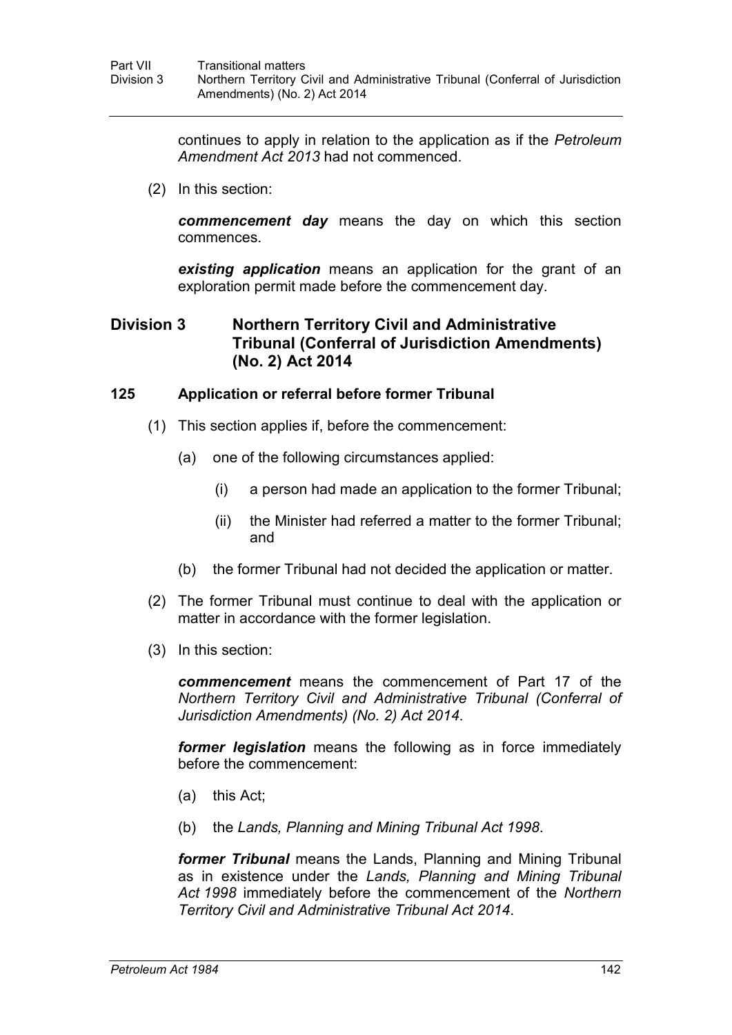continues to apply in relation to the application as if the *Petroleum Amendment Act 2013* had not commenced.

(2) In this section:

***commencement day*** means the day on which this section commences.

***existing application*** means an application for the grant of an exploration permit made before the commencement day.

## Division 3 Northern Territory Civil and Administrative Tribunal (Conferral of Jurisdiction Amendments) (No. 2) Act 2014

### 125 Application or referral before former Tribunal

(1) This section applies if, before the commencement:

(a) one of the following circumstances applied:

(i) a person had made an application to the former Tribunal;

(ii) the Minister had referred a matter to the former Tribunal; and

(b) the former Tribunal had not decided the application or matter.

(2) The former Tribunal must continue to deal with the application or matter in accordance with the former legislation.

(3) In this section:

***commencement*** means the commencement of Part 17 of the *Northern Territory Civil and Administrative Tribunal (Conferral of Jurisdiction Amendments) (No. 2) Act 2014*.

***former legislation*** means the following as in force immediately before the commencement:

(a) this Act;

(b) the *Lands, Planning and Mining Tribunal Act 1998*.

***former Tribunal*** means the Lands, Planning and Mining Tribunal as in existence under the *Lands, Planning and Mining Tribunal Act 1998* immediately before the commencement of the *Northern Territory Civil and Administrative Tribunal Act 2014*.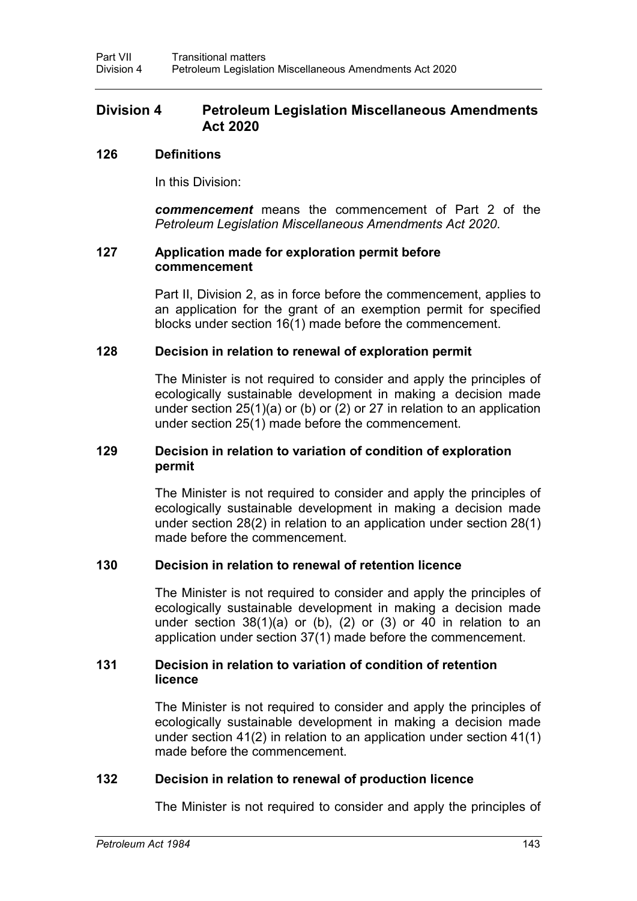## Division 4 Petroleum Legislation Miscellaneous Amendments Act 2020

### 126 Definitions

In this Division:

***commencement*** means the commencement of Part 2 of the *Petroleum Legislation Miscellaneous Amendments Act 2020*.

### 127 Application made for exploration permit before commencement

Part II, Division 2, as in force before the commencement, applies to an application for the grant of an exemption permit for specified blocks under section 16(1) made before the commencement.

### 128 Decision in relation to renewal of exploration permit

The Minister is not required to consider and apply the principles of ecologically sustainable development in making a decision made under section 25(1)(a) or (b) or (2) or 27 in relation to an application under section 25(1) made before the commencement.

### 129 Decision in relation to variation of condition of exploration permit

The Minister is not required to consider and apply the principles of ecologically sustainable development in making a decision made under section 28(2) in relation to an application under section 28(1) made before the commencement.

### 130 Decision in relation to renewal of retention licence

The Minister is not required to consider and apply the principles of ecologically sustainable development in making a decision made under section 38(1)(a) or (b), (2) or (3) or 40 in relation to an application under section 37(1) made before the commencement.

### 131 Decision in relation to variation of condition of retention licence

The Minister is not required to consider and apply the principles of ecologically sustainable development in making a decision made under section 41(2) in relation to an application under section 41(1) made before the commencement.

### 132 Decision in relation to renewal of production licence

The Minister is not required to consider and apply the principles of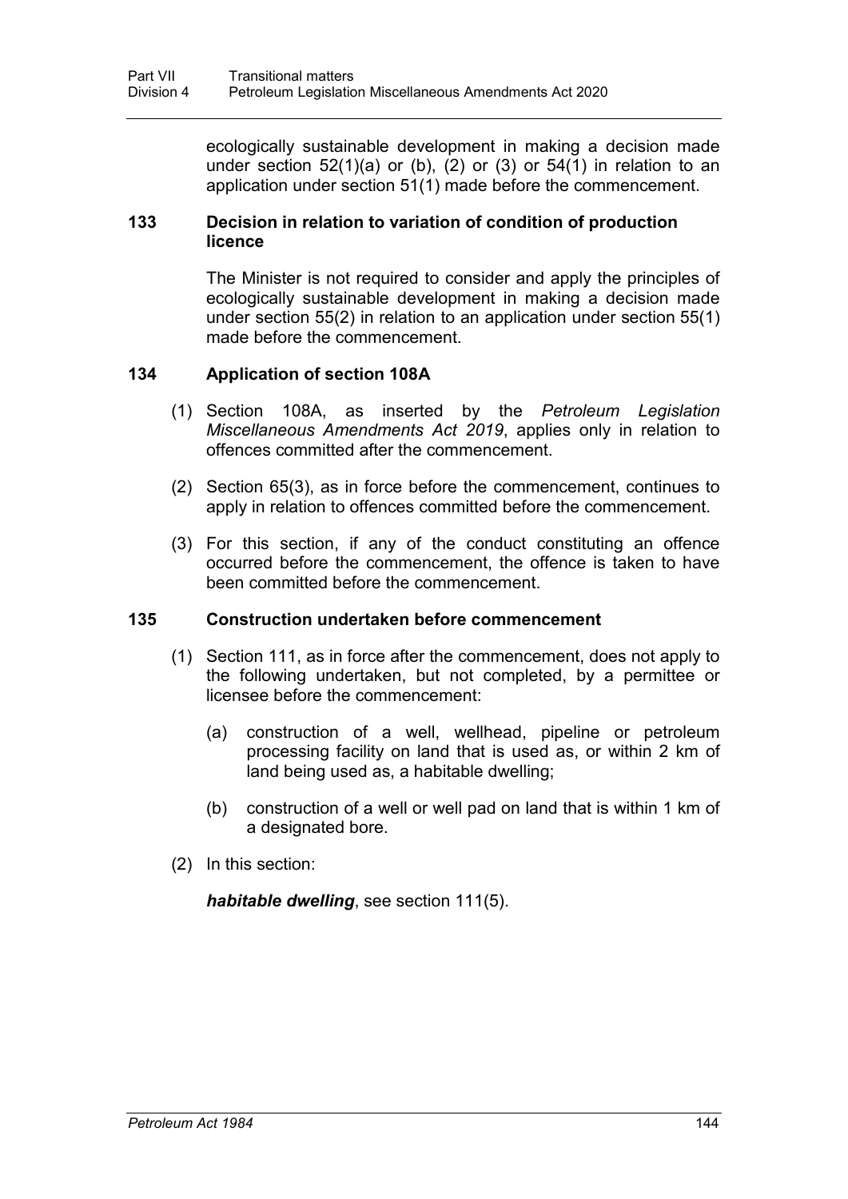ecologically sustainable development in making a decision made under section 52(1)(a) or (b), (2) or (3) or 54(1) in relation to an application under section 51(1) made before the commencement.

### 133 Decision in relation to variation of condition of production licence

The Minister is not required to consider and apply the principles of ecologically sustainable development in making a decision made under section 55(2) in relation to an application under section 55(1) made before the commencement.

### 134 Application of section 108A

(1) Section 108A, as inserted by the *Petroleum Legislation Miscellaneous Amendments Act 2019*, applies only in relation to offences committed after the commencement.

(2) Section 65(3), as in force before the commencement, continues to apply in relation to offences committed before the commencement.

(3) For this section, if any of the conduct constituting an offence occurred before the commencement, the offence is taken to have been committed before the commencement.

### 135 Construction undertaken before commencement

(1) Section 111, as in force after the commencement, does not apply to the following undertaken, but not completed, by a permittee or licensee before the commencement:

(a) construction of a well, wellhead, pipeline or petroleum processing facility on land that is used as, or within 2 km of land being used as, a habitable dwelling;

(b) construction of a well or well pad on land that is within 1 km of a designated bore.

(2) In this section:

***habitable dwelling***, see section 111(5).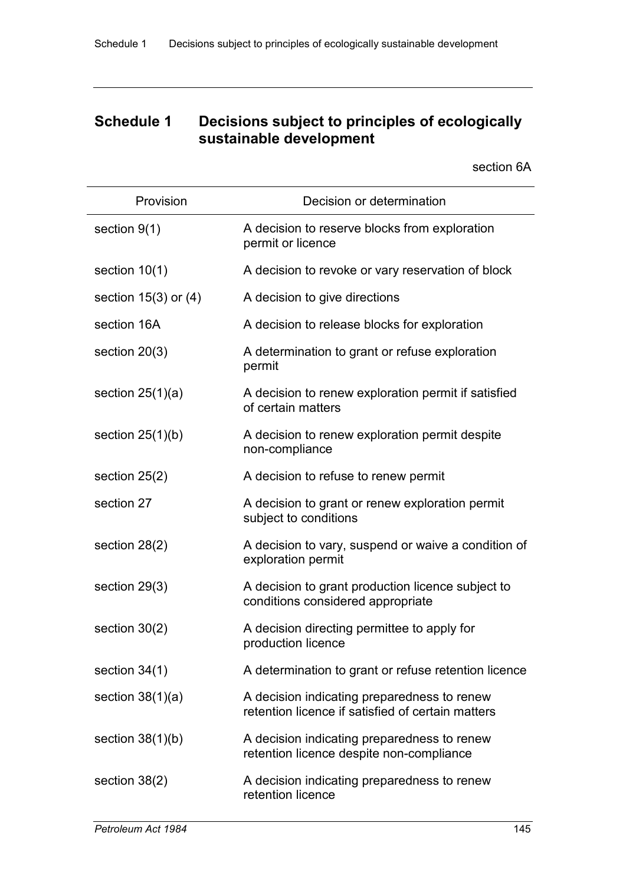## Schedule 1 Decisions subject to principles of ecologically sustainable development

section 6A

| Provision | Decision or determination |
|---|---|
| section 9(1) | A decision to reserve blocks from exploration permit or licence |
| section 10(1) | A decision to revoke or vary reservation of block |
| section 15(3) or (4) | A decision to give directions |
| section 16A | A decision to release blocks for exploration |
| section 20(3) | A determination to grant or refuse exploration permit |
| section 25(1)(a) | A decision to renew exploration permit if satisfied of certain matters |
| section 25(1)(b) | A decision to renew exploration permit despite non-compliance |
| section 25(2) | A decision to refuse to renew permit |
| section 27 | A decision to grant or renew exploration permit subject to conditions |
| section 28(2) | A decision to vary, suspend or waive a condition of exploration permit |
| section 29(3) | A decision to grant production licence subject to conditions considered appropriate |
| section 30(2) | A decision directing permittee to apply for production licence |
| section 34(1) | A determination to grant or refuse retention licence |
| section 38(1)(a) | A decision indicating preparedness to renew retention licence if satisfied of certain matters |
| section 38(1)(b) | A decision indicating preparedness to renew retention licence despite non-compliance |
| section 38(2) | A decision indicating preparedness to renew retention licence |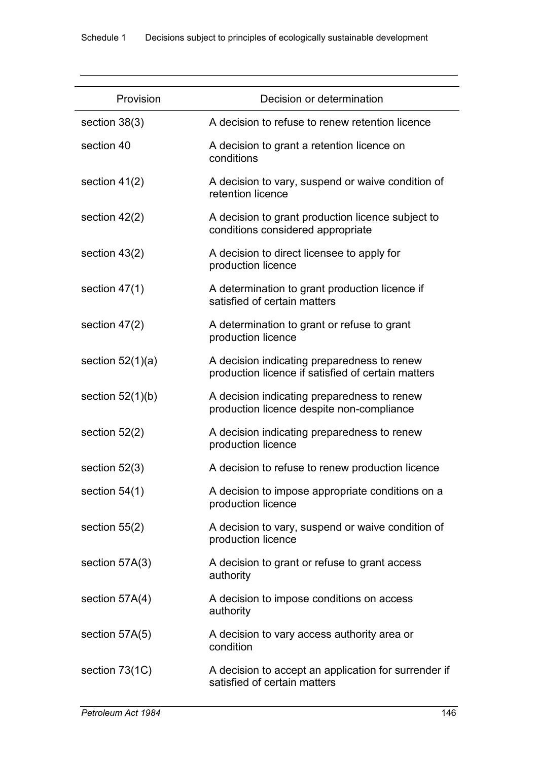| Provision | Decision or determination |
|---|---|
| section 38(3) | A decision to refuse to renew retention licence |
| section 40 | A decision to grant a retention licence on conditions |
| section 41(2) | A decision to vary, suspend or waive condition of retention licence |
| section 42(2) | A decision to grant production licence subject to conditions considered appropriate |
| section 43(2) | A decision to direct licensee to apply for production licence |
| section 47(1) | A determination to grant production licence if satisfied of certain matters |
| section 47(2) | A determination to grant or refuse to grant production licence |
| section 52(1)(a) | A decision indicating preparedness to renew production licence if satisfied of certain matters |
| section 52(1)(b) | A decision indicating preparedness to renew production licence despite non-compliance |
| section 52(2) | A decision indicating preparedness to renew production licence |
| section 52(3) | A decision to refuse to renew production licence |
| section 54(1) | A decision to impose appropriate conditions on a production licence |
| section 55(2) | A decision to vary, suspend or waive condition of production licence |
| section 57A(3) | A decision to grant or refuse to grant access authority |
| section 57A(4) | A decision to impose conditions on access authority |
| section 57A(5) | A decision to vary access authority area or condition |
| section 73(1C) | A decision to accept an application for surrender if satisfied of certain matters |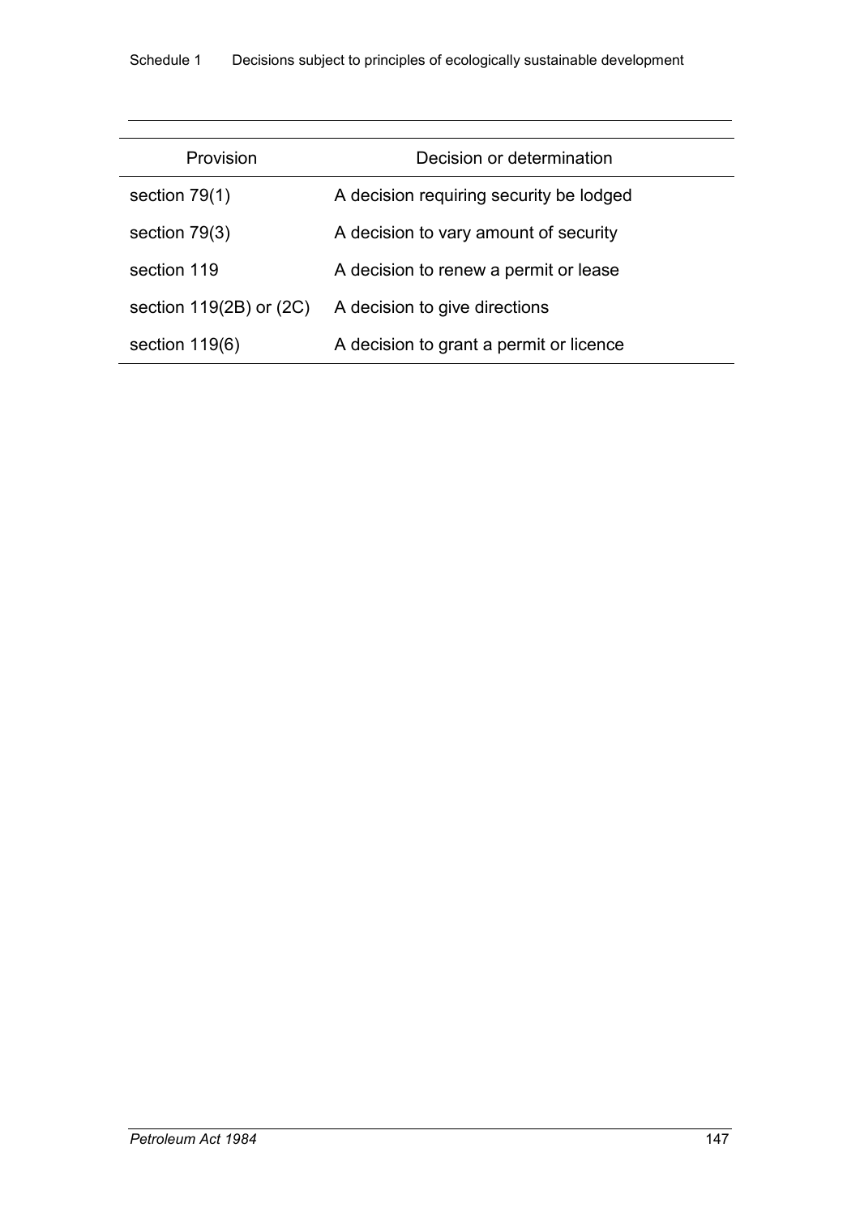| Provision | Decision or determination |
|---|---|
| section 79(1) | A decision requiring security be lodged |
| section 79(3) | A decision to vary amount of security |
| section 119 | A decision to renew a permit or lease |
| section 119(2B) or (2C) | A decision to give directions |
| section 119(6) | A decision to grant a permit or licence |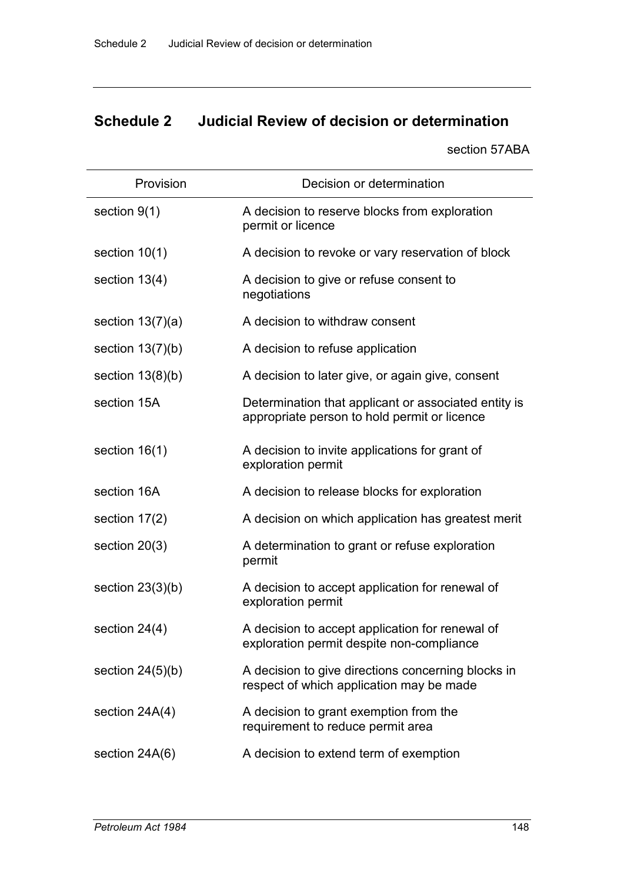## Schedule 2 Judicial Review of decision or determination

section 57ABA

| Provision | Decision or determination |
|---|---|
| section 9(1) | A decision to reserve blocks from exploration permit or licence |
| section 10(1) | A decision to revoke or vary reservation of block |
| section 13(4) | A decision to give or refuse consent to negotiations |
| section 13(7)(a) | A decision to withdraw consent |
| section 13(7)(b) | A decision to refuse application |
| section 13(8)(b) | A decision to later give, or again give, consent |
| section 15A | Determination that applicant or associated entity is appropriate person to hold permit or licence |
| section 16(1) | A decision to invite applications for grant of exploration permit |
| section 16A | A decision to release blocks for exploration |
| section 17(2) | A decision on which application has greatest merit |
| section 20(3) | A determination to grant or refuse exploration permit |
| section 23(3)(b) | A decision to accept application for renewal of exploration permit |
| section 24(4) | A decision to accept application for renewal of exploration permit despite non-compliance |
| section 24(5)(b) | A decision to give directions concerning blocks in respect of which application may be made |
| section 24A(4) | A decision to grant exemption from the requirement to reduce permit area |
| section 24A(6) | A decision to extend term of exemption |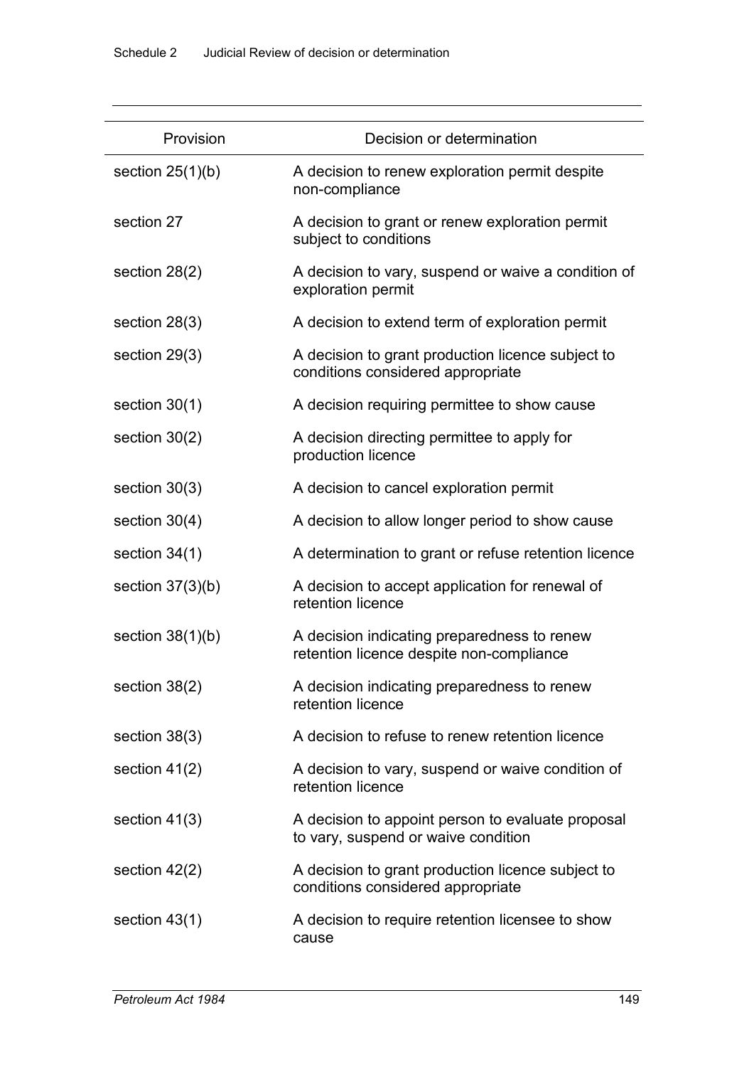| Provision | Decision or determination |
|---|---|
| section 25(1)(b) | A decision to renew exploration permit despite non-compliance |
| section 27 | A decision to grant or renew exploration permit subject to conditions |
| section 28(2) | A decision to vary, suspend or waive a condition of exploration permit |
| section 28(3) | A decision to extend term of exploration permit |
| section 29(3) | A decision to grant production licence subject to conditions considered appropriate |
| section 30(1) | A decision requiring permittee to show cause |
| section 30(2) | A decision directing permittee to apply for production licence |
| section 30(3) | A decision to cancel exploration permit |
| section 30(4) | A decision to allow longer period to show cause |
| section 34(1) | A determination to grant or refuse retention licence |
| section 37(3)(b) | A decision to accept application for renewal of retention licence |
| section 38(1)(b) | A decision indicating preparedness to renew retention licence despite non-compliance |
| section 38(2) | A decision indicating preparedness to renew retention licence |
| section 38(3) | A decision to refuse to renew retention licence |
| section 41(2) | A decision to vary, suspend or waive condition of retention licence |
| section 41(3) | A decision to appoint person to evaluate proposal to vary, suspend or waive condition |
| section 42(2) | A decision to grant production licence subject to conditions considered appropriate |
| section 43(1) | A decision to require retention licensee to show cause |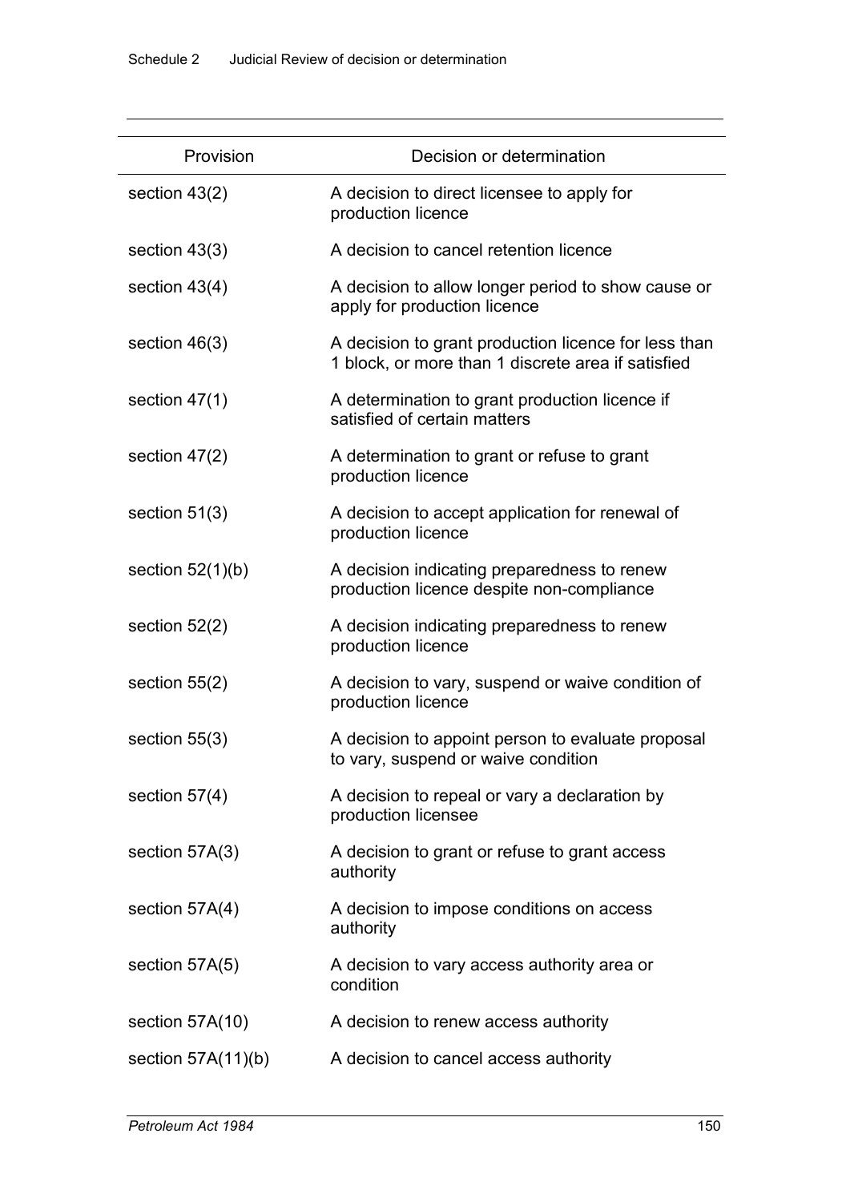| Provision | Decision or determination |
|---|---|
| section 43(2) | A decision to direct licensee to apply for production licence |
| section 43(3) | A decision to cancel retention licence |
| section 43(4) | A decision to allow longer period to show cause or apply for production licence |
| section 46(3) | A decision to grant production licence for less than 1 block, or more than 1 discrete area if satisfied |
| section 47(1) | A determination to grant production licence if satisfied of certain matters |
| section 47(2) | A determination to grant or refuse to grant production licence |
| section 51(3) | A decision to accept application for renewal of production licence |
| section 52(1)(b) | A decision indicating preparedness to renew production licence despite non-compliance |
| section 52(2) | A decision indicating preparedness to renew production licence |
| section 55(2) | A decision to vary, suspend or waive condition of production licence |
| section 55(3) | A decision to appoint person to evaluate proposal to vary, suspend or waive condition |
| section 57(4) | A decision to repeal or vary a declaration by production licensee |
| section 57A(3) | A decision to grant or refuse to grant access authority |
| section 57A(4) | A decision to impose conditions on access authority |
| section 57A(5) | A decision to vary access authority area or condition |
| section 57A(10) | A decision to renew access authority |
| section 57A(11)(b) | A decision to cancel access authority |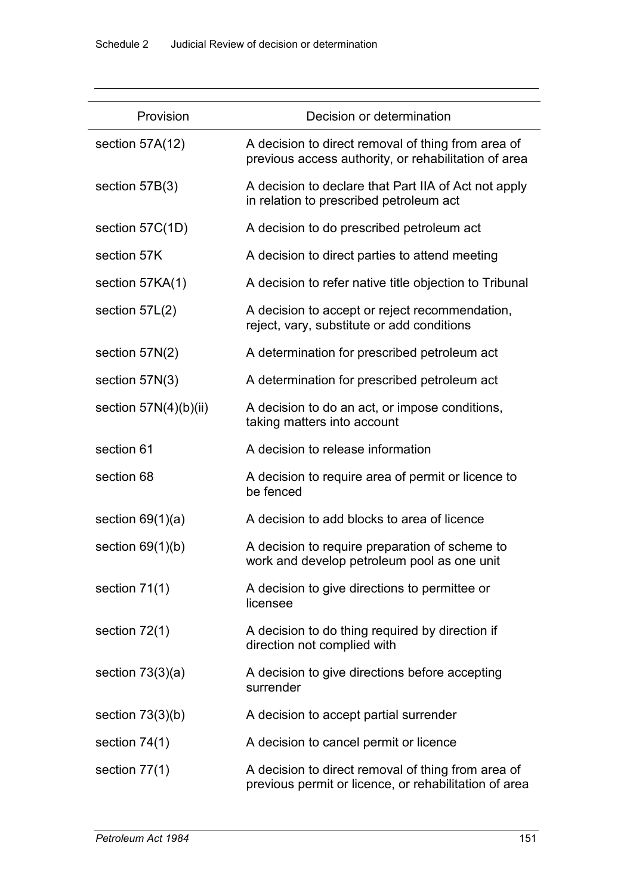| Provision | Decision or determination |
|---|---|
| section 57A(12) | A decision to direct removal of thing from area of previous access authority, or rehabilitation of area |
| section 57B(3) | A decision to declare that Part IIA of Act not apply in relation to prescribed petroleum act |
| section 57C(1D) | A decision to do prescribed petroleum act |
| section 57K | A decision to direct parties to attend meeting |
| section 57KA(1) | A decision to refer native title objection to Tribunal |
| section 57L(2) | A decision to accept or reject recommendation, reject, vary, substitute or add conditions |
| section 57N(2) | A determination for prescribed petroleum act |
| section 57N(3) | A determination for prescribed petroleum act |
| section 57N(4)(b)(ii) | A decision to do an act, or impose conditions, taking matters into account |
| section 61 | A decision to release information |
| section 68 | A decision to require area of permit or licence to be fenced |
| section 69(1)(a) | A decision to add blocks to area of licence |
| section 69(1)(b) | A decision to require preparation of scheme to work and develop petroleum pool as one unit |
| section 71(1) | A decision to give directions to permittee or licensee |
| section 72(1) | A decision to do thing required by direction if direction not complied with |
| section 73(3)(a) | A decision to give directions before accepting surrender |
| section 73(3)(b) | A decision to accept partial surrender |
| section 74(1) | A decision to cancel permit or licence |
| section 77(1) | A decision to direct removal of thing from area of previous permit or licence, or rehabilitation of area |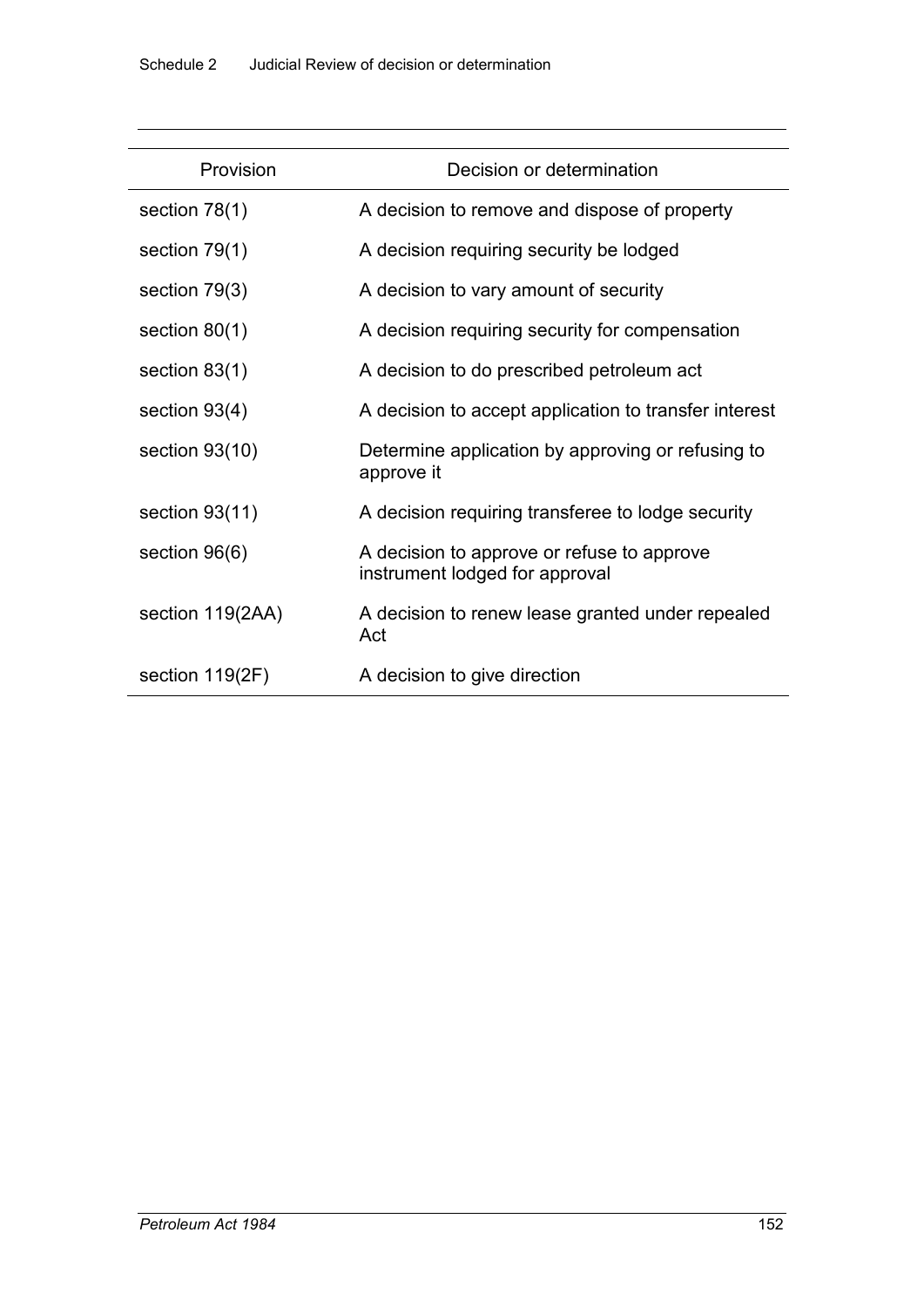| Provision | Decision or determination |
| --- | --- |
| section 78(1) | A decision to remove and dispose of property |
| section 79(1) | A decision requiring security be lodged |
| section 79(3) | A decision to vary amount of security |
| section 80(1) | A decision requiring security for compensation |
| section 83(1) | A decision to do prescribed petroleum act |
| section 93(4) | A decision to accept application to transfer interest |
| section 93(10) | Determine application by approving or refusing to approve it |
| section 93(11) | A decision requiring transferee to lodge security |
| section 96(6) | A decision to approve or refuse to approve instrument lodged for approval |
| section 119(2AA) | A decision to renew lease granted under repealed Act |
| section 119(2F) | A decision to give direction |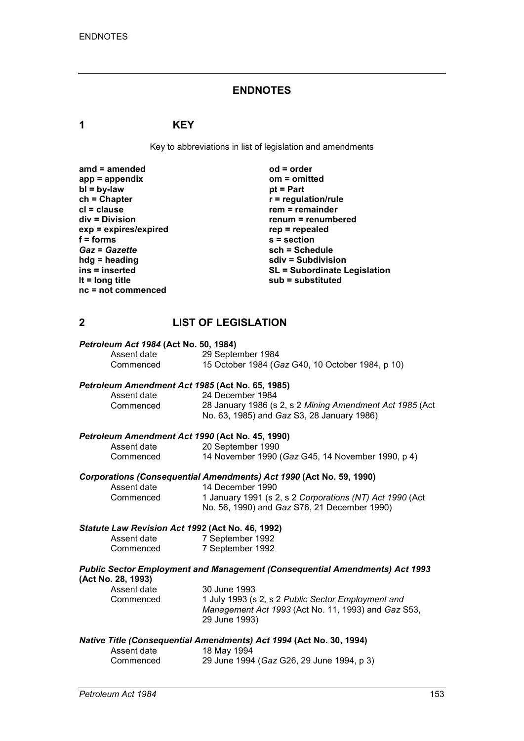# ENDNOTES

## 1 KEY

Key to abbreviations in list of legislation and amendments

| | |
|---|---|
| **amd = amended** | **od = order** |
| **app = appendix** | **om = omitted** |
| **bl = by-law** | **pt = Part** |
| **ch = Chapter** | **r = regulation/rule** |
| **cl = clause** | **rem = remainder** |
| **div = Division** | **renum = renumbered** |
| **exp = expires/expired** | **rep = repealed** |
| **f = forms** | **s = section** |
| ***Gaz* = *Gazette*** | **sch = Schedule** |
| **hdg = heading** | **sdiv = Subdivision** |
| **ins = inserted** | **SL = Subordinate Legislation** |
| **lt = long title** | **sub = substituted** |
| **nc = not commenced** | |

## 2 LIST OF LEGISLATION

***Petroleum Act 1984* (Act No. 50, 1984)**

Assent date 29 September 1984
Commenced 15 October 1984 (*Gaz* G40, 10 October 1984, p 10)

***Petroleum Amendment Act 1985* (Act No. 65, 1985)**

Assent date 24 December 1984
Commenced 28 January 1986 (s 2, s 2 *Mining Amendment Act 1985* (Act No. 63, 1985) and *Gaz* S3, 28 January 1986)

***Petroleum Amendment Act 1990* (Act No. 45, 1990)**

Assent date 20 September 1990
Commenced 14 November 1990 (*Gaz* G45, 14 November 1990, p 4)

***Corporations (Consequential Amendments) Act 1990* (Act No. 59, 1990)**

Assent date 14 December 1990
Commenced 1 January 1991 (s 2, s 2 *Corporations (NT) Act 1990* (Act No. 56, 1990) and *Gaz* S76, 21 December 1990)

***Statute Law Revision Act 1992* (Act No. 46, 1992)**

Assent date 7 September 1992
Commenced 7 September 1992

***Public Sector Employment and Management (Consequential Amendments) Act 1993* (Act No. 28, 1993)**

Assent date 30 June 1993
Commenced 1 July 1993 (s 2, s 2 *Public Sector Employment and Management Act 1993* (Act No. 11, 1993) and *Gaz* S53, 29 June 1993)

***Native Title (Consequential Amendments) Act 1994* (Act No. 30, 1994)**

Assent date 18 May 1994
Commenced 29 June 1994 (*Gaz* G26, 29 June 1994, p 3)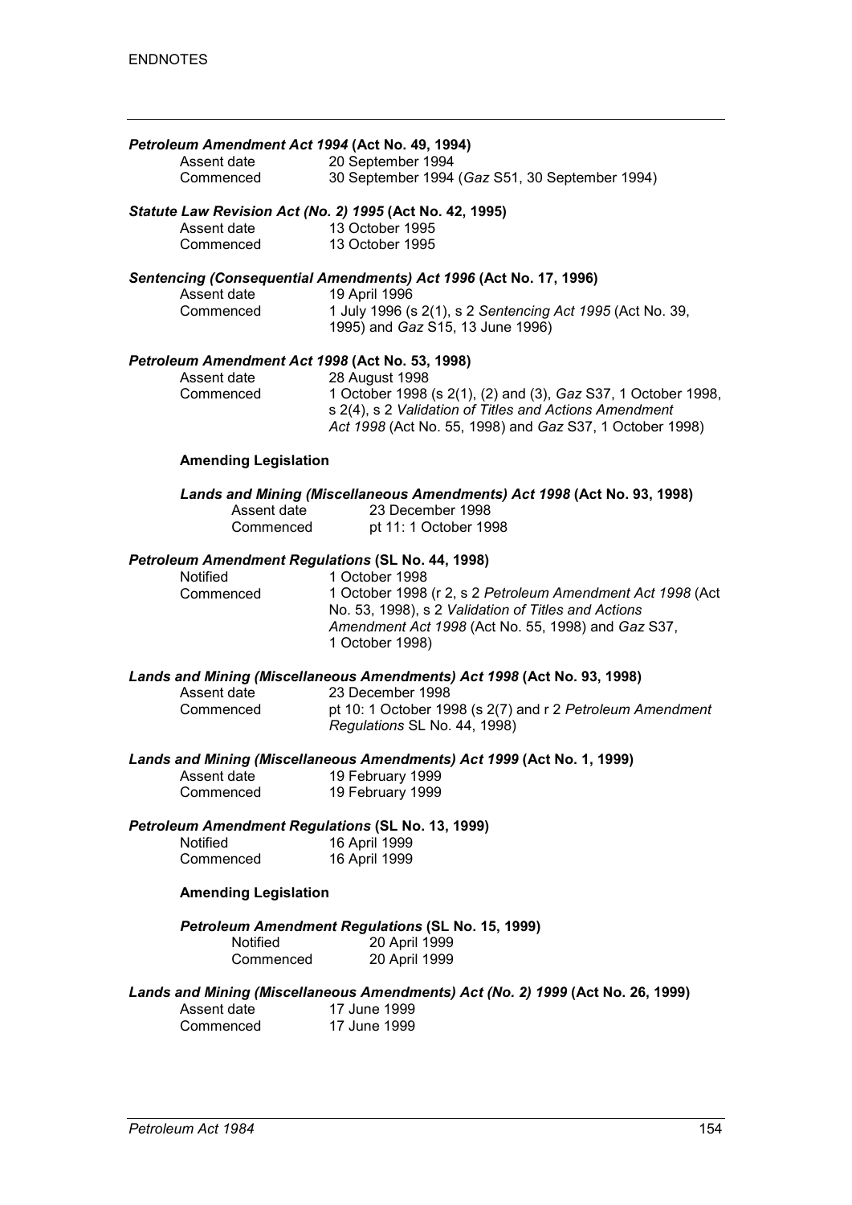***Petroleum Amendment Act 1994* (Act No. 49, 1994)**

| | |
|---|---|
| Assent date | 20 September 1994 |
| Commenced | 30 September 1994 (*Gaz* S51, 30 September 1994) |

***Statute Law Revision Act (No. 2) 1995* (Act No. 42, 1995)**

| | |
|---|---|
| Assent date | 13 October 1995 |
| Commenced | 13 October 1995 |

***Sentencing (Consequential Amendments) Act 1996* (Act No. 17, 1996)**

| | |
|---|---|
| Assent date | 19 April 1996 |
| Commenced | 1 July 1996 (s 2(1), s 2 *Sentencing Act 1995* (Act No. 39, 1995) and *Gaz* S15, 13 June 1996) |

***Petroleum Amendment Act 1998* (Act No. 53, 1998)**

| | |
|---|---|
| Assent date | 28 August 1998 |
| Commenced | 1 October 1998 (s 2(1), (2) and (3), *Gaz* S37, 1 October 1998, s 2(4), s 2 *Validation of Titles and Actions Amendment Act 1998* (Act No. 55, 1998) and *Gaz* S37, 1 October 1998) |

**Amending Legislation**

***Lands and Mining (Miscellaneous Amendments) Act 1998* (Act No. 93, 1998)**

| | |
|---|---|
| Assent date | 23 December 1998 |
| Commenced | pt 11: 1 October 1998 |

***Petroleum Amendment Regulations* (SL No. 44, 1998)**

| | |
|---|---|
| Notified | 1 October 1998 |
| Commenced | 1 October 1998 (r 2, s 2 *Petroleum Amendment Act 1998* (Act No. 53, 1998), s 2 *Validation of Titles and Actions Amendment Act 1998* (Act No. 55, 1998) and *Gaz* S37, 1 October 1998) |

***Lands and Mining (Miscellaneous Amendments) Act 1998* (Act No. 93, 1998)**

| | |
|---|---|
| Assent date | 23 December 1998 |
| Commenced | pt 10: 1 October 1998 (s 2(7) and r 2 *Petroleum Amendment Regulations* SL No. 44, 1998) |

***Lands and Mining (Miscellaneous Amendments) Act 1999* (Act No. 1, 1999)**

| | |
|---|---|
| Assent date | 19 February 1999 |
| Commenced | 19 February 1999 |

***Petroleum Amendment Regulations* (SL No. 13, 1999)**

| | |
|---|---|
| Notified | 16 April 1999 |
| Commenced | 16 April 1999 |

**Amending Legislation**

***Petroleum Amendment Regulations* (SL No. 15, 1999)**

| | |
|---|---|
| Notified | 20 April 1999 |
| Commenced | 20 April 1999 |

***Lands and Mining (Miscellaneous Amendments) Act (No. 2) 1999* (Act No. 26, 1999)**

| | |
|---|---|
| Assent date | 17 June 1999 |
| Commenced | 17 June 1999 |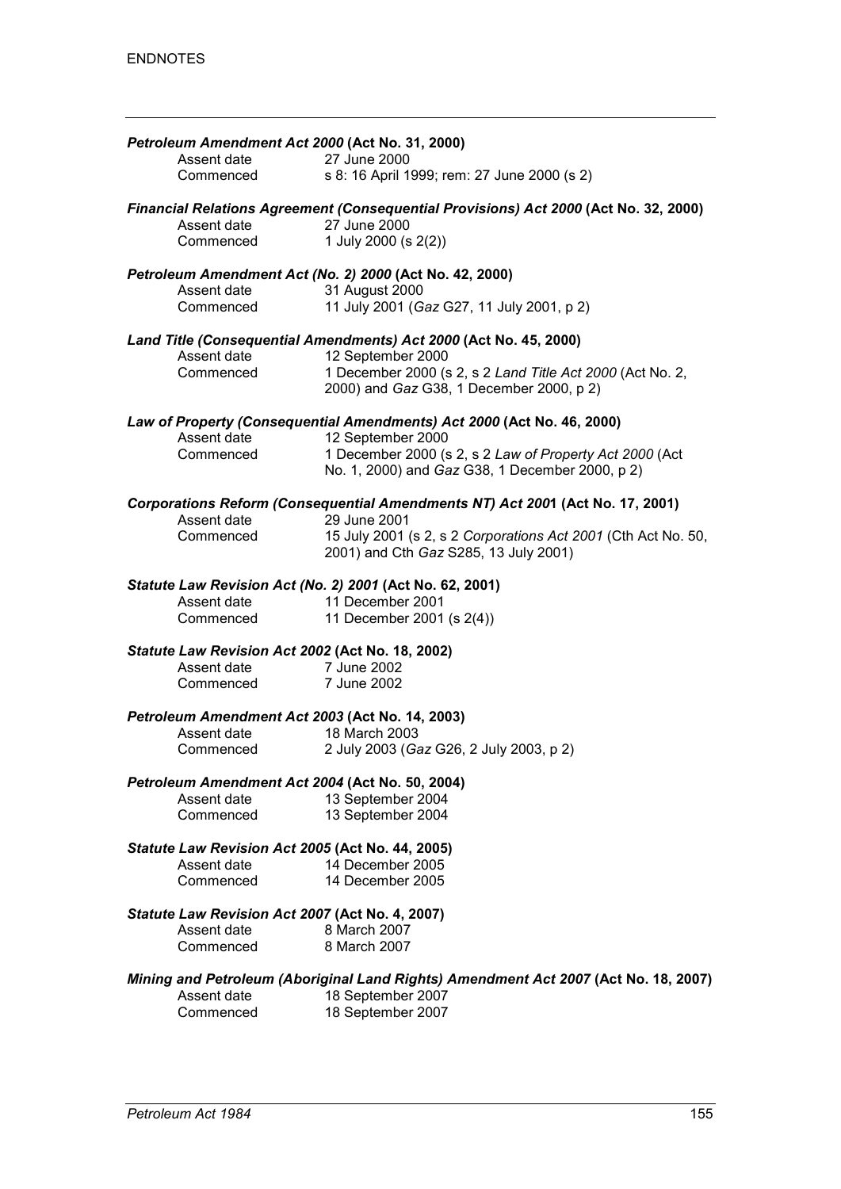***Petroleum Amendment Act 2000* (Act No. 31, 2000)**

| | |
|---|---|
| Assent date | 27 June 2000 |
| Commenced | s 8: 16 April 1999; rem: 27 June 2000 (s 2) |

***Financial Relations Agreement (Consequential Provisions) Act 2000* (Act No. 32, 2000)**

| | |
|---|---|
| Assent date | 27 June 2000 |
| Commenced | 1 July 2000 (s 2(2)) |

***Petroleum Amendment Act (No. 2) 2000* (Act No. 42, 2000)**

| | |
|---|---|
| Assent date | 31 August 2000 |
| Commenced | 11 July 2001 (*Gaz* G27, 11 July 2001, p 2) |

***Land Title (Consequential Amendments) Act 2000* (Act No. 45, 2000)**

| | |
|---|---|
| Assent date | 12 September 2000 |
| Commenced | 1 December 2000 (s 2, s 2 *Land Title Act 2000* (Act No. 2, 2000) and *Gaz* G38, 1 December 2000, p 2) |

***Law of Property (Consequential Amendments) Act 2000* (Act No. 46, 2000)**

| | |
|---|---|
| Assent date | 12 September 2000 |
| Commenced | 1 December 2000 (s 2, s 2 *Law of Property Act 2000* (Act No. 1, 2000) and *Gaz* G38, 1 December 2000, p 2) |

***Corporations Reform (Consequential Amendments NT) Act 2001* (Act No. 17, 2001)**

| | |
|---|---|
| Assent date | 29 June 2001 |
| Commenced | 15 July 2001 (s 2, s 2 *Corporations Act 2001* (Cth Act No. 50, 2001) and Cth *Gaz* S285, 13 July 2001) |

***Statute Law Revision Act (No. 2) 2001* (Act No. 62, 2001)**

| | |
|---|---|
| Assent date | 11 December 2001 |
| Commenced | 11 December 2001 (s 2(4)) |

***Statute Law Revision Act 2002* (Act No. 18, 2002)**

| | |
|---|---|
| Assent date | 7 June 2002 |
| Commenced | 7 June 2002 |

***Petroleum Amendment Act 2003* (Act No. 14, 2003)**

| | |
|---|---|
| Assent date | 18 March 2003 |
| Commenced | 2 July 2003 (*Gaz* G26, 2 July 2003, p 2) |

***Petroleum Amendment Act 2004* (Act No. 50, 2004)**

| | |
|---|---|
| Assent date | 13 September 2004 |
| Commenced | 13 September 2004 |

***Statute Law Revision Act 2005* (Act No. 44, 2005)**

| | |
|---|---|
| Assent date | 14 December 2005 |
| Commenced | 14 December 2005 |

***Statute Law Revision Act 2007* (Act No. 4, 2007)**

| | |
|---|---|
| Assent date | 8 March 2007 |
| Commenced | 8 March 2007 |

***Mining and Petroleum (Aboriginal Land Rights) Amendment Act 2007* (Act No. 18, 2007)**

| | |
|---|---|
| Assent date | 18 September 2007 |
| Commenced | 18 September 2007 |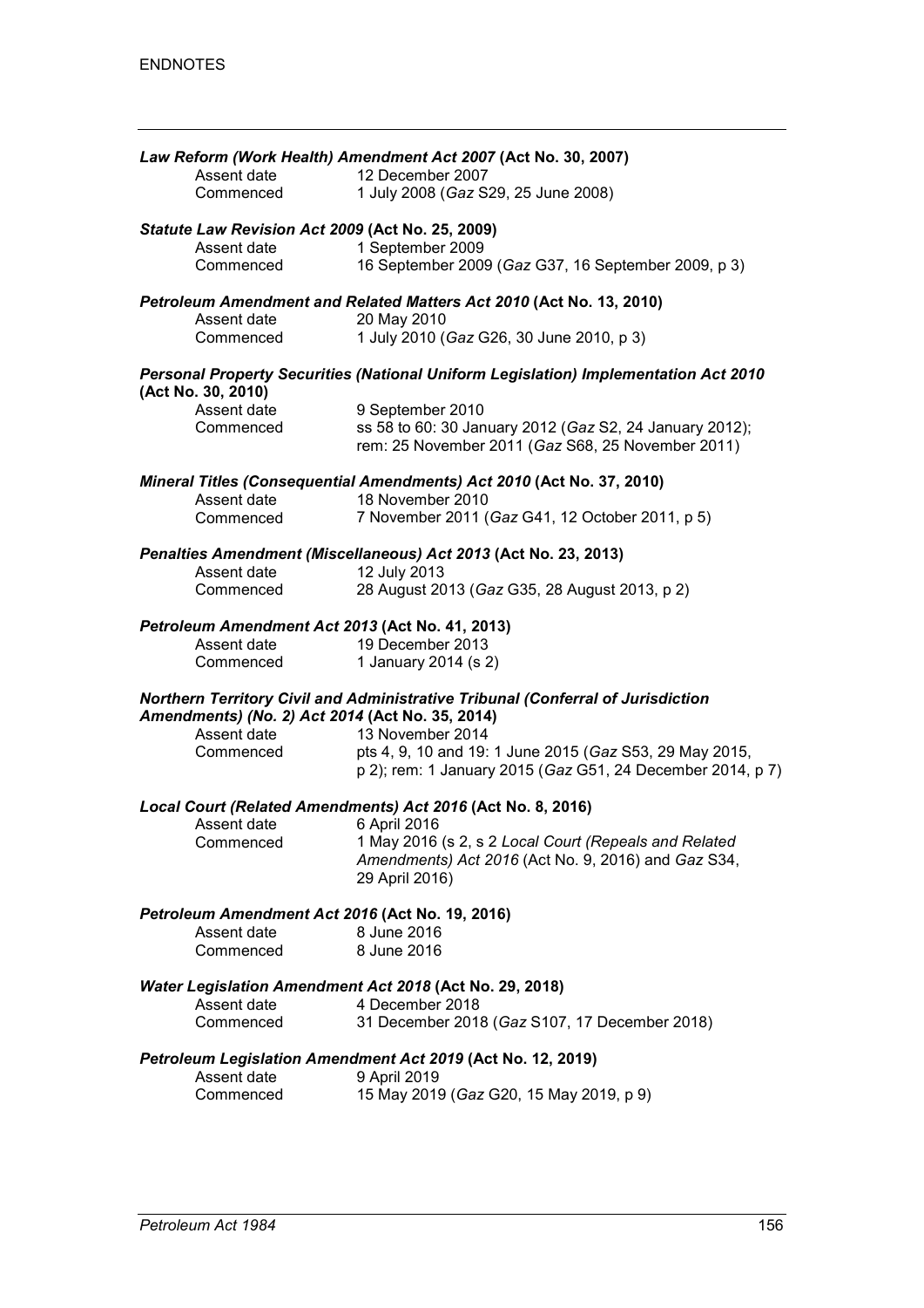***Law Reform (Work Health) Amendment Act 2007* (Act No. 30, 2007)**

| | |
|---|---|
| Assent date | 12 December 2007 |
| Commenced | 1 July 2008 (*Gaz* S29, 25 June 2008) |

***Statute Law Revision Act 2009* (Act No. 25, 2009)**

| | |
|---|---|
| Assent date | 1 September 2009 |
| Commenced | 16 September 2009 (*Gaz* G37, 16 September 2009, p 3) |

***Petroleum Amendment and Related Matters Act 2010* (Act No. 13, 2010)**

| | |
|---|---|
| Assent date | 20 May 2010 |
| Commenced | 1 July 2010 (*Gaz* G26, 30 June 2010, p 3) |

***Personal Property Securities (National Uniform Legislation) Implementation Act 2010* (Act No. 30, 2010)**

| | |
|---|---|
| Assent date | 9 September 2010 |
| Commenced | ss 58 to 60: 30 January 2012 (*Gaz* S2, 24 January 2012); rem: 25 November 2011 (*Gaz* S68, 25 November 2011) |

***Mineral Titles (Consequential Amendments) Act 2010* (Act No. 37, 2010)**

| | |
|---|---|
| Assent date | 18 November 2010 |
| Commenced | 7 November 2011 (*Gaz* G41, 12 October 2011, p 5) |

***Penalties Amendment (Miscellaneous) Act 2013* (Act No. 23, 2013)**

| | |
|---|---|
| Assent date | 12 July 2013 |
| Commenced | 28 August 2013 (*Gaz* G35, 28 August 2013, p 2) |

***Petroleum Amendment Act 2013* (Act No. 41, 2013)**

| | |
|---|---|
| Assent date | 19 December 2013 |
| Commenced | 1 January 2014 (s 2) |

***Northern Territory Civil and Administrative Tribunal (Conferral of Jurisdiction Amendments) (No. 2) Act 2014* (Act No. 35, 2014)**

| | |
|---|---|
| Assent date | 13 November 2014 |
| Commenced | pts 4, 9, 10 and 19: 1 June 2015 (*Gaz* S53, 29 May 2015, p 2); rem: 1 January 2015 (*Gaz* G51, 24 December 2014, p 7) |

***Local Court (Related Amendments) Act 2016* (Act No. 8, 2016)**

| | |
|---|---|
| Assent date | 6 April 2016 |
| Commenced | 1 May 2016 (s 2, s 2 *Local Court (Repeals and Related Amendments) Act 2016* (Act No. 9, 2016) and *Gaz* S34, 29 April 2016) |

***Petroleum Amendment Act 2016* (Act No. 19, 2016)**

| | |
|---|---|
| Assent date | 8 June 2016 |
| Commenced | 8 June 2016 |

***Water Legislation Amendment Act 2018* (Act No. 29, 2018)**

| | |
|---|---|
| Assent date | 4 December 2018 |
| Commenced | 31 December 2018 (*Gaz* S107, 17 December 2018) |

***Petroleum Legislation Amendment Act 2019* (Act No. 12, 2019)**

| | |
|---|---|
| Assent date | 9 April 2019 |
| Commenced | 15 May 2019 (*Gaz* G20, 15 May 2019, p 9) |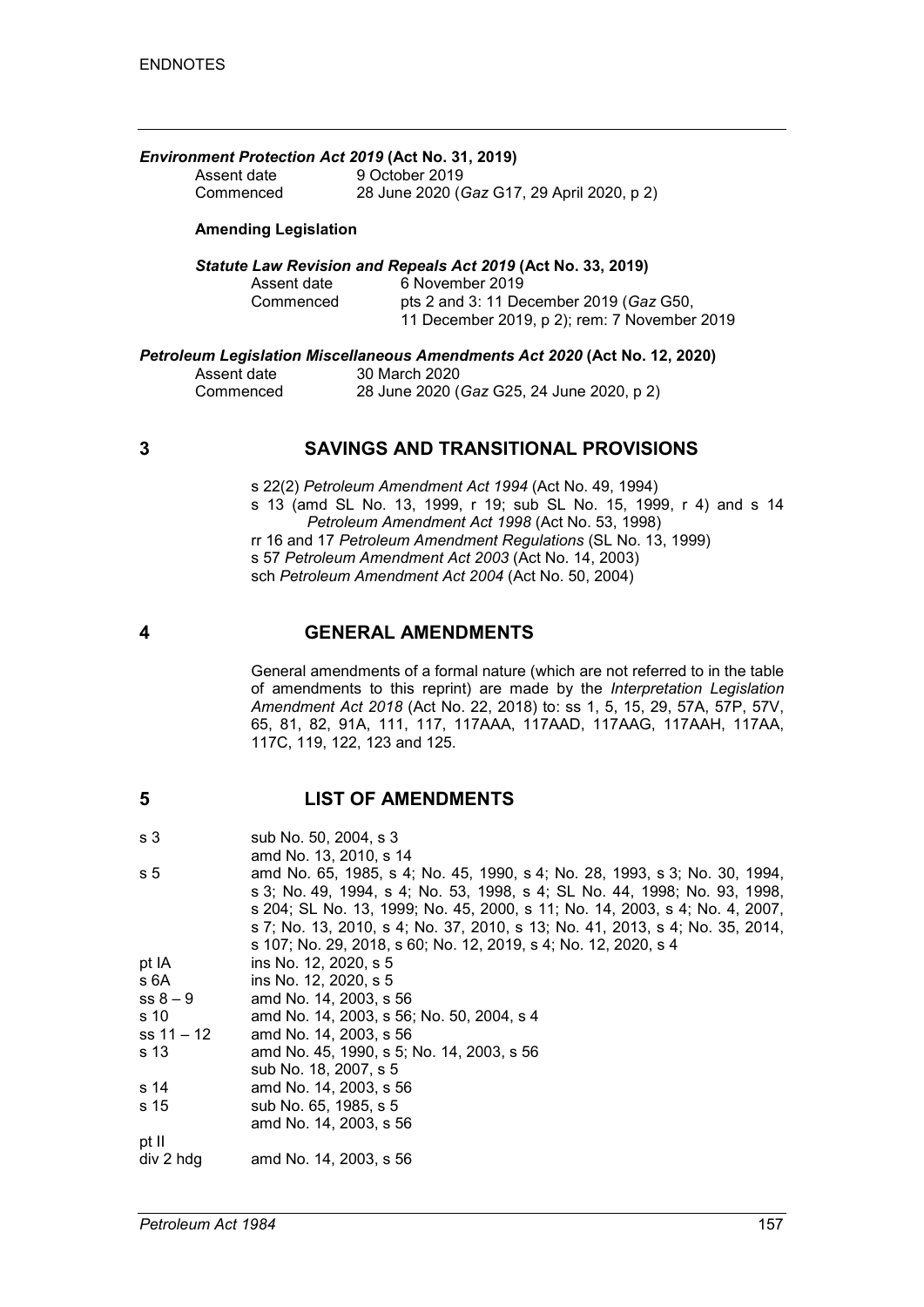***Environment Protection Act 2019* (Act No. 31, 2019)**

Assent date 9 October 2019
Commenced 28 June 2020 (*Gaz* G17, 29 April 2020, p 2)

**Amending Legislation**

***Statute Law Revision and Repeals Act 2019* (Act No. 33, 2019)**

Assent date 6 November 2019
Commenced pts 2 and 3: 11 December 2019 (*Gaz* G50, 11 December 2019, p 2); rem: 7 November 2019

***Petroleum Legislation Miscellaneous Amendments Act 2020* (Act No. 12, 2020)**

Assent date 30 March 2020
Commenced 28 June 2020 (*Gaz* G25, 24 June 2020, p 2)

## 3 SAVINGS AND TRANSITIONAL PROVISIONS

s 22(2) *Petroleum Amendment Act 1994* (Act No. 49, 1994)
s 13 (amd SL No. 13, 1999, r 19; sub SL No. 15, 1999, r 4) and s 14 *Petroleum Amendment Act 1998* (Act No. 53, 1998)
rr 16 and 17 *Petroleum Amendment Regulations* (SL No. 13, 1999)
s 57 *Petroleum Amendment Act 2003* (Act No. 14, 2003)
sch *Petroleum Amendment Act 2004* (Act No. 50, 2004)

## 4 GENERAL AMENDMENTS

General amendments of a formal nature (which are not referred to in the table of amendments to this reprint) are made by the *Interpretation Legislation Amendment Act 2018* (Act No. 22, 2018) to: ss 1, 5, 15, 29, 57A, 57P, 57V, 65, 81, 82, 91A, 111, 117, 117AAA, 117AAD, 117AAG, 117AAH, 117AA, 117C, 119, 122, 123 and 125.

## 5 LIST OF AMENDMENTS

| | |
|---|---|
| s 3 | sub No. 50, 2004, s 3<br>amd No. 13, 2010, s 14 |
| s 5 | amd No. 65, 1985, s 4; No. 45, 1990, s 4; No. 28, 1993, s 3; No. 30, 1994, s 3; No. 49, 1994, s 4; No. 53, 1998, s 4; SL No. 44, 1998; No. 93, 1998, s 204; SL No. 13, 1999; No. 45, 2000, s 11; No. 14, 2003, s 4; No. 4, 2007, s 7; No. 13, 2010, s 4; No. 37, 2010, s 13; No. 41, 2013, s 4; No. 35, 2014, s 107; No. 29, 2018, s 60; No. 12, 2019, s 4; No. 12, 2020, s 4 |
| pt IA | ins No. 12, 2020, s 5 |
| s 6A | ins No. 12, 2020, s 5 |
| ss 8 – 9 | amd No. 14, 2003, s 56 |
| s 10 | amd No. 14, 2003, s 56; No. 50, 2004, s 4 |
| ss 11 – 12 | amd No. 14, 2003, s 56 |
| s 13 | amd No. 45, 1990, s 5; No. 14, 2003, s 56<br>sub No. 18, 2007, s 5 |
| s 14 | amd No. 14, 2003, s 56 |
| s 15 | sub No. 65, 1985, s 5<br>amd No. 14, 2003, s 56 |
| pt II | |
| div 2 hdg | amd No. 14, 2003, s 56 |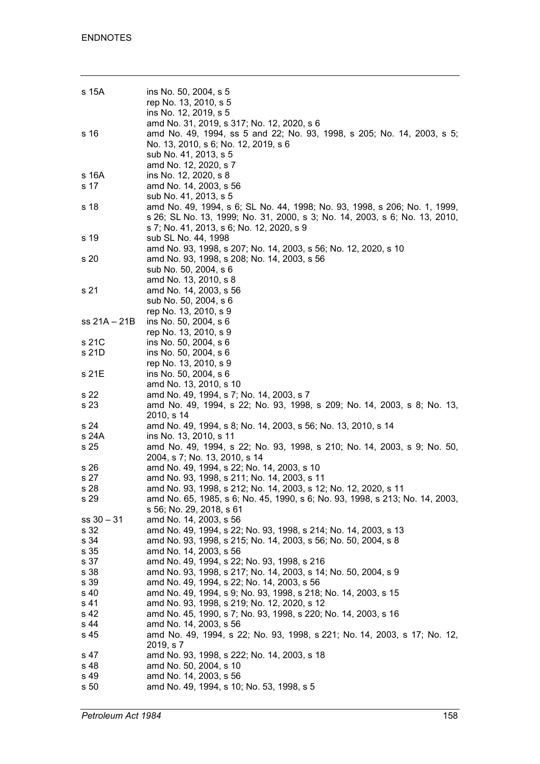| | |
|---|---|
| s 15A | ins No. 50, 2004, s 5 |
| | rep No. 13, 2010, s 5 |
| | ins No. 12, 2019, s 5 |
| | amd No. 31, 2019, s 317; No. 12, 2020, s 6 |
| s 16 | amd No. 49, 1994, ss 5 and 22; No. 93, 1998, s 205; No. 14, 2003, s 5; No. 13, 2010, s 6; No. 12, 2019, s 6 |
| | sub No. 41, 2013, s 5 |
| | amd No. 12, 2020, s 7 |
| s 16A | ins No. 12, 2020, s 8 |
| s 17 | amd No. 14, 2003, s 56 |
| | sub No. 41, 2013, s 5 |
| s 18 | amd No. 49, 1994, s 6; SL No. 44, 1998; No. 93, 1998, s 206; No. 1, 1999, s 26; SL No. 13, 1999; No. 31, 2000, s 3; No. 14, 2003, s 6; No. 13, 2010, s 7; No. 41, 2013, s 6; No. 12, 2020, s 9 |
| s 19 | sub SL No. 44, 1998 |
| | amd No. 93, 1998, s 207; No. 14, 2003, s 56; No. 12, 2020, s 10 |
| s 20 | amd No. 93, 1998, s 208; No. 14, 2003, s 56 |
| | sub No. 50, 2004, s 6 |
| | amd No. 13, 2010, s 8 |
| s 21 | amd No. 14, 2003, s 56 |
| | sub No. 50, 2004, s 6 |
| | rep No. 13, 2010, s 9 |
| ss 21A – 21B | ins No. 50, 2004, s 6 |
| | rep No. 13, 2010, s 9 |
| s 21C | ins No. 50, 2004, s 6 |
| s 21D | ins No. 50, 2004, s 6 |
| | rep No. 13, 2010, s 9 |
| s 21E | ins No. 50, 2004, s 6 |
| | amd No. 13, 2010, s 10 |
| s 22 | amd No. 49, 1994, s 7; No. 14, 2003, s 7 |
| s 23 | amd No. 49, 1994, s 22; No. 93, 1998, s 209; No. 14, 2003, s 8; No. 13, 2010, s 14 |
| s 24 | amd No. 49, 1994, s 8; No. 14, 2003, s 56; No. 13, 2010, s 14 |
| s 24A | ins No. 13, 2010, s 11 |
| s 25 | amd No. 49, 1994, s 22; No. 93, 1998, s 210; No. 14, 2003, s 9; No. 50, 2004, s 7; No. 13, 2010, s 14 |
| s 26 | amd No. 49, 1994, s 22; No. 14, 2003, s 10 |
| s 27 | amd No. 93, 1998, s 211; No. 14, 2003, s 11 |
| s 28 | amd No. 93, 1998, s 212; No. 14, 2003, s 12; No. 12, 2020, s 11 |
| s 29 | amd No. 65, 1985, s 6; No. 45, 1990, s 6; No. 93, 1998, s 213; No. 14, 2003, s 56; No. 29, 2018, s 61 |
| ss 30 – 31 | amd No. 14, 2003, s 56 |
| s 32 | amd No. 49, 1994, s 22; No. 93, 1998, s 214; No. 14, 2003, s 13 |
| s 34 | amd No. 93, 1998, s 215; No. 14, 2003, s 56; No. 50, 2004, s 8 |
| s 35 | amd No. 14, 2003, s 56 |
| s 37 | amd No. 49, 1994, s 22; No. 93, 1998, s 216 |
| s 38 | amd No. 93, 1998, s 217; No. 14, 2003, s 14; No. 50, 2004, s 9 |
| s 39 | amd No. 49, 1994, s 22; No. 14, 2003, s 56 |
| s 40 | amd No. 49, 1994, s 9; No. 93, 1998, s 218; No. 14, 2003, s 15 |
| s 41 | amd No. 93, 1998, s 219; No. 12, 2020, s 12 |
| s 42 | amd No. 45, 1990, s 7; No. 93, 1998, s 220; No. 14, 2003, s 16 |
| s 44 | amd No. 14, 2003, s 56 |
| s 45 | amd No. 49, 1994, s 22; No. 93, 1998, s 221; No. 14, 2003, s 17; No. 12, 2019, s 7 |
| s 47 | amd No. 93, 1998, s 222; No. 14, 2003, s 18 |
| s 48 | amd No. 50, 2004, s 10 |
| s 49 | amd No. 14, 2003, s 56 |
| s 50 | amd No. 49, 1994, s 10; No. 53, 1998, s 5 |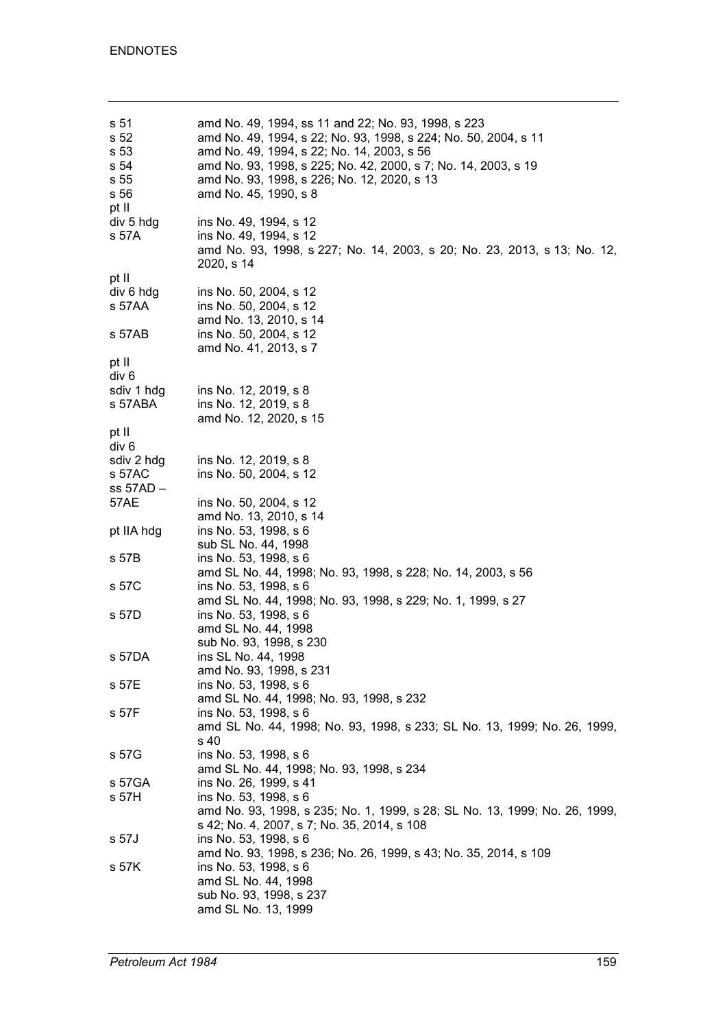| | |
|---|---|
| s 51 | amd No. 49, 1994, ss 11 and 22; No. 93, 1998, s 223 |
| s 52 | amd No. 49, 1994, s 22; No. 93, 1998, s 224; No. 50, 2004, s 11 |
| s 53 | amd No. 49, 1994, s 22; No. 14, 2003, s 56 |
| s 54 | amd No. 93, 1998, s 225; No. 42, 2000, s 7; No. 14, 2003, s 19 |
| s 55 | amd No. 93, 1998, s 226; No. 12, 2020, s 13 |
| s 56 | amd No. 45, 1990, s 8 |
| pt II<br>div 5 hdg | ins No. 49, 1994, s 12 |
| s 57A | ins No. 49, 1994, s 12<br>amd No. 93, 1998, s 227; No. 14, 2003, s 20; No. 23, 2013, s 13; No. 12, 2020, s 14 |
| pt II<br>div 6 hdg | ins No. 50, 2004, s 12 |
| s 57AA | ins No. 50, 2004, s 12<br>amd No. 13, 2010, s 14 |
| s 57AB | ins No. 50, 2004, s 12<br>amd No. 41, 2013, s 7 |
| pt II<br>div 6<br>sdiv 1 hdg | ins No. 12, 2019, s 8 |
| s 57ABA | ins No. 12, 2019, s 8<br>amd No. 12, 2020, s 15 |
| pt II<br>div 6<br>sdiv 2 hdg | ins No. 12, 2019, s 8 |
| s 57AC | ins No. 50, 2004, s 12 |
| ss 57AD – 57AE | ins No. 50, 2004, s 12<br>amd No. 13, 2010, s 14 |
| pt IIA hdg | ins No. 53, 1998, s 6<br>sub SL No. 44, 1998 |
| s 57B | ins No. 53, 1998, s 6<br>amd SL No. 44, 1998; No. 93, 1998, s 228; No. 14, 2003, s 56 |
| s 57C | ins No. 53, 1998, s 6<br>amd SL No. 44, 1998; No. 93, 1998, s 229; No. 1, 1999, s 27 |
| s 57D | ins No. 53, 1998, s 6<br>amd SL No. 44, 1998<br>sub No. 93, 1998, s 230 |
| s 57DA | ins SL No. 44, 1998<br>amd No. 93, 1998, s 231 |
| s 57E | ins No. 53, 1998, s 6<br>amd SL No. 44, 1998; No. 93, 1998, s 232 |
| s 57F | ins No. 53, 1998, s 6<br>amd SL No. 44, 1998; No. 93, 1998, s 233; SL No. 13, 1999; No. 26, 1999, s 40 |
| s 57G | ins No. 53, 1998, s 6<br>amd SL No. 44, 1998; No. 93, 1998, s 234 |
| s 57GA | ins No. 26, 1999, s 41 |
| s 57H | ins No. 53, 1998, s 6<br>amd No. 93, 1998, s 235; No. 1, 1999, s 28; SL No. 13, 1999; No. 26, 1999, s 42; No. 4, 2007, s 7; No. 35, 2014, s 108 |
| s 57J | ins No. 53, 1998, s 6<br>amd No. 93, 1998, s 236; No. 26, 1999, s 43; No. 35, 2014, s 109 |
| s 57K | ins No. 53, 1998, s 6<br>amd SL No. 44, 1998<br>sub No. 93, 1998, s 237<br>amd SL No. 13, 1999 |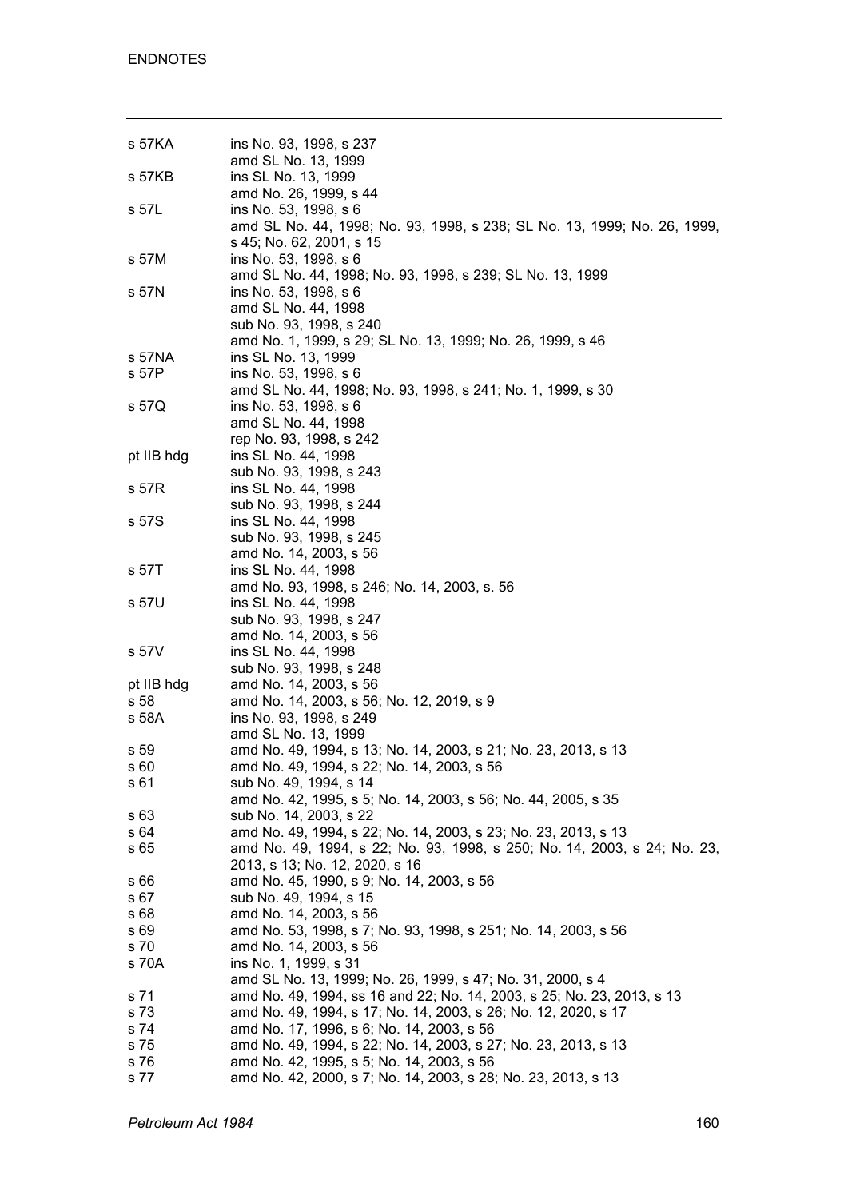| | |
|---|---|
| s 57KA | ins No. 93, 1998, s 237 |
| | amd SL No. 13, 1999 |
| s 57KB | ins SL No. 13, 1999 |
| | amd No. 26, 1999, s 44 |
| s 57L | ins No. 53, 1998, s 6 |
| | amd SL No. 44, 1998; No. 93, 1998, s 238; SL No. 13, 1999; No. 26, 1999, s 45; No. 62, 2001, s 15 |
| s 57M | ins No. 53, 1998, s 6 |
| | amd SL No. 44, 1998; No. 93, 1998, s 239; SL No. 13, 1999 |
| s 57N | ins No. 53, 1998, s 6 |
| | amd SL No. 44, 1998 |
| | sub No. 93, 1998, s 240 |
| | amd No. 1, 1999, s 29; SL No. 13, 1999; No. 26, 1999, s 46 |
| s 57NA | ins SL No. 13, 1999 |
| s 57P | ins No. 53, 1998, s 6 |
| | amd SL No. 44, 1998; No. 93, 1998, s 241; No. 1, 1999, s 30 |
| s 57Q | ins No. 53, 1998, s 6 |
| | amd SL No. 44, 1998 |
| | rep No. 93, 1998, s 242 |
| pt IIB hdg | ins SL No. 44, 1998 |
| | sub No. 93, 1998, s 243 |
| s 57R | ins SL No. 44, 1998 |
| | sub No. 93, 1998, s 244 |
| s 57S | ins SL No. 44, 1998 |
| | sub No. 93, 1998, s 245 |
| | amd No. 14, 2003, s 56 |
| s 57T | ins SL No. 44, 1998 |
| | amd No. 93, 1998, s 246; No. 14, 2003, s. 56 |
| s 57U | ins SL No. 44, 1998 |
| | sub No. 93, 1998, s 247 |
| | amd No. 14, 2003, s 56 |
| s 57V | ins SL No. 44, 1998 |
| | sub No. 93, 1998, s 248 |
| pt IIB hdg | amd No. 14, 2003, s 56 |
| s 58 | amd No. 14, 2003, s 56; No. 12, 2019, s 9 |
| s 58A | ins No. 93, 1998, s 249 |
| | amd SL No. 13, 1999 |
| s 59 | amd No. 49, 1994, s 13; No. 14, 2003, s 21; No. 23, 2013, s 13 |
| s 60 | amd No. 49, 1994, s 22; No. 14, 2003, s 56 |
| s 61 | sub No. 49, 1994, s 14 |
| | amd No. 42, 1995, s 5; No. 14, 2003, s 56; No. 44, 2005, s 35 |
| s 63 | sub No. 14, 2003, s 22 |
| s 64 | amd No. 49, 1994, s 22; No. 14, 2003, s 23; No. 23, 2013, s 13 |
| s 65 | amd No. 49, 1994, s 22; No. 93, 1998, s 250; No. 14, 2003, s 24; No. 23, 2013, s 13; No. 12, 2020, s 16 |
| s 66 | amd No. 45, 1990, s 9; No. 14, 2003, s 56 |
| s 67 | sub No. 49, 1994, s 15 |
| s 68 | amd No. 14, 2003, s 56 |
| s 69 | amd No. 53, 1998, s 7; No. 93, 1998, s 251; No. 14, 2003, s 56 |
| s 70 | amd No. 14, 2003, s 56 |
| s 70A | ins No. 1, 1999, s 31 |
| | amd SL No. 13, 1999; No. 26, 1999, s 47; No. 31, 2000, s 4 |
| s 71 | amd No. 49, 1994, ss 16 and 22; No. 14, 2003, s 25; No. 23, 2013, s 13 |
| s 73 | amd No. 49, 1994, s 17; No. 14, 2003, s 26; No. 12, 2020, s 17 |
| s 74 | amd No. 17, 1996, s 6; No. 14, 2003, s 56 |
| s 75 | amd No. 49, 1994, s 22; No. 14, 2003, s 27; No. 23, 2013, s 13 |
| s 76 | amd No. 42, 1995, s 5; No. 14, 2003, s 56 |
| s 77 | amd No. 42, 2000, s 7; No. 14, 2003, s 28; No. 23, 2013, s 13 |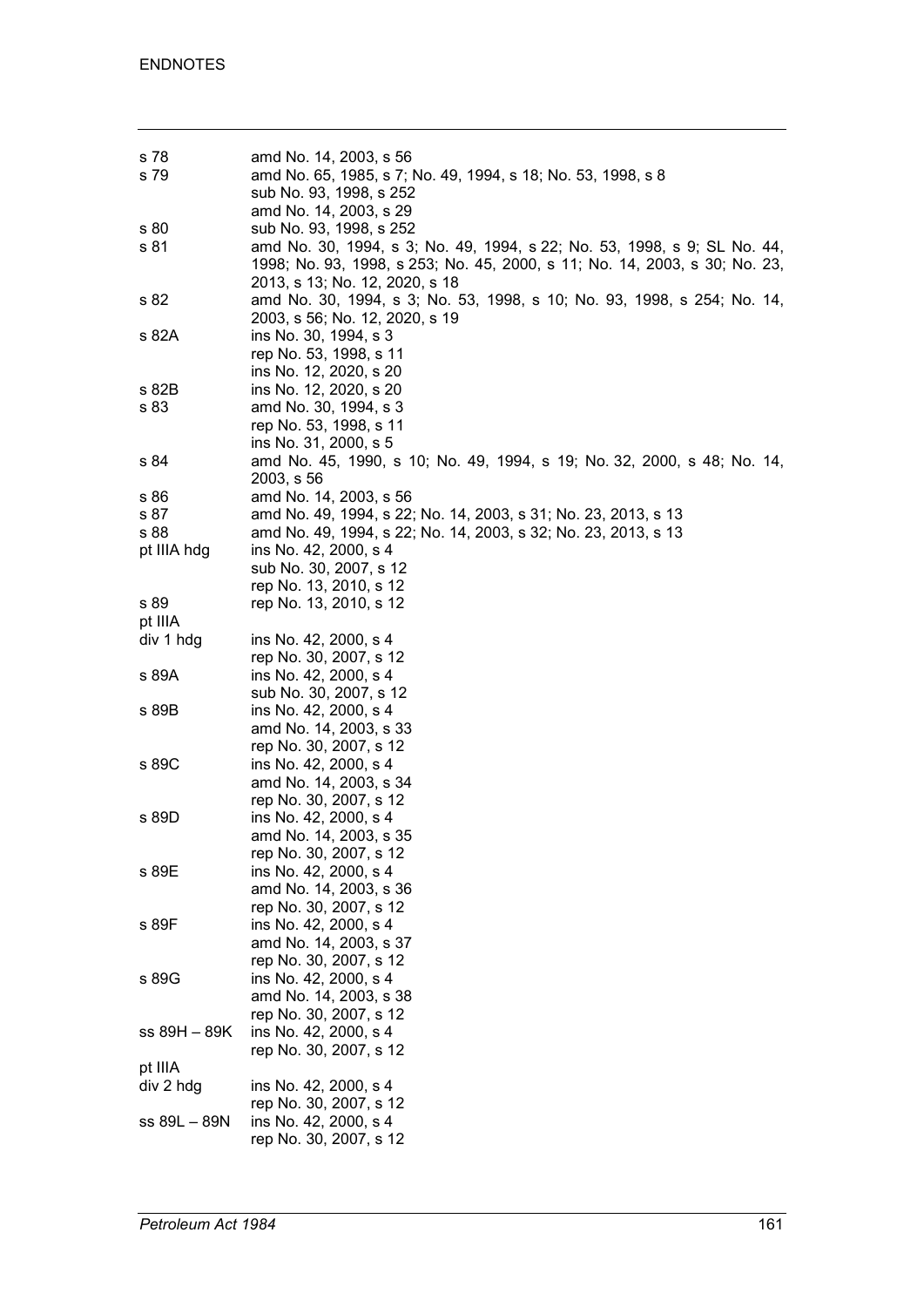| | |
|---|---|
| s 78 | amd No. 14, 2003, s 56 |
| s 79 | amd No. 65, 1985, s 7; No. 49, 1994, s 18; No. 53, 1998, s 8<br>sub No. 93, 1998, s 252<br>amd No. 14, 2003, s 29 |
| s 80 | sub No. 93, 1998, s 252 |
| s 81 | amd No. 30, 1994, s 3; No. 49, 1994, s 22; No. 53, 1998, s 9; SL No. 44, 1998; No. 93, 1998, s 253; No. 45, 2000, s 11; No. 14, 2003, s 30; No. 23, 2013, s 13; No. 12, 2020, s 18 |
| s 82 | amd No. 30, 1994, s 3; No. 53, 1998, s 10; No. 93, 1998, s 254; No. 14, 2003, s 56; No. 12, 2020, s 19 |
| s 82A | ins No. 30, 1994, s 3<br>rep No. 53, 1998, s 11<br>ins No. 12, 2020, s 20 |
| s 82B | ins No. 12, 2020, s 20 |
| s 83 | amd No. 30, 1994, s 3<br>rep No. 53, 1998, s 11<br>ins No. 31, 2000, s 5 |
| s 84 | amd No. 45, 1990, s 10; No. 49, 1994, s 19; No. 32, 2000, s 48; No. 14, 2003, s 56 |
| s 86 | amd No. 14, 2003, s 56 |
| s 87 | amd No. 49, 1994, s 22; No. 14, 2003, s 31; No. 23, 2013, s 13 |
| s 88 | amd No. 49, 1994, s 22; No. 14, 2003, s 32; No. 23, 2013, s 13 |
| pt IIIA hdg | ins No. 42, 2000, s 4<br>sub No. 30, 2007, s 12<br>rep No. 13, 2010, s 12 |
| s 89 | rep No. 13, 2010, s 12 |
| pt IIIA<br>div 1 hdg | ins No. 42, 2000, s 4<br>rep No. 30, 2007, s 12 |
| s 89A | ins No. 42, 2000, s 4<br>sub No. 30, 2007, s 12 |
| s 89B | ins No. 42, 2000, s 4<br>amd No. 14, 2003, s 33<br>rep No. 30, 2007, s 12 |
| s 89C | ins No. 42, 2000, s 4<br>amd No. 14, 2003, s 34<br>rep No. 30, 2007, s 12 |
| s 89D | ins No. 42, 2000, s 4<br>amd No. 14, 2003, s 35<br>rep No. 30, 2007, s 12 |
| s 89E | ins No. 42, 2000, s 4<br>amd No. 14, 2003, s 36<br>rep No. 30, 2007, s 12 |
| s 89F | ins No. 42, 2000, s 4<br>amd No. 14, 2003, s 37<br>rep No. 30, 2007, s 12 |
| s 89G | ins No. 42, 2000, s 4<br>amd No. 14, 2003, s 38<br>rep No. 30, 2007, s 12 |
| ss 89H – 89K | ins No. 42, 2000, s 4<br>rep No. 30, 2007, s 12 |
| pt IIIA<br>div 2 hdg | ins No. 42, 2000, s 4<br>rep No. 30, 2007, s 12 |
| ss 89L – 89N | ins No. 42, 2000, s 4<br>rep No. 30, 2007, s 12 |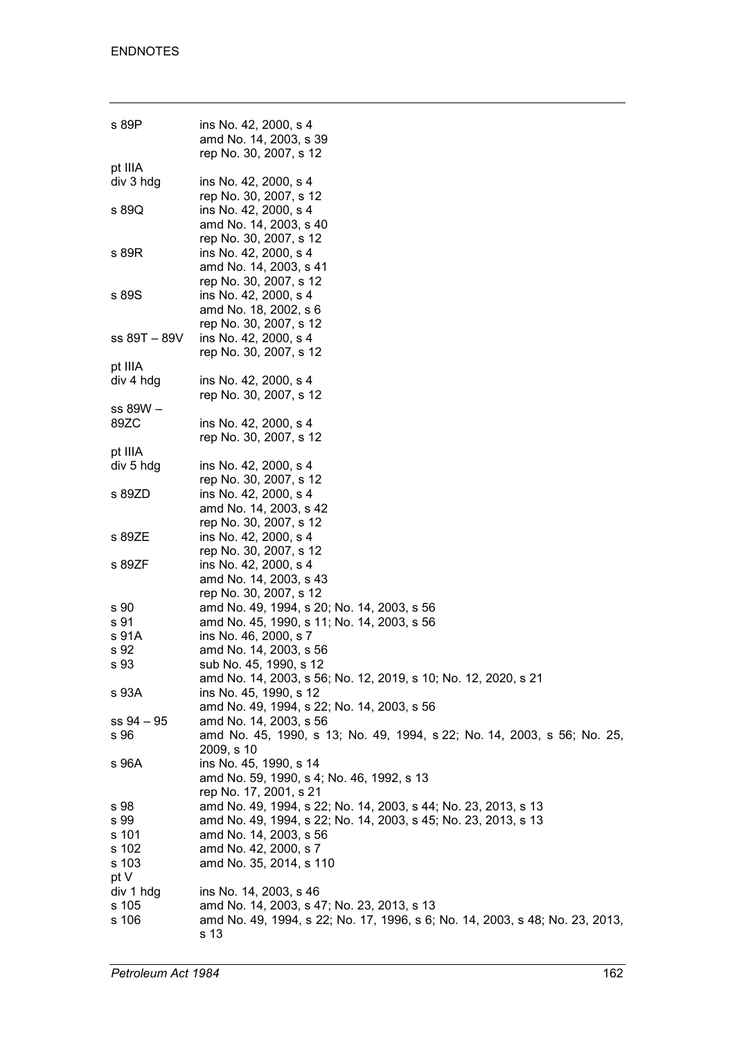| | |
|---|---|
| s 89P | ins No. 42, 2000, s 4 |
| | amd No. 14, 2003, s 39 |
| | rep No. 30, 2007, s 12 |
| pt IIIA | |
| div 3 hdg | ins No. 42, 2000, s 4 |
| | rep No. 30, 2007, s 12 |
| s 89Q | ins No. 42, 2000, s 4 |
| | amd No. 14, 2003, s 40 |
| | rep No. 30, 2007, s 12 |
| s 89R | ins No. 42, 2000, s 4 |
| | amd No. 14, 2003, s 41 |
| | rep No. 30, 2007, s 12 |
| s 89S | ins No. 42, 2000, s 4 |
| | amd No. 18, 2002, s 6 |
| | rep No. 30, 2007, s 12 |
| ss 89T – 89V | ins No. 42, 2000, s 4 |
| | rep No. 30, 2007, s 12 |
| pt IIIA | |
| div 4 hdg | ins No. 42, 2000, s 4 |
| | rep No. 30, 2007, s 12 |
| ss 89W – 89ZC | ins No. 42, 2000, s 4 |
| | rep No. 30, 2007, s 12 |
| pt IIIA | |
| div 5 hdg | ins No. 42, 2000, s 4 |
| | rep No. 30, 2007, s 12 |
| s 89ZD | ins No. 42, 2000, s 4 |
| | amd No. 14, 2003, s 42 |
| | rep No. 30, 2007, s 12 |
| s 89ZE | ins No. 42, 2000, s 4 |
| | rep No. 30, 2007, s 12 |
| s 89ZF | ins No. 42, 2000, s 4 |
| | amd No. 14, 2003, s 43 |
| | rep No. 30, 2007, s 12 |
| s 90 | amd No. 49, 1994, s 20; No. 14, 2003, s 56 |
| s 91 | amd No. 45, 1990, s 11; No. 14, 2003, s 56 |
| s 91A | ins No. 46, 2000, s 7 |
| s 92 | amd No. 14, 2003, s 56 |
| s 93 | sub No. 45, 1990, s 12 |
| | amd No. 14, 2003, s 56; No. 12, 2019, s 10; No. 12, 2020, s 21 |
| s 93A | ins No. 45, 1990, s 12 |
| | amd No. 49, 1994, s 22; No. 14, 2003, s 56 |
| ss 94 – 95 | amd No. 14, 2003, s 56 |
| s 96 | amd No. 45, 1990, s 13; No. 49, 1994, s 22; No. 14, 2003, s 56; No. 25, 2009, s 10 |
| s 96A | ins No. 45, 1990, s 14 |
| | amd No. 59, 1990, s 4; No. 46, 1992, s 13 |
| | rep No. 17, 2001, s 21 |
| s 98 | amd No. 49, 1994, s 22; No. 14, 2003, s 44; No. 23, 2013, s 13 |
| s 99 | amd No. 49, 1994, s 22; No. 14, 2003, s 45; No. 23, 2013, s 13 |
| s 101 | amd No. 14, 2003, s 56 |
| s 102 | amd No. 42, 2000, s 7 |
| s 103 | amd No. 35, 2014, s 110 |
| pt V | |
| div 1 hdg | ins No. 14, 2003, s 46 |
| s 105 | amd No. 14, 2003, s 47; No. 23, 2013, s 13 |
| s 106 | amd No. 49, 1994, s 22; No. 17, 1996, s 6; No. 14, 2003, s 48; No. 23, 2013, s 13 |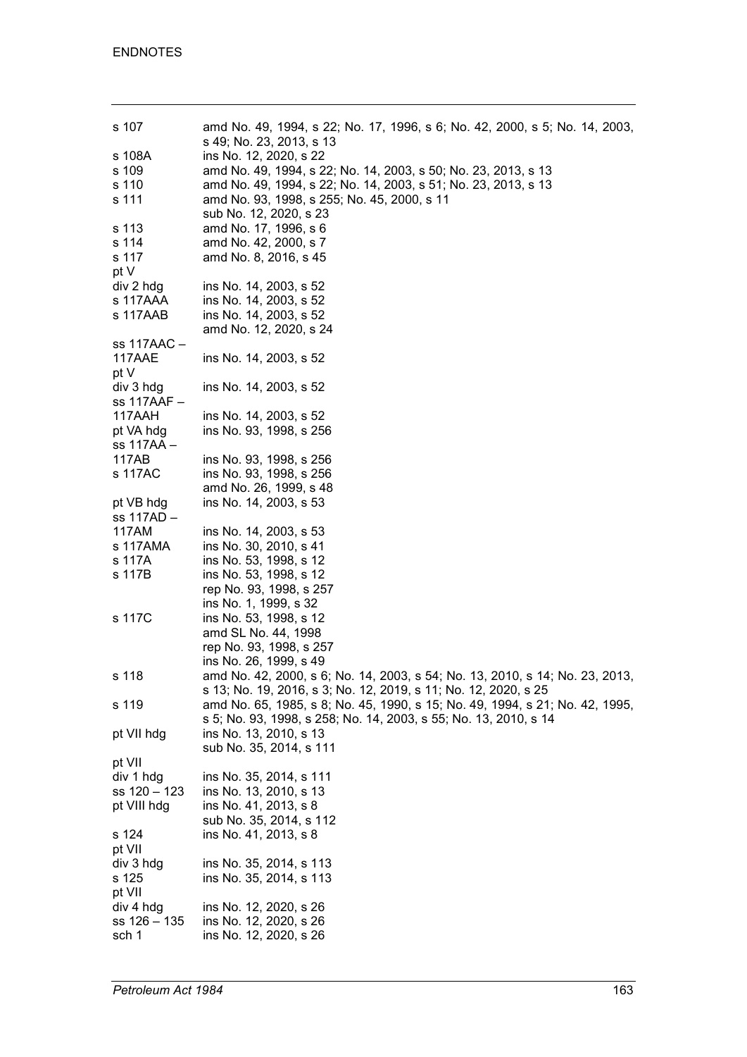| | |
|---|---|
| s 107 | amd No. 49, 1994, s 22; No. 17, 1996, s 6; No. 42, 2000, s 5; No. 14, 2003, s 49; No. 23, 2013, s 13 |
| s 108A | ins No. 12, 2020, s 22 |
| s 109 | amd No. 49, 1994, s 22; No. 14, 2003, s 50; No. 23, 2013, s 13 |
| s 110 | amd No. 49, 1994, s 22; No. 14, 2003, s 51; No. 23, 2013, s 13 |
| s 111 | amd No. 93, 1998, s 255; No. 45, 2000, s 11 |
| | sub No. 12, 2020, s 23 |
| s 113 | amd No. 17, 1996, s 6 |
| s 114 | amd No. 42, 2000, s 7 |
| s 117 | amd No. 8, 2016, s 45 |
| pt V div 2 hdg | ins No. 14, 2003, s 52 |
| s 117AAA | ins No. 14, 2003, s 52 |
| s 117AAB | ins No. 14, 2003, s 52 |
| | amd No. 12, 2020, s 24 |
| ss 117AAC – 117AAE | ins No. 14, 2003, s 52 |
| pt V div 3 hdg | ins No. 14, 2003, s 52 |
| ss 117AAF – 117AAH | ins No. 14, 2003, s 52 |
| pt VA hdg | ins No. 93, 1998, s 256 |
| ss 117AA – 117AB | ins No. 93, 1998, s 256 |
| s 117AC | ins No. 93, 1998, s 256 |
| | amd No. 26, 1999, s 48 |
| pt VB hdg | ins No. 14, 2003, s 53 |
| ss 117AD – 117AM | ins No. 14, 2003, s 53 |
| s 117AMA | ins No. 30, 2010, s 41 |
| s 117A | ins No. 53, 1998, s 12 |
| s 117B | ins No. 53, 1998, s 12 |
| | rep No. 93, 1998, s 257 |
| | ins No. 1, 1999, s 32 |
| s 117C | ins No. 53, 1998, s 12 |
| | amd SL No. 44, 1998 |
| | rep No. 93, 1998, s 257 |
| | ins No. 26, 1999, s 49 |
| s 118 | amd No. 42, 2000, s 6; No. 14, 2003, s 54; No. 13, 2010, s 14; No. 23, 2013, s 13; No. 19, 2016, s 3; No. 12, 2019, s 11; No. 12, 2020, s 25 |
| s 119 | amd No. 65, 1985, s 8; No. 45, 1990, s 15; No. 49, 1994, s 21; No. 42, 1995, s 5; No. 93, 1998, s 258; No. 14, 2003, s 55; No. 13, 2010, s 14 |
| pt VII hdg | ins No. 13, 2010, s 13 |
| | sub No. 35, 2014, s 111 |
| pt VII div 1 hdg | ins No. 35, 2014, s 111 |
| ss 120 – 123 | ins No. 13, 2010, s 13 |
| pt VIII hdg | ins No. 41, 2013, s 8 |
| | sub No. 35, 2014, s 112 |
| s 124 | ins No. 41, 2013, s 8 |
| pt VII div 3 hdg | ins No. 35, 2014, s 113 |
| s 125 | ins No. 35, 2014, s 113 |
| pt VII div 4 hdg | ins No. 12, 2020, s 26 |
| ss 126 – 135 | ins No. 12, 2020, s 26 |
| sch 1 | ins No. 12, 2020, s 26 |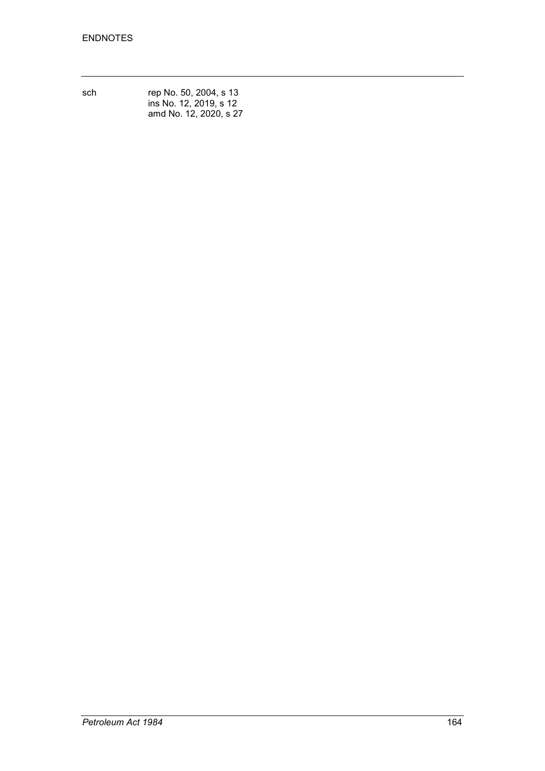| | |
|---|---|
| sch | rep No. 50, 2004, s 13<br>ins No. 12, 2019, s 12<br>amd No. 12, 2020, s 27 |